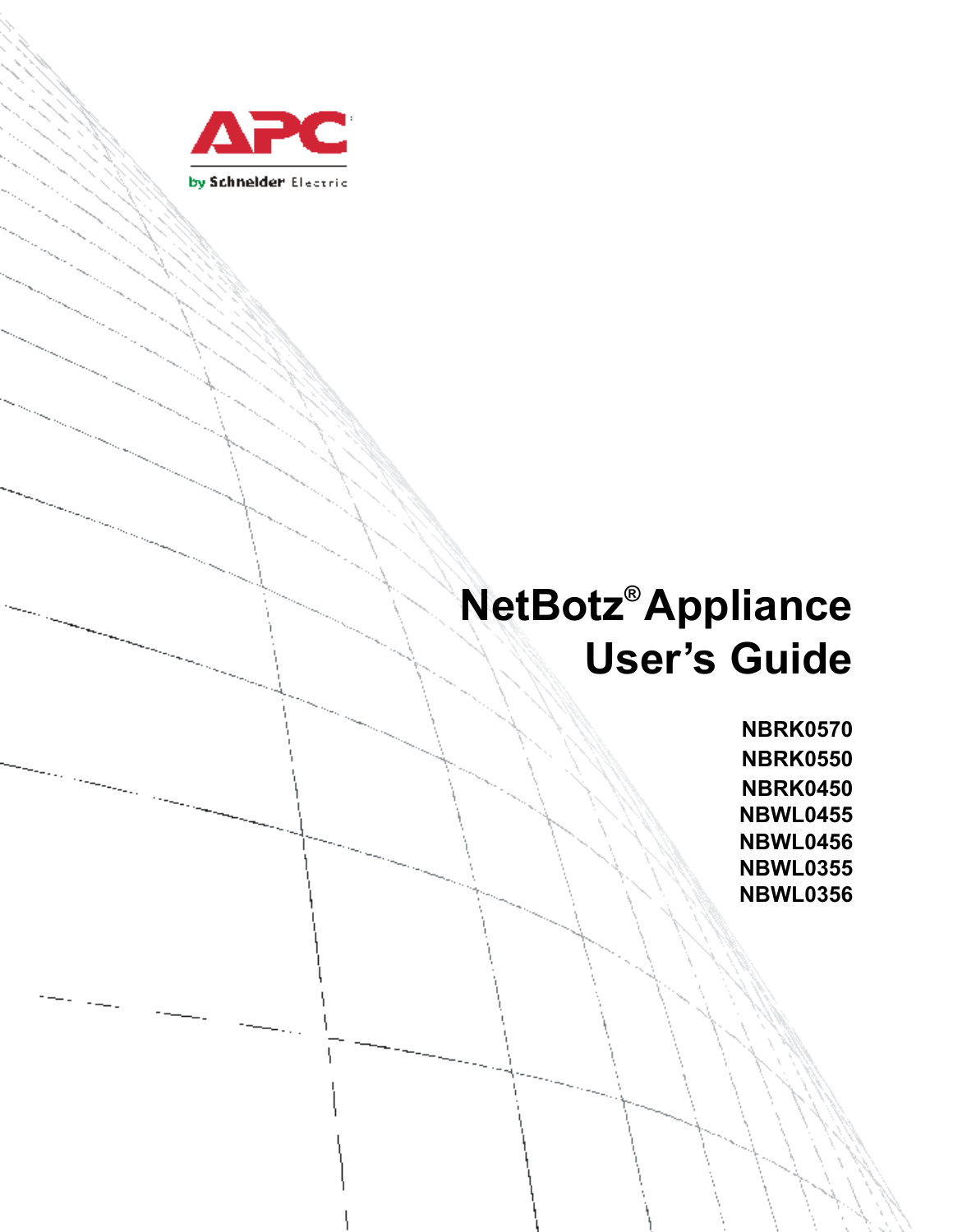APC

by Schneider Electric

# NetBotz® Appliance User's Guide

**NBRK0570**
**NBRK0550**
**NBRK0450**
**NBWL0455**
**NBWL0456**
**NBWL0355**
**NBWL0356**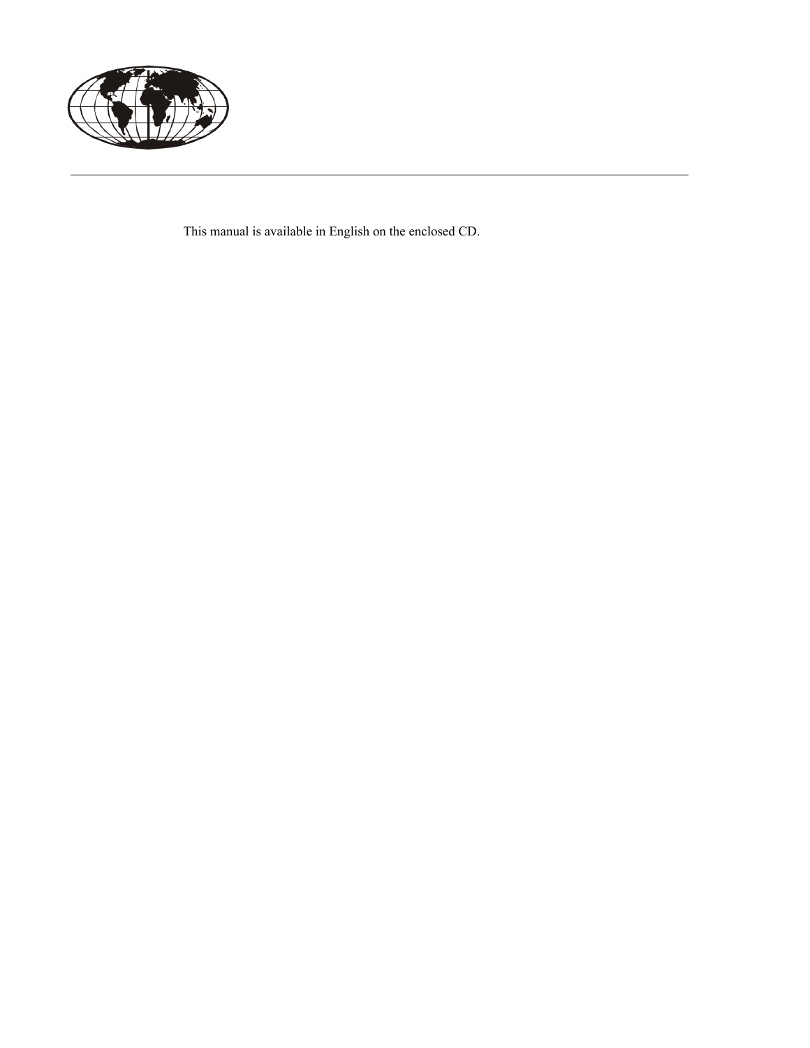This manual is available in English on the enclosed CD.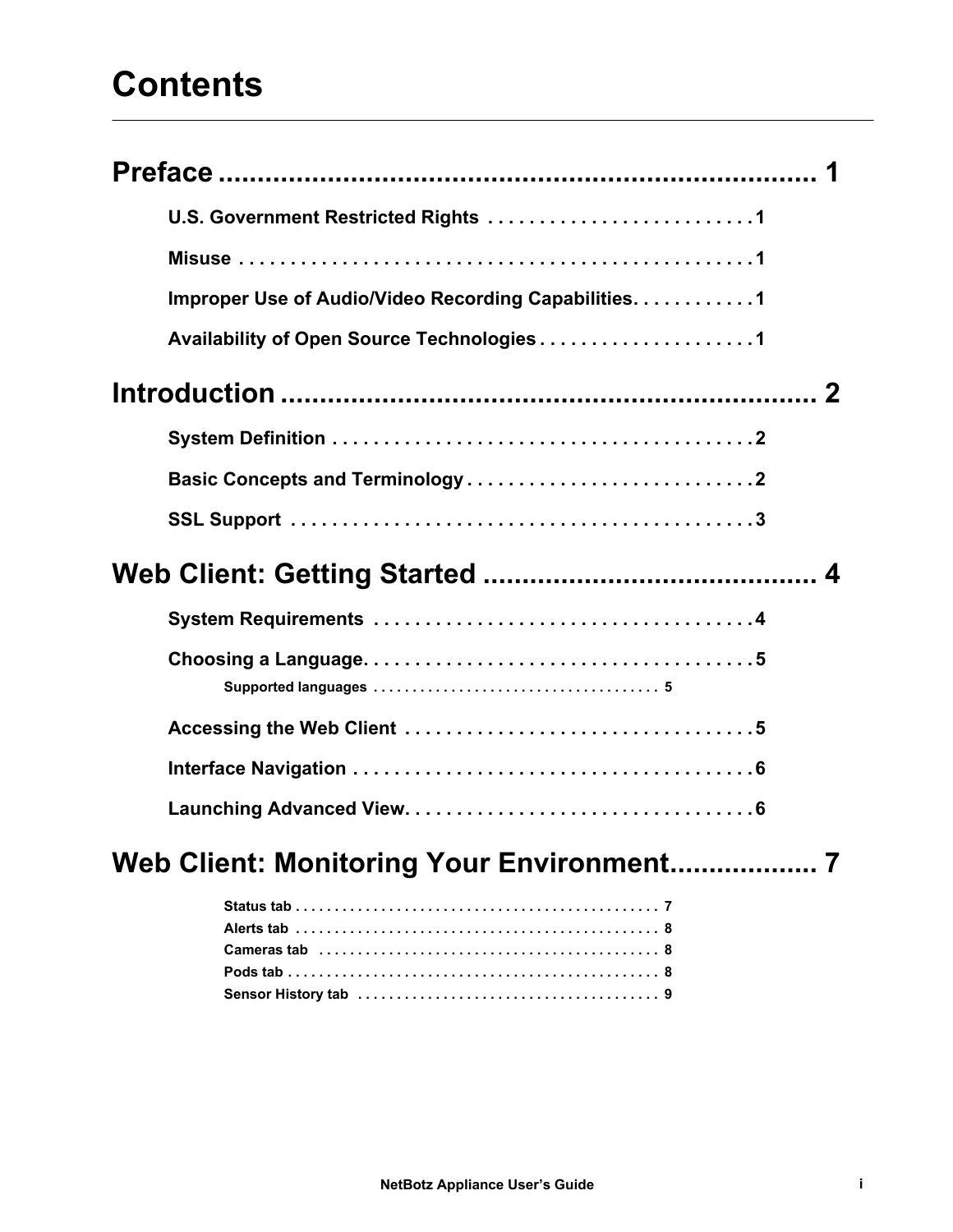# Contents

## Preface ........................................................................ 1

- U.S. Government Restricted Rights . . . . . . . . . . . . . . . . . . . . . . . . . . 1
- Misuse . . . . . . . . . . . . . . . . . . . . . . . . . . . . . . . . . . . . . . . . . . . . . . . . . . 1
- Improper Use of Audio/Video Recording Capabilities. . . . . . . . . . . . 1
- Availability of Open Source Technologies . . . . . . . . . . . . . . . . . . . . . 1

## Introduction ................................................................... 2

- System Definition . . . . . . . . . . . . . . . . . . . . . . . . . . . . . . . . . . . . . . . . 2
- Basic Concepts and Terminology . . . . . . . . . . . . . . . . . . . . . . . . . . . . 2
- SSL Support . . . . . . . . . . . . . . . . . . . . . . . . . . . . . . . . . . . . . . . . . . . . 3

## Web Client: Getting Started ......................................... 4

- System Requirements . . . . . . . . . . . . . . . . . . . . . . . . . . . . . . . . . . . . 4
- Choosing a Language. . . . . . . . . . . . . . . . . . . . . . . . . . . . . . . . . . . . . 5
  - Supported languages . . . . . . . . . . . . . . . . . . . . . . . . . . . . . . . . . . . . 5
- Accessing the Web Client . . . . . . . . . . . . . . . . . . . . . . . . . . . . . . . . . 5
- Interface Navigation . . . . . . . . . . . . . . . . . . . . . . . . . . . . . . . . . . . . . . 6
- Launching Advanced View. . . . . . . . . . . . . . . . . . . . . . . . . . . . . . . . . 6

## Web Client: Monitoring Your Environment.................. 7

- Status tab . . . . . . . . . . . . . . . . . . . . . . . . . . . . . . . . . . . . . . . . . . . . . 7
- Alerts tab . . . . . . . . . . . . . . . . . . . . . . . . . . . . . . . . . . . . . . . . . . . . . 8
- Cameras tab . . . . . . . . . . . . . . . . . . . . . . . . . . . . . . . . . . . . . . . . . . . 8
- Pods tab . . . . . . . . . . . . . . . . . . . . . . . . . . . . . . . . . . . . . . . . . . . . . . 8
- Sensor History tab . . . . . . . . . . . . . . . . . . . . . . . . . . . . . . . . . . . . . . 9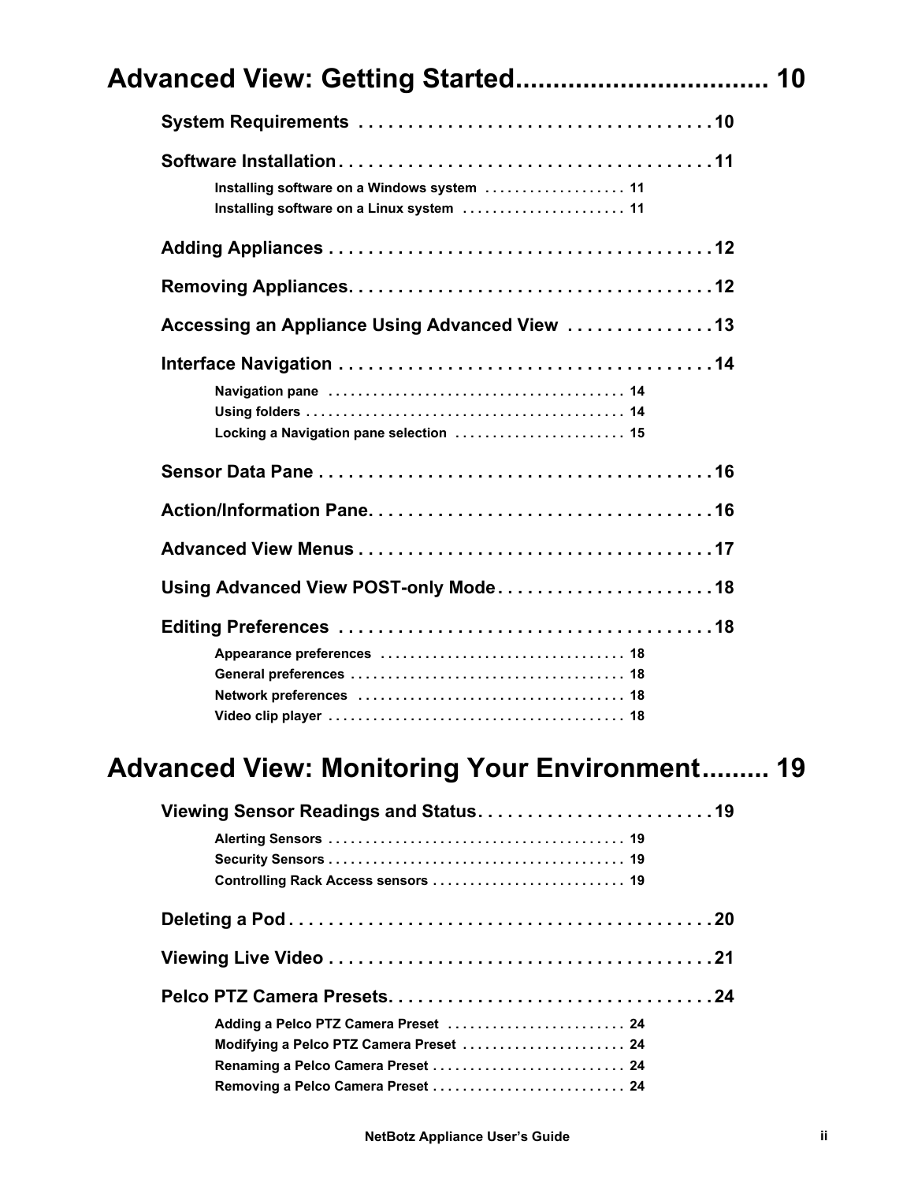# Advanced View: Getting Started................................ 10

## System Requirements . . . . . . . . . . . . . . . . . . . . . . . . . . . . . . . . . . . . 10

## Software Installation . . . . . . . . . . . . . . . . . . . . . . . . . . . . . . . . . . . . . . 11

### Installing software on a Windows system . . . . . . . . . . . . . . . . . . 11
### Installing software on a Linux system . . . . . . . . . . . . . . . . . . . . . 11

## Adding Appliances . . . . . . . . . . . . . . . . . . . . . . . . . . . . . . . . . . . . . . . 12

## Removing Appliances. . . . . . . . . . . . . . . . . . . . . . . . . . . . . . . . . . . . . 12

## Accessing an Appliance Using Advanced View . . . . . . . . . . . . . . . 13

## Interface Navigation . . . . . . . . . . . . . . . . . . . . . . . . . . . . . . . . . . . . . 14

### Navigation pane . . . . . . . . . . . . . . . . . . . . . . . . . . . . . . . . . . . . . . . 14
### Using folders . . . . . . . . . . . . . . . . . . . . . . . . . . . . . . . . . . . . . . . . . . 14
### Locking a Navigation pane selection . . . . . . . . . . . . . . . . . . . . . . 15

## Sensor Data Pane . . . . . . . . . . . . . . . . . . . . . . . . . . . . . . . . . . . . . . . 16

## Action/Information Pane. . . . . . . . . . . . . . . . . . . . . . . . . . . . . . . . . . 16

## Advanced View Menus . . . . . . . . . . . . . . . . . . . . . . . . . . . . . . . . . . . 17

## Using Advanced View POST-only Mode . . . . . . . . . . . . . . . . . . . . . 18

## Editing Preferences . . . . . . . . . . . . . . . . . . . . . . . . . . . . . . . . . . . . . 18

### Appearance preferences . . . . . . . . . . . . . . . . . . . . . . . . . . . . . . . . 18
### General preferences . . . . . . . . . . . . . . . . . . . . . . . . . . . . . . . . . . . . 18
### Network preferences . . . . . . . . . . . . . . . . . . . . . . . . . . . . . . . . . . . 18
### Video clip player . . . . . . . . . . . . . . . . . . . . . . . . . . . . . . . . . . . . . . . 18

# Advanced View: Monitoring Your Environment......... 19

## Viewing Sensor Readings and Status. . . . . . . . . . . . . . . . . . . . . . . . 19

### Alerting Sensors . . . . . . . . . . . . . . . . . . . . . . . . . . . . . . . . . . . . . . . 19
### Security Sensors . . . . . . . . . . . . . . . . . . . . . . . . . . . . . . . . . . . . . . . 19
### Controlling Rack Access sensors . . . . . . . . . . . . . . . . . . . . . . . . . 19

## Deleting a Pod . . . . . . . . . . . . . . . . . . . . . . . . . . . . . . . . . . . . . . . . . . 20

## Viewing Live Video . . . . . . . . . . . . . . . . . . . . . . . . . . . . . . . . . . . . . . 21

## Pelco PTZ Camera Presets. . . . . . . . . . . . . . . . . . . . . . . . . . . . . . . . 24

### Adding a Pelco PTZ Camera Preset . . . . . . . . . . . . . . . . . . . . . . . 24
### Modifying a Pelco PTZ Camera Preset . . . . . . . . . . . . . . . . . . . . . 24
### Renaming a Pelco Camera Preset . . . . . . . . . . . . . . . . . . . . . . . . . 24
### Removing a Pelco Camera Preset . . . . . . . . . . . . . . . . . . . . . . . . . 24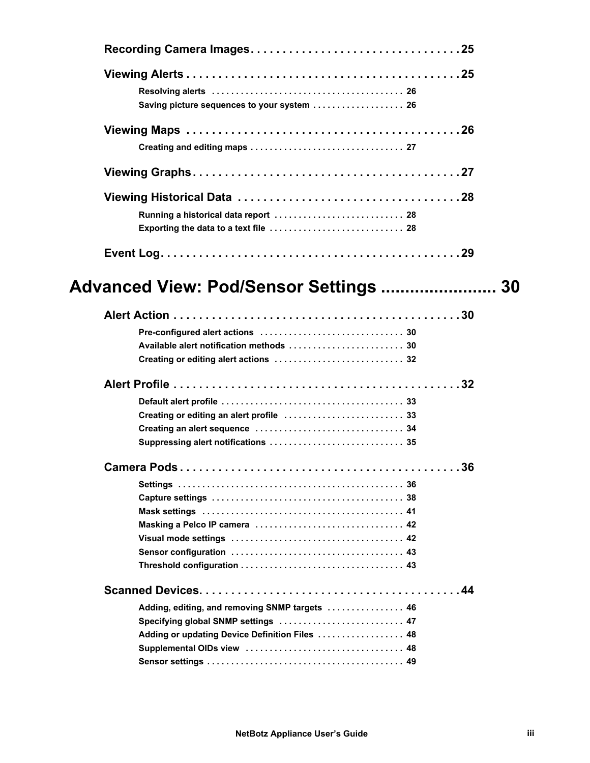**Recording Camera Images . . . . . . . . . . . . . . . . . . . . . . . . . . . . . . . . 25**

**Viewing Alerts . . . . . . . . . . . . . . . . . . . . . . . . . . . . . . . . . . . . . . . . . . 25**

- Resolving alerts . . . . . . . . . . . . . . . . . . . . . . . . . . . . . . . . . . . . . . . 26
- Saving picture sequences to your system . . . . . . . . . . . . . . . . . . . 26

**Viewing Maps . . . . . . . . . . . . . . . . . . . . . . . . . . . . . . . . . . . . . . . . . . 26**

- Creating and editing maps . . . . . . . . . . . . . . . . . . . . . . . . . . . . . . . 27

**Viewing Graphs . . . . . . . . . . . . . . . . . . . . . . . . . . . . . . . . . . . . . . . . . 27**

**Viewing Historical Data . . . . . . . . . . . . . . . . . . . . . . . . . . . . . . . . . . 28**

- Running a historical data report . . . . . . . . . . . . . . . . . . . . . . . . . . 28
- Exporting the data to a text file . . . . . . . . . . . . . . . . . . . . . . . . . . . 28

**Event Log . . . . . . . . . . . . . . . . . . . . . . . . . . . . . . . . . . . . . . . . . . . . . . 29**

# Advanced View: Pod/Sensor Settings ........................ 30

**Alert Action . . . . . . . . . . . . . . . . . . . . . . . . . . . . . . . . . . . . . . . . . . . . 30**

- Pre-configured alert actions . . . . . . . . . . . . . . . . . . . . . . . . . . . . . 30
- Available alert notification methods . . . . . . . . . . . . . . . . . . . . . . . 30
- Creating or editing alert actions . . . . . . . . . . . . . . . . . . . . . . . . . . 32

**Alert Profile . . . . . . . . . . . . . . . . . . . . . . . . . . . . . . . . . . . . . . . . . . . . 32**

- Default alert profile . . . . . . . . . . . . . . . . . . . . . . . . . . . . . . . . . . . . . 33
- Creating or editing an alert profile . . . . . . . . . . . . . . . . . . . . . . . . 33
- Creating an alert sequence . . . . . . . . . . . . . . . . . . . . . . . . . . . . . . 34
- Suppressing alert notifications . . . . . . . . . . . . . . . . . . . . . . . . . . . 35

**Camera Pods . . . . . . . . . . . . . . . . . . . . . . . . . . . . . . . . . . . . . . . . . . . 36**

- Settings . . . . . . . . . . . . . . . . . . . . . . . . . . . . . . . . . . . . . . . . . . . . . . 36
- Capture settings . . . . . . . . . . . . . . . . . . . . . . . . . . . . . . . . . . . . . . . 38
- Mask settings . . . . . . . . . . . . . . . . . . . . . . . . . . . . . . . . . . . . . . . . . 41
- Masking a Pelco IP camera . . . . . . . . . . . . . . . . . . . . . . . . . . . . . . 42
- Visual mode settings . . . . . . . . . . . . . . . . . . . . . . . . . . . . . . . . . . . 42
- Sensor configuration . . . . . . . . . . . . . . . . . . . . . . . . . . . . . . . . . . . 43
- Threshold configuration . . . . . . . . . . . . . . . . . . . . . . . . . . . . . . . . . 43

**Scanned Devices . . . . . . . . . . . . . . . . . . . . . . . . . . . . . . . . . . . . . . . . 44**

- Adding, editing, and removing SNMP targets . . . . . . . . . . . . . . . . 46
- Specifying global SNMP settings . . . . . . . . . . . . . . . . . . . . . . . . . . 47
- Adding or updating Device Definition Files . . . . . . . . . . . . . . . . . . 48
- Supplemental OIDs view . . . . . . . . . . . . . . . . . . . . . . . . . . . . . . . . 48
- Sensor settings . . . . . . . . . . . . . . . . . . . . . . . . . . . . . . . . . . . . . . . . 49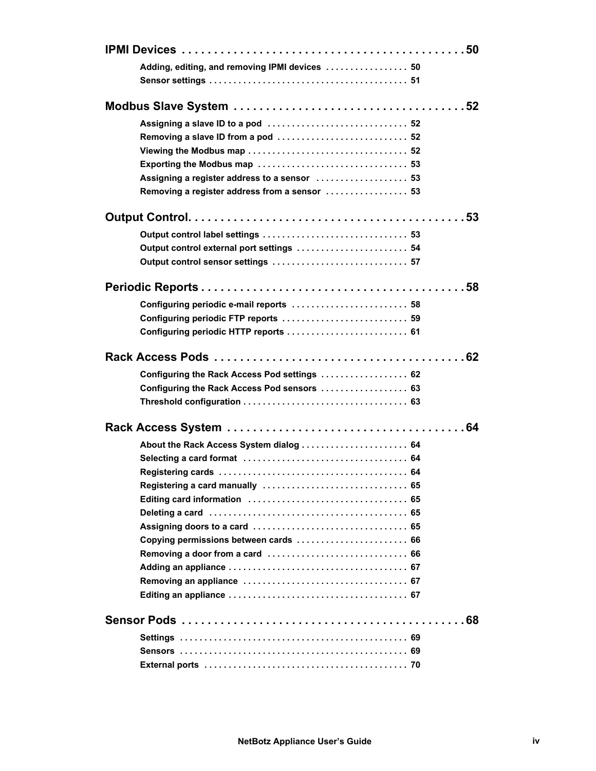**IPMI Devices . . . . . . . . . . . . . . . . . . . . . . . . . . . . . . . . . . . . . . . . . . . 50**

- Adding, editing, and removing IPMI devices . . . . . . . . . . . . . . . . 50
- Sensor settings . . . . . . . . . . . . . . . . . . . . . . . . . . . . . . . . . . . . . . . . 51

**Modbus Slave System . . . . . . . . . . . . . . . . . . . . . . . . . . . . . . . . . . . 52**

- Assigning a slave ID to a pod . . . . . . . . . . . . . . . . . . . . . . . . . . . . 52
- Removing a slave ID from a pod . . . . . . . . . . . . . . . . . . . . . . . . . . 52
- Viewing the Modbus map . . . . . . . . . . . . . . . . . . . . . . . . . . . . . . . . 52
- Exporting the Modbus map . . . . . . . . . . . . . . . . . . . . . . . . . . . . . . 53
- Assigning a register address to a sensor . . . . . . . . . . . . . . . . . . . 53
- Removing a register address from a sensor . . . . . . . . . . . . . . . . 53

**Output Control. . . . . . . . . . . . . . . . . . . . . . . . . . . . . . . . . . . . . . . . . 53**

- Output control label settings . . . . . . . . . . . . . . . . . . . . . . . . . . . . . 53
- Output control external port settings . . . . . . . . . . . . . . . . . . . . . . 54
- Output control sensor settings . . . . . . . . . . . . . . . . . . . . . . . . . . . 57

**Periodic Reports . . . . . . . . . . . . . . . . . . . . . . . . . . . . . . . . . . . . . . . . 58**

- Configuring periodic e-mail reports . . . . . . . . . . . . . . . . . . . . . . . 58
- Configuring periodic FTP reports . . . . . . . . . . . . . . . . . . . . . . . . . 59
- Configuring periodic HTTP reports . . . . . . . . . . . . . . . . . . . . . . . . 61

**Rack Access Pods . . . . . . . . . . . . . . . . . . . . . . . . . . . . . . . . . . . . . . 62**

- Configuring the Rack Access Pod settings . . . . . . . . . . . . . . . . . 62
- Configuring the Rack Access Pod sensors . . . . . . . . . . . . . . . . . 63
- Threshold configuration . . . . . . . . . . . . . . . . . . . . . . . . . . . . . . . . . 63

**Rack Access System . . . . . . . . . . . . . . . . . . . . . . . . . . . . . . . . . . . . 64**

- About the Rack Access System dialog . . . . . . . . . . . . . . . . . . . . . 64
- Selecting a card format . . . . . . . . . . . . . . . . . . . . . . . . . . . . . . . . . 64
- Registering cards . . . . . . . . . . . . . . . . . . . . . . . . . . . . . . . . . . . . . . 64
- Registering a card manually . . . . . . . . . . . . . . . . . . . . . . . . . . . . . 65
- Editing card information . . . . . . . . . . . . . . . . . . . . . . . . . . . . . . . . 65
- Deleting a card . . . . . . . . . . . . . . . . . . . . . . . . . . . . . . . . . . . . . . . . 65
- Assigning doors to a card . . . . . . . . . . . . . . . . . . . . . . . . . . . . . . . 65
- Copying permissions between cards . . . . . . . . . . . . . . . . . . . . . . 66
- Removing a door from a card . . . . . . . . . . . . . . . . . . . . . . . . . . . . 66
- Adding an appliance . . . . . . . . . . . . . . . . . . . . . . . . . . . . . . . . . . . . 67
- Removing an appliance . . . . . . . . . . . . . . . . . . . . . . . . . . . . . . . . . 67
- Editing an appliance . . . . . . . . . . . . . . . . . . . . . . . . . . . . . . . . . . . . 67

**Sensor Pods . . . . . . . . . . . . . . . . . . . . . . . . . . . . . . . . . . . . . . . . . . . 68**

- Settings . . . . . . . . . . . . . . . . . . . . . . . . . . . . . . . . . . . . . . . . . . . . . . 69
- Sensors . . . . . . . . . . . . . . . . . . . . . . . . . . . . . . . . . . . . . . . . . . . . . . 69
- External ports . . . . . . . . . . . . . . . . . . . . . . . . . . . . . . . . . . . . . . . . . 70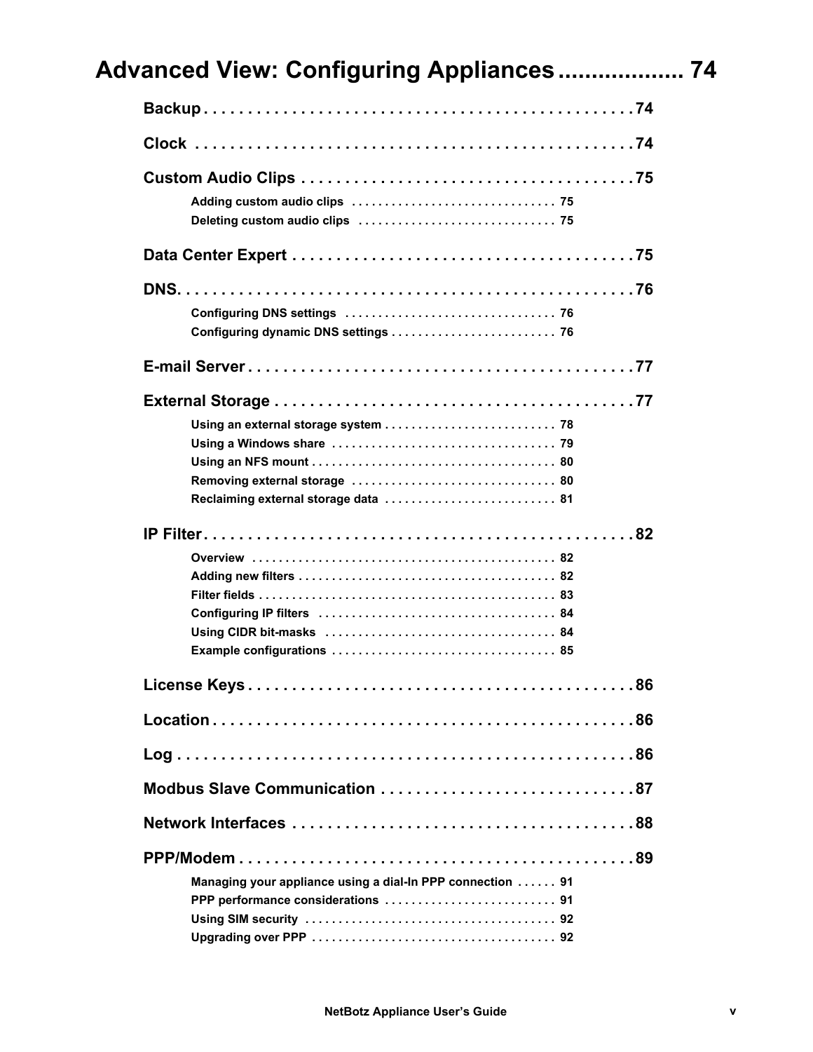# Advanced View: Configuring Appliances .................. 74

**Backup** . . . . . . . . . . . . . . . . . . . . . . . . . . . . . . . . . . . . . . . . . . . . . . . . . 74

**Clock** . . . . . . . . . . . . . . . . . . . . . . . . . . . . . . . . . . . . . . . . . . . . . . . . . . . 74

**Custom Audio Clips** . . . . . . . . . . . . . . . . . . . . . . . . . . . . . . . . . . . . . . 75

- Adding custom audio clips . . . . . . . . . . . . . . . . . . . . . . . . . . . . . . . 75
- Deleting custom audio clips . . . . . . . . . . . . . . . . . . . . . . . . . . . . . . 75

**Data Center Expert** . . . . . . . . . . . . . . . . . . . . . . . . . . . . . . . . . . . . . . . 75

**DNS** . . . . . . . . . . . . . . . . . . . . . . . . . . . . . . . . . . . . . . . . . . . . . . . . . . . 76

- Configuring DNS settings . . . . . . . . . . . . . . . . . . . . . . . . . . . . . . . . 76
- Configuring dynamic DNS settings . . . . . . . . . . . . . . . . . . . . . . . . . 76

**E-mail Server** . . . . . . . . . . . . . . . . . . . . . . . . . . . . . . . . . . . . . . . . . . . . 77

**External Storage** . . . . . . . . . . . . . . . . . . . . . . . . . . . . . . . . . . . . . . . . . . 77

- Using an external storage system . . . . . . . . . . . . . . . . . . . . . . . . . . 78
- Using a Windows share . . . . . . . . . . . . . . . . . . . . . . . . . . . . . . . . . . 79
- Using an NFS mount . . . . . . . . . . . . . . . . . . . . . . . . . . . . . . . . . . . . . 80
- Removing external storage . . . . . . . . . . . . . . . . . . . . . . . . . . . . . . . 80
- Reclaiming external storage data . . . . . . . . . . . . . . . . . . . . . . . . . . 81

**IP Filter** . . . . . . . . . . . . . . . . . . . . . . . . . . . . . . . . . . . . . . . . . . . . . . . . . 82

- Overview . . . . . . . . . . . . . . . . . . . . . . . . . . . . . . . . . . . . . . . . . . . . . 82
- Adding new filters . . . . . . . . . . . . . . . . . . . . . . . . . . . . . . . . . . . . . . . 82
- Filter fields . . . . . . . . . . . . . . . . . . . . . . . . . . . . . . . . . . . . . . . . . . . . 83
- Configuring IP filters . . . . . . . . . . . . . . . . . . . . . . . . . . . . . . . . . . . . 84
- Using CIDR bit-masks . . . . . . . . . . . . . . . . . . . . . . . . . . . . . . . . . . . 84
- Example configurations . . . . . . . . . . . . . . . . . . . . . . . . . . . . . . . . . . 85

**License Keys** . . . . . . . . . . . . . . . . . . . . . . . . . . . . . . . . . . . . . . . . . . . . . 86

**Location** . . . . . . . . . . . . . . . . . . . . . . . . . . . . . . . . . . . . . . . . . . . . . . . . . 86

**Log** . . . . . . . . . . . . . . . . . . . . . . . . . . . . . . . . . . . . . . . . . . . . . . . . . . . . 86

**Modbus Slave Communication** . . . . . . . . . . . . . . . . . . . . . . . . . . . . . 87

**Network Interfaces** . . . . . . . . . . . . . . . . . . . . . . . . . . . . . . . . . . . . . . . . 88

**PPP/Modem** . . . . . . . . . . . . . . . . . . . . . . . . . . . . . . . . . . . . . . . . . . . . . 89

- Managing your appliance using a dial-In PPP connection . . . . . . 91
- PPP performance considerations . . . . . . . . . . . . . . . . . . . . . . . . . . 91
- Using SIM security . . . . . . . . . . . . . . . . . . . . . . . . . . . . . . . . . . . . . . 92
- Upgrading over PPP . . . . . . . . . . . . . . . . . . . . . . . . . . . . . . . . . . . . . 92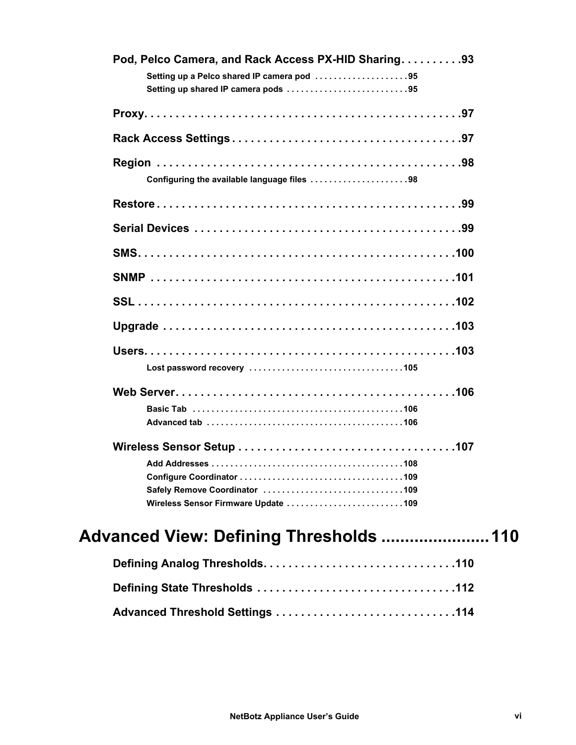Pod, Pelco Camera, and Rack Access PX-HID Sharing . . . . . . . . . .93

- Setting up a Pelco shared IP camera pod . . . . . . . . . . . . . . . . . . . . 95
- Setting up shared IP camera pods . . . . . . . . . . . . . . . . . . . . . . . . . . 95

Proxy. . . . . . . . . . . . . . . . . . . . . . . . . . . . . . . . . . . . . . . . . . . . . . . . . . .97

Rack Access Settings . . . . . . . . . . . . . . . . . . . . . . . . . . . . . . . . . . . . .97

Region . . . . . . . . . . . . . . . . . . . . . . . . . . . . . . . . . . . . . . . . . . . . . . . . .98

- Configuring the available language files . . . . . . . . . . . . . . . . . . . . . 98

Restore . . . . . . . . . . . . . . . . . . . . . . . . . . . . . . . . . . . . . . . . . . . . . . . . .99

Serial Devices . . . . . . . . . . . . . . . . . . . . . . . . . . . . . . . . . . . . . . . . . . .99

SMS. . . . . . . . . . . . . . . . . . . . . . . . . . . . . . . . . . . . . . . . . . . . . . . . . . .100

SNMP . . . . . . . . . . . . . . . . . . . . . . . . . . . . . . . . . . . . . . . . . . . . . . . . .101

SSL . . . . . . . . . . . . . . . . . . . . . . . . . . . . . . . . . . . . . . . . . . . . . . . . . . .102

Upgrade . . . . . . . . . . . . . . . . . . . . . . . . . . . . . . . . . . . . . . . . . . . . . . .103

Users. . . . . . . . . . . . . . . . . . . . . . . . . . . . . . . . . . . . . . . . . . . . . . . . . .103

- Lost password recovery . . . . . . . . . . . . . . . . . . . . . . . . . . . . . . . . . 105

Web Server. . . . . . . . . . . . . . . . . . . . . . . . . . . . . . . . . . . . . . . . . . . . .106

- Basic Tab . . . . . . . . . . . . . . . . . . . . . . . . . . . . . . . . . . . . . . . . . . . . 106
- Advanced tab . . . . . . . . . . . . . . . . . . . . . . . . . . . . . . . . . . . . . . . . . 106

Wireless Sensor Setup . . . . . . . . . . . . . . . . . . . . . . . . . . . . . . . . . . .107

- Add Addresses . . . . . . . . . . . . . . . . . . . . . . . . . . . . . . . . . . . . . . . . 108
- Configure Coordinator . . . . . . . . . . . . . . . . . . . . . . . . . . . . . . . . . . . 109
- Safely Remove Coordinator . . . . . . . . . . . . . . . . . . . . . . . . . . . . . . 109
- Wireless Sensor Firmware Update . . . . . . . . . . . . . . . . . . . . . . . . . 109

## Advanced View: Defining Thresholds ...................... 110

Defining Analog Thresholds. . . . . . . . . . . . . . . . . . . . . . . . . . . . . . .110

Defining State Thresholds . . . . . . . . . . . . . . . . . . . . . . . . . . . . . . . .112

Advanced Threshold Settings . . . . . . . . . . . . . . . . . . . . . . . . . . . . .114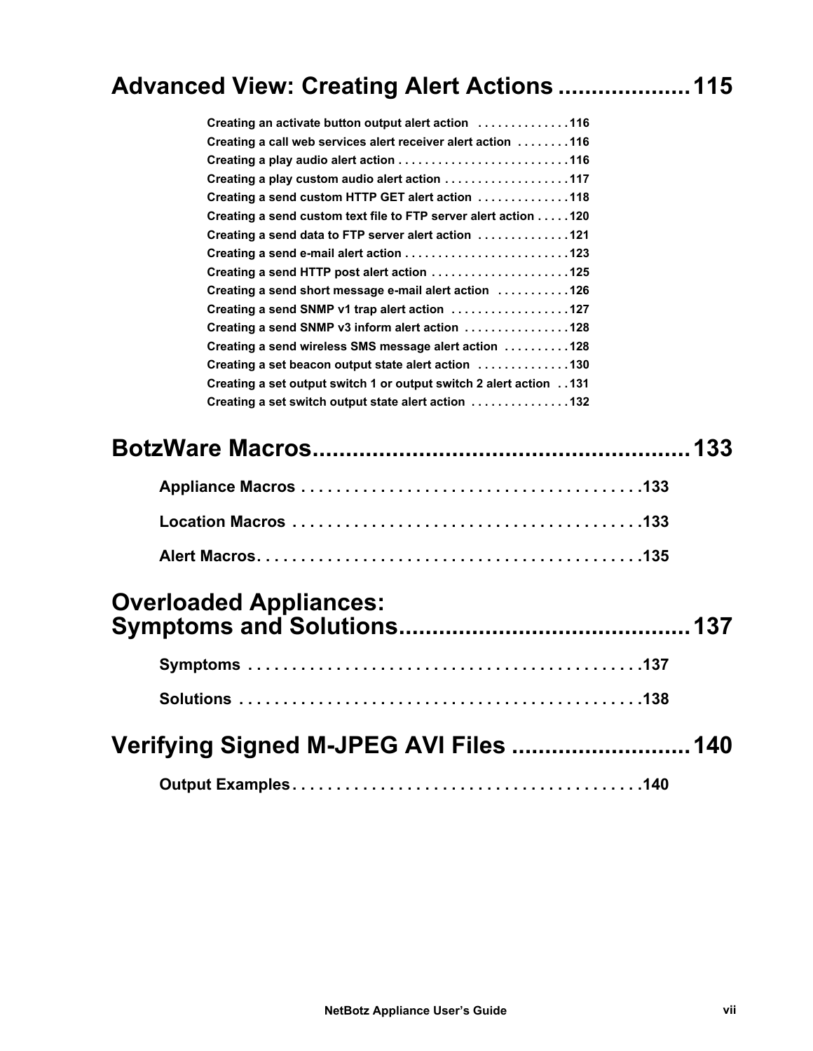## Advanced View: Creating Alert Actions .................... 115

Creating an activate button output alert action . . . . . . . . . . . . . .116
Creating a call web services alert receiver alert action . . . . . . . .116
Creating a play audio alert action . . . . . . . . . . . . . . . . . . . . . . . . .116
Creating a play custom audio alert action . . . . . . . . . . . . . . . . . . .117
Creating a send custom HTTP GET alert action . . . . . . . . . . . . . .118
Creating a send custom text file to FTP server alert action . . . . .120
Creating a send data to FTP server alert action . . . . . . . . . . . . . .121
Creating a send e-mail alert action . . . . . . . . . . . . . . . . . . . . . . . . .123
Creating a send HTTP post alert action . . . . . . . . . . . . . . . . . . . . .125
Creating a send short message e-mail alert action . . . . . . . . . . .126
Creating a send SNMP v1 trap alert action . . . . . . . . . . . . . . . . . .127
Creating a send SNMP v3 inform alert action . . . . . . . . . . . . . . . .128
Creating a send wireless SMS message alert action . . . . . . . . . .128
Creating a set beacon output state alert action . . . . . . . . . . . . . .130
Creating a set output switch 1 or output switch 2 alert action . . 131
Creating a set switch output state alert action . . . . . . . . . . . . . . .132

## BotzWare Macros....................................................... 133

Appliance Macros . . . . . . . . . . . . . . . . . . . . . . . . . . . . . . . . . . . . . . .133

Location Macros . . . . . . . . . . . . . . . . . . . . . . . . . . . . . . . . . . . . . . .133

Alert Macros. . . . . . . . . . . . . . . . . . . . . . . . . . . . . . . . . . . . . . . . . . .135

## Overloaded Appliances: Symptoms and Solutions........................................... 137

Symptoms . . . . . . . . . . . . . . . . . . . . . . . . . . . . . . . . . . . . . . . . . . . .137

Solutions . . . . . . . . . . . . . . . . . . . . . . . . . . . . . . . . . . . . . . . . . . . . .138

## Verifying Signed M-JPEG AVI Files .......................... 140

Output Examples . . . . . . . . . . . . . . . . . . . . . . . . . . . . . . . . . . . . . . .140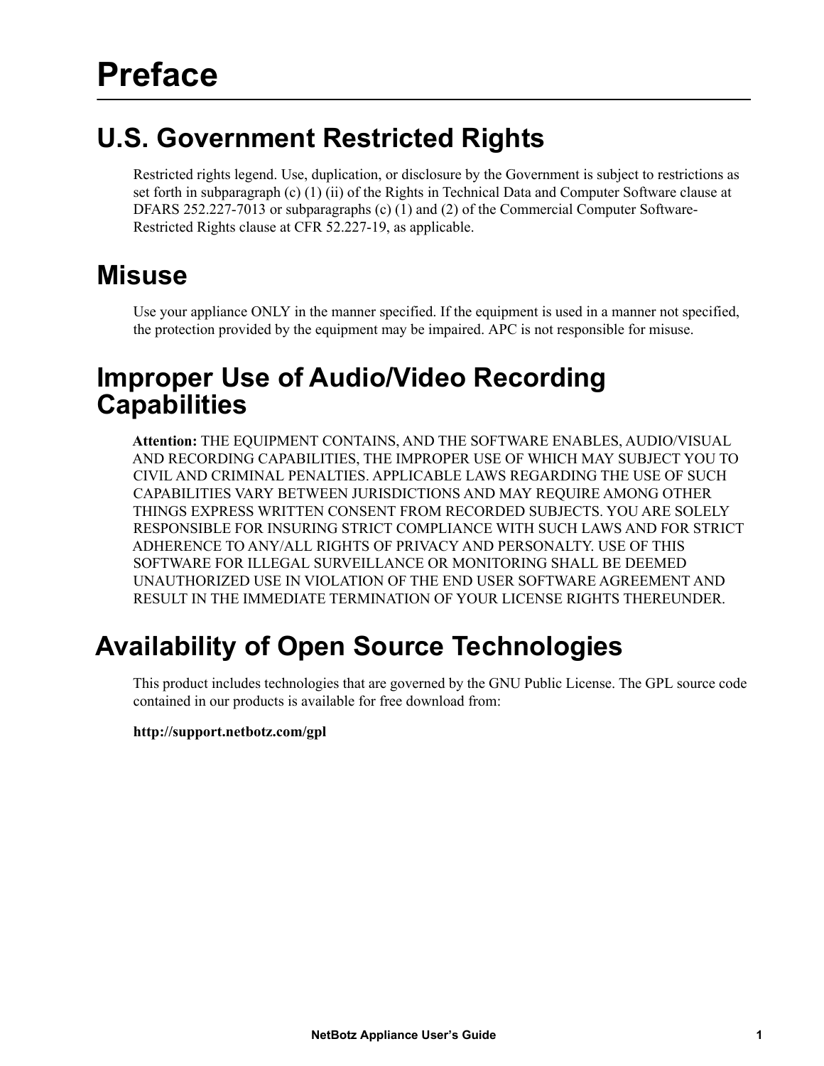# Preface

## U.S. Government Restricted Rights

Restricted rights legend. Use, duplication, or disclosure by the Government is subject to restrictions as set forth in subparagraph (c) (1) (ii) of the Rights in Technical Data and Computer Software clause at DFARS 252.227-7013 or subparagraphs (c) (1) and (2) of the Commercial Computer Software-Restricted Rights clause at CFR 52.227-19, as applicable.

## Misuse

Use your appliance ONLY in the manner specified. If the equipment is used in a manner not specified, the protection provided by the equipment may be impaired. APC is not responsible for misuse.

## Improper Use of Audio/Video Recording Capabilities

**Attention:** THE EQUIPMENT CONTAINS, AND THE SOFTWARE ENABLES, AUDIO/VISUAL AND RECORDING CAPABILITIES, THE IMPROPER USE OF WHICH MAY SUBJECT YOU TO CIVIL AND CRIMINAL PENALTIES. APPLICABLE LAWS REGARDING THE USE OF SUCH CAPABILITIES VARY BETWEEN JURISDICTIONS AND MAY REQUIRE AMONG OTHER THINGS EXPRESS WRITTEN CONSENT FROM RECORDED SUBJECTS. YOU ARE SOLELY RESPONSIBLE FOR INSURING STRICT COMPLIANCE WITH SUCH LAWS AND FOR STRICT ADHERENCE TO ANY/ALL RIGHTS OF PRIVACY AND PERSONALTY. USE OF THIS SOFTWARE FOR ILLEGAL SURVEILLANCE OR MONITORING SHALL BE DEEMED UNAUTHORIZED USE IN VIOLATION OF THE END USER SOFTWARE AGREEMENT AND RESULT IN THE IMMEDIATE TERMINATION OF YOUR LICENSE RIGHTS THEREUNDER.

## Availability of Open Source Technologies

This product includes technologies that are governed by the GNU Public License. The GPL source code contained in our products is available for free download from:

**http://support.netbotz.com/gpl**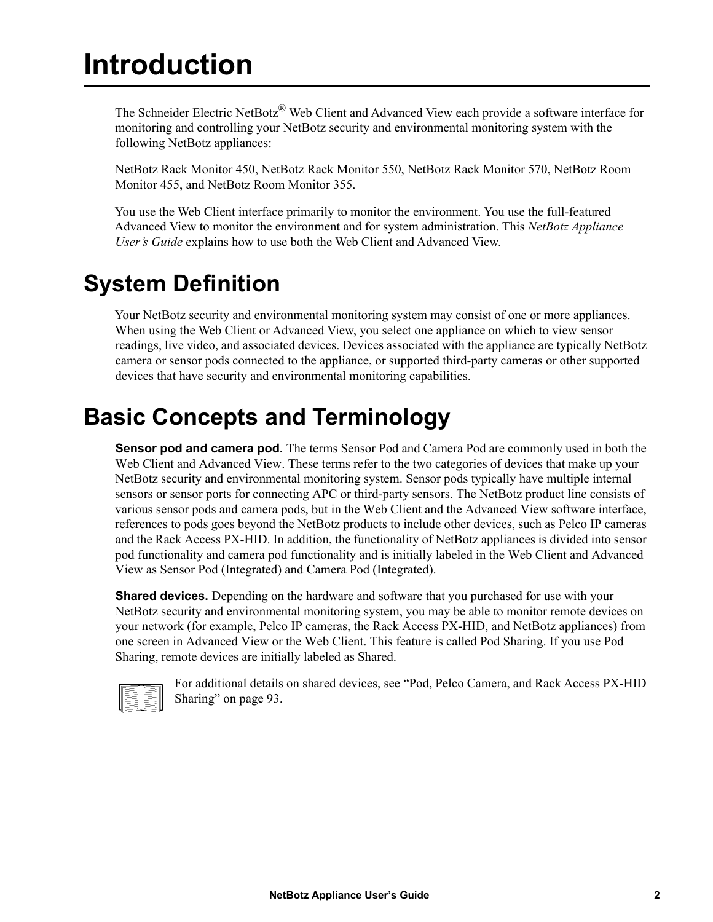# Introduction

The Schneider Electric NetBotz® Web Client and Advanced View each provide a software interface for monitoring and controlling your NetBotz security and environmental monitoring system with the following NetBotz appliances:

NetBotz Rack Monitor 450, NetBotz Rack Monitor 550, NetBotz Rack Monitor 570, NetBotz Room Monitor 455, and NetBotz Room Monitor 355.

You use the Web Client interface primarily to monitor the environment. You use the full-featured Advanced View to monitor the environment and for system administration. This *NetBotz Appliance User's Guide* explains how to use both the Web Client and Advanced View.

# System Definition

Your NetBotz security and environmental monitoring system may consist of one or more appliances. When using the Web Client or Advanced View, you select one appliance on which to view sensor readings, live video, and associated devices. Devices associated with the appliance are typically NetBotz camera or sensor pods connected to the appliance, or supported third-party cameras or other supported devices that have security and environmental monitoring capabilities.

# Basic Concepts and Terminology

**Sensor pod and camera pod.** The terms Sensor Pod and Camera Pod are commonly used in both the Web Client and Advanced View. These terms refer to the two categories of devices that make up your NetBotz security and environmental monitoring system. Sensor pods typically have multiple internal sensors or sensor ports for connecting APC or third-party sensors. The NetBotz product line consists of various sensor pods and camera pods, but in the Web Client and the Advanced View software interface, references to pods goes beyond the NetBotz products to include other devices, such as Pelco IP cameras and the Rack Access PX-HID. In addition, the functionality of NetBotz appliances is divided into sensor pod functionality and camera pod functionality and is initially labeled in the Web Client and Advanced View as Sensor Pod (Integrated) and Camera Pod (Integrated).

**Shared devices.** Depending on the hardware and software that you purchased for use with your NetBotz security and environmental monitoring system, you may be able to monitor remote devices on your network (for example, Pelco IP cameras, the Rack Access PX-HID, and NetBotz appliances) from one screen in Advanced View or the Web Client. This feature is called Pod Sharing. If you use Pod Sharing, remote devices are initially labeled as Shared.

For additional details on shared devices, see "Pod, Pelco Camera, and Rack Access PX-HID Sharing" on page 93.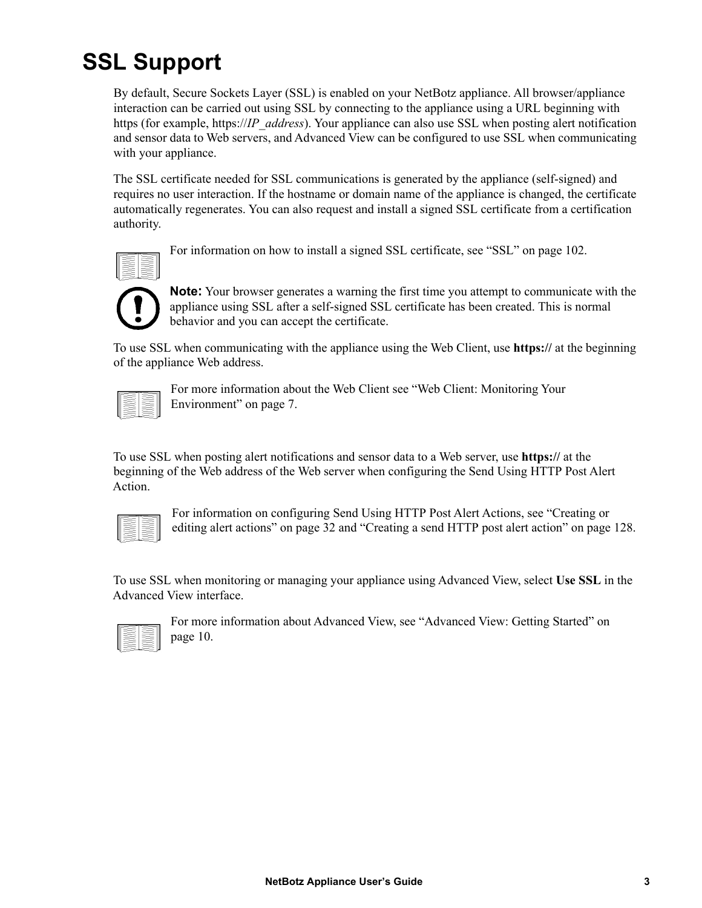# SSL Support

By default, Secure Sockets Layer (SSL) is enabled on your NetBotz appliance. All browser/appliance interaction can be carried out using SSL by connecting to the appliance using a URL beginning with https (for example, https://*IP_address*). Your appliance can also use SSL when posting alert notification and sensor data to Web servers, and Advanced View can be configured to use SSL when communicating with your appliance.

The SSL certificate needed for SSL communications is generated by the appliance (self-signed) and requires no user interaction. If the hostname or domain name of the appliance is changed, the certificate automatically regenerates. You can also request and install a signed SSL certificate from a certification authority.

For information on how to install a signed SSL certificate, see “SSL” on page 102.

**Note:** Your browser generates a warning the first time you attempt to communicate with the appliance using SSL after a self-signed SSL certificate has been created. This is normal behavior and you can accept the certificate.

To use SSL when communicating with the appliance using the Web Client, use **https://** at the beginning of the appliance Web address.

For more information about the Web Client see “Web Client: Monitoring Your Environment” on page 7.

To use SSL when posting alert notifications and sensor data to a Web server, use **https://** at the beginning of the Web address of the Web server when configuring the Send Using HTTP Post Alert Action.

For information on configuring Send Using HTTP Post Alert Actions, see “Creating or editing alert actions” on page 32 and “Creating a send HTTP post alert action” on page 128.

To use SSL when monitoring or managing your appliance using Advanced View, select **Use SSL** in the Advanced View interface.

For more information about Advanced View, see “Advanced View: Getting Started” on page 10.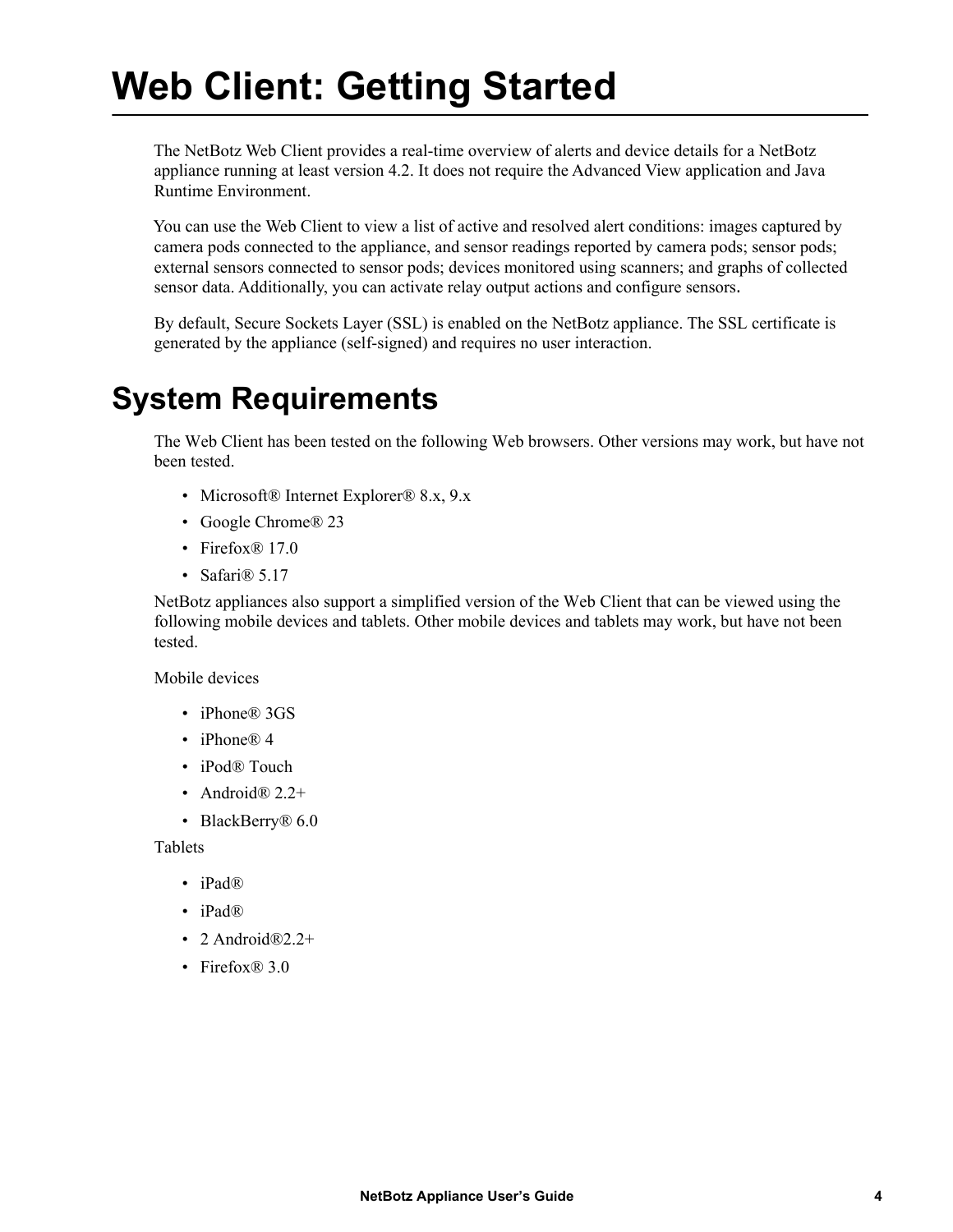# Web Client: Getting Started

The NetBotz Web Client provides a real-time overview of alerts and device details for a NetBotz appliance running at least version 4.2. It does not require the Advanced View application and Java Runtime Environment.

You can use the Web Client to view a list of active and resolved alert conditions: images captured by camera pods connected to the appliance, and sensor readings reported by camera pods; sensor pods; external sensors connected to sensor pods; devices monitored using scanners; and graphs of collected sensor data. Additionally, you can activate relay output actions and configure sensors.

By default, Secure Sockets Layer (SSL) is enabled on the NetBotz appliance. The SSL certificate is generated by the appliance (self-signed) and requires no user interaction.

## System Requirements

The Web Client has been tested on the following Web browsers. Other versions may work, but have not been tested.

- Microsoft® Internet Explorer® 8.x, 9.x
- Google Chrome® 23
- Firefox® 17.0
- Safari® 5.17

NetBotz appliances also support a simplified version of the Web Client that can be viewed using the following mobile devices and tablets. Other mobile devices and tablets may work, but have not been tested.

Mobile devices

- iPhone® 3GS
- iPhone® 4
- iPod® Touch
- Android® 2.2+
- BlackBerry® 6.0

Tablets

- iPad®
- iPad®
- 2 Android®2.2+
- Firefox® 3.0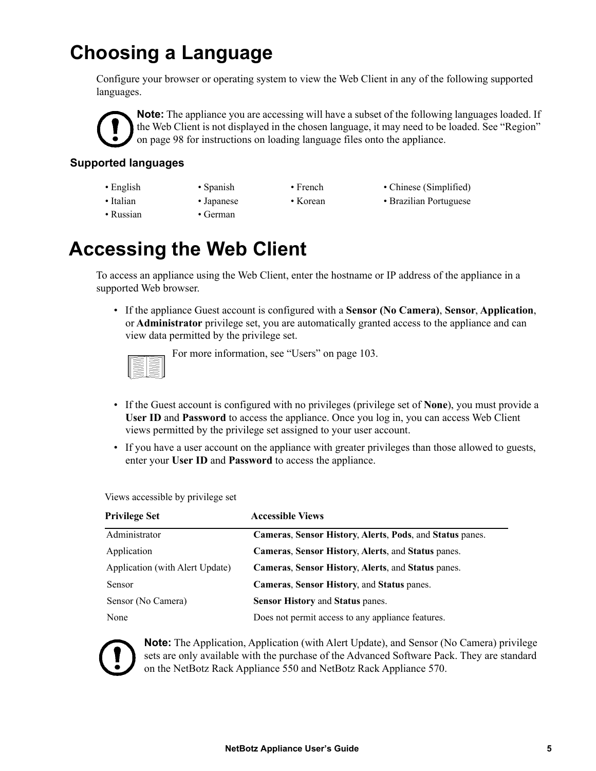# Choosing a Language

Configure your browser or operating system to view the Web Client in any of the following supported languages.

**Note:** The appliance you are accessing will have a subset of the following languages loaded. If the Web Client is not displayed in the chosen language, it may need to be loaded. See "Region" on page 98 for instructions on loading language files onto the appliance.

### Supported languages

- English
- Spanish
- French
- Chinese (Simplified)
- Italian
- Japanese
- Korean
- Brazilian Portuguese
- Russian
- German

# Accessing the Web Client

To access an appliance using the Web Client, enter the hostname or IP address of the appliance in a supported Web browser.

- If the appliance Guest account is configured with a **Sensor (No Camera)**, **Sensor**, **Application**, or **Administrator** privilege set, you are automatically granted access to the appliance and can view data permitted by the privilege set.

  For more information, see "Users" on page 103.

- If the Guest account is configured with no privileges (privilege set of **None**), you must provide a **User ID** and **Password** to access the appliance. Once you log in, you can access Web Client views permitted by the privilege set assigned to your user account.
- If you have a user account on the appliance with greater privileges than those allowed to guests, enter your **User ID** and **Password** to access the appliance.

Views accessible by privilege set

| Privilege Set | Accessible Views |
|---|---|
| Administrator | **Cameras**, **Sensor History**, **Alerts**, **Pods**, and **Status** panes. |
| Application | **Cameras**, **Sensor History**, **Alerts**, and **Status** panes. |
| Application (with Alert Update) | **Cameras**, **Sensor History**, **Alerts**, and **Status** panes. |
| Sensor | **Cameras**, **Sensor History**, and **Status** panes. |
| Sensor (No Camera) | **Sensor History** and **Status** panes. |
| None | Does not permit access to any appliance features. |

**Note:** The Application, Application (with Alert Update), and Sensor (No Camera) privilege sets are only available with the purchase of the Advanced Software Pack. They are standard on the NetBotz Rack Appliance 550 and NetBotz Rack Appliance 570.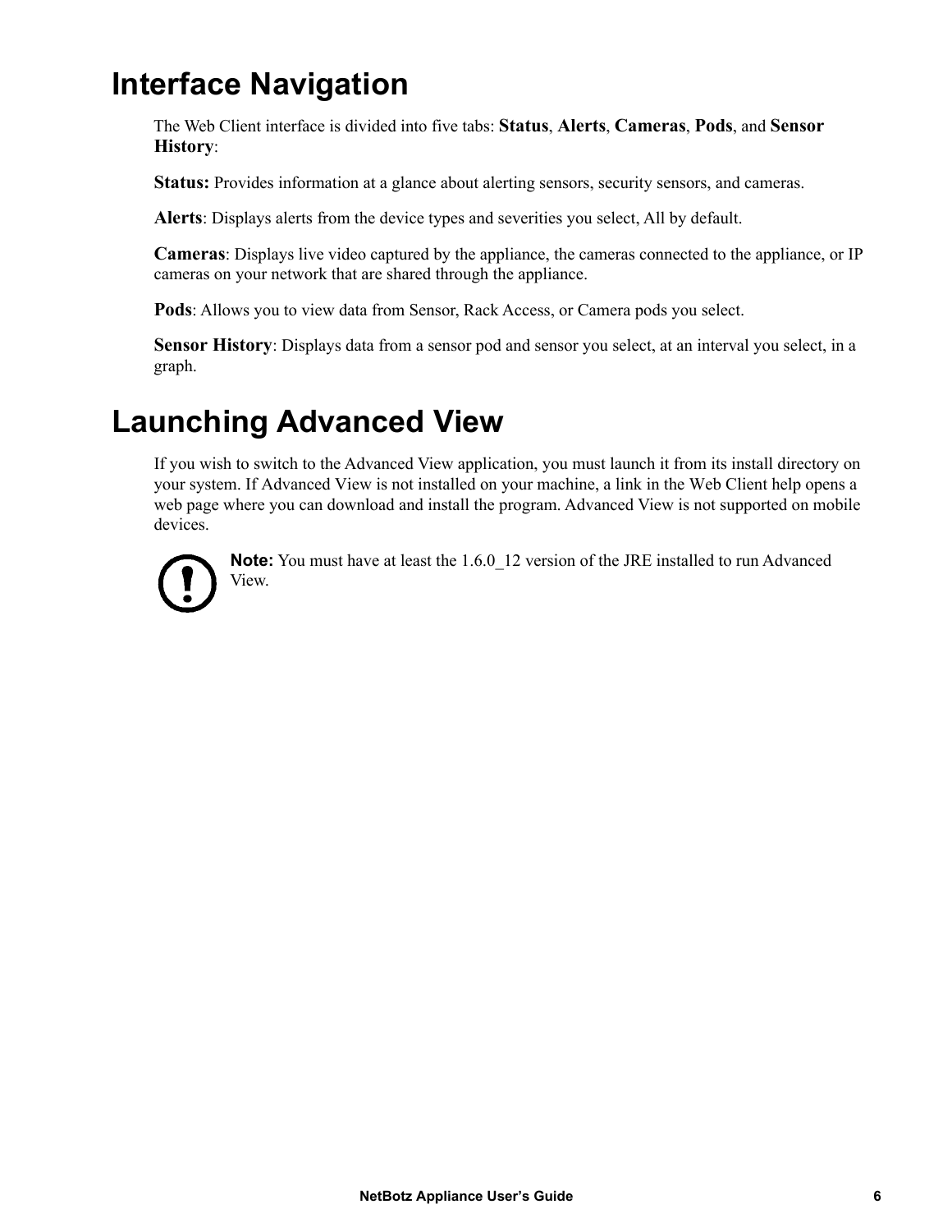# Interface Navigation

The Web Client interface is divided into five tabs: **Status**, **Alerts**, **Cameras**, **Pods**, and **Sensor History**:

**Status:** Provides information at a glance about alerting sensors, security sensors, and cameras.

**Alerts**: Displays alerts from the device types and severities you select, All by default.

**Cameras**: Displays live video captured by the appliance, the cameras connected to the appliance, or IP cameras on your network that are shared through the appliance.

**Pods**: Allows you to view data from Sensor, Rack Access, or Camera pods you select.

**Sensor History**: Displays data from a sensor pod and sensor you select, at an interval you select, in a graph.

# Launching Advanced View

If you wish to switch to the Advanced View application, you must launch it from its install directory on your system. If Advanced View is not installed on your machine, a link in the Web Client help opens a web page where you can download and install the program. Advanced View is not supported on mobile devices.

**Note:** You must have at least the 1.6.0_12 version of the JRE installed to run Advanced View.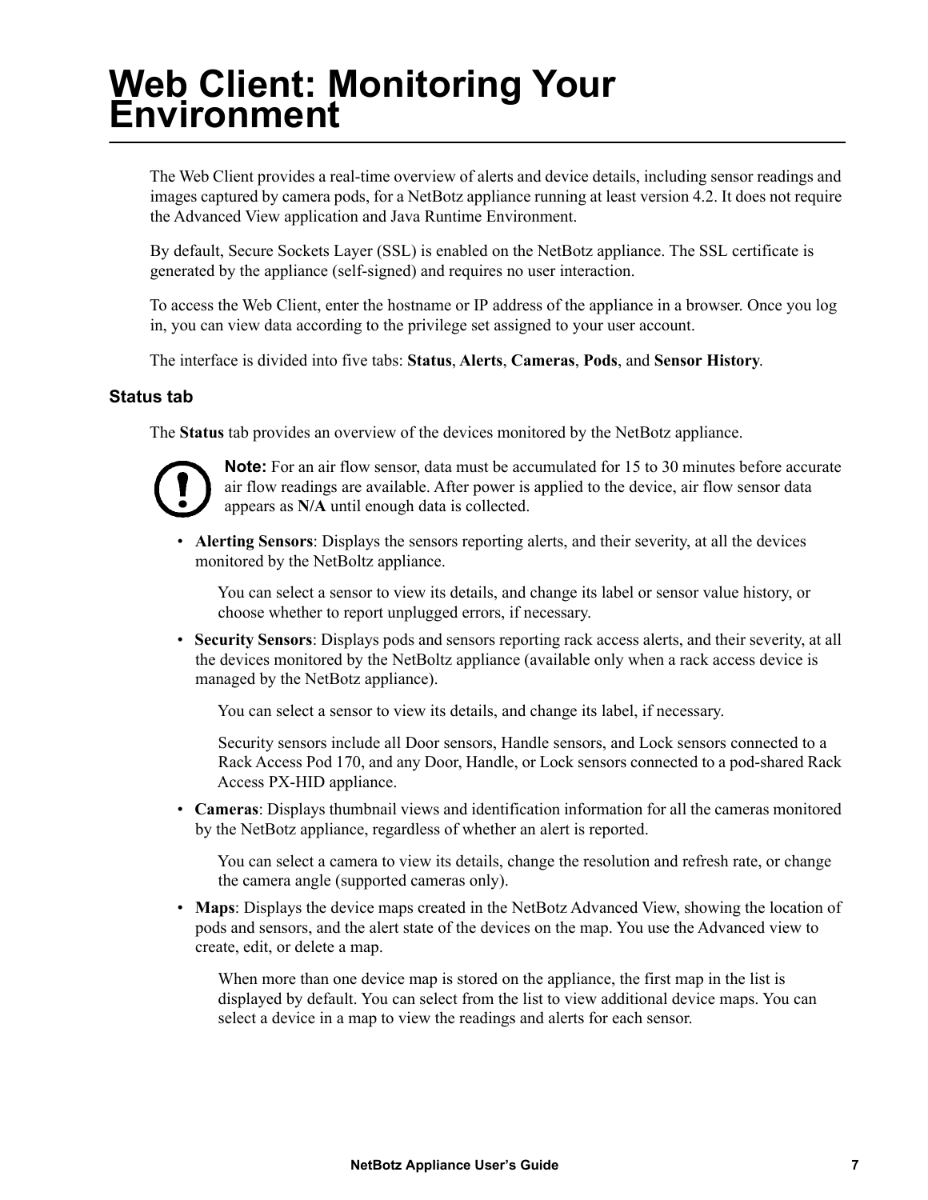# Web Client: Monitoring Your Environment

The Web Client provides a real-time overview of alerts and device details, including sensor readings and images captured by camera pods, for a NetBotz appliance running at least version 4.2. It does not require the Advanced View application and Java Runtime Environment.

By default, Secure Sockets Layer (SSL) is enabled on the NetBotz appliance. The SSL certificate is generated by the appliance (self-signed) and requires no user interaction.

To access the Web Client, enter the hostname or IP address of the appliance in a browser. Once you log in, you can view data according to the privilege set assigned to your user account.

The interface is divided into five tabs: **Status**, **Alerts**, **Cameras**, **Pods**, and **Sensor History**.

## Status tab

The **Status** tab provides an overview of the devices monitored by the NetBotz appliance.

**Note:** For an air flow sensor, data must be accumulated for 15 to 30 minutes before accurate air flow readings are available. After power is applied to the device, air flow sensor data appears as **N/A** until enough data is collected.

- **Alerting Sensors**: Displays the sensors reporting alerts, and their severity, at all the devices monitored by the NetBoltz appliance.

  You can select a sensor to view its details, and change its label or sensor value history, or choose whether to report unplugged errors, if necessary.

- **Security Sensors**: Displays pods and sensors reporting rack access alerts, and their severity, at all the devices monitored by the NetBoltz appliance (available only when a rack access device is managed by the NetBotz appliance).

  You can select a sensor to view its details, and change its label, if necessary.

  Security sensors include all Door sensors, Handle sensors, and Lock sensors connected to a Rack Access Pod 170, and any Door, Handle, or Lock sensors connected to a pod-shared Rack Access PX-HID appliance.

- **Cameras**: Displays thumbnail views and identification information for all the cameras monitored by the NetBotz appliance, regardless of whether an alert is reported.

  You can select a camera to view its details, change the resolution and refresh rate, or change the camera angle (supported cameras only).

- **Maps**: Displays the device maps created in the NetBotz Advanced View, showing the location of pods and sensors, and the alert state of the devices on the map. You use the Advanced view to create, edit, or delete a map.

  When more than one device map is stored on the appliance, the first map in the list is displayed by default. You can select from the list to view additional device maps. You can select a device in a map to view the readings and alerts for each sensor.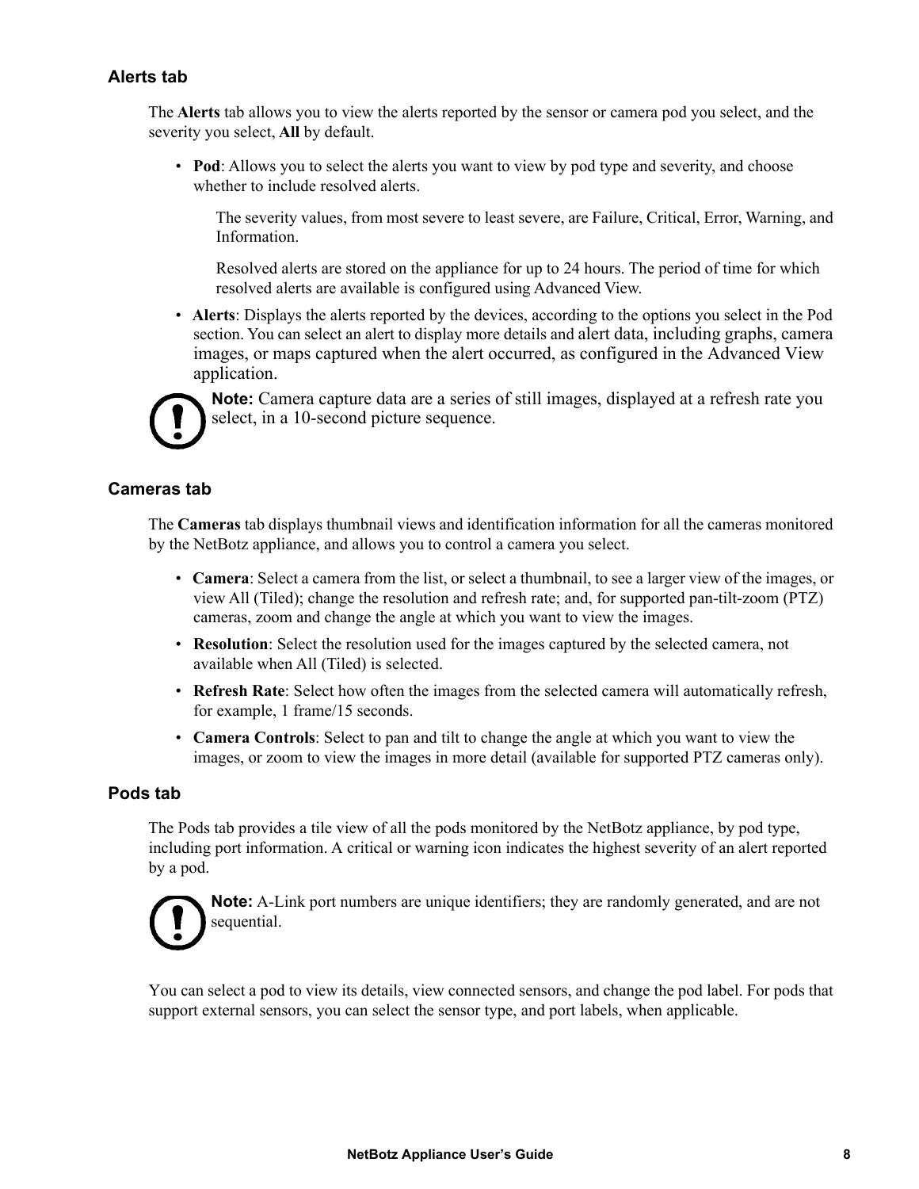### Alerts tab

The **Alerts** tab allows you to view the alerts reported by the sensor or camera pod you select, and the severity you select, **All** by default.

- **Pod**: Allows you to select the alerts you want to view by pod type and severity, and choose whether to include resolved alerts.

  The severity values, from most severe to least severe, are Failure, Critical, Error, Warning, and Information.

  Resolved alerts are stored on the appliance for up to 24 hours. The period of time for which resolved alerts are available is configured using Advanced View.

- **Alerts**: Displays the alerts reported by the devices, according to the options you select in the Pod section. You can select an alert to display more details and alert data, including graphs, camera images, or maps captured when the alert occurred, as configured in the Advanced View application.

**Note:** Camera capture data are a series of still images, displayed at a refresh rate you select, in a 10-second picture sequence.

### Cameras tab

The **Cameras** tab displays thumbnail views and identification information for all the cameras monitored by the NetBotz appliance, and allows you to control a camera you select.

- **Camera**: Select a camera from the list, or select a thumbnail, to see a larger view of the images, or view All (Tiled); change the resolution and refresh rate; and, for supported pan-tilt-zoom (PTZ) cameras, zoom and change the angle at which you want to view the images.
- **Resolution**: Select the resolution used for the images captured by the selected camera, not available when All (Tiled) is selected.
- **Refresh Rate**: Select how often the images from the selected camera will automatically refresh, for example, 1 frame/15 seconds.
- **Camera Controls**: Select to pan and tilt to change the angle at which you want to view the images, or zoom to view the images in more detail (available for supported PTZ cameras only).

### Pods tab

The Pods tab provides a tile view of all the pods monitored by the NetBotz appliance, by pod type, including port information. A critical or warning icon indicates the highest severity of an alert reported by a pod.

**Note:** A-Link port numbers are unique identifiers; they are randomly generated, and are not sequential.

You can select a pod to view its details, view connected sensors, and change the pod label. For pods that support external sensors, you can select the sensor type, and port labels, when applicable.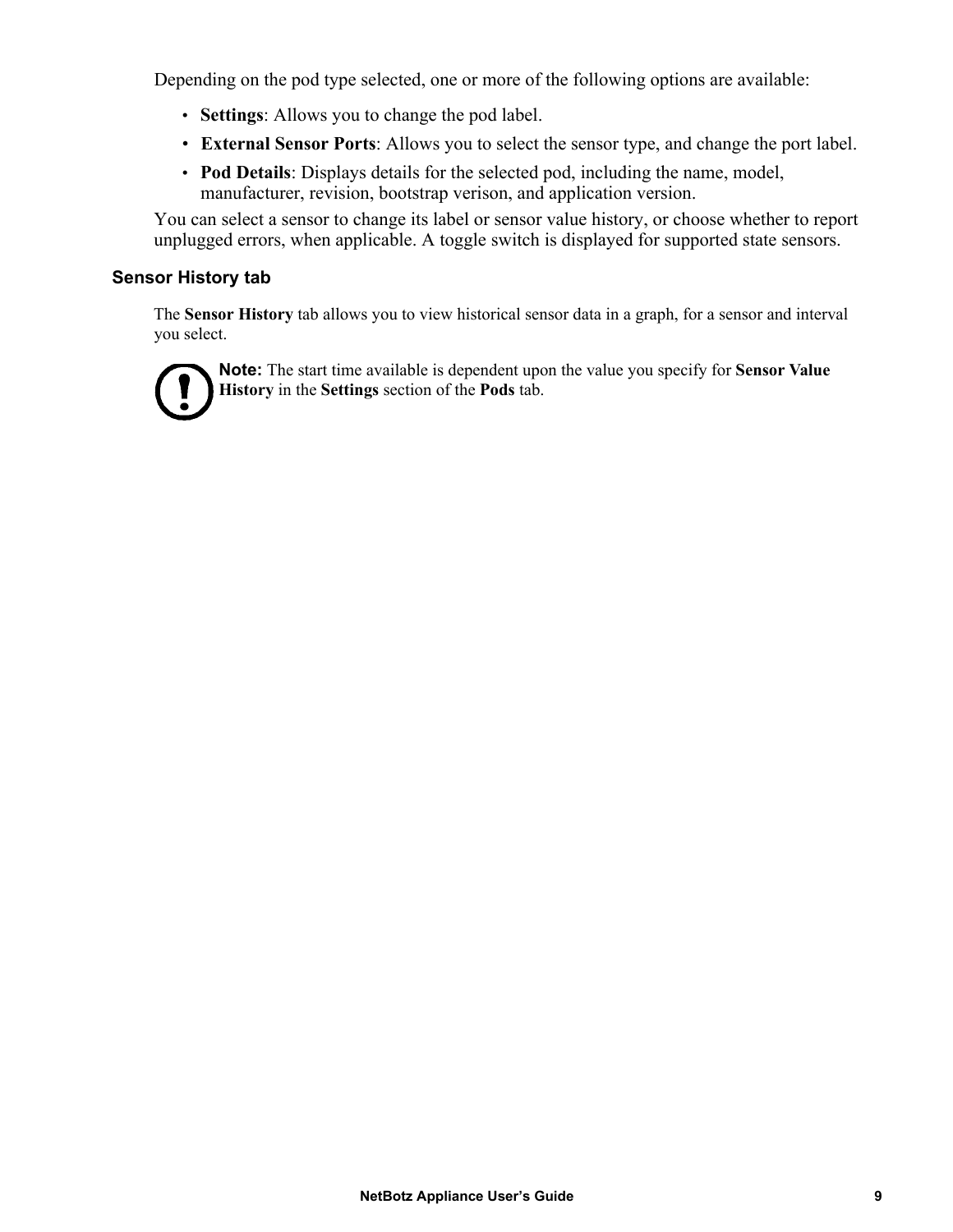Depending on the pod type selected, one or more of the following options are available:

- **Settings**: Allows you to change the pod label.
- **External Sensor Ports**: Allows you to select the sensor type, and change the port label.
- **Pod Details**: Displays details for the selected pod, including the name, model, manufacturer, revision, bootstrap verison, and application version.

You can select a sensor to change its label or sensor value history, or choose whether to report unplugged errors, when applicable. A toggle switch is displayed for supported state sensors.

### Sensor History tab

The **Sensor History** tab allows you to view historical sensor data in a graph, for a sensor and interval you select.

**Note:** The start time available is dependent upon the value you specify for **Sensor Value History** in the **Settings** section of the **Pods** tab.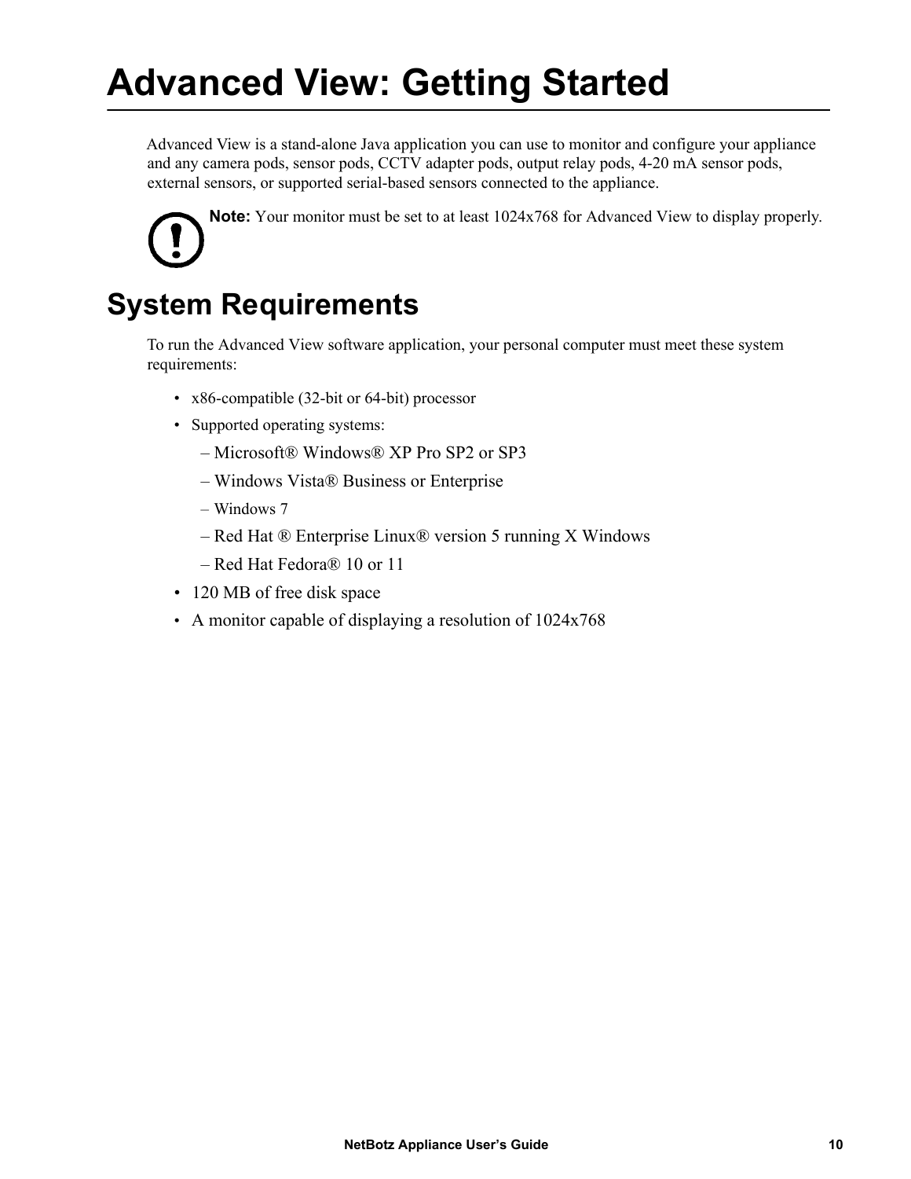# Advanced View: Getting Started

Advanced View is a stand-alone Java application you can use to monitor and configure your appliance and any camera pods, sensor pods, CCTV adapter pods, output relay pods, 4-20 mA sensor pods, external sensors, or supported serial-based sensors connected to the appliance.

**Note:** Your monitor must be set to at least 1024x768 for Advanced View to display properly.

## System Requirements

To run the Advanced View software application, your personal computer must meet these system requirements:

- x86-compatible (32-bit or 64-bit) processor
- Supported operating systems:
  - Microsoft® Windows® XP Pro SP2 or SP3
  - Windows Vista® Business or Enterprise
  - Windows 7
  - Red Hat ® Enterprise Linux® version 5 running X Windows
  - Red Hat Fedora® 10 or 11
- 120 MB of free disk space
- A monitor capable of displaying a resolution of 1024x768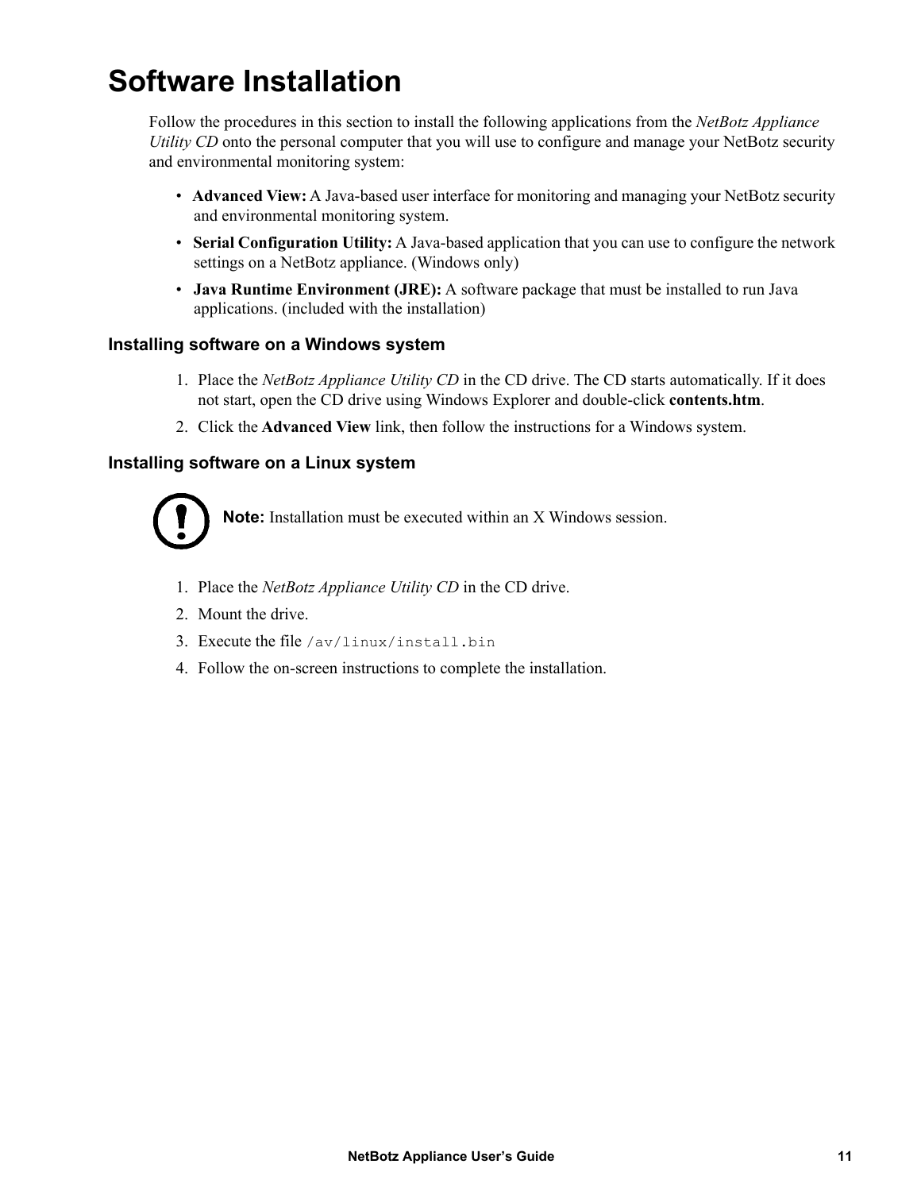# Software Installation

Follow the procedures in this section to install the following applications from the *NetBotz Appliance Utility CD* onto the personal computer that you will use to configure and manage your NetBotz security and environmental monitoring system:

- **Advanced View:** A Java-based user interface for monitoring and managing your NetBotz security and environmental monitoring system.
- **Serial Configuration Utility:** A Java-based application that you can use to configure the network settings on a NetBotz appliance. (Windows only)
- **Java Runtime Environment (JRE):** A software package that must be installed to run Java applications. (included with the installation)

## Installing software on a Windows system

1. Place the *NetBotz Appliance Utility CD* in the CD drive. The CD starts automatically. If it does not start, open the CD drive using Windows Explorer and double-click **contents.htm**.
2. Click the **Advanced View** link, then follow the instructions for a Windows system.

## Installing software on a Linux system

**Note:** Installation must be executed within an X Windows session.

1. Place the *NetBotz Appliance Utility CD* in the CD drive.
2. Mount the drive.
3. Execute the file `/av/linux/install.bin`
4. Follow the on-screen instructions to complete the installation.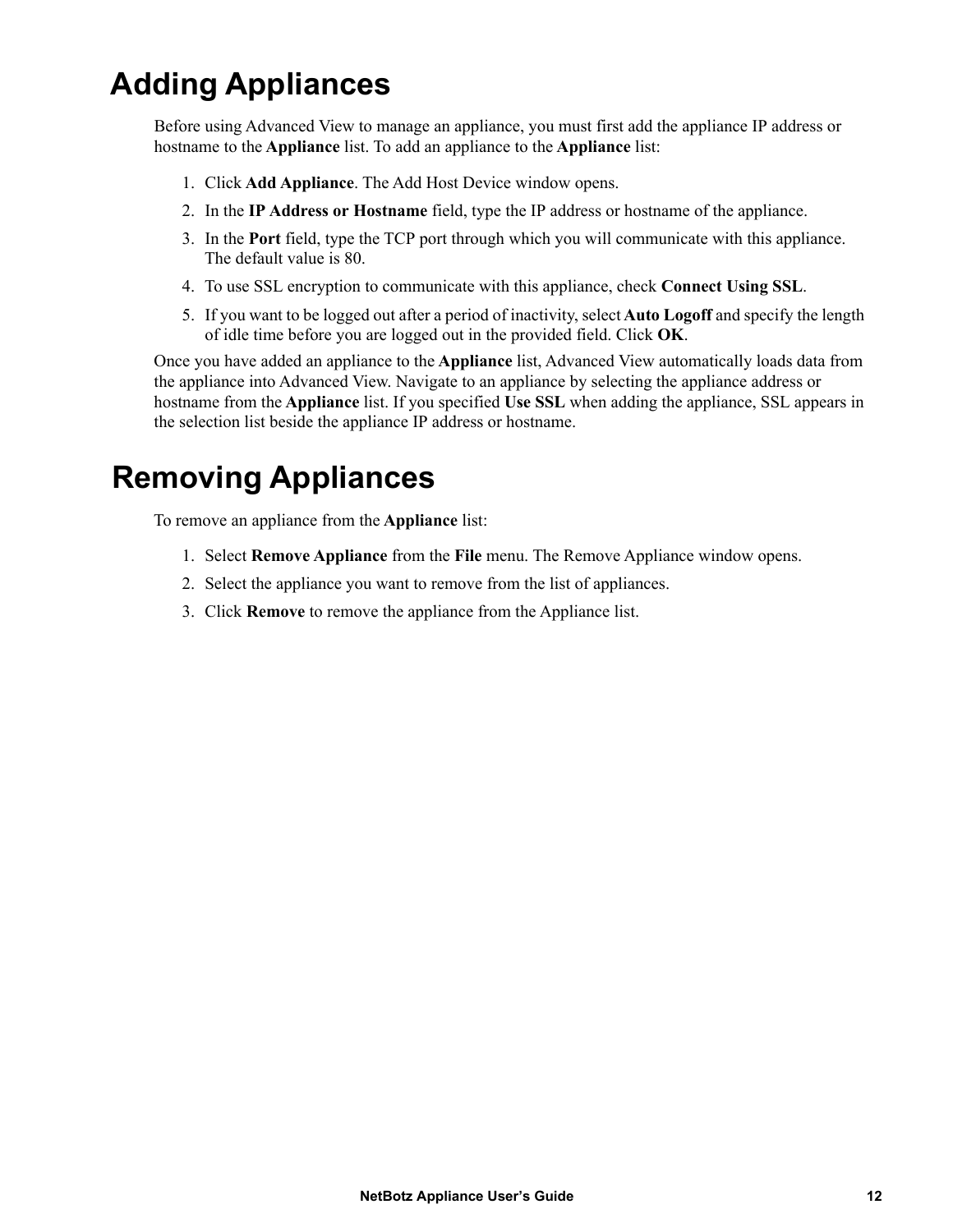# Adding Appliances

Before using Advanced View to manage an appliance, you must first add the appliance IP address or hostname to the **Appliance** list. To add an appliance to the **Appliance** list:

1. Click **Add Appliance**. The Add Host Device window opens.
2. In the **IP Address or Hostname** field, type the IP address or hostname of the appliance.
3. In the **Port** field, type the TCP port through which you will communicate with this appliance. The default value is 80.
4. To use SSL encryption to communicate with this appliance, check **Connect Using SSL**.
5. If you want to be logged out after a period of inactivity, select **Auto Logoff** and specify the length of idle time before you are logged out in the provided field. Click **OK**.

Once you have added an appliance to the **Appliance** list, Advanced View automatically loads data from the appliance into Advanced View. Navigate to an appliance by selecting the appliance address or hostname from the **Appliance** list. If you specified **Use SSL** when adding the appliance, SSL appears in the selection list beside the appliance IP address or hostname.

# Removing Appliances

To remove an appliance from the **Appliance** list:

1. Select **Remove Appliance** from the **File** menu. The Remove Appliance window opens.
2. Select the appliance you want to remove from the list of appliances.
3. Click **Remove** to remove the appliance from the Appliance list.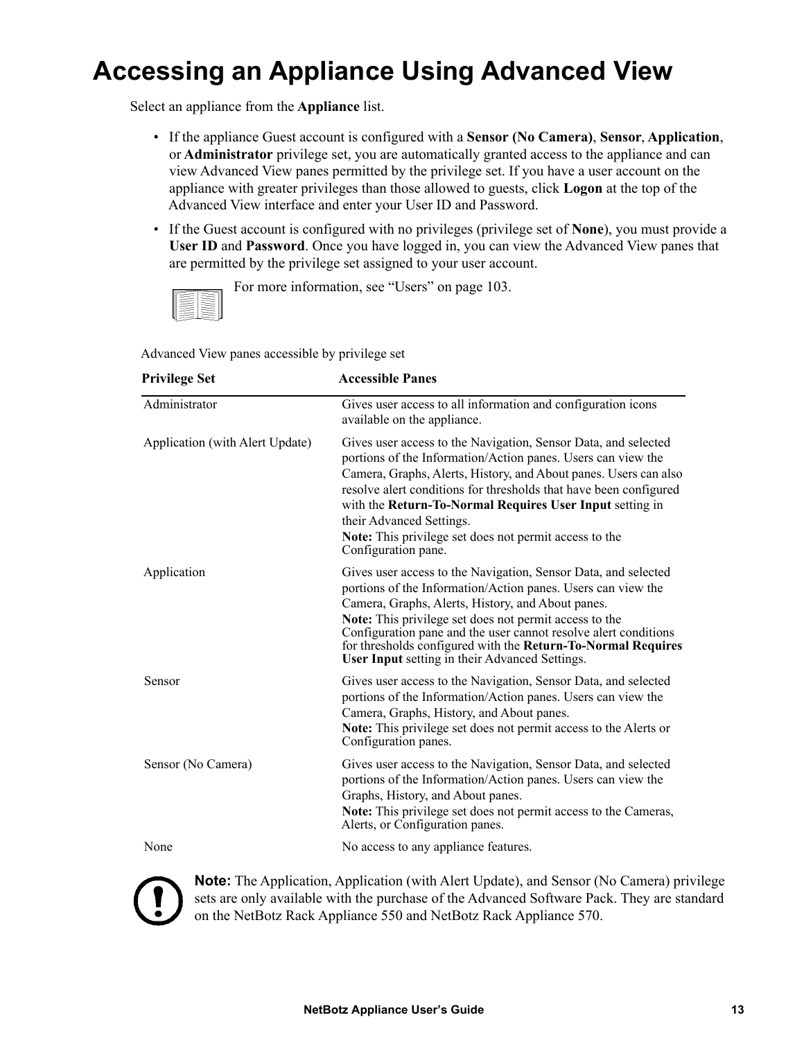# Accessing an Appliance Using Advanced View

Select an appliance from the **Appliance** list.

- If the appliance Guest account is configured with a **Sensor (No Camera)**, **Sensor**, **Application**, or **Administrator** privilege set, you are automatically granted access to the appliance and can view Advanced View panes permitted by the privilege set. If you have a user account on the appliance with greater privileges than those allowed to guests, click **Logon** at the top of the Advanced View interface and enter your User ID and Password.
- If the Guest account is configured with no privileges (privilege set of **None**), you must provide a **User ID** and **Password**. Once you have logged in, you can view the Advanced View panes that are permitted by the privilege set assigned to your user account.

For more information, see “Users” on page 103.

Advanced View panes accessible by privilege set

| Privilege Set | Accessible Panes |
|---|---|
| Administrator | Gives user access to all information and configuration icons available on the appliance. |
| Application (with Alert Update) | Gives user access to the Navigation, Sensor Data, and selected portions of the Information/Action panes. Users can view the Camera, Graphs, Alerts, History, and About panes. Users can also resolve alert conditions for thresholds that have been configured with the **Return-To-Normal Requires User Input** setting in their Advanced Settings.<br>**Note:** This privilege set does not permit access to the Configuration pane. |
| Application | Gives user access to the Navigation, Sensor Data, and selected portions of the Information/Action panes. Users can view the Camera, Graphs, Alerts, History, and About panes.<br>**Note:** This privilege set does not permit access to the Configuration pane and the user cannot resolve alert conditions for thresholds configured with the **Return-To-Normal Requires User Input** setting in their Advanced Settings. |
| Sensor | Gives user access to the Navigation, Sensor Data, and selected portions of the Information/Action panes. Users can view the Camera, Graphs, History, and About panes.<br>**Note:** This privilege set does not permit access to the Alerts or Configuration panes. |
| Sensor (No Camera) | Gives user access to the Navigation, Sensor Data, and selected portions of the Information/Action panes. Users can view the Graphs, History, and About panes.<br>**Note:** This privilege set does not permit access to the Cameras, Alerts, or Configuration panes. |
| None | No access to any appliance features. |

**Note:** The Application, Application (with Alert Update), and Sensor (No Camera) privilege sets are only available with the purchase of the Advanced Software Pack. They are standard on the NetBotz Rack Appliance 550 and NetBotz Rack Appliance 570.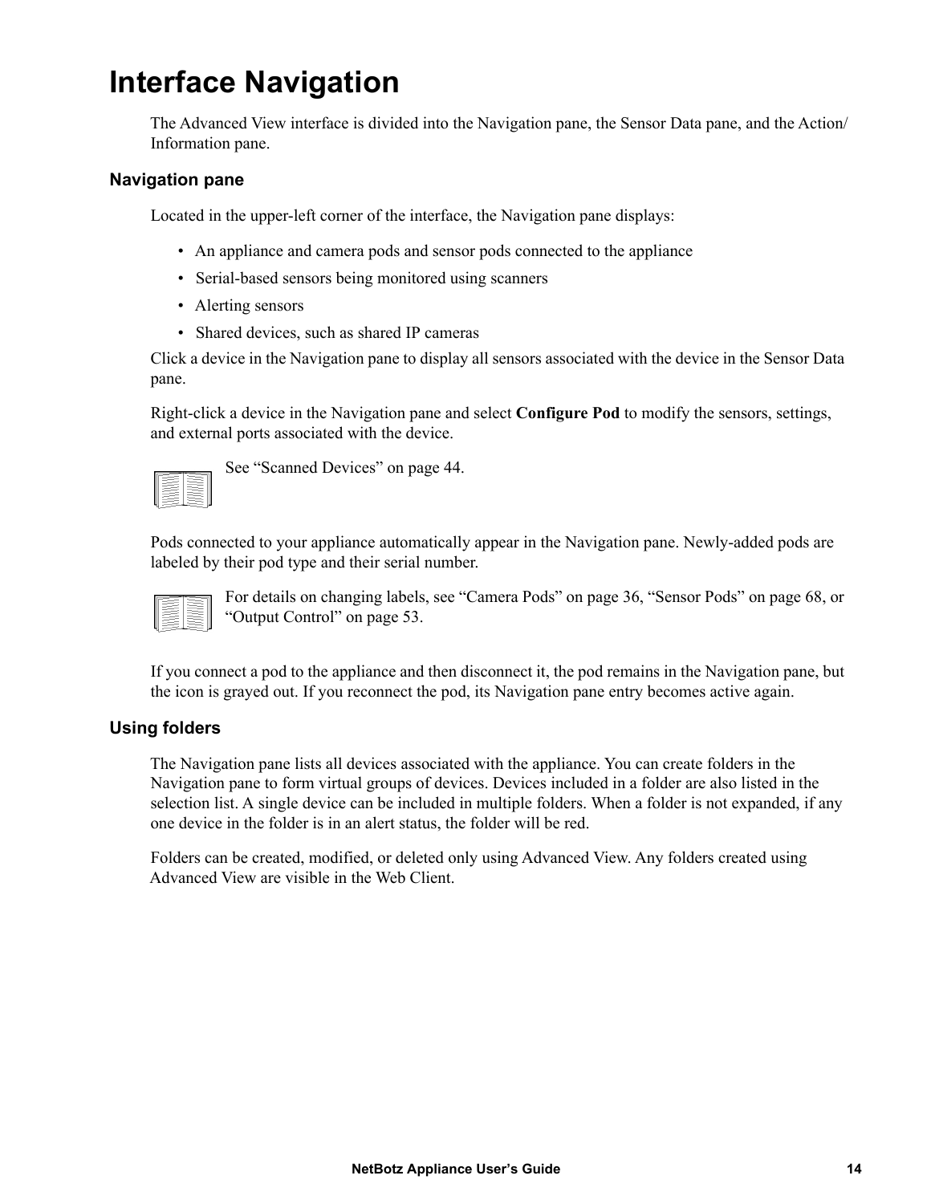# Interface Navigation

The Advanced View interface is divided into the Navigation pane, the Sensor Data pane, and the Action/ Information pane.

## Navigation pane

Located in the upper-left corner of the interface, the Navigation pane displays:

- An appliance and camera pods and sensor pods connected to the appliance
- Serial-based sensors being monitored using scanners
- Alerting sensors
- Shared devices, such as shared IP cameras

Click a device in the Navigation pane to display all sensors associated with the device in the Sensor Data pane.

Right-click a device in the Navigation pane and select **Configure Pod** to modify the sensors, settings, and external ports associated with the device.

See “Scanned Devices” on page 44.

Pods connected to your appliance automatically appear in the Navigation pane. Newly-added pods are labeled by their pod type and their serial number.

For details on changing labels, see “Camera Pods” on page 36, “Sensor Pods” on page 68, or “Output Control” on page 53.

If you connect a pod to the appliance and then disconnect it, the pod remains in the Navigation pane, but the icon is grayed out. If you reconnect the pod, its Navigation pane entry becomes active again.

## Using folders

The Navigation pane lists all devices associated with the appliance. You can create folders in the Navigation pane to form virtual groups of devices. Devices included in a folder are also listed in the selection list. A single device can be included in multiple folders. When a folder is not expanded, if any one device in the folder is in an alert status, the folder will be red.

Folders can be created, modified, or deleted only using Advanced View. Any folders created using Advanced View are visible in the Web Client.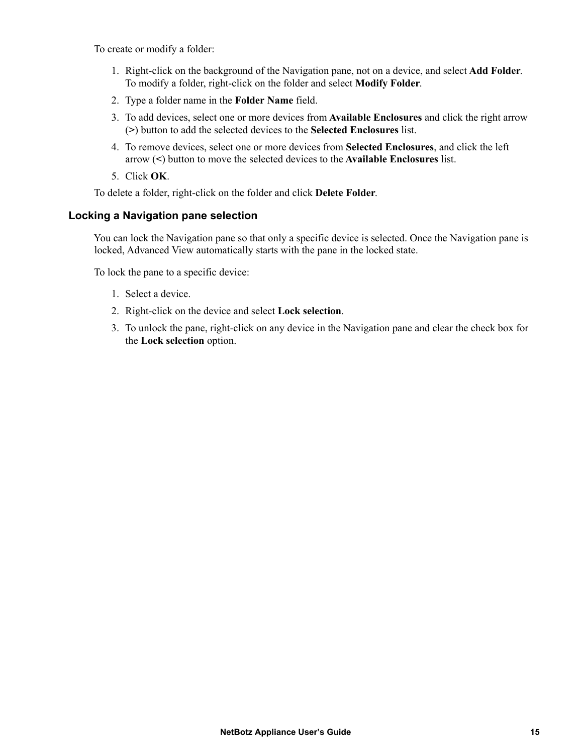To create or modify a folder:

1. Right-click on the background of the Navigation pane, not on a device, and select **Add Folder**. To modify a folder, right-click on the folder and select **Modify Folder**.
2. Type a folder name in the **Folder Name** field.
3. To add devices, select one or more devices from **Available Enclosures** and click the right arrow (**>**) button to add the selected devices to the **Selected Enclosures** list.
4. To remove devices, select one or more devices from **Selected Enclosures**, and click the left arrow (**<**) button to move the selected devices to the **Available Enclosures** list.
5. Click **OK**.

To delete a folder, right-click on the folder and click **Delete Folder**.

### Locking a Navigation pane selection

You can lock the Navigation pane so that only a specific device is selected. Once the Navigation pane is locked, Advanced View automatically starts with the pane in the locked state.

To lock the pane to a specific device:

1. Select a device.
2. Right-click on the device and select **Lock selection**.
3. To unlock the pane, right-click on any device in the Navigation pane and clear the check box for the **Lock selection** option.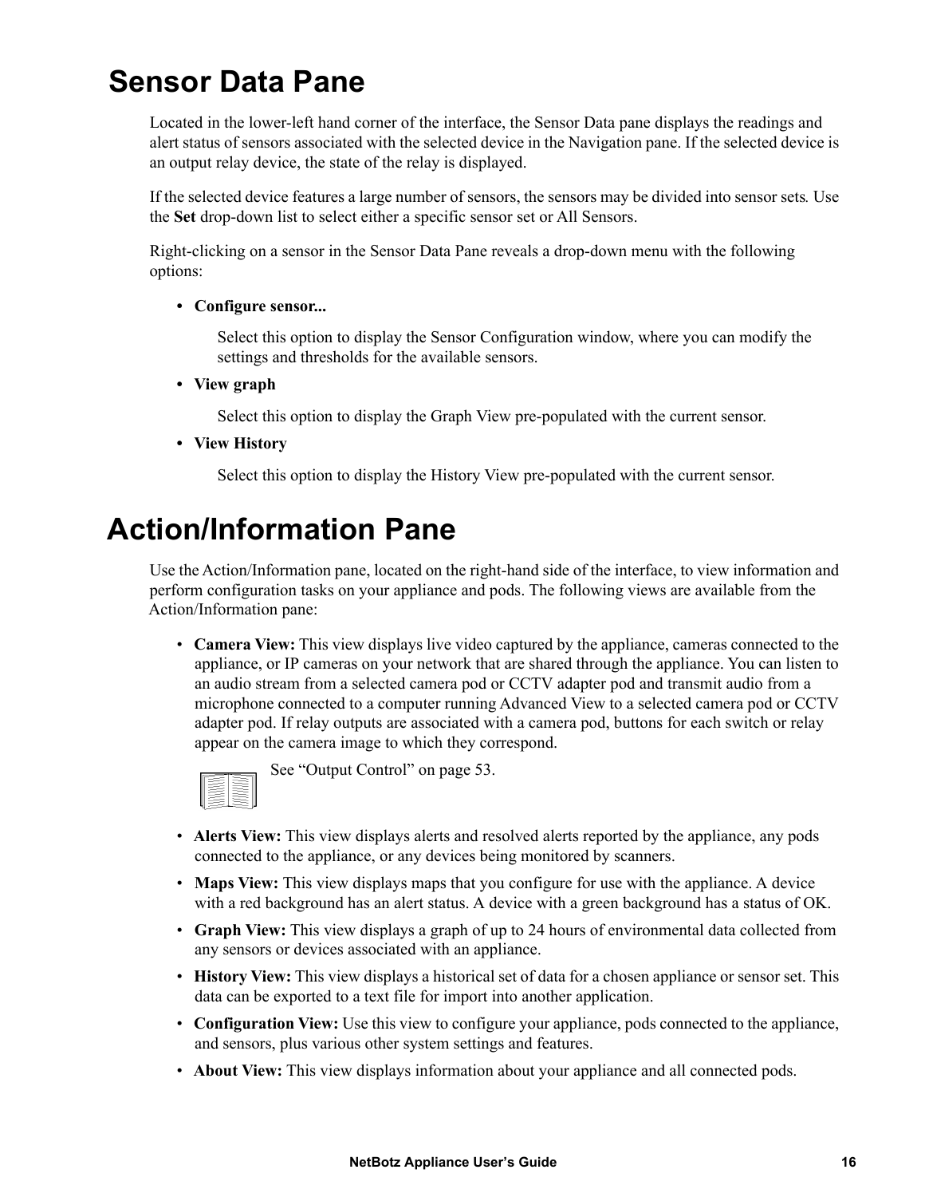# Sensor Data Pane

Located in the lower-left hand corner of the interface, the Sensor Data pane displays the readings and alert status of sensors associated with the selected device in the Navigation pane. If the selected device is an output relay device, the state of the relay is displayed.

If the selected device features a large number of sensors, the sensors may be divided into sensor sets. Use the **Set** drop-down list to select either a specific sensor set or All Sensors.

Right-clicking on a sensor in the Sensor Data Pane reveals a drop-down menu with the following options:

- **Configure sensor...**

  Select this option to display the Sensor Configuration window, where you can modify the settings and thresholds for the available sensors.

- **View graph**

  Select this option to display the Graph View pre-populated with the current sensor.

- **View History**

  Select this option to display the History View pre-populated with the current sensor.

# Action/Information Pane

Use the Action/Information pane, located on the right-hand side of the interface, to view information and perform configuration tasks on your appliance and pods. The following views are available from the Action/Information pane:

- **Camera View:** This view displays live video captured by the appliance, cameras connected to the appliance, or IP cameras on your network that are shared through the appliance. You can listen to an audio stream from a selected camera pod or CCTV adapter pod and transmit audio from a microphone connected to a computer running Advanced View to a selected camera pod or CCTV adapter pod. If relay outputs are associated with a camera pod, buttons for each switch or relay appear on the camera image to which they correspond.

  See “Output Control” on page 53.

- **Alerts View:** This view displays alerts and resolved alerts reported by the appliance, any pods connected to the appliance, or any devices being monitored by scanners.
- **Maps View:** This view displays maps that you configure for use with the appliance. A device with a red background has an alert status. A device with a green background has a status of OK.
- **Graph View:** This view displays a graph of up to 24 hours of environmental data collected from any sensors or devices associated with an appliance.
- **History View:** This view displays a historical set of data for a chosen appliance or sensor set. This data can be exported to a text file for import into another application.
- **Configuration View:** Use this view to configure your appliance, pods connected to the appliance, and sensors, plus various other system settings and features.
- **About View:** This view displays information about your appliance and all connected pods.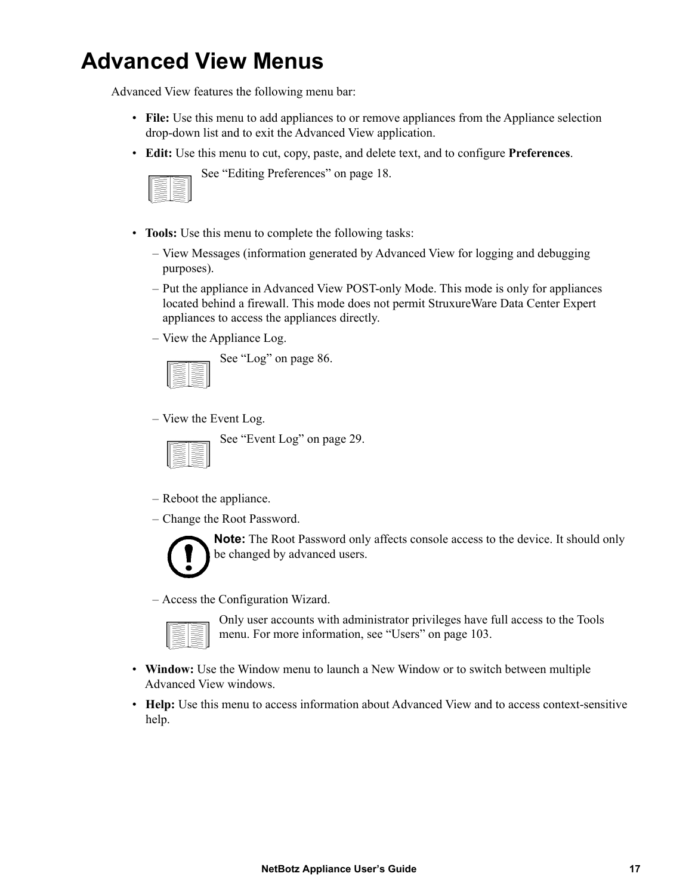# Advanced View Menus

Advanced View features the following menu bar:

- **File:** Use this menu to add appliances to or remove appliances from the Appliance selection drop-down list and to exit the Advanced View application.
- **Edit:** Use this menu to cut, copy, paste, and delete text, and to configure **Preferences**.

  See "Editing Preferences" on page 18.

- **Tools:** Use this menu to complete the following tasks:
  - View Messages (information generated by Advanced View for logging and debugging purposes).
  - Put the appliance in Advanced View POST-only Mode. This mode is only for appliances located behind a firewall. This mode does not permit StruxureWare Data Center Expert appliances to access the appliances directly.
  - View the Appliance Log.

    See "Log" on page 86.

  - View the Event Log.

    See "Event Log" on page 29.

  - Reboot the appliance.
  - Change the Root Password.

    **Note:** The Root Password only affects console access to the device. It should only be changed by advanced users.

  - Access the Configuration Wizard.

    Only user accounts with administrator privileges have full access to the Tools menu. For more information, see "Users" on page 103.

- **Window:** Use the Window menu to launch a New Window or to switch between multiple Advanced View windows.
- **Help:** Use this menu to access information about Advanced View and to access context-sensitive help.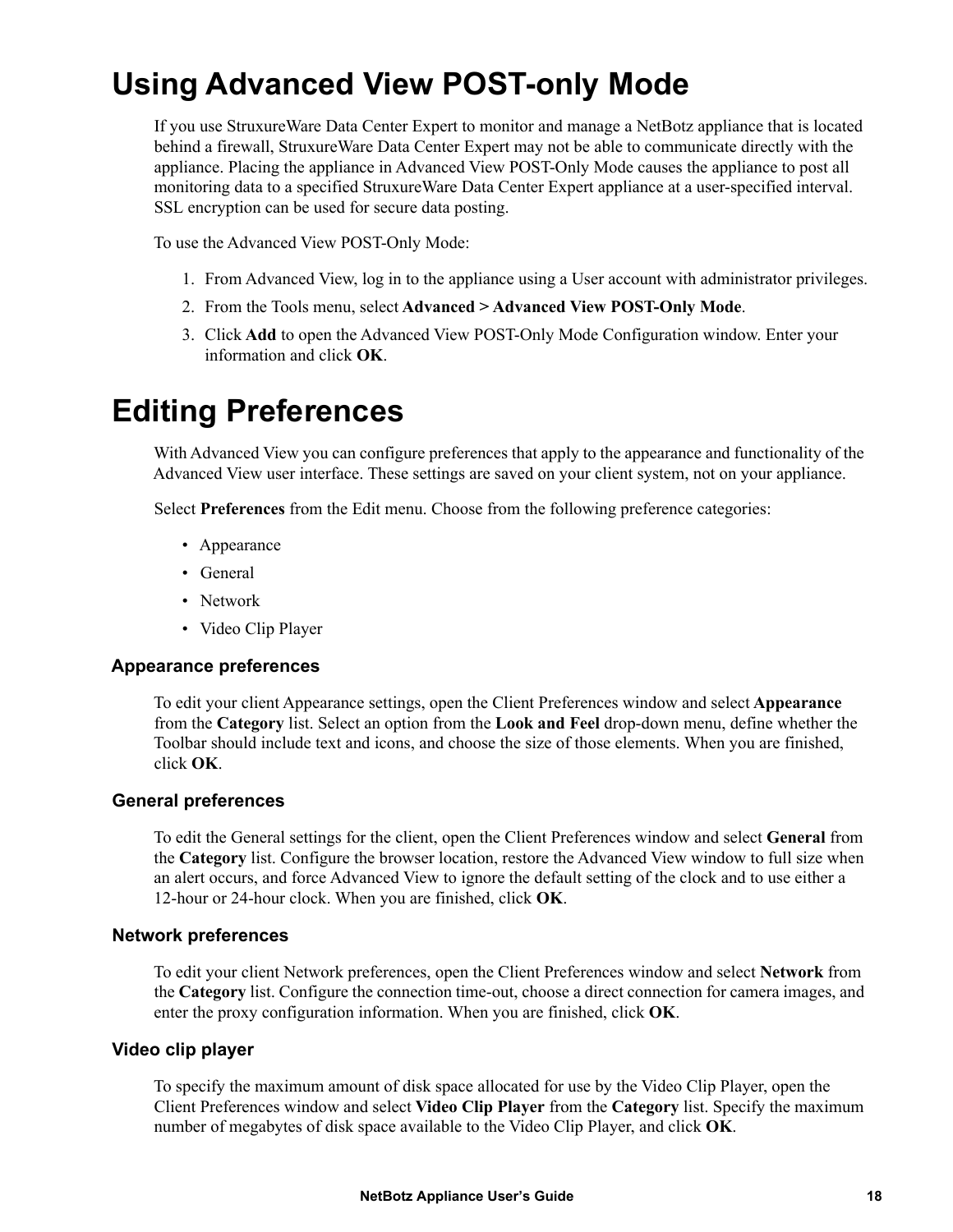# Using Advanced View POST-only Mode

If you use StruxureWare Data Center Expert to monitor and manage a NetBotz appliance that is located behind a firewall, StruxureWare Data Center Expert may not be able to communicate directly with the appliance. Placing the appliance in Advanced View POST-Only Mode causes the appliance to post all monitoring data to a specified StruxureWare Data Center Expert appliance at a user-specified interval. SSL encryption can be used for secure data posting.

To use the Advanced View POST-Only Mode:

1. From Advanced View, log in to the appliance using a User account with administrator privileges.
2. From the Tools menu, select **Advanced > Advanced View POST-Only Mode**.
3. Click **Add** to open the Advanced View POST-Only Mode Configuration window. Enter your information and click **OK**.

# Editing Preferences

With Advanced View you can configure preferences that apply to the appearance and functionality of the Advanced View user interface. These settings are saved on your client system, not on your appliance.

Select **Preferences** from the Edit menu. Choose from the following preference categories:

- Appearance
- General
- Network
- Video Clip Player

### Appearance preferences

To edit your client Appearance settings, open the Client Preferences window and select **Appearance** from the **Category** list. Select an option from the **Look and Feel** drop-down menu, define whether the Toolbar should include text and icons, and choose the size of those elements. When you are finished, click **OK**.

### General preferences

To edit the General settings for the client, open the Client Preferences window and select **General** from the **Category** list. Configure the browser location, restore the Advanced View window to full size when an alert occurs, and force Advanced View to ignore the default setting of the clock and to use either a 12-hour or 24-hour clock. When you are finished, click **OK**.

### Network preferences

To edit your client Network preferences, open the Client Preferences window and select **Network** from the **Category** list. Configure the connection time-out, choose a direct connection for camera images, and enter the proxy configuration information. When you are finished, click **OK**.

### Video clip player

To specify the maximum amount of disk space allocated for use by the Video Clip Player, open the Client Preferences window and select **Video Clip Player** from the **Category** list. Specify the maximum number of megabytes of disk space available to the Video Clip Player, and click **OK**.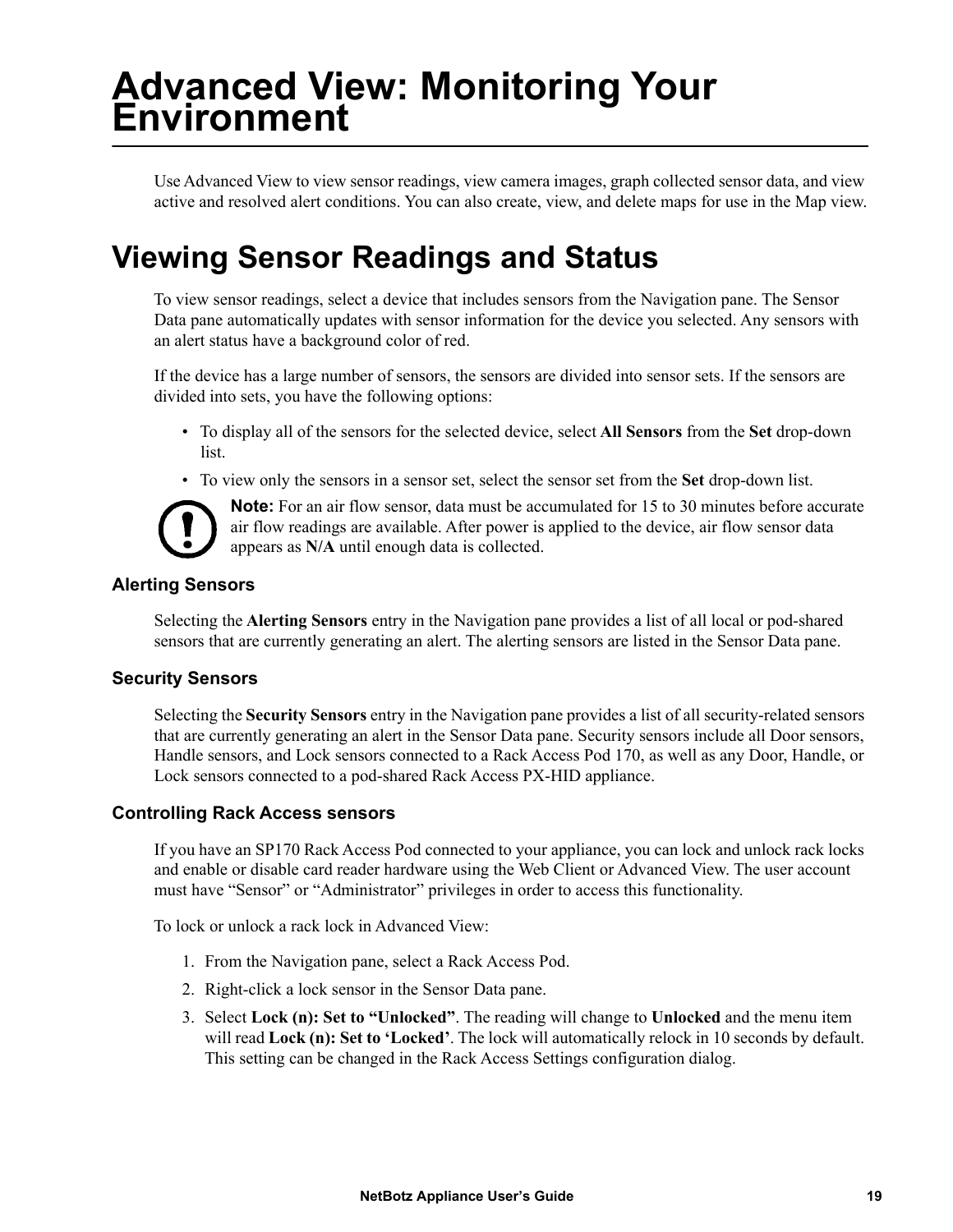# Advanced View: Monitoring Your Environment

Use Advanced View to view sensor readings, view camera images, graph collected sensor data, and view active and resolved alert conditions. You can also create, view, and delete maps for use in the Map view.

# Viewing Sensor Readings and Status

To view sensor readings, select a device that includes sensors from the Navigation pane. The Sensor Data pane automatically updates with sensor information for the device you selected. Any sensors with an alert status have a background color of red.

If the device has a large number of sensors, the sensors are divided into sensor sets. If the sensors are divided into sets, you have the following options:

- To display all of the sensors for the selected device, select **All Sensors** from the **Set** drop-down list.
- To view only the sensors in a sensor set, select the sensor set from the **Set** drop-down list.

**Note:** For an air flow sensor, data must be accumulated for 15 to 30 minutes before accurate air flow readings are available. After power is applied to the device, air flow sensor data appears as **N/A** until enough data is collected.

### Alerting Sensors

Selecting the **Alerting Sensors** entry in the Navigation pane provides a list of all local or pod-shared sensors that are currently generating an alert. The alerting sensors are listed in the Sensor Data pane.

### Security Sensors

Selecting the **Security Sensors** entry in the Navigation pane provides a list of all security-related sensors that are currently generating an alert in the Sensor Data pane. Security sensors include all Door sensors, Handle sensors, and Lock sensors connected to a Rack Access Pod 170, as well as any Door, Handle, or Lock sensors connected to a pod-shared Rack Access PX-HID appliance.

### Controlling Rack Access sensors

If you have an SP170 Rack Access Pod connected to your appliance, you can lock and unlock rack locks and enable or disable card reader hardware using the Web Client or Advanced View. The user account must have “Sensor” or “Administrator” privileges in order to access this functionality.

To lock or unlock a rack lock in Advanced View:

1. From the Navigation pane, select a Rack Access Pod.
2. Right-click a lock sensor in the Sensor Data pane.
3. Select **Lock (n): Set to “Unlocked”**. The reading will change to **Unlocked** and the menu item will read **Lock (n): Set to ‘Locked’**. The lock will automatically relock in 10 seconds by default. This setting can be changed in the Rack Access Settings configuration dialog.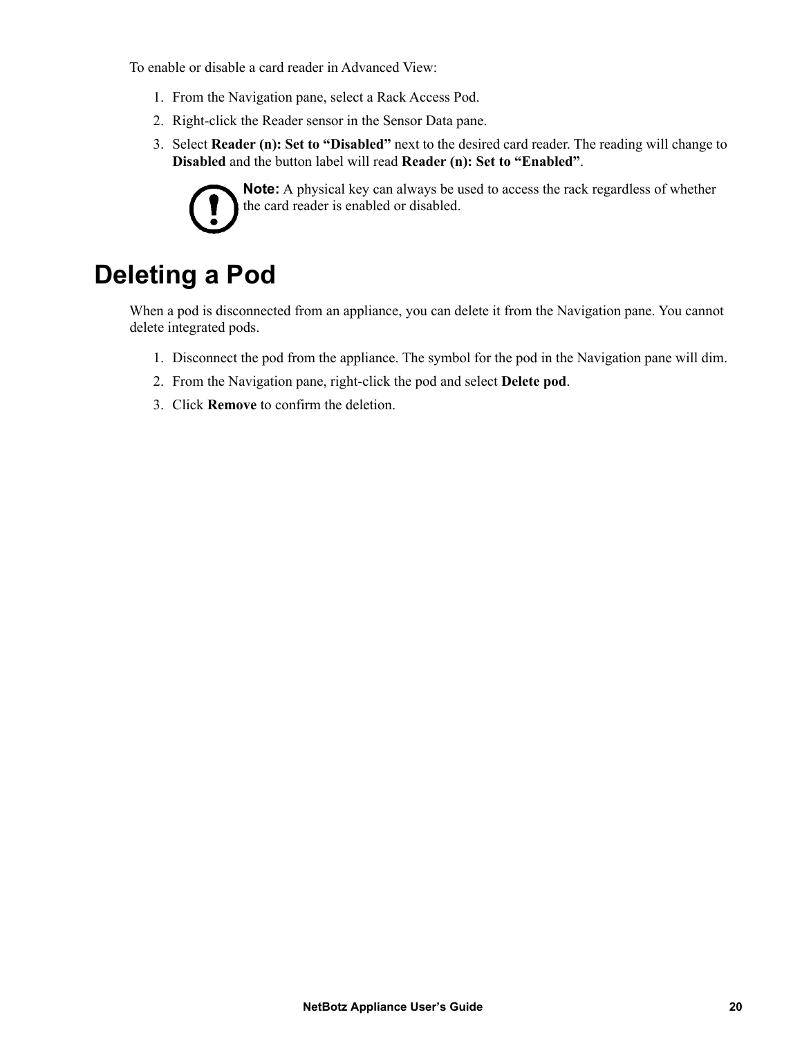To enable or disable a card reader in Advanced View:

1. From the Navigation pane, select a Rack Access Pod.
2. Right-click the Reader sensor in the Sensor Data pane.
3. Select **Reader (n): Set to "Disabled"** next to the desired card reader. The reading will change to **Disabled** and the button label will read **Reader (n): Set to "Enabled"**.

**Note:** A physical key can always be used to access the rack regardless of whether the card reader is enabled or disabled.

# Deleting a Pod

When a pod is disconnected from an appliance, you can delete it from the Navigation pane. You cannot delete integrated pods.

1. Disconnect the pod from the appliance. The symbol for the pod in the Navigation pane will dim.
2. From the Navigation pane, right-click the pod and select **Delete pod**.
3. Click **Remove** to confirm the deletion.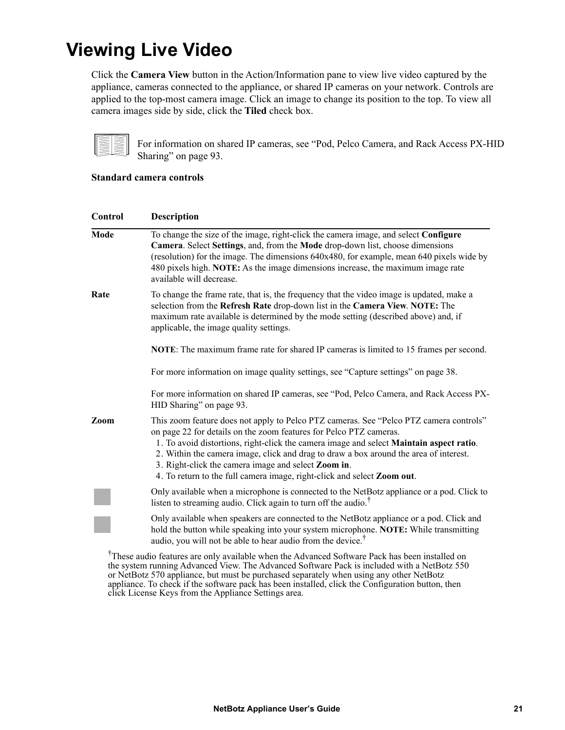# Viewing Live Video

Click the **Camera View** button in the Action/Information pane to view live video captured by the appliance, cameras connected to the appliance, or shared IP cameras on your network. Controls are applied to the top-most camera image. Click an image to change its position to the top. To view all camera images side by side, click the **Tiled** check box.

For information on shared IP cameras, see "Pod, Pelco Camera, and Rack Access PX-HID Sharing" on page 93.

**Standard camera controls**

| Control | Description |
|---|---|
| **Mode** | To change the size of the image, right-click the camera image, and select **Configure Camera**. Select **Settings**, and, from the **Mode** drop-down list, choose dimensions (resolution) for the image. The dimensions 640x480, for example, mean 640 pixels wide by 480 pixels high. **NOTE:** As the image dimensions increase, the maximum image rate available will decrease. |
| **Rate** | To change the frame rate, that is, the frequency that the video image is updated, make a selection from the **Refresh Rate** drop-down list in the **Camera View**. **NOTE:** The maximum rate available is determined by the mode setting (described above) and, if applicable, the image quality settings.<br><br>**NOTE**: The maximum frame rate for shared IP cameras is limited to 15 frames per second.<br><br>For more information on image quality settings, see "Capture settings" on page 38.<br><br>For more information on shared IP cameras, see "Pod, Pelco Camera, and Rack Access PX-HID Sharing" on page 93. |
| **Zoom** | This zoom feature does not apply to Pelco PTZ cameras. See "Pelco PTZ camera controls" on page 22 for details on the zoom features for Pelco PTZ cameras.<br>1. To avoid distortions, right-click the camera image and select **Maintain aspect ratio**.<br>2. Within the camera image, click and drag to draw a box around the area of interest.<br>3. Right-click the camera image and select **Zoom in**.<br>4. To return to the full camera image, right-click and select **Zoom out**. |
| | Only available when a microphone is connected to the NetBotz appliance or a pod. Click to listen to streaming audio. Click again to turn off the audio.† |
| | Only available when speakers are connected to the NetBotz appliance or a pod. Click and hold the button while speaking into your system microphone. **NOTE:** While transmitting audio, you will not be able to hear audio from the device.† |

†These audio features are only available when the Advanced Software Pack has been installed on the system running Advanced View. The Advanced Software Pack is included with a NetBotz 550 or NetBotz 570 appliance, but must be purchased separately when using any other NetBotz appliance. To check if the software pack has been installed, click the Configuration button, then click License Keys from the Appliance Settings area.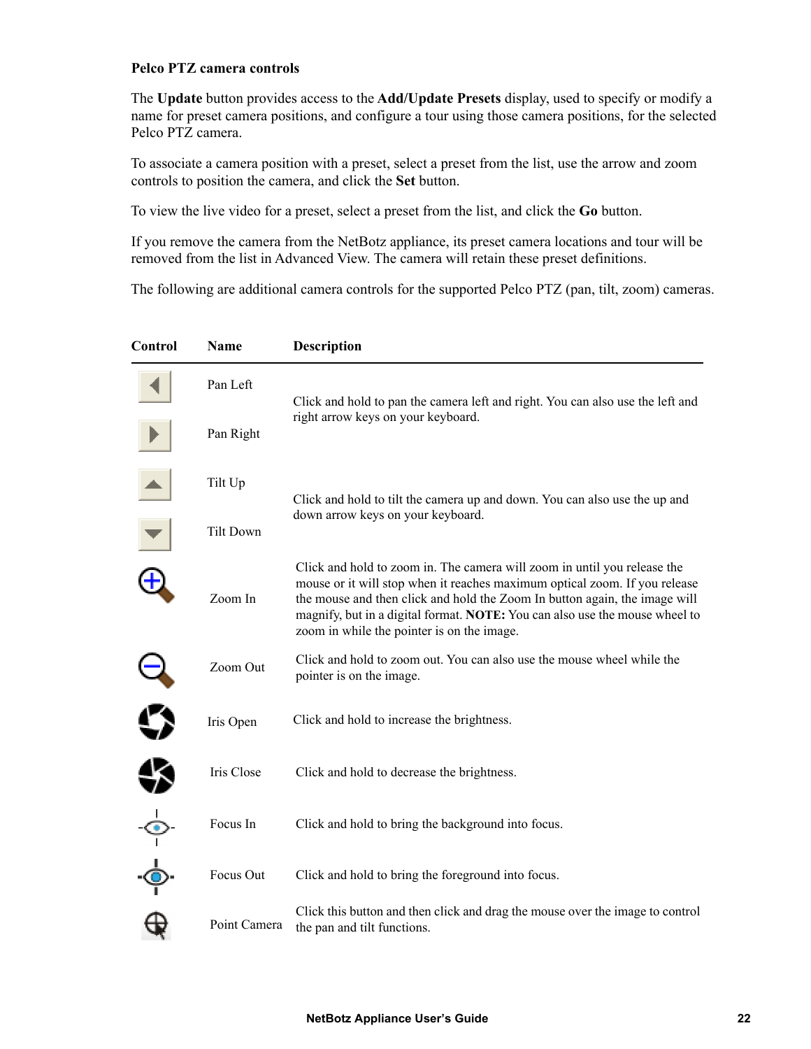**Pelco PTZ camera controls**

The **Update** button provides access to the **Add/Update Presets** display, used to specify or modify a name for preset camera positions, and configure a tour using those camera positions, for the selected Pelco PTZ camera.

To associate a camera position with a preset, select a preset from the list, use the arrow and zoom controls to position the camera, and click the **Set** button.

To view the live video for a preset, select a preset from the list, and click the **Go** button.

If you remove the camera from the NetBotz appliance, its preset camera locations and tour will be removed from the list in Advanced View. The camera will retain these preset definitions.

The following are additional camera controls for the supported Pelco PTZ (pan, tilt, zoom) cameras.

| Control | Name | Description |
|---|---|---|
| | Pan Left | Click and hold to pan the camera left and right. You can also use the left and right arrow keys on your keyboard. |
| | Pan Right | |
| | Tilt Up | Click and hold to tilt the camera up and down. You can also use the up and down arrow keys on your keyboard. |
| | Tilt Down | |
| | Zoom In | Click and hold to zoom in. The camera will zoom in until you release the mouse or it will stop when it reaches maximum optical zoom. If you release the mouse and then click and hold the Zoom In button again, the image will magnify, but in a digital format. **NOTE:** You can also use the mouse wheel to zoom in while the pointer is on the image. |
| | Zoom Out | Click and hold to zoom out. You can also use the mouse wheel while the pointer is on the image. |
| | Iris Open | Click and hold to increase the brightness. |
| | Iris Close | Click and hold to decrease the brightness. |
| | Focus In | Click and hold to bring the background into focus. |
| | Focus Out | Click and hold to bring the foreground into focus. |
| | Point Camera | Click this button and then click and drag the mouse over the image to control the pan and tilt functions. |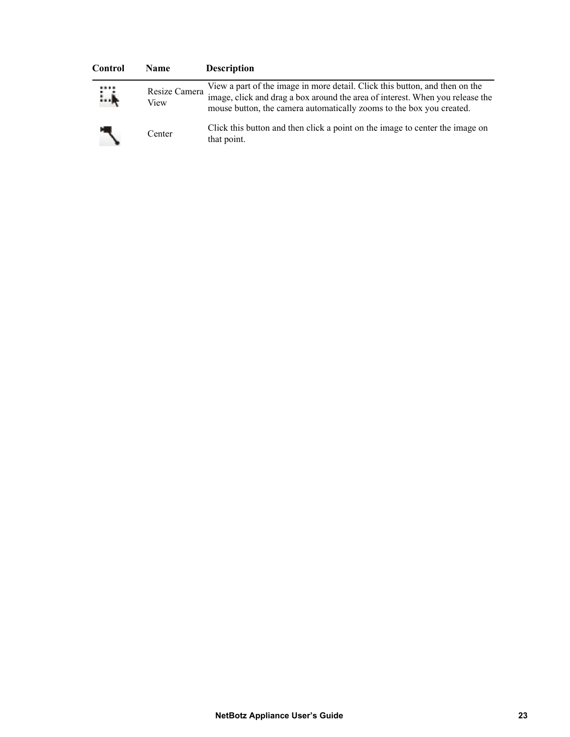| Control | Name | Description |
| --- | --- | --- |
| | Resize Camera View | View a part of the image in more detail. Click this button, and then on the image, click and drag a box around the area of interest. When you release the mouse button, the camera automatically zooms to the box you created. |
| | Center | Click this button and then click a point on the image to center the image on that point. |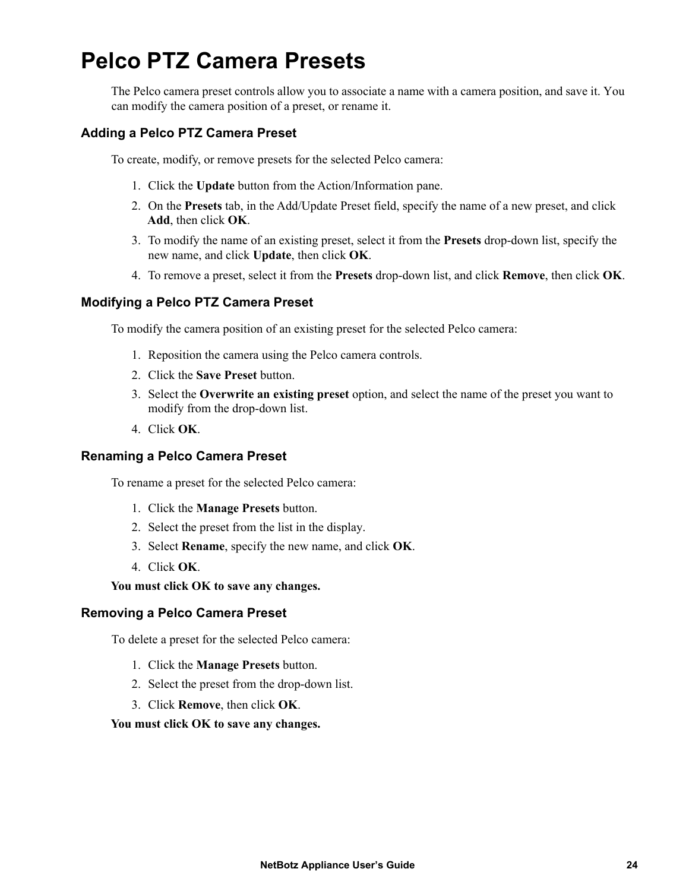# Pelco PTZ Camera Presets

The Pelco camera preset controls allow you to associate a name with a camera position, and save it. You can modify the camera position of a preset, or rename it.

### Adding a Pelco PTZ Camera Preset

To create, modify, or remove presets for the selected Pelco camera:

1. Click the **Update** button from the Action/Information pane.
2. On the **Presets** tab, in the Add/Update Preset field, specify the name of a new preset, and click **Add**, then click **OK**.
3. To modify the name of an existing preset, select it from the **Presets** drop-down list, specify the new name, and click **Update**, then click **OK**.
4. To remove a preset, select it from the **Presets** drop-down list, and click **Remove**, then click **OK**.

### Modifying a Pelco PTZ Camera Preset

To modify the camera position of an existing preset for the selected Pelco camera:

1. Reposition the camera using the Pelco camera controls.
2. Click the **Save Preset** button.
3. Select the **Overwrite an existing preset** option, and select the name of the preset you want to modify from the drop-down list.
4. Click **OK**.

### Renaming a Pelco Camera Preset

To rename a preset for the selected Pelco camera:

1. Click the **Manage Presets** button.
2. Select the preset from the list in the display.
3. Select **Rename**, specify the new name, and click **OK**.
4. Click **OK**.

**You must click OK to save any changes.**

### Removing a Pelco Camera Preset

To delete a preset for the selected Pelco camera:

1. Click the **Manage Presets** button.
2. Select the preset from the drop-down list.
3. Click **Remove**, then click **OK**.

**You must click OK to save any changes.**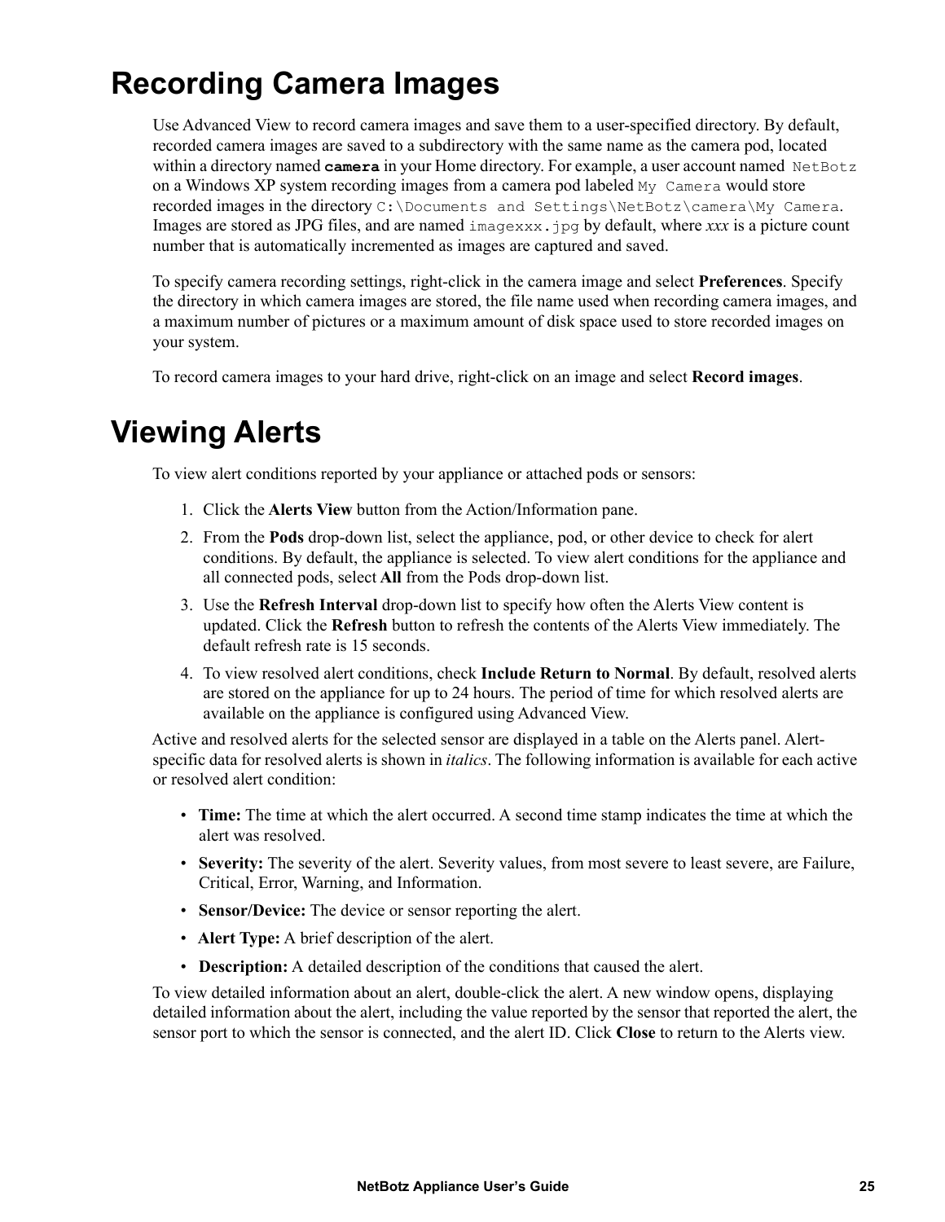# Recording Camera Images

Use Advanced View to record camera images and save them to a user-specified directory. By default, recorded camera images are saved to a subdirectory with the same name as the camera pod, located within a directory named **`camera`** in your Home directory. For example, a user account named `NetBotz` on a Windows XP system recording images from a camera pod labeled `My Camera` would store recorded images in the directory `C:\Documents and Settings\NetBotz\camera\My Camera`. Images are stored as JPG files, and are named `imagexxx.jpg` by default, where *xxx* is a picture count number that is automatically incremented as images are captured and saved.

To specify camera recording settings, right-click in the camera image and select **Preferences**. Specify the directory in which camera images are stored, the file name used when recording camera images, and a maximum number of pictures or a maximum amount of disk space used to store recorded images on your system.

To record camera images to your hard drive, right-click on an image and select **Record images**.

# Viewing Alerts

To view alert conditions reported by your appliance or attached pods or sensors:

1. Click the **Alerts View** button from the Action/Information pane.
2. From the **Pods** drop-down list, select the appliance, pod, or other device to check for alert conditions. By default, the appliance is selected. To view alert conditions for the appliance and all connected pods, select **All** from the Pods drop-down list.
3. Use the **Refresh Interval** drop-down list to specify how often the Alerts View content is updated. Click the **Refresh** button to refresh the contents of the Alerts View immediately. The default refresh rate is 15 seconds.
4. To view resolved alert conditions, check **Include Return to Normal**. By default, resolved alerts are stored on the appliance for up to 24 hours. The period of time for which resolved alerts are available on the appliance is configured using Advanced View.

Active and resolved alerts for the selected sensor are displayed in a table on the Alerts panel. Alert-specific data for resolved alerts is shown in *italics*. The following information is available for each active or resolved alert condition:

- **Time:** The time at which the alert occurred. A second time stamp indicates the time at which the alert was resolved.
- **Severity:** The severity of the alert. Severity values, from most severe to least severe, are Failure, Critical, Error, Warning, and Information.
- **Sensor/Device:** The device or sensor reporting the alert.
- **Alert Type:** A brief description of the alert.
- **Description:** A detailed description of the conditions that caused the alert.

To view detailed information about an alert, double-click the alert. A new window opens, displaying detailed information about the alert, including the value reported by the sensor that reported the alert, the sensor port to which the sensor is connected, and the alert ID. Click **Close** to return to the Alerts view.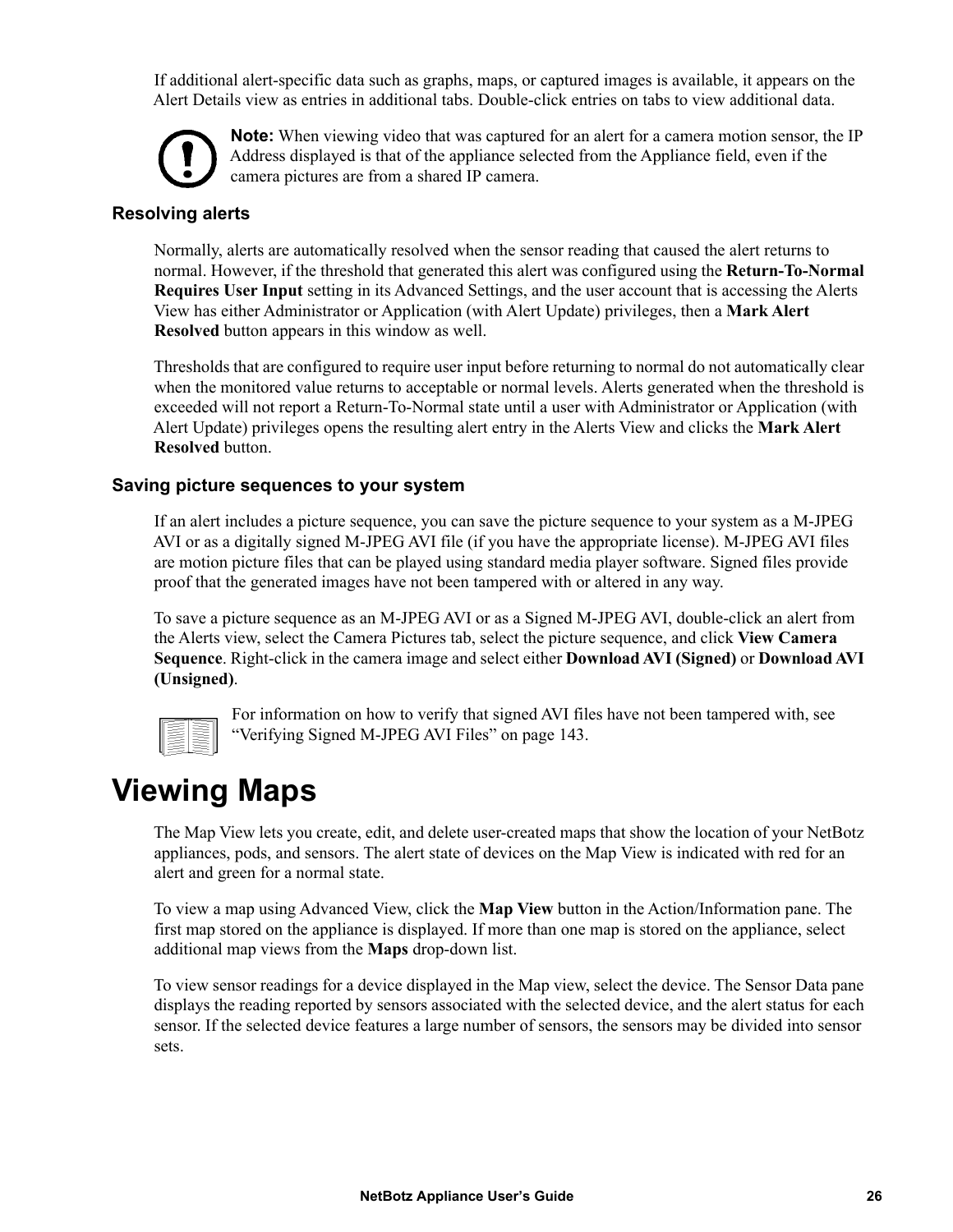If additional alert-specific data such as graphs, maps, or captured images is available, it appears on the Alert Details view as entries in additional tabs. Double-click entries on tabs to view additional data.

**Note:** When viewing video that was captured for an alert for a camera motion sensor, the IP Address displayed is that of the appliance selected from the Appliance field, even if the camera pictures are from a shared IP camera.

### Resolving alerts

Normally, alerts are automatically resolved when the sensor reading that caused the alert returns to normal. However, if the threshold that generated this alert was configured using the **Return-To-Normal Requires User Input** setting in its Advanced Settings, and the user account that is accessing the Alerts View has either Administrator or Application (with Alert Update) privileges, then a **Mark Alert Resolved** button appears in this window as well.

Thresholds that are configured to require user input before returning to normal do not automatically clear when the monitored value returns to acceptable or normal levels. Alerts generated when the threshold is exceeded will not report a Return-To-Normal state until a user with Administrator or Application (with Alert Update) privileges opens the resulting alert entry in the Alerts View and clicks the **Mark Alert Resolved** button.

### Saving picture sequences to your system

If an alert includes a picture sequence, you can save the picture sequence to your system as a M-JPEG AVI or as a digitally signed M-JPEG AVI file (if you have the appropriate license). M-JPEG AVI files are motion picture files that can be played using standard media player software. Signed files provide proof that the generated images have not been tampered with or altered in any way.

To save a picture sequence as an M-JPEG AVI or as a Signed M-JPEG AVI, double-click an alert from the Alerts view, select the Camera Pictures tab, select the picture sequence, and click **View Camera Sequence**. Right-click in the camera image and select either **Download AVI (Signed)** or **Download AVI (Unsigned)**.

For information on how to verify that signed AVI files have not been tampered with, see “Verifying Signed M-JPEG AVI Files” on page 143.

# Viewing Maps

The Map View lets you create, edit, and delete user-created maps that show the location of your NetBotz appliances, pods, and sensors. The alert state of devices on the Map View is indicated with red for an alert and green for a normal state.

To view a map using Advanced View, click the **Map View** button in the Action/Information pane. The first map stored on the appliance is displayed. If more than one map is stored on the appliance, select additional map views from the **Maps** drop-down list.

To view sensor readings for a device displayed in the Map view, select the device. The Sensor Data pane displays the reading reported by sensors associated with the selected device, and the alert status for each sensor. If the selected device features a large number of sensors, the sensors may be divided into sensor sets.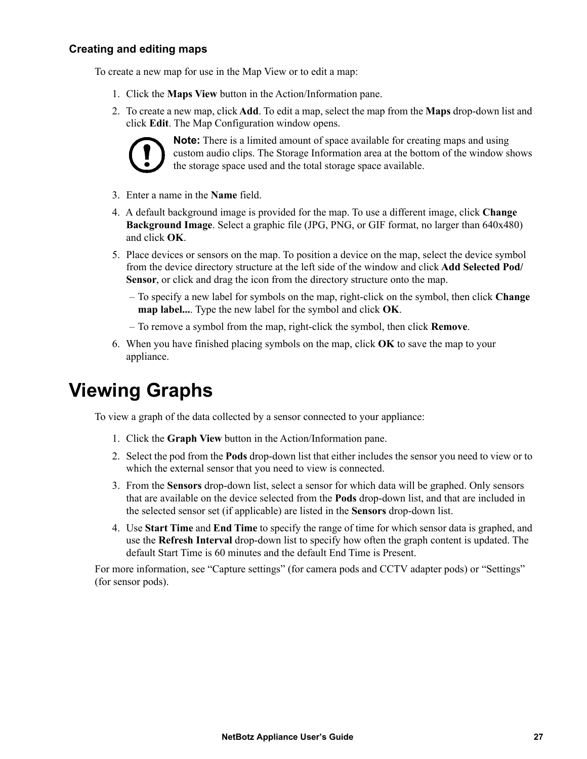### Creating and editing maps

To create a new map for use in the Map View or to edit a map:

1. Click the **Maps View** button in the Action/Information pane.
2. To create a new map, click **Add**. To edit a map, select the map from the **Maps** drop-down list and click **Edit**. The Map Configuration window opens.

   **Note:** There is a limited amount of space available for creating maps and using custom audio clips. The Storage Information area at the bottom of the window shows the storage space used and the total storage space available.

3. Enter a name in the **Name** field.
4. A default background image is provided for the map. To use a different image, click **Change Background Image**. Select a graphic file (JPG, PNG, or GIF format, no larger than 640x480) and click **OK**.
5. Place devices or sensors on the map. To position a device on the map, select the device symbol from the device directory structure at the left side of the window and click **Add Selected Pod/ Sensor**, or click and drag the icon from the directory structure onto the map.
   - To specify a new label for symbols on the map, right-click on the symbol, then click **Change map label...**. Type the new label for the symbol and click **OK**.
   - To remove a symbol from the map, right-click the symbol, then click **Remove**.
6. When you have finished placing symbols on the map, click **OK** to save the map to your appliance.

# Viewing Graphs

To view a graph of the data collected by a sensor connected to your appliance:

1. Click the **Graph View** button in the Action/Information pane.
2. Select the pod from the **Pods** drop-down list that either includes the sensor you need to view or to which the external sensor that you need to view is connected.
3. From the **Sensors** drop-down list, select a sensor for which data will be graphed. Only sensors that are available on the device selected from the **Pods** drop-down list, and that are included in the selected sensor set (if applicable) are listed in the **Sensors** drop-down list.
4. Use **Start Time** and **End Time** to specify the range of time for which sensor data is graphed, and use the **Refresh Interval** drop-down list to specify how often the graph content is updated. The default Start Time is 60 minutes and the default End Time is Present.

For more information, see “Capture settings” (for camera pods and CCTV adapter pods) or “Settings” (for sensor pods).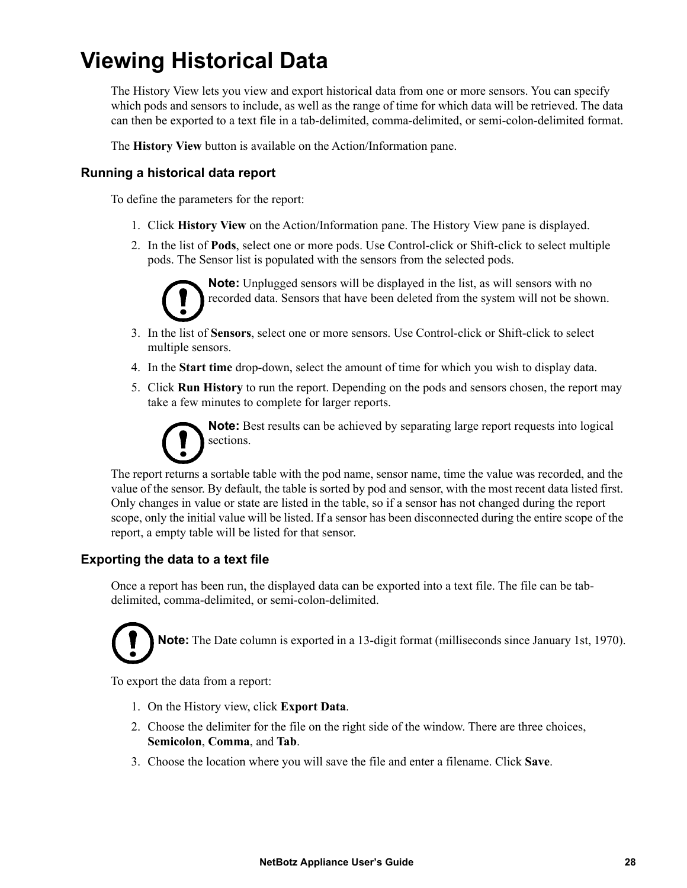# Viewing Historical Data

The History View lets you view and export historical data from one or more sensors. You can specify which pods and sensors to include, as well as the range of time for which data will be retrieved. The data can then be exported to a text file in a tab-delimited, comma-delimited, or semi-colon-delimited format.

The **History View** button is available on the Action/Information pane.

## Running a historical data report

To define the parameters for the report:

1. Click **History View** on the Action/Information pane. The History View pane is displayed.
2. In the list of **Pods**, select one or more pods. Use Control-click or Shift-click to select multiple pods. The Sensor list is populated with the sensors from the selected pods.

   **Note:** Unplugged sensors will be displayed in the list, as will sensors with no recorded data. Sensors that have been deleted from the system will not be shown.

3. In the list of **Sensors**, select one or more sensors. Use Control-click or Shift-click to select multiple sensors.
4. In the **Start time** drop-down, select the amount of time for which you wish to display data.
5. Click **Run History** to run the report. Depending on the pods and sensors chosen, the report may take a few minutes to complete for larger reports.

   **Note:** Best results can be achieved by separating large report requests into logical sections.

The report returns a sortable table with the pod name, sensor name, time the value was recorded, and the value of the sensor. By default, the table is sorted by pod and sensor, with the most recent data listed first. Only changes in value or state are listed in the table, so if a sensor has not changed during the report scope, only the initial value will be listed. If a sensor has been disconnected during the entire scope of the report, a empty table will be listed for that sensor.

## Exporting the data to a text file

Once a report has been run, the displayed data can be exported into a text file. The file can be tab-delimited, comma-delimited, or semi-colon-delimited.

**Note:** The Date column is exported in a 13-digit format (milliseconds since January 1st, 1970).

To export the data from a report:

1. On the History view, click **Export Data**.
2. Choose the delimiter for the file on the right side of the window. There are three choices, **Semicolon**, **Comma**, and **Tab**.
3. Choose the location where you will save the file and enter a filename. Click **Save**.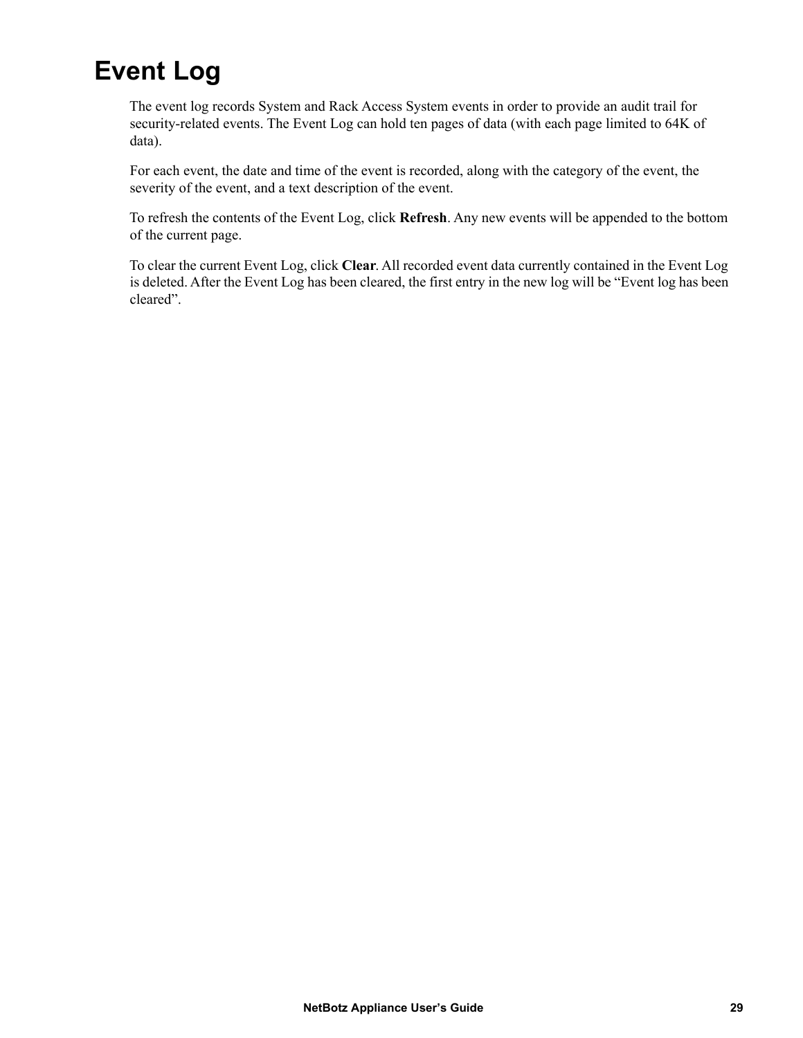# Event Log

The event log records System and Rack Access System events in order to provide an audit trail for security-related events. The Event Log can hold ten pages of data (with each page limited to 64K of data).

For each event, the date and time of the event is recorded, along with the category of the event, the severity of the event, and a text description of the event.

To refresh the contents of the Event Log, click **Refresh**. Any new events will be appended to the bottom of the current page.

To clear the current Event Log, click **Clear**. All recorded event data currently contained in the Event Log is deleted. After the Event Log has been cleared, the first entry in the new log will be “Event log has been cleared”.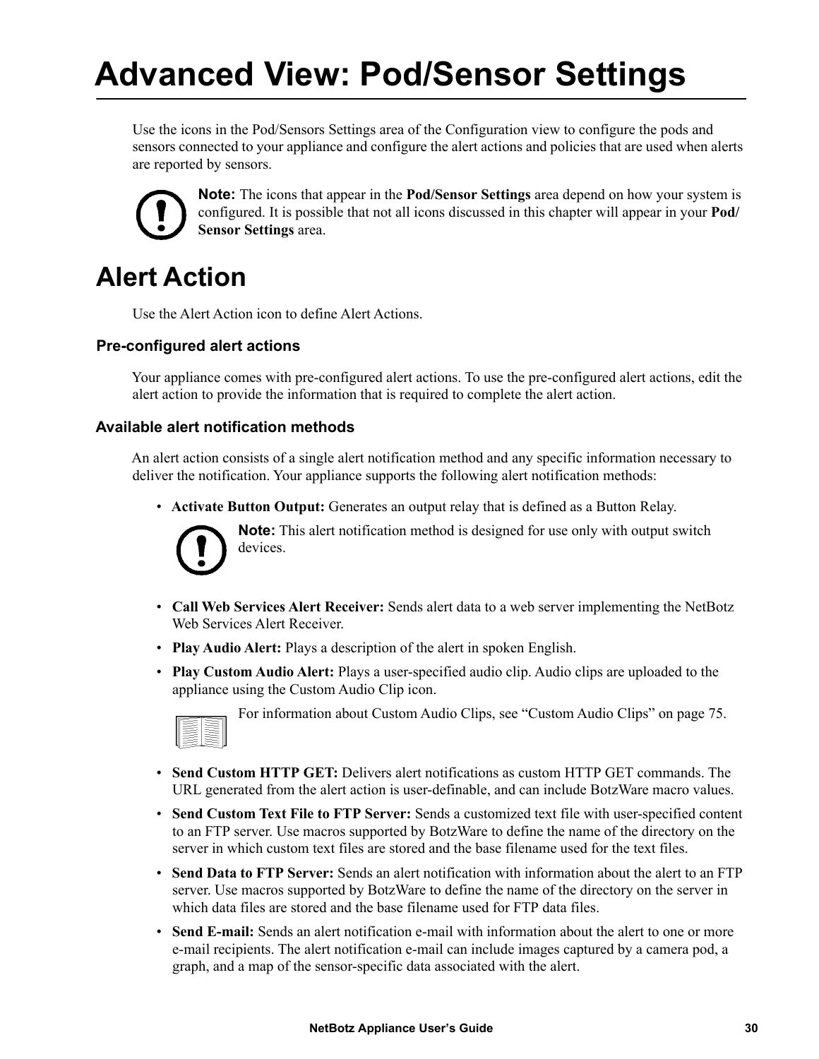# Advanced View: Pod/Sensor Settings

Use the icons in the Pod/Sensors Settings area of the Configuration view to configure the pods and sensors connected to your appliance and configure the alert actions and policies that are used when alerts are reported by sensors.

**Note:** The icons that appear in the **Pod/Sensor Settings** area depend on how your system is configured. It is possible that not all icons discussed in this chapter will appear in your **Pod/ Sensor Settings** area.

# Alert Action

Use the Alert Action icon to define Alert Actions.

### Pre-configured alert actions

Your appliance comes with pre-configured alert actions. To use the pre-configured alert actions, edit the alert action to provide the information that is required to complete the alert action.

### Available alert notification methods

An alert action consists of a single alert notification method and any specific information necessary to deliver the notification. Your appliance supports the following alert notification methods:

- **Activate Button Output:** Generates an output relay that is defined as a Button Relay.

  **Note:** This alert notification method is designed for use only with output switch devices.

- **Call Web Services Alert Receiver:** Sends alert data to a web server implementing the NetBotz Web Services Alert Receiver.
- **Play Audio Alert:** Plays a description of the alert in spoken English.
- **Play Custom Audio Alert:** Plays a user-specified audio clip. Audio clips are uploaded to the appliance using the Custom Audio Clip icon.

  For information about Custom Audio Clips, see "Custom Audio Clips" on page 75.

- **Send Custom HTTP GET:** Delivers alert notifications as custom HTTP GET commands. The URL generated from the alert action is user-definable, and can include BotzWare macro values.
- **Send Custom Text File to FTP Server:** Sends a customized text file with user-specified content to an FTP server. Use macros supported by BotzWare to define the name of the directory on the server in which custom text files are stored and the base filename used for the text files.
- **Send Data to FTP Server:** Sends an alert notification with information about the alert to an FTP server. Use macros supported by BotzWare to define the name of the directory on the server in which data files are stored and the base filename used for FTP data files.
- **Send E-mail:** Sends an alert notification e-mail with information about the alert to one or more e-mail recipients. The alert notification e-mail can include images captured by a camera pod, a graph, and a map of the sensor-specific data associated with the alert.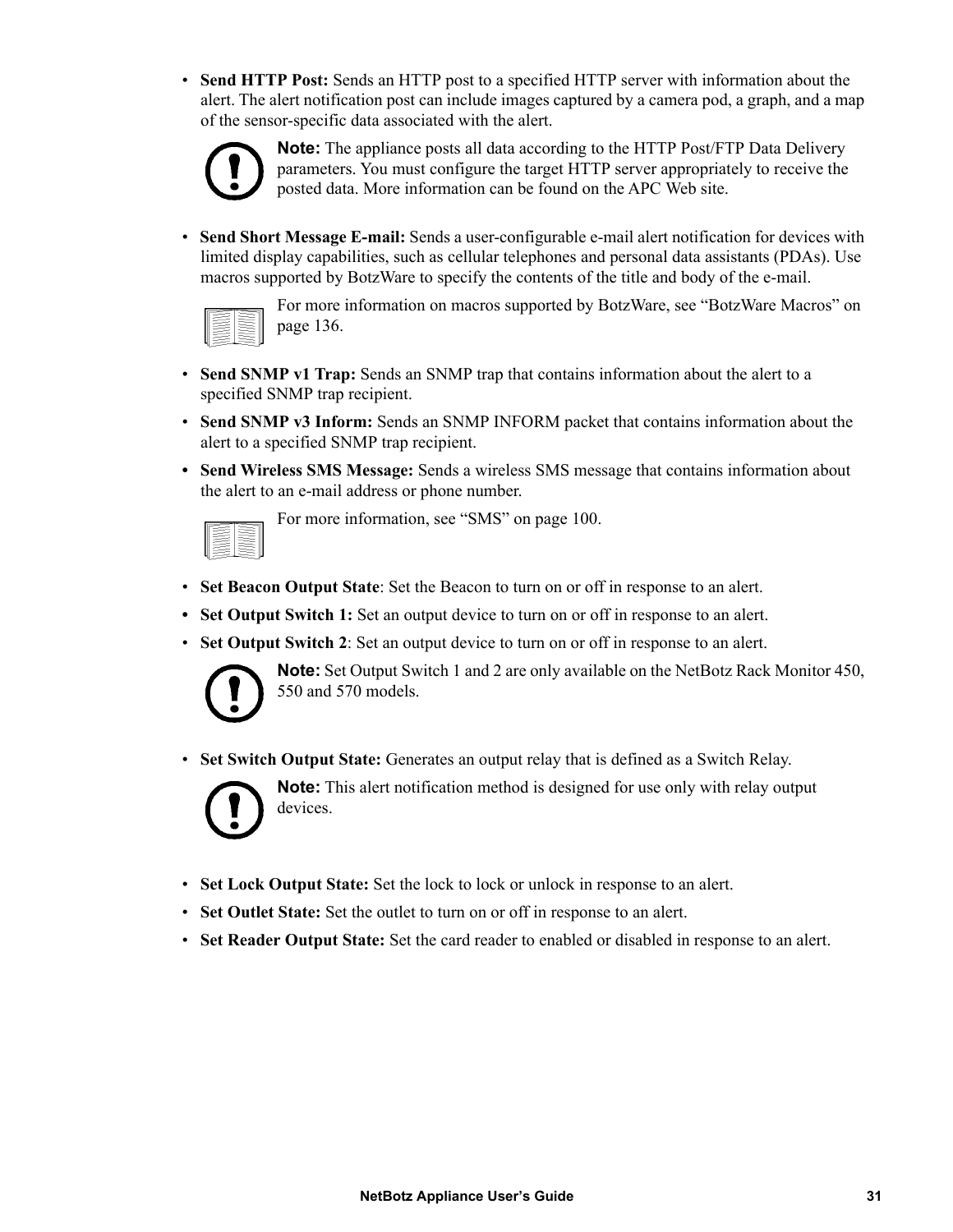- **Send HTTP Post:** Sends an HTTP post to a specified HTTP server with information about the alert. The alert notification post can include images captured by a camera pod, a graph, and a map of the sensor-specific data associated with the alert.

  **Note:** The appliance posts all data according to the HTTP Post/FTP Data Delivery parameters. You must configure the target HTTP server appropriately to receive the posted data. More information can be found on the APC Web site.

- **Send Short Message E-mail:** Sends a user-configurable e-mail alert notification for devices with limited display capabilities, such as cellular telephones and personal data assistants (PDAs). Use macros supported by BotzWare to specify the contents of the title and body of the e-mail.

  For more information on macros supported by BotzWare, see "BotzWare Macros" on page 136.

- **Send SNMP v1 Trap:** Sends an SNMP trap that contains information about the alert to a specified SNMP trap recipient.
- **Send SNMP v3 Inform:** Sends an SNMP INFORM packet that contains information about the alert to a specified SNMP trap recipient.
- **Send Wireless SMS Message:** Sends a wireless SMS message that contains information about the alert to an e-mail address or phone number.

  For more information, see "SMS" on page 100.

- **Set Beacon Output State**: Set the Beacon to turn on or off in response to an alert.
- **Set Output Switch 1:** Set an output device to turn on or off in response to an alert.
- **Set Output Switch 2**: Set an output device to turn on or off in response to an alert.

  **Note:** Set Output Switch 1 and 2 are only available on the NetBotz Rack Monitor 450, 550 and 570 models.

- **Set Switch Output State:** Generates an output relay that is defined as a Switch Relay.

  **Note:** This alert notification method is designed for use only with relay output devices.

- **Set Lock Output State:** Set the lock to lock or unlock in response to an alert.
- **Set Outlet State:** Set the outlet to turn on or off in response to an alert.
- **Set Reader Output State:** Set the card reader to enabled or disabled in response to an alert.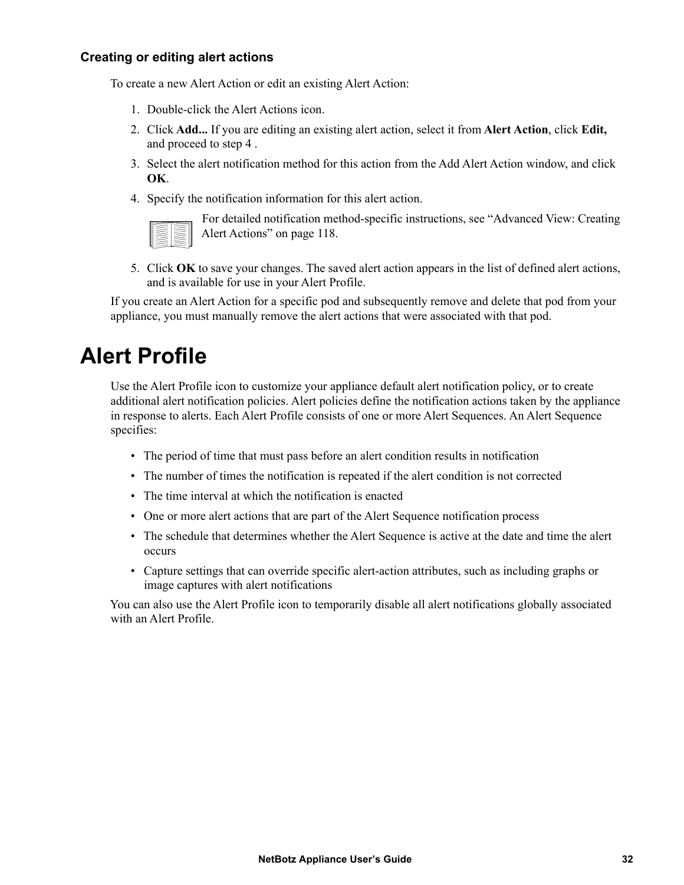### Creating or editing alert actions

To create a new Alert Action or edit an existing Alert Action:

1. Double-click the Alert Actions icon.
2. Click **Add...** If you are editing an existing alert action, select it from **Alert Action**, click **Edit,** and proceed to step 4 .
3. Select the alert notification method for this action from the Add Alert Action window, and click **OK**.
4. Specify the notification information for this alert action.

   For detailed notification method-specific instructions, see "Advanced View: Creating Alert Actions" on page 118.

5. Click **OK** to save your changes. The saved alert action appears in the list of defined alert actions, and is available for use in your Alert Profile.

If you create an Alert Action for a specific pod and subsequently remove and delete that pod from your appliance, you must manually remove the alert actions that were associated with that pod.

# Alert Profile

Use the Alert Profile icon to customize your appliance default alert notification policy, or to create additional alert notification policies. Alert policies define the notification actions taken by the appliance in response to alerts. Each Alert Profile consists of one or more Alert Sequences. An Alert Sequence specifies:

- The period of time that must pass before an alert condition results in notification
- The number of times the notification is repeated if the alert condition is not corrected
- The time interval at which the notification is enacted
- One or more alert actions that are part of the Alert Sequence notification process
- The schedule that determines whether the Alert Sequence is active at the date and time the alert occurs
- Capture settings that can override specific alert-action attributes, such as including graphs or image captures with alert notifications

You can also use the Alert Profile icon to temporarily disable all alert notifications globally associated with an Alert Profile.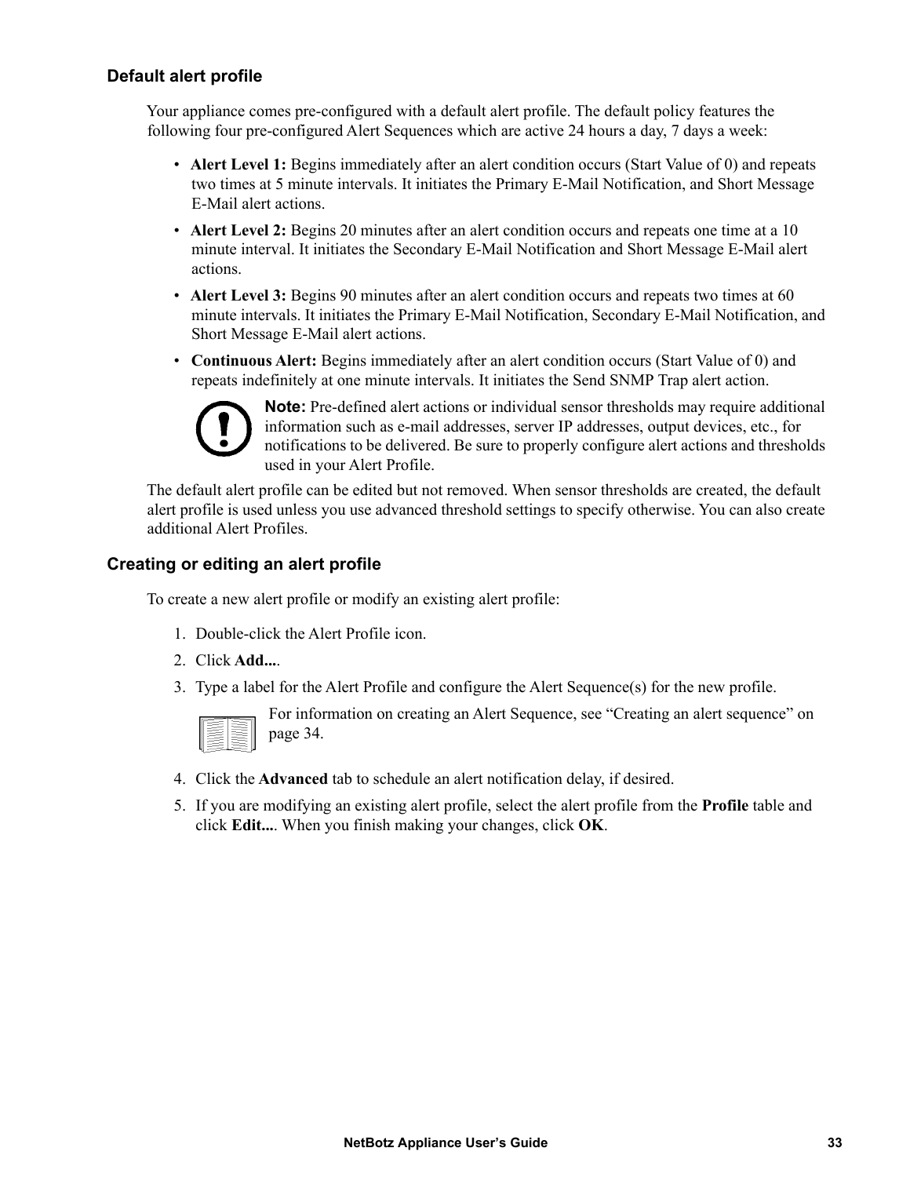### Default alert profile

Your appliance comes pre-configured with a default alert profile. The default policy features the following four pre-configured Alert Sequences which are active 24 hours a day, 7 days a week:

- **Alert Level 1:** Begins immediately after an alert condition occurs (Start Value of 0) and repeats two times at 5 minute intervals. It initiates the Primary E-Mail Notification, and Short Message E-Mail alert actions.
- **Alert Level 2:** Begins 20 minutes after an alert condition occurs and repeats one time at a 10 minute interval. It initiates the Secondary E-Mail Notification and Short Message E-Mail alert actions.
- **Alert Level 3:** Begins 90 minutes after an alert condition occurs and repeats two times at 60 minute intervals. It initiates the Primary E-Mail Notification, Secondary E-Mail Notification, and Short Message E-Mail alert actions.
- **Continuous Alert:** Begins immediately after an alert condition occurs (Start Value of 0) and repeats indefinitely at one minute intervals. It initiates the Send SNMP Trap alert action.

**Note:** Pre-defined alert actions or individual sensor thresholds may require additional information such as e-mail addresses, server IP addresses, output devices, etc., for notifications to be delivered. Be sure to properly configure alert actions and thresholds used in your Alert Profile.

The default alert profile can be edited but not removed. When sensor thresholds are created, the default alert profile is used unless you use advanced threshold settings to specify otherwise. You can also create additional Alert Profiles.

### Creating or editing an alert profile

To create a new alert profile or modify an existing alert profile:

1. Double-click the Alert Profile icon.
2. Click **Add...**.
3. Type a label for the Alert Profile and configure the Alert Sequence(s) for the new profile.

   For information on creating an Alert Sequence, see "Creating an alert sequence" on page 34.

4. Click the **Advanced** tab to schedule an alert notification delay, if desired.
5. If you are modifying an existing alert profile, select the alert profile from the **Profile** table and click **Edit...**. When you finish making your changes, click **OK**.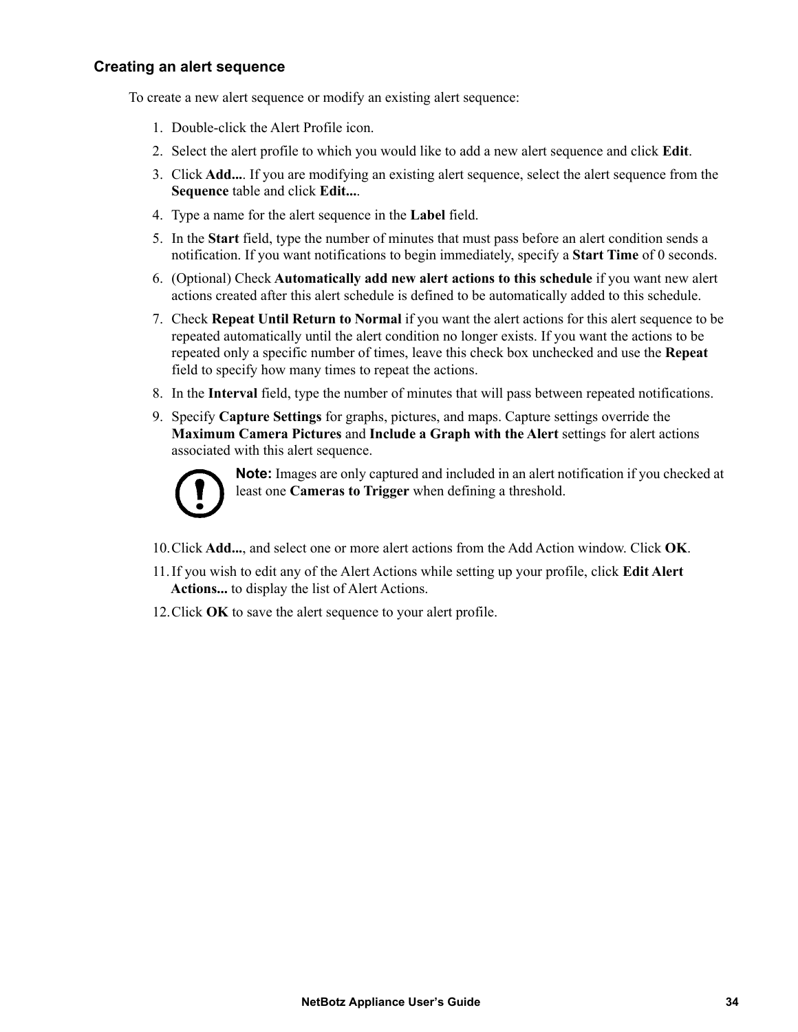### Creating an alert sequence

To create a new alert sequence or modify an existing alert sequence:

1. Double-click the Alert Profile icon.
2. Select the alert profile to which you would like to add a new alert sequence and click **Edit**.
3. Click **Add...**. If you are modifying an existing alert sequence, select the alert sequence from the **Sequence** table and click **Edit...**.
4. Type a name for the alert sequence in the **Label** field.
5. In the **Start** field, type the number of minutes that must pass before an alert condition sends a notification. If you want notifications to begin immediately, specify a **Start Time** of 0 seconds.
6. (Optional) Check **Automatically add new alert actions to this schedule** if you want new alert actions created after this alert schedule is defined to be automatically added to this schedule.
7. Check **Repeat Until Return to Normal** if you want the alert actions for this alert sequence to be repeated automatically until the alert condition no longer exists. If you want the actions to be repeated only a specific number of times, leave this check box unchecked and use the **Repeat** field to specify how many times to repeat the actions.
8. In the **Interval** field, type the number of minutes that will pass between repeated notifications.
9. Specify **Capture Settings** for graphs, pictures, and maps. Capture settings override the **Maximum Camera Pictures** and **Include a Graph with the Alert** settings for alert actions associated with this alert sequence.

   **Note:** Images are only captured and included in an alert notification if you checked at least one **Cameras to Trigger** when defining a threshold.

10. Click **Add...**, and select one or more alert actions from the Add Action window. Click **OK**.
11. If you wish to edit any of the Alert Actions while setting up your profile, click **Edit Alert Actions...** to display the list of Alert Actions.
12. Click **OK** to save the alert sequence to your alert profile.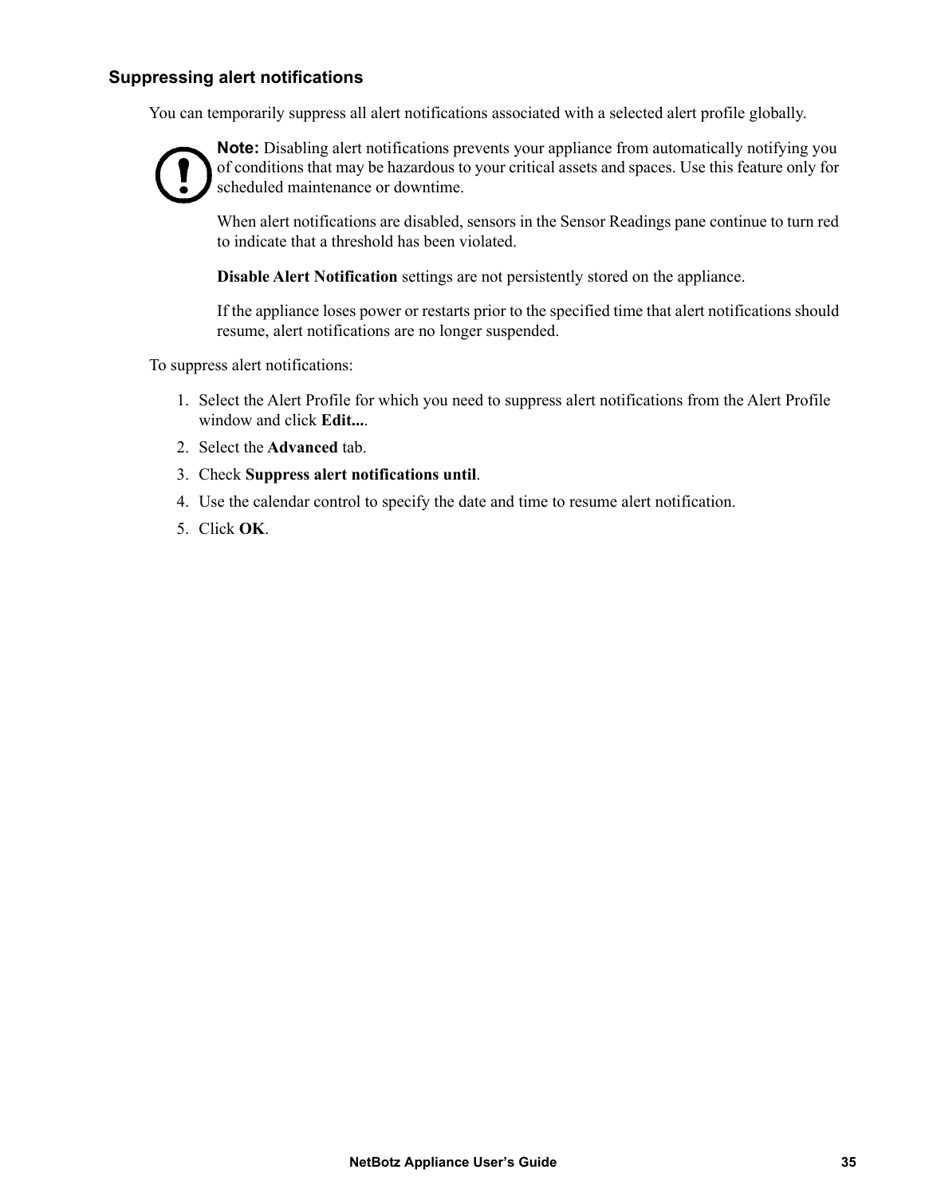### Suppressing alert notifications

You can temporarily suppress all alert notifications associated with a selected alert profile globally.

**Note:** Disabling alert notifications prevents your appliance from automatically notifying you of conditions that may be hazardous to your critical assets and spaces. Use this feature only for scheduled maintenance or downtime.

When alert notifications are disabled, sensors in the Sensor Readings pane continue to turn red to indicate that a threshold has been violated.

**Disable Alert Notification** settings are not persistently stored on the appliance.

If the appliance loses power or restarts prior to the specified time that alert notifications should resume, alert notifications are no longer suspended.

To suppress alert notifications:

1. Select the Alert Profile for which you need to suppress alert notifications from the Alert Profile window and click **Edit...**.
2. Select the **Advanced** tab.
3. Check **Suppress alert notifications until**.
4. Use the calendar control to specify the date and time to resume alert notification.
5. Click **OK**.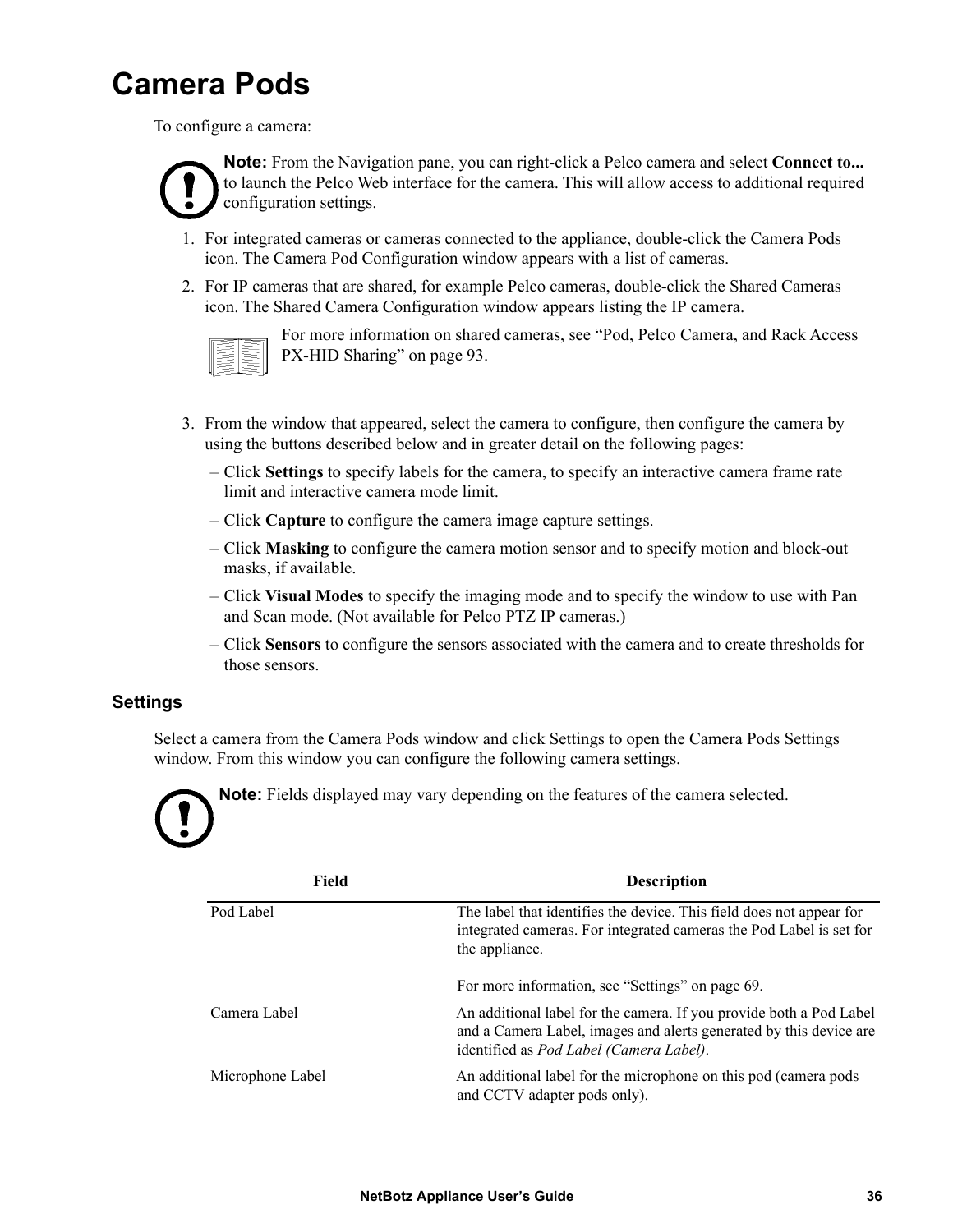# Camera Pods

To configure a camera:

**Note:** From the Navigation pane, you can right-click a Pelco camera and select **Connect to...** to launch the Pelco Web interface for the camera. This will allow access to additional required configuration settings.

1. For integrated cameras or cameras connected to the appliance, double-click the Camera Pods icon. The Camera Pod Configuration window appears with a list of cameras.
2. For IP cameras that are shared, for example Pelco cameras, double-click the Shared Cameras icon. The Shared Camera Configuration window appears listing the IP camera.

   For more information on shared cameras, see "Pod, Pelco Camera, and Rack Access PX-HID Sharing" on page 93.

3. From the window that appeared, select the camera to configure, then configure the camera by using the buttons described below and in greater detail on the following pages:
   - Click **Settings** to specify labels for the camera, to specify an interactive camera frame rate limit and interactive camera mode limit.
   - Click **Capture** to configure the camera image capture settings.
   - Click **Masking** to configure the camera motion sensor and to specify motion and block-out masks, if available.
   - Click **Visual Modes** to specify the imaging mode and to specify the window to use with Pan and Scan mode. (Not available for Pelco PTZ IP cameras.)
   - Click **Sensors** to configure the sensors associated with the camera and to create thresholds for those sensors.

## Settings

Select a camera from the Camera Pods window and click Settings to open the Camera Pods Settings window. From this window you can configure the following camera settings.

**Note:** Fields displayed may vary depending on the features of the camera selected.

| Field | Description |
|---|---|
| Pod Label | The label that identifies the device. This field does not appear for integrated cameras. For integrated cameras the Pod Label is set for the appliance.<br><br>For more information, see "Settings" on page 69. |
| Camera Label | An additional label for the camera. If you provide both a Pod Label and a Camera Label, images and alerts generated by this device are identified as *Pod Label (Camera Label)*. |
| Microphone Label | An additional label for the microphone on this pod (camera pods and CCTV adapter pods only). |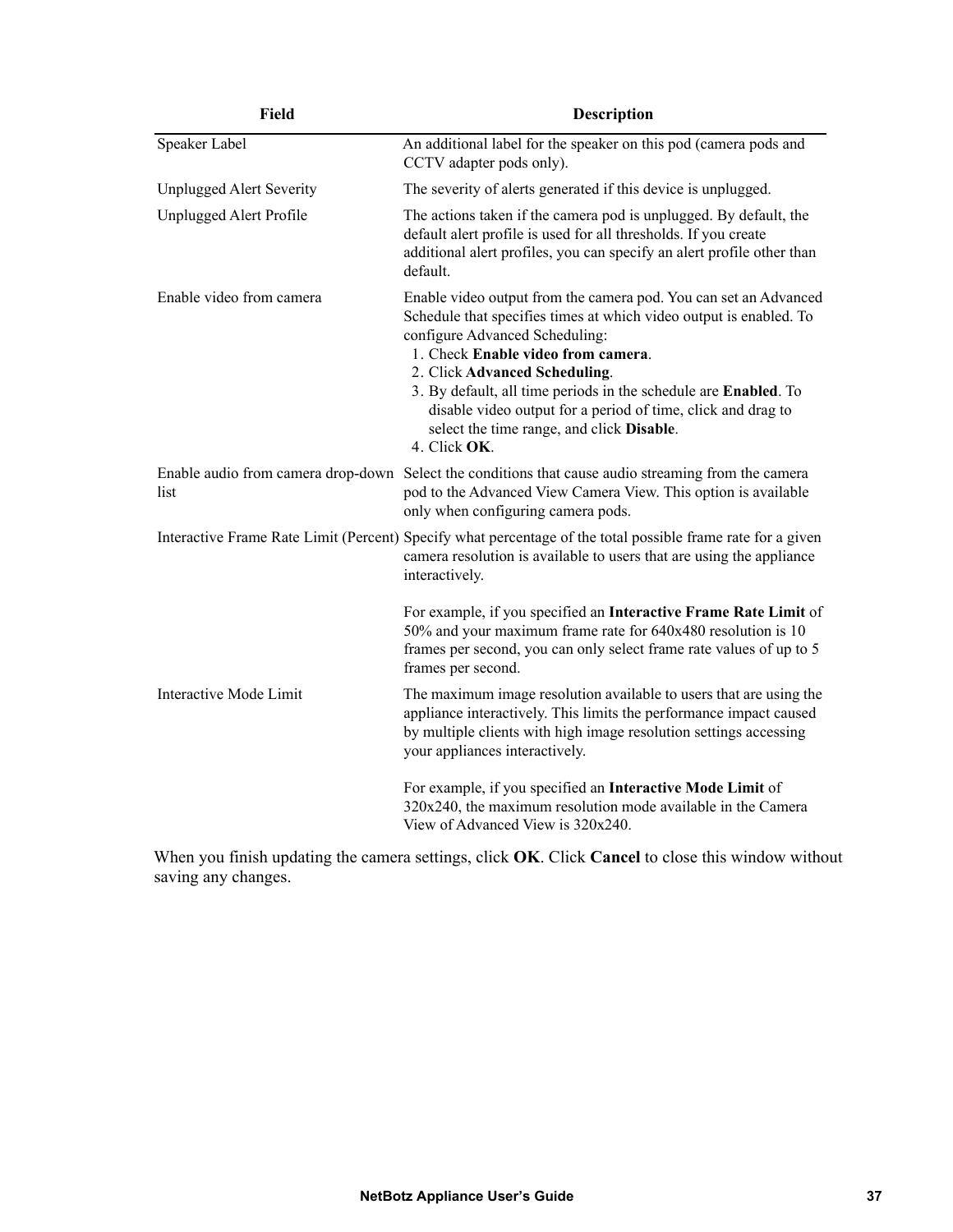| Field | Description |
| --- | --- |
| Speaker Label | An additional label for the speaker on this pod (camera pods and CCTV adapter pods only). |
| Unplugged Alert Severity | The severity of alerts generated if this device is unplugged. |
| Unplugged Alert Profile | The actions taken if the camera pod is unplugged. By default, the default alert profile is used for all thresholds. If you create additional alert profiles, you can specify an alert profile other than default. |
| Enable video from camera | Enable video output from the camera pod. You can set an Advanced Schedule that specifies times at which video output is enabled. To configure Advanced Scheduling:<br>1. Check **Enable video from camera**.<br>2. Click **Advanced Scheduling**.<br>3. By default, all time periods in the schedule are **Enabled**. To disable video output for a period of time, click and drag to select the time range, and click **Disable**.<br>4. Click **OK**. |
| Enable audio from camera drop-down list | Select the conditions that cause audio streaming from the camera pod to the Advanced View Camera View. This option is available only when configuring camera pods. |
| Interactive Frame Rate Limit (Percent) | Specify what percentage of the total possible frame rate for a given camera resolution is available to users that are using the appliance interactively.<br><br>For example, if you specified an **Interactive Frame Rate Limit** of 50% and your maximum frame rate for 640x480 resolution is 10 frames per second, you can only select frame rate values of up to 5 frames per second. |
| Interactive Mode Limit | The maximum image resolution available to users that are using the appliance interactively. This limits the performance impact caused by multiple clients with high image resolution settings accessing your appliances interactively.<br><br>For example, if you specified an **Interactive Mode Limit** of 320x240, the maximum resolution mode available in the Camera View of Advanced View is 320x240. |

When you finish updating the camera settings, click **OK**. Click **Cancel** to close this window without saving any changes.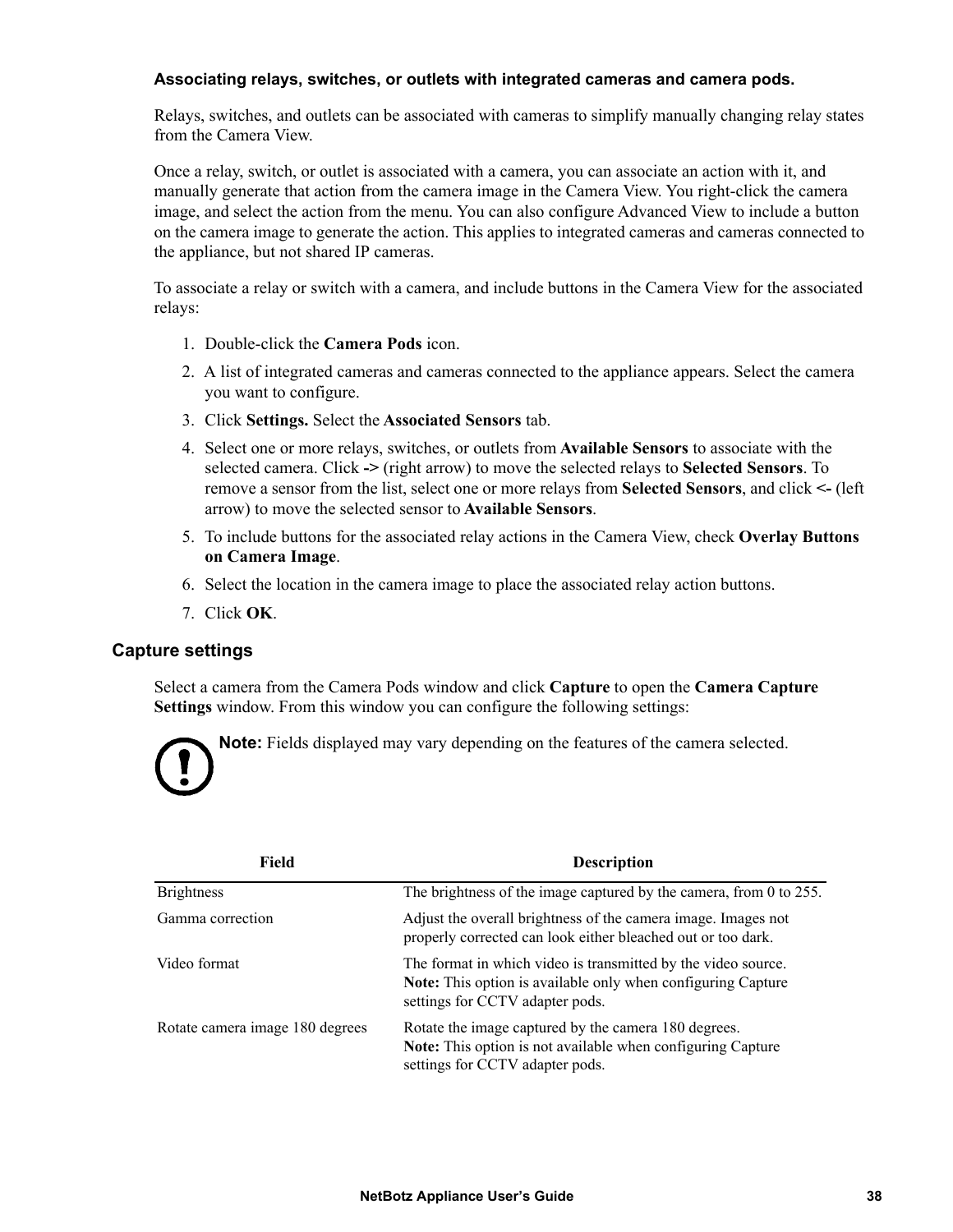#### Associating relays, switches, or outlets with integrated cameras and camera pods.

Relays, switches, and outlets can be associated with cameras to simplify manually changing relay states from the Camera View.

Once a relay, switch, or outlet is associated with a camera, you can associate an action with it, and manually generate that action from the camera image in the Camera View. You right-click the camera image, and select the action from the menu. You can also configure Advanced View to include a button on the camera image to generate the action. This applies to integrated cameras and cameras connected to the appliance, but not shared IP cameras.

To associate a relay or switch with a camera, and include buttons in the Camera View for the associated relays:

1. Double-click the **Camera Pods** icon.
2. A list of integrated cameras and cameras connected to the appliance appears. Select the camera you want to configure.
3. Click **Settings.** Select the **Associated Sensors** tab.
4. Select one or more relays, switches, or outlets from **Available Sensors** to associate with the selected camera. Click **->** (right arrow) to move the selected relays to **Selected Sensors**. To remove a sensor from the list, select one or more relays from **Selected Sensors**, and click **<-** (left arrow) to move the selected sensor to **Available Sensors**.
5. To include buttons for the associated relay actions in the Camera View, check **Overlay Buttons on Camera Image**.
6. Select the location in the camera image to place the associated relay action buttons.
7. Click **OK**.

### Capture settings

Select a camera from the Camera Pods window and click **Capture** to open the **Camera Capture Settings** window. From this window you can configure the following settings:

**Note:** Fields displayed may vary depending on the features of the camera selected.

| Field | Description |
|---|---|
| Brightness | The brightness of the image captured by the camera, from 0 to 255. |
| Gamma correction | Adjust the overall brightness of the camera image. Images not properly corrected can look either bleached out or too dark. |
| Video format | The format in which video is transmitted by the video source. **Note:** This option is available only when configuring Capture settings for CCTV adapter pods. |
| Rotate camera image 180 degrees | Rotate the image captured by the camera 180 degrees. **Note:** This option is not available when configuring Capture settings for CCTV adapter pods. |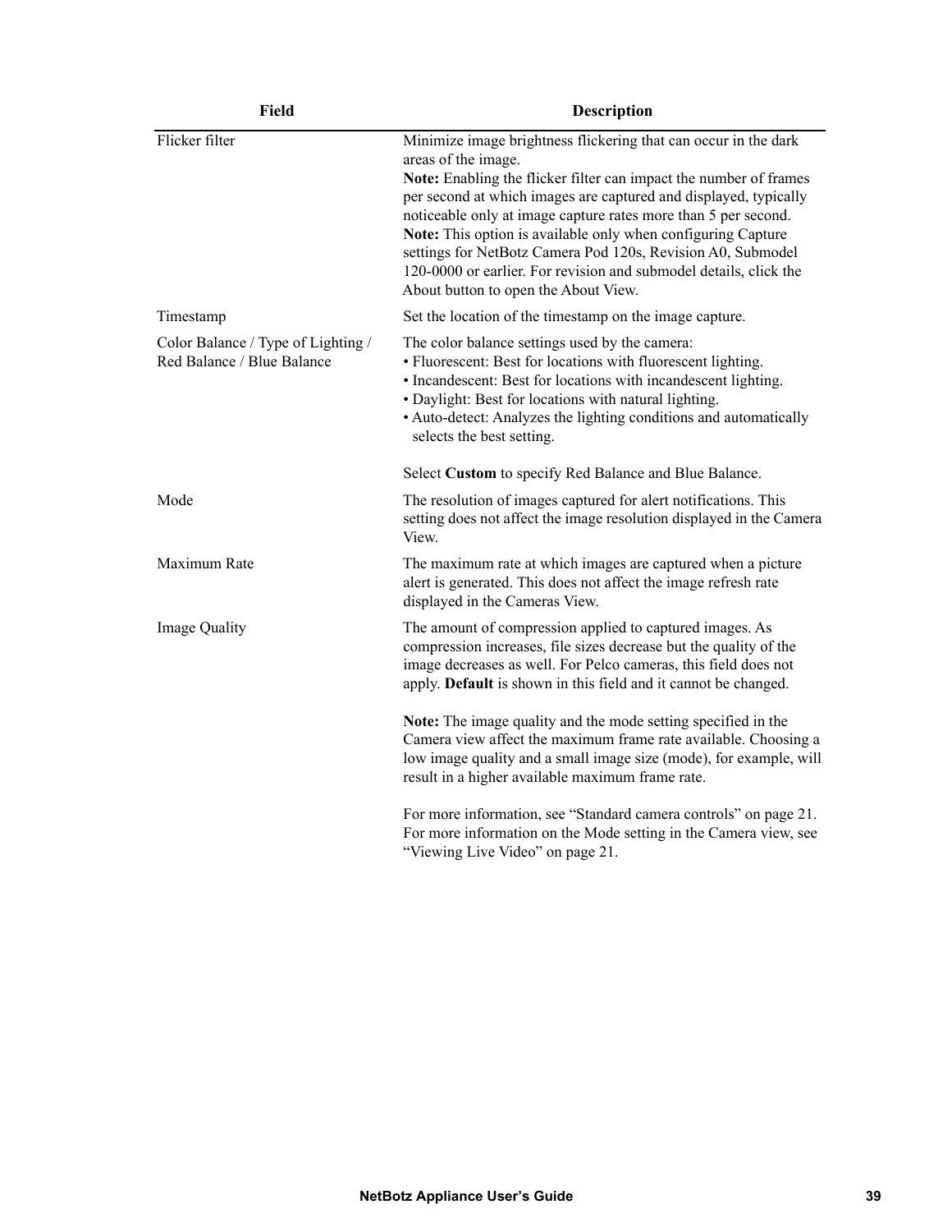| Field | Description |
|---|---|
| Flicker filter | Minimize image brightness flickering that can occur in the dark areas of the image.<br>**Note:** Enabling the flicker filter can impact the number of frames per second at which images are captured and displayed, typically noticeable only at image capture rates more than 5 per second.<br>**Note:** This option is available only when configuring Capture settings for NetBotz Camera Pod 120s, Revision A0, Submodel 120-0000 or earlier. For revision and submodel details, click the About button to open the About View. |
| Timestamp | Set the location of the timestamp on the image capture. |
| Color Balance / Type of Lighting / Red Balance / Blue Balance | The color balance settings used by the camera:<br>• Fluorescent: Best for locations with fluorescent lighting.<br>• Incandescent: Best for locations with incandescent lighting.<br>• Daylight: Best for locations with natural lighting.<br>• Auto-detect: Analyzes the lighting conditions and automatically selects the best setting.<br><br>Select **Custom** to specify Red Balance and Blue Balance. |
| Mode | The resolution of images captured for alert notifications. This setting does not affect the image resolution displayed in the Camera View. |
| Maximum Rate | The maximum rate at which images are captured when a picture alert is generated. This does not affect the image refresh rate displayed in the Cameras View. |
| Image Quality | The amount of compression applied to captured images. As compression increases, file sizes decrease but the quality of the image decreases as well. For Pelco cameras, this field does not apply. **Default** is shown in this field and it cannot be changed.<br><br>**Note:** The image quality and the mode setting specified in the Camera view affect the maximum frame rate available. Choosing a low image quality and a small image size (mode), for example, will result in a higher available maximum frame rate.<br><br>For more information, see “Standard camera controls” on page 21. For more information on the Mode setting in the Camera view, see “Viewing Live Video” on page 21. |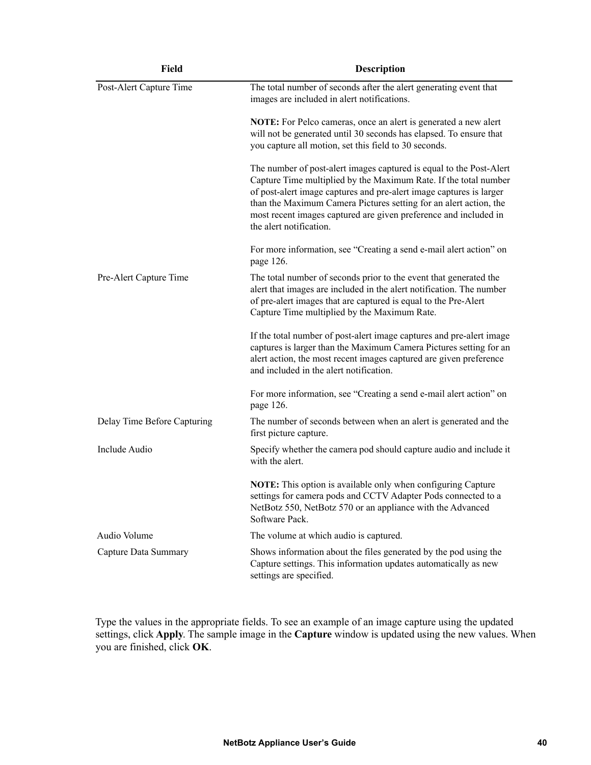| Field | Description |
|---|---|
| Post-Alert Capture Time | The total number of seconds after the alert generating event that images are included in alert notifications.<br><br>**NOTE:** For Pelco cameras, once an alert is generated a new alert will not be generated until 30 seconds has elapsed. To ensure that you capture all motion, set this field to 30 seconds.<br><br>The number of post-alert images captured is equal to the Post-Alert Capture Time multiplied by the Maximum Rate. If the total number of post-alert image captures and pre-alert image captures is larger than the Maximum Camera Pictures setting for an alert action, the most recent images captured are given preference and included in the alert notification.<br><br>For more information, see “Creating a send e-mail alert action” on page 126. |
| Pre-Alert Capture Time | The total number of seconds prior to the event that generated the alert that images are included in the alert notification. The number of pre-alert images that are captured is equal to the Pre-Alert Capture Time multiplied by the Maximum Rate.<br><br>If the total number of post-alert image captures and pre-alert image captures is larger than the Maximum Camera Pictures setting for an alert action, the most recent images captured are given preference and included in the alert notification.<br><br>For more information, see “Creating a send e-mail alert action” on page 126. |
| Delay Time Before Capturing | The number of seconds between when an alert is generated and the first picture capture. |
| Include Audio | Specify whether the camera pod should capture audio and include it with the alert.<br><br>**NOTE:** This option is available only when configuring Capture settings for camera pods and CCTV Adapter Pods connected to a NetBotz 550, NetBotz 570 or an appliance with the Advanced Software Pack. |
| Audio Volume | The volume at which audio is captured. |
| Capture Data Summary | Shows information about the files generated by the pod using the Capture settings. This information updates automatically as new settings are specified. |

Type the values in the appropriate fields. To see an example of an image capture using the updated settings, click **Apply**. The sample image in the **Capture** window is updated using the new values. When you are finished, click **OK**.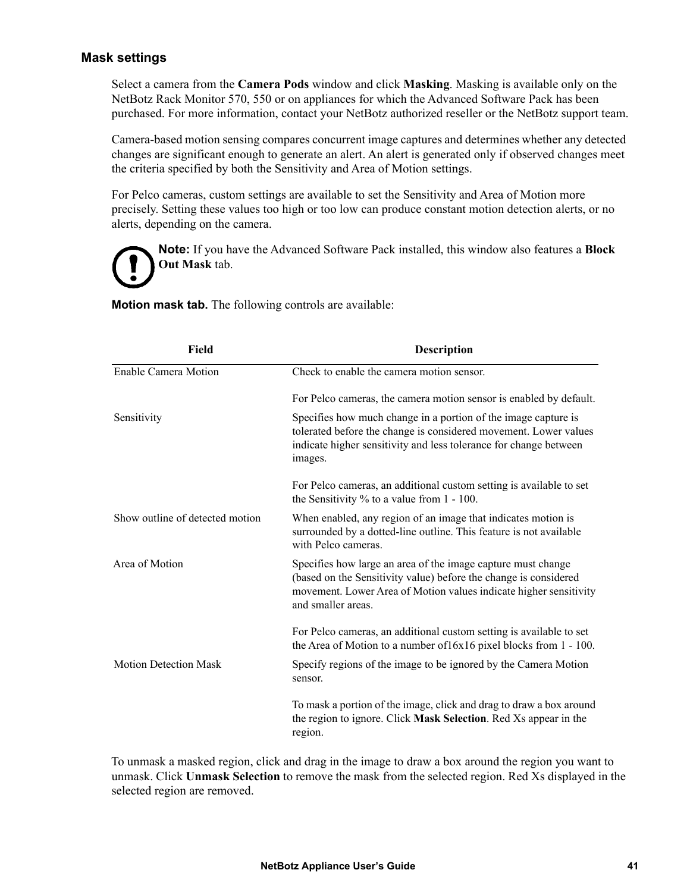### Mask settings

Select a camera from the **Camera Pods** window and click **Masking**. Masking is available only on the NetBotz Rack Monitor 570, 550 or on appliances for which the Advanced Software Pack has been purchased. For more information, contact your NetBotz authorized reseller or the NetBotz support team.

Camera-based motion sensing compares concurrent image captures and determines whether any detected changes are significant enough to generate an alert. An alert is generated only if observed changes meet the criteria specified by both the Sensitivity and Area of Motion settings.

For Pelco cameras, custom settings are available to set the Sensitivity and Area of Motion more precisely. Setting these values too high or too low can produce constant motion detection alerts, or no alerts, depending on the camera.

**Note:** If you have the Advanced Software Pack installed, this window also features a **Block Out Mask** tab.

**Motion mask tab.** The following controls are available:

| Field | Description |
|---|---|
| Enable Camera Motion | Check to enable the camera motion sensor.<br><br>For Pelco cameras, the camera motion sensor is enabled by default. |
| Sensitivity | Specifies how much change in a portion of the image capture is tolerated before the change is considered movement. Lower values indicate higher sensitivity and less tolerance for change between images.<br><br>For Pelco cameras, an additional custom setting is available to set the Sensitivity % to a value from 1 - 100. |
| Show outline of detected motion | When enabled, any region of an image that indicates motion is surrounded by a dotted-line outline. This feature is not available with Pelco cameras. |
| Area of Motion | Specifies how large an area of the image capture must change (based on the Sensitivity value) before the change is considered movement. Lower Area of Motion values indicate higher sensitivity and smaller areas.<br><br>For Pelco cameras, an additional custom setting is available to set the Area of Motion to a number of16x16 pixel blocks from 1 - 100. |
| Motion Detection Mask | Specify regions of the image to be ignored by the Camera Motion sensor.<br><br>To mask a portion of the image, click and drag to draw a box around the region to ignore. Click **Mask Selection**. Red Xs appear in the region. |

To unmask a masked region, click and drag in the image to draw a box around the region you want to unmask. Click **Unmask Selection** to remove the mask from the selected region. Red Xs displayed in the selected region are removed.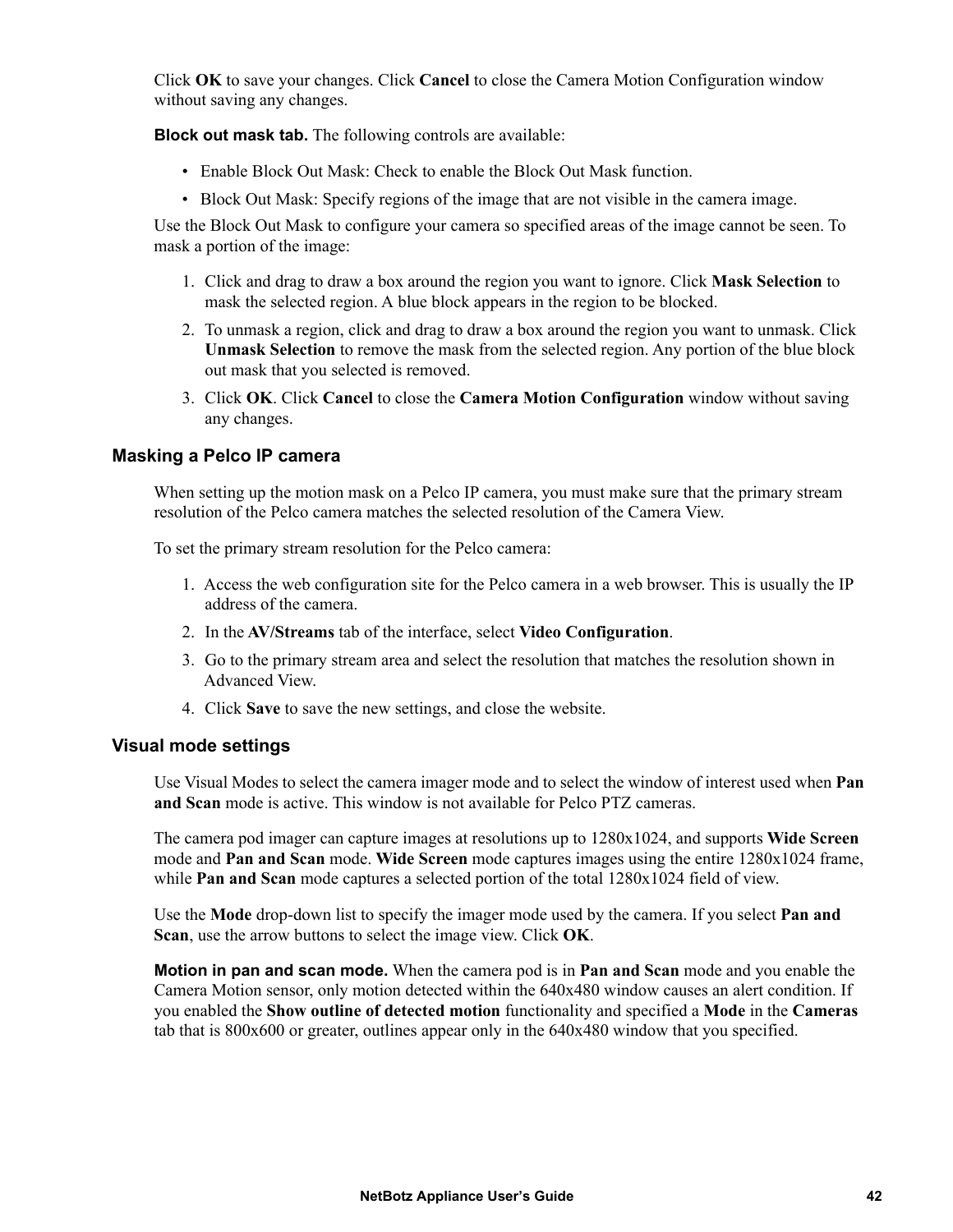Click **OK** to save your changes. Click **Cancel** to close the Camera Motion Configuration window without saving any changes.

**Block out mask tab.** The following controls are available:

- Enable Block Out Mask: Check to enable the Block Out Mask function.
- Block Out Mask: Specify regions of the image that are not visible in the camera image.

Use the Block Out Mask to configure your camera so specified areas of the image cannot be seen. To mask a portion of the image:

1. Click and drag to draw a box around the region you want to ignore. Click **Mask Selection** to mask the selected region. A blue block appears in the region to be blocked.
2. To unmask a region, click and drag to draw a box around the region you want to unmask. Click **Unmask Selection** to remove the mask from the selected region. Any portion of the blue block out mask that you selected is removed.
3. Click **OK**. Click **Cancel** to close the **Camera Motion Configuration** window without saving any changes.

### Masking a Pelco IP camera

When setting up the motion mask on a Pelco IP camera, you must make sure that the primary stream resolution of the Pelco camera matches the selected resolution of the Camera View.

To set the primary stream resolution for the Pelco camera:

1. Access the web configuration site for the Pelco camera in a web browser. This is usually the IP address of the camera.
2. In the **AV/Streams** tab of the interface, select **Video Configuration**.
3. Go to the primary stream area and select the resolution that matches the resolution shown in Advanced View.
4. Click **Save** to save the new settings, and close the website.

### Visual mode settings

Use Visual Modes to select the camera imager mode and to select the window of interest used when **Pan and Scan** mode is active. This window is not available for Pelco PTZ cameras.

The camera pod imager can capture images at resolutions up to 1280x1024, and supports **Wide Screen** mode and **Pan and Scan** mode. **Wide Screen** mode captures images using the entire 1280x1024 frame, while **Pan and Scan** mode captures a selected portion of the total 1280x1024 field of view.

Use the **Mode** drop-down list to specify the imager mode used by the camera. If you select **Pan and Scan**, use the arrow buttons to select the image view. Click **OK**.

**Motion in pan and scan mode.** When the camera pod is in **Pan and Scan** mode and you enable the Camera Motion sensor, only motion detected within the 640x480 window causes an alert condition. If you enabled the **Show outline of detected motion** functionality and specified a **Mode** in the **Cameras** tab that is 800x600 or greater, outlines appear only in the 640x480 window that you specified.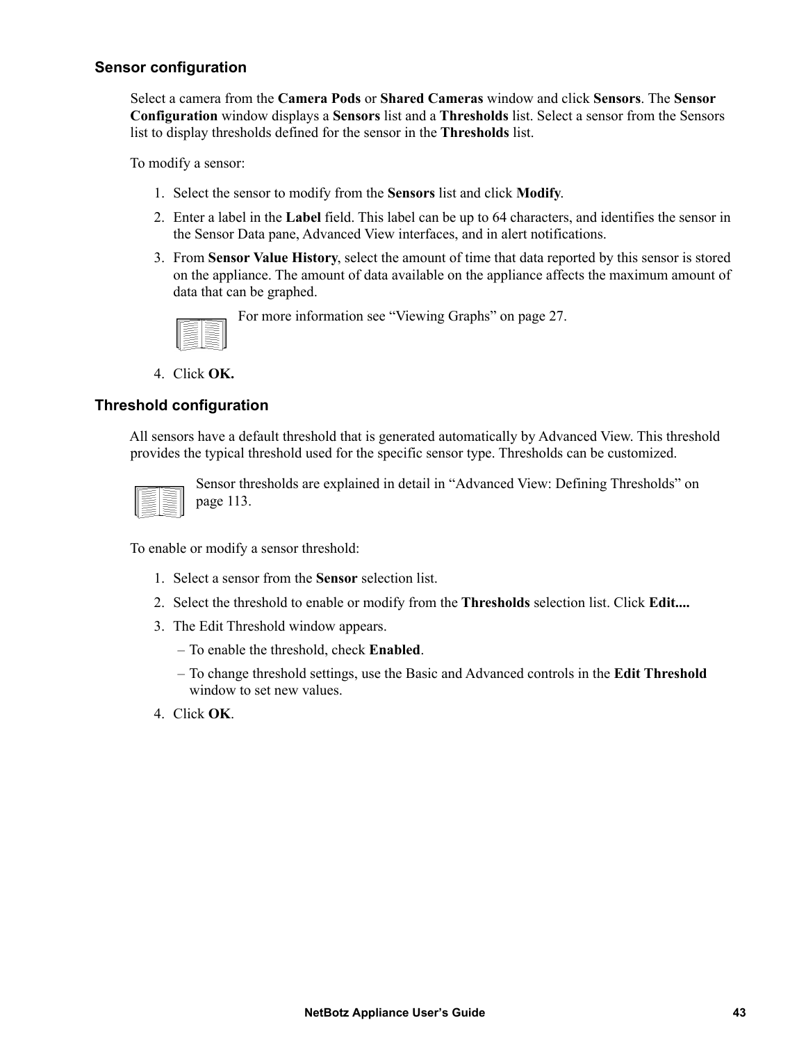### Sensor configuration

Select a camera from the **Camera Pods** or **Shared Cameras** window and click **Sensors**. The **Sensor Configuration** window displays a **Sensors** list and a **Thresholds** list. Select a sensor from the Sensors list to display thresholds defined for the sensor in the **Thresholds** list.

To modify a sensor:

1. Select the sensor to modify from the **Sensors** list and click **Modify**.
2. Enter a label in the **Label** field. This label can be up to 64 characters, and identifies the sensor in the Sensor Data pane, Advanced View interfaces, and in alert notifications.
3. From **Sensor Value History**, select the amount of time that data reported by this sensor is stored on the appliance. The amount of data available on the appliance affects the maximum amount of data that can be graphed.

   For more information see “Viewing Graphs” on page 27.

4. Click **OK.**

### Threshold configuration

All sensors have a default threshold that is generated automatically by Advanced View. This threshold provides the typical threshold used for the specific sensor type. Thresholds can be customized.

Sensor thresholds are explained in detail in “Advanced View: Defining Thresholds” on page 113.

To enable or modify a sensor threshold:

1. Select a sensor from the **Sensor** selection list.
2. Select the threshold to enable or modify from the **Thresholds** selection list. Click **Edit....**
3. The Edit Threshold window appears.
   – To enable the threshold, check **Enabled**.
   – To change threshold settings, use the Basic and Advanced controls in the **Edit Threshold** window to set new values.
4. Click **OK**.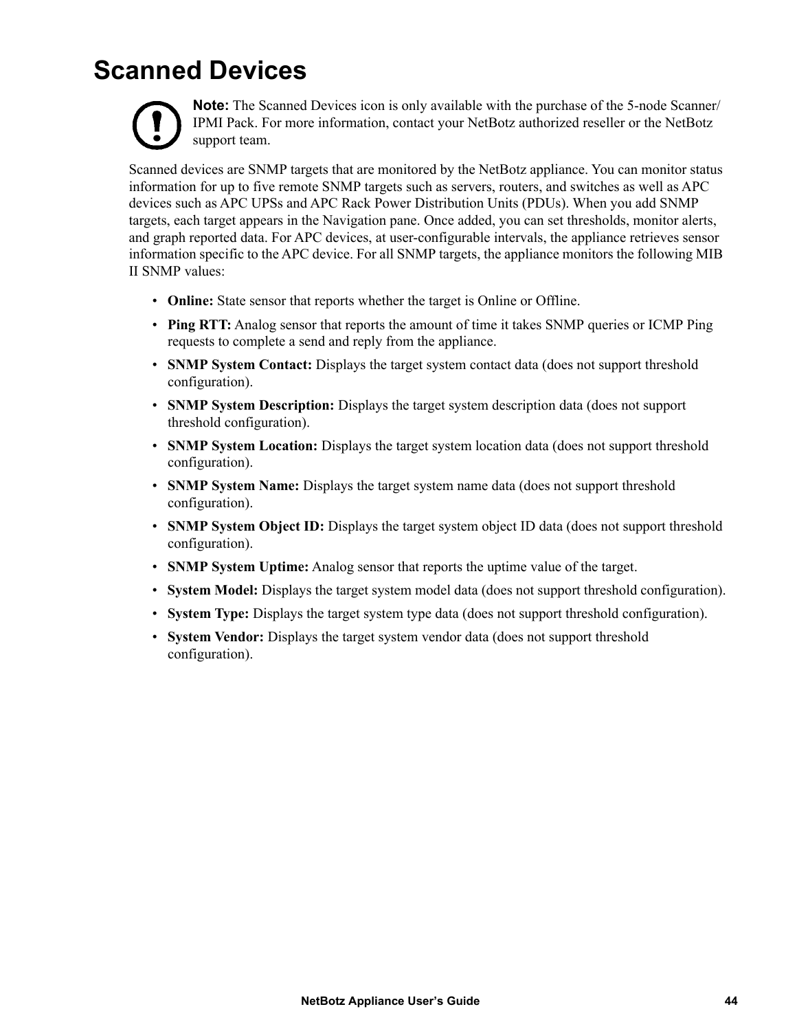# Scanned Devices

**Note:** The Scanned Devices icon is only available with the purchase of the 5-node Scanner/IPMI Pack. For more information, contact your NetBotz authorized reseller or the NetBotz support team.

Scanned devices are SNMP targets that are monitored by the NetBotz appliance. You can monitor status information for up to five remote SNMP targets such as servers, routers, and switches as well as APC devices such as APC UPSs and APC Rack Power Distribution Units (PDUs). When you add SNMP targets, each target appears in the Navigation pane. Once added, you can set thresholds, monitor alerts, and graph reported data. For APC devices, at user-configurable intervals, the appliance retrieves sensor information specific to the APC device. For all SNMP targets, the appliance monitors the following MIB II SNMP values:

- **Online:** State sensor that reports whether the target is Online or Offline.
- **Ping RTT:** Analog sensor that reports the amount of time it takes SNMP queries or ICMP Ping requests to complete a send and reply from the appliance.
- **SNMP System Contact:** Displays the target system contact data (does not support threshold configuration).
- **SNMP System Description:** Displays the target system description data (does not support threshold configuration).
- **SNMP System Location:** Displays the target system location data (does not support threshold configuration).
- **SNMP System Name:** Displays the target system name data (does not support threshold configuration).
- **SNMP System Object ID:** Displays the target system object ID data (does not support threshold configuration).
- **SNMP System Uptime:** Analog sensor that reports the uptime value of the target.
- **System Model:** Displays the target system model data (does not support threshold configuration).
- **System Type:** Displays the target system type data (does not support threshold configuration).
- **System Vendor:** Displays the target system vendor data (does not support threshold configuration).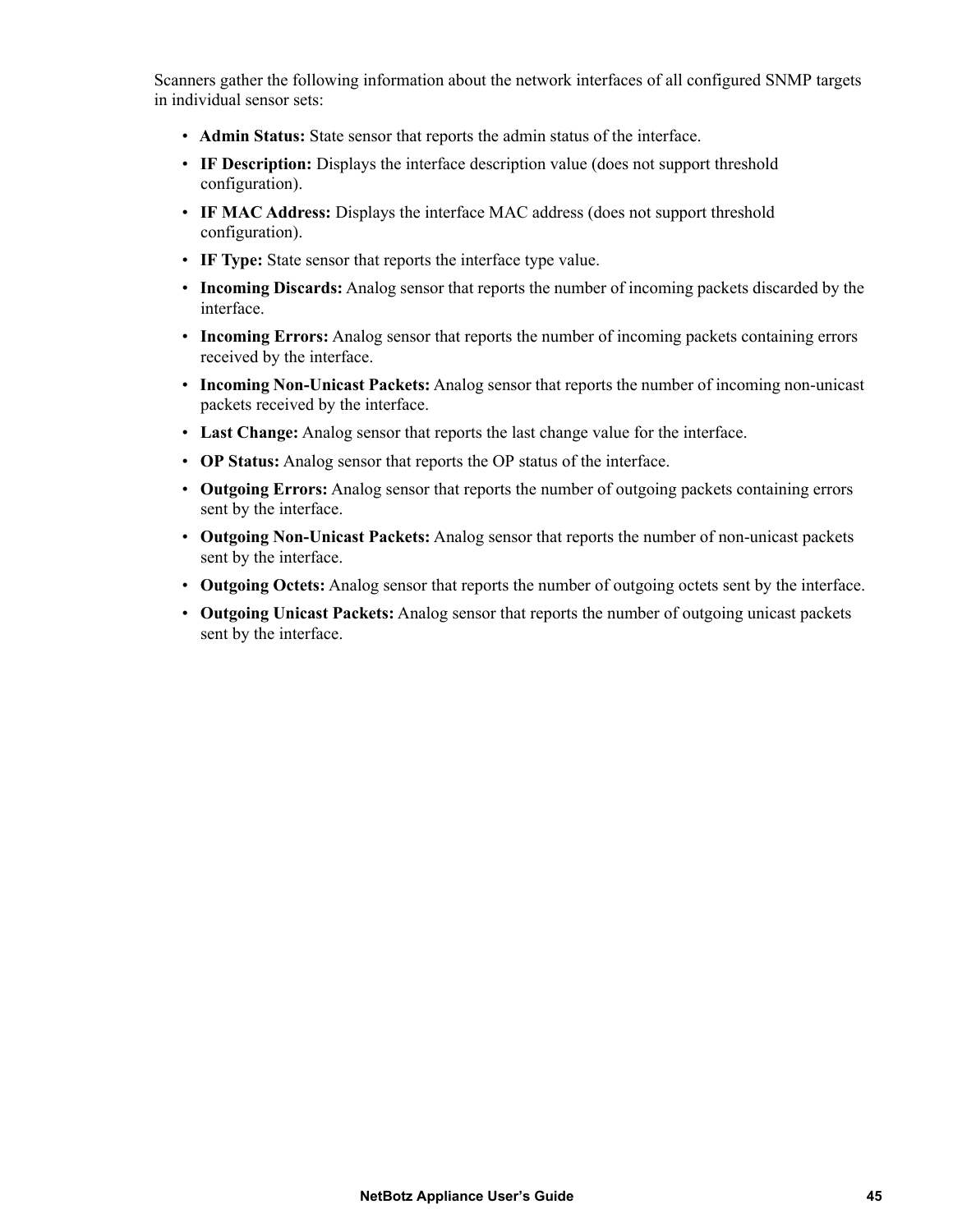Scanners gather the following information about the network interfaces of all configured SNMP targets in individual sensor sets:

- **Admin Status:** State sensor that reports the admin status of the interface.
- **IF Description:** Displays the interface description value (does not support threshold configuration).
- **IF MAC Address:** Displays the interface MAC address (does not support threshold configuration).
- **IF Type:** State sensor that reports the interface type value.
- **Incoming Discards:** Analog sensor that reports the number of incoming packets discarded by the interface.
- **Incoming Errors:** Analog sensor that reports the number of incoming packets containing errors received by the interface.
- **Incoming Non-Unicast Packets:** Analog sensor that reports the number of incoming non-unicast packets received by the interface.
- **Last Change:** Analog sensor that reports the last change value for the interface.
- **OP Status:** Analog sensor that reports the OP status of the interface.
- **Outgoing Errors:** Analog sensor that reports the number of outgoing packets containing errors sent by the interface.
- **Outgoing Non-Unicast Packets:** Analog sensor that reports the number of non-unicast packets sent by the interface.
- **Outgoing Octets:** Analog sensor that reports the number of outgoing octets sent by the interface.
- **Outgoing Unicast Packets:** Analog sensor that reports the number of outgoing unicast packets sent by the interface.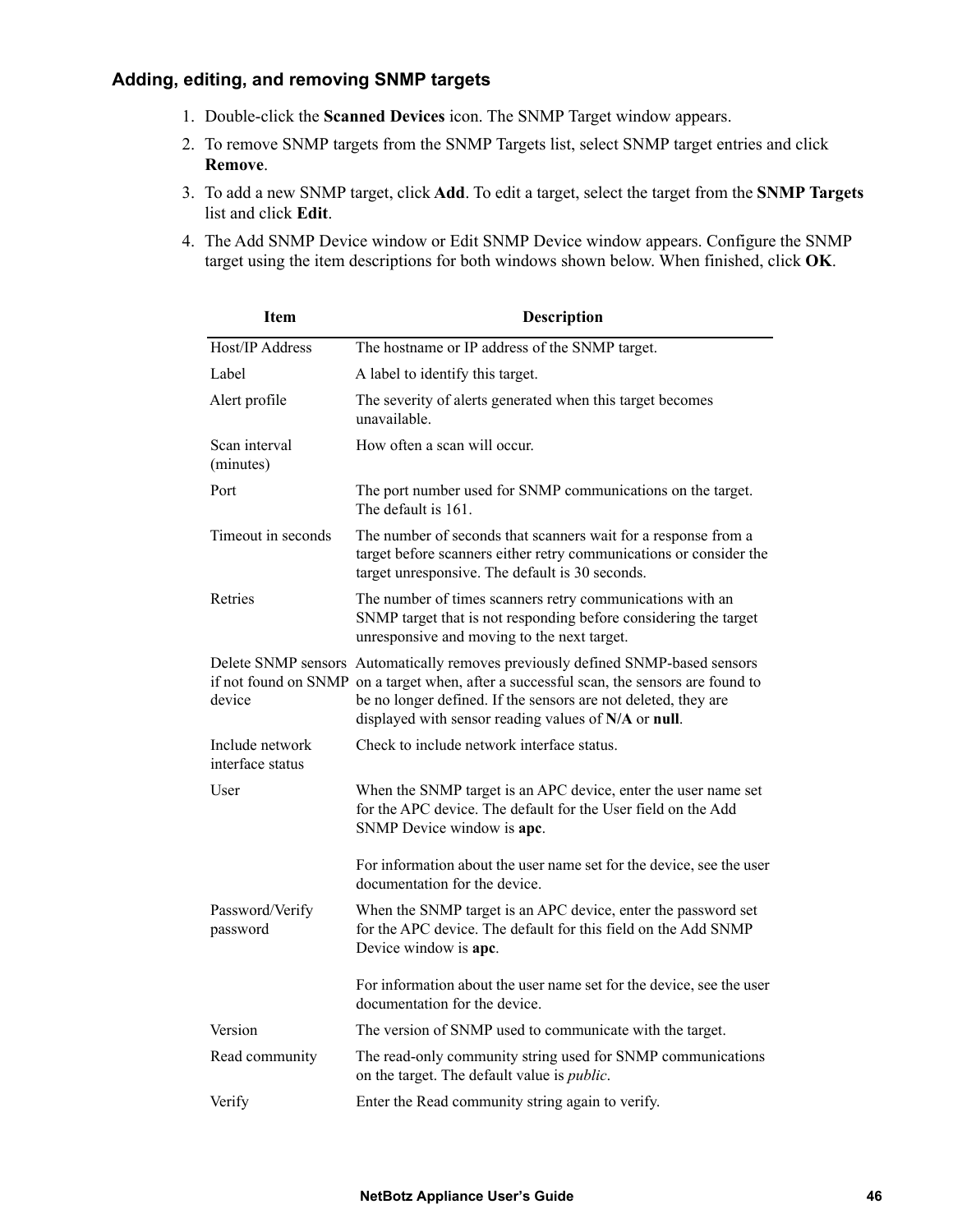### Adding, editing, and removing SNMP targets

1. Double-click the **Scanned Devices** icon. The SNMP Target window appears.
2. To remove SNMP targets from the SNMP Targets list, select SNMP target entries and click **Remove**.
3. To add a new SNMP target, click **Add**. To edit a target, select the target from the **SNMP Targets** list and click **Edit**.
4. The Add SNMP Device window or Edit SNMP Device window appears. Configure the SNMP target using the item descriptions for both windows shown below. When finished, click **OK**.

| Item | Description |
|---|---|
| Host/IP Address | The hostname or IP address of the SNMP target. |
| Label | A label to identify this target. |
| Alert profile | The severity of alerts generated when this target becomes unavailable. |
| Scan interval (minutes) | How often a scan will occur. |
| Port | The port number used for SNMP communications on the target. The default is 161. |
| Timeout in seconds | The number of seconds that scanners wait for a response from a target before scanners either retry communications or consider the target unresponsive. The default is 30 seconds. |
| Retries | The number of times scanners retry communications with an SNMP target that is not responding before considering the target unresponsive and moving to the next target. |
| Delete SNMP sensors if not found on SNMP device | Automatically removes previously defined SNMP-based sensors on a target when, after a successful scan, the sensors are found to be no longer defined. If the sensors are not deleted, they are displayed with sensor reading values of **N/A** or **null**. |
| Include network interface status | Check to include network interface status. |
| User | When the SNMP target is an APC device, enter the user name set for the APC device. The default for the User field on the Add SNMP Device window is **apc**.<br><br>For information about the user name set for the device, see the user documentation for the device. |
| Password/Verify password | When the SNMP target is an APC device, enter the password set for the APC device. The default for this field on the Add SNMP Device window is **apc**.<br><br>For information about the user name set for the device, see the user documentation for the device. |
| Version | The version of SNMP used to communicate with the target. |
| Read community | The read-only community string used for SNMP communications on the target. The default value is *public*. |
| Verify | Enter the Read community string again to verify. |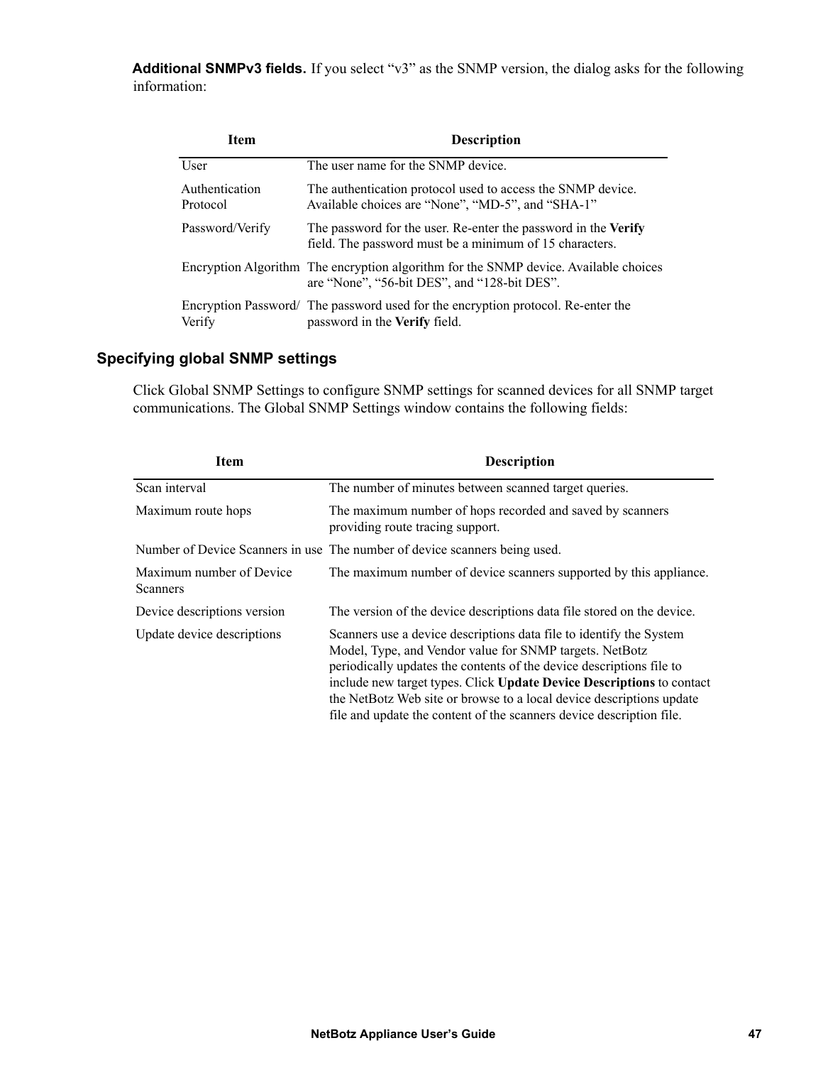**Additional SNMPv3 fields.** If you select “v3” as the SNMP version, the dialog asks for the following information:

| Item | Description |
| --- | --- |
| User | The user name for the SNMP device. |
| Authentication Protocol | The authentication protocol used to access the SNMP device. Available choices are “None”, “MD-5”, and “SHA-1” |
| Password/Verify | The password for the user. Re-enter the password in the **Verify** field. The password must be a minimum of 15 characters. |
| Encryption Algorithm | The encryption algorithm for the SNMP device. Available choices are “None”, “56-bit DES”, and “128-bit DES”. |
| Encryption Password/ Verify | The password used for the encryption protocol. Re-enter the password in the **Verify** field. |

## Specifying global SNMP settings

Click Global SNMP Settings to configure SNMP settings for scanned devices for all SNMP target communications. The Global SNMP Settings window contains the following fields:

| Item | Description |
| --- | --- |
| Scan interval | The number of minutes between scanned target queries. |
| Maximum route hops | The maximum number of hops recorded and saved by scanners providing route tracing support. |
| Number of Device Scanners in use | The number of device scanners being used. |
| Maximum number of Device Scanners | The maximum number of device scanners supported by this appliance. |
| Device descriptions version | The version of the device descriptions data file stored on the device. |
| Update device descriptions | Scanners use a device descriptions data file to identify the System Model, Type, and Vendor value for SNMP targets. NetBotz periodically updates the contents of the device descriptions file to include new target types. Click **Update Device Descriptions** to contact the NetBotz Web site or browse to a local device descriptions update file and update the content of the scanners device description file. |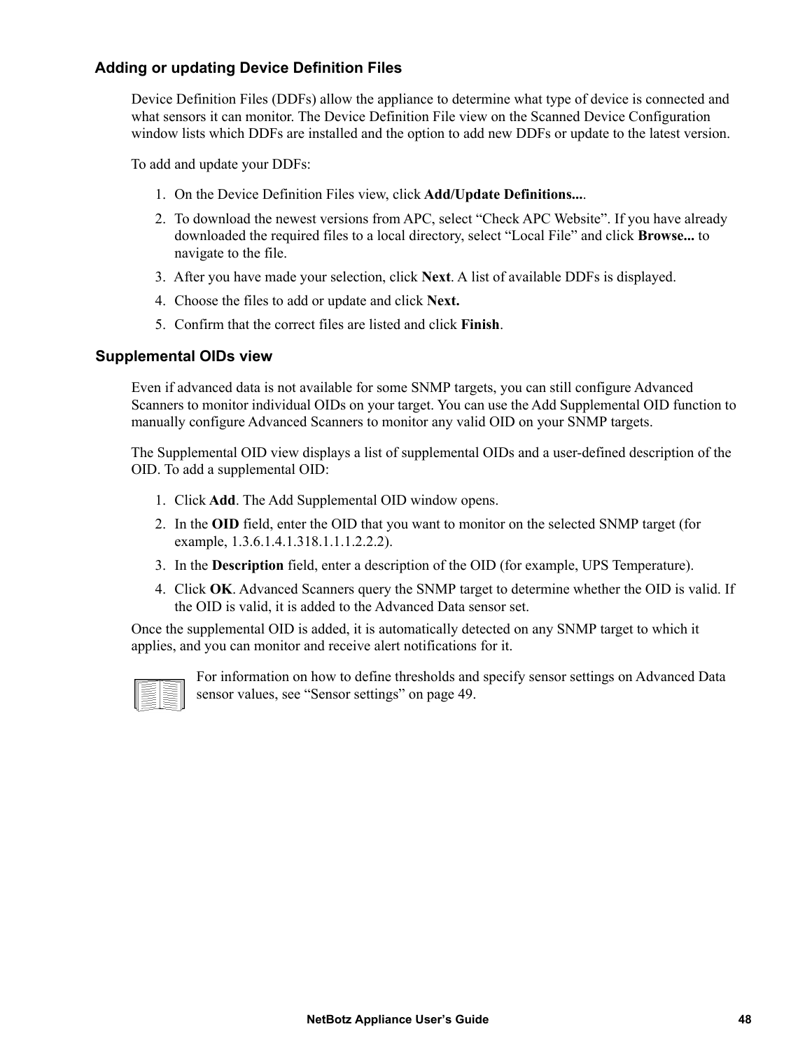## Adding or updating Device Definition Files

Device Definition Files (DDFs) allow the appliance to determine what type of device is connected and what sensors it can monitor. The Device Definition File view on the Scanned Device Configuration window lists which DDFs are installed and the option to add new DDFs or update to the latest version.

To add and update your DDFs:

1. On the Device Definition Files view, click **Add/Update Definitions...**.
2. To download the newest versions from APC, select “Check APC Website”. If you have already downloaded the required files to a local directory, select “Local File” and click **Browse...** to navigate to the file.
3. After you have made your selection, click **Next**. A list of available DDFs is displayed.
4. Choose the files to add or update and click **Next.**
5. Confirm that the correct files are listed and click **Finish**.

## Supplemental OIDs view

Even if advanced data is not available for some SNMP targets, you can still configure Advanced Scanners to monitor individual OIDs on your target. You can use the Add Supplemental OID function to manually configure Advanced Scanners to monitor any valid OID on your SNMP targets.

The Supplemental OID view displays a list of supplemental OIDs and a user-defined description of the OID. To add a supplemental OID:

1. Click **Add**. The Add Supplemental OID window opens.
2. In the **OID** field, enter the OID that you want to monitor on the selected SNMP target (for example, 1.3.6.1.4.1.318.1.1.1.2.2.2).
3. In the **Description** field, enter a description of the OID (for example, UPS Temperature).
4. Click **OK**. Advanced Scanners query the SNMP target to determine whether the OID is valid. If the OID is valid, it is added to the Advanced Data sensor set.

Once the supplemental OID is added, it is automatically detected on any SNMP target to which it applies, and you can monitor and receive alert notifications for it.

For information on how to define thresholds and specify sensor settings on Advanced Data sensor values, see “Sensor settings” on page 49.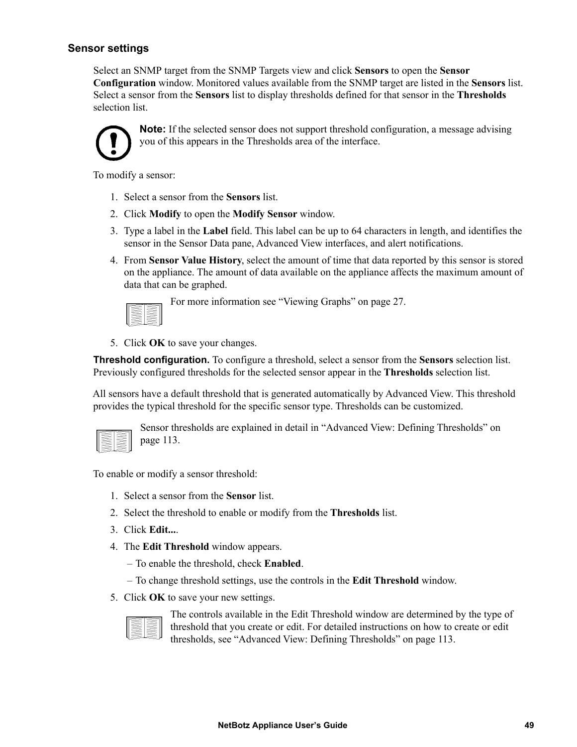### Sensor settings

Select an SNMP target from the SNMP Targets view and click **Sensors** to open the **Sensor Configuration** window. Monitored values available from the SNMP target are listed in the **Sensors** list. Select a sensor from the **Sensors** list to display thresholds defined for that sensor in the **Thresholds** selection list.

**Note:** If the selected sensor does not support threshold configuration, a message advising you of this appears in the Thresholds area of the interface.

To modify a sensor:

1. Select a sensor from the **Sensors** list.
2. Click **Modify** to open the **Modify Sensor** window.
3. Type a label in the **Label** field. This label can be up to 64 characters in length, and identifies the sensor in the Sensor Data pane, Advanced View interfaces, and alert notifications.
4. From **Sensor Value History**, select the amount of time that data reported by this sensor is stored on the appliance. The amount of data available on the appliance affects the maximum amount of data that can be graphed.

   For more information see "Viewing Graphs" on page 27.

5. Click **OK** to save your changes.

**Threshold configuration.** To configure a threshold, select a sensor from the **Sensors** selection list. Previously configured thresholds for the selected sensor appear in the **Thresholds** selection list.

All sensors have a default threshold that is generated automatically by Advanced View. This threshold provides the typical threshold for the specific sensor type. Thresholds can be customized.

Sensor thresholds are explained in detail in "Advanced View: Defining Thresholds" on page 113.

To enable or modify a sensor threshold:

1. Select a sensor from the **Sensor** list.
2. Select the threshold to enable or modify from the **Thresholds** list.
3. Click **Edit...**.
4. The **Edit Threshold** window appears.
   – To enable the threshold, check **Enabled**.
   – To change threshold settings, use the controls in the **Edit Threshold** window.
5. Click **OK** to save your new settings.

   The controls available in the Edit Threshold window are determined by the type of threshold that you create or edit. For detailed instructions on how to create or edit thresholds, see "Advanced View: Defining Thresholds" on page 113.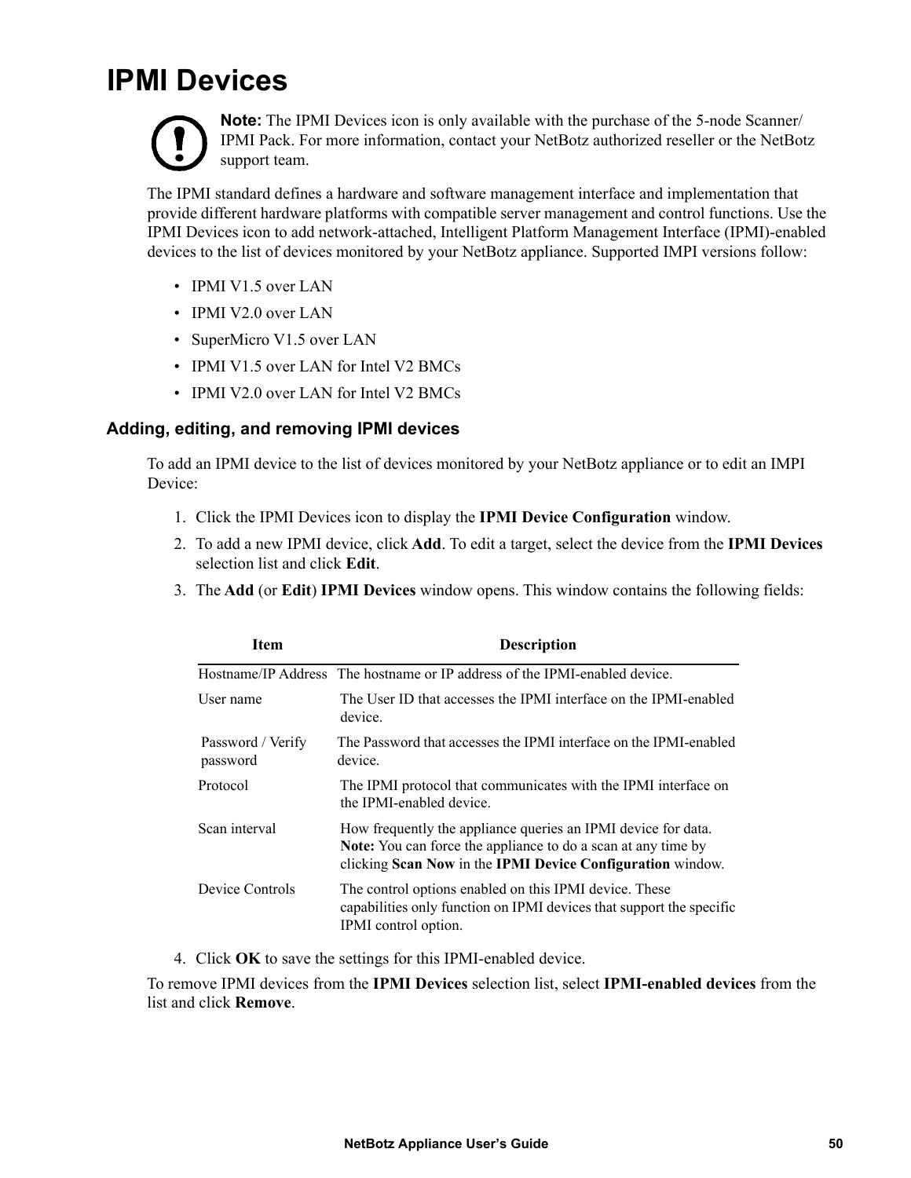# IPMI Devices

**Note:** The IPMI Devices icon is only available with the purchase of the 5-node Scanner/ IPMI Pack. For more information, contact your NetBotz authorized reseller or the NetBotz support team.

The IPMI standard defines a hardware and software management interface and implementation that provide different hardware platforms with compatible server management and control functions. Use the IPMI Devices icon to add network-attached, Intelligent Platform Management Interface (IPMI)-enabled devices to the list of devices monitored by your NetBotz appliance. Supported IMPI versions follow:

- IPMI V1.5 over LAN
- IPMI V2.0 over LAN
- SuperMicro V1.5 over LAN
- IPMI V1.5 over LAN for Intel V2 BMCs
- IPMI V2.0 over LAN for Intel V2 BMCs

## Adding, editing, and removing IPMI devices

To add an IPMI device to the list of devices monitored by your NetBotz appliance or to edit an IMPI Device:

1. Click the IPMI Devices icon to display the **IPMI Device Configuration** window.
2. To add a new IPMI device, click **Add**. To edit a target, select the device from the **IPMI Devices** selection list and click **Edit**.
3. The **Add** (or **Edit**) **IPMI Devices** window opens. This window contains the following fields:

| Item | Description |
|---|---|
| Hostname/IP Address | The hostname or IP address of the IPMI-enabled device. |
| User name | The User ID that accesses the IPMI interface on the IPMI-enabled device. |
| Password / Verify password | The Password that accesses the IPMI interface on the IPMI-enabled device. |
| Protocol | The IPMI protocol that communicates with the IPMI interface on the IPMI-enabled device. |
| Scan interval | How frequently the appliance queries an IPMI device for data. **Note:** You can force the appliance to do a scan at any time by clicking **Scan Now** in the **IPMI Device Configuration** window. |
| Device Controls | The control options enabled on this IPMI device. These capabilities only function on IPMI devices that support the specific IPMI control option. |

4. Click **OK** to save the settings for this IPMI-enabled device.

To remove IPMI devices from the **IPMI Devices** selection list, select **IPMI-enabled devices** from the list and click **Remove**.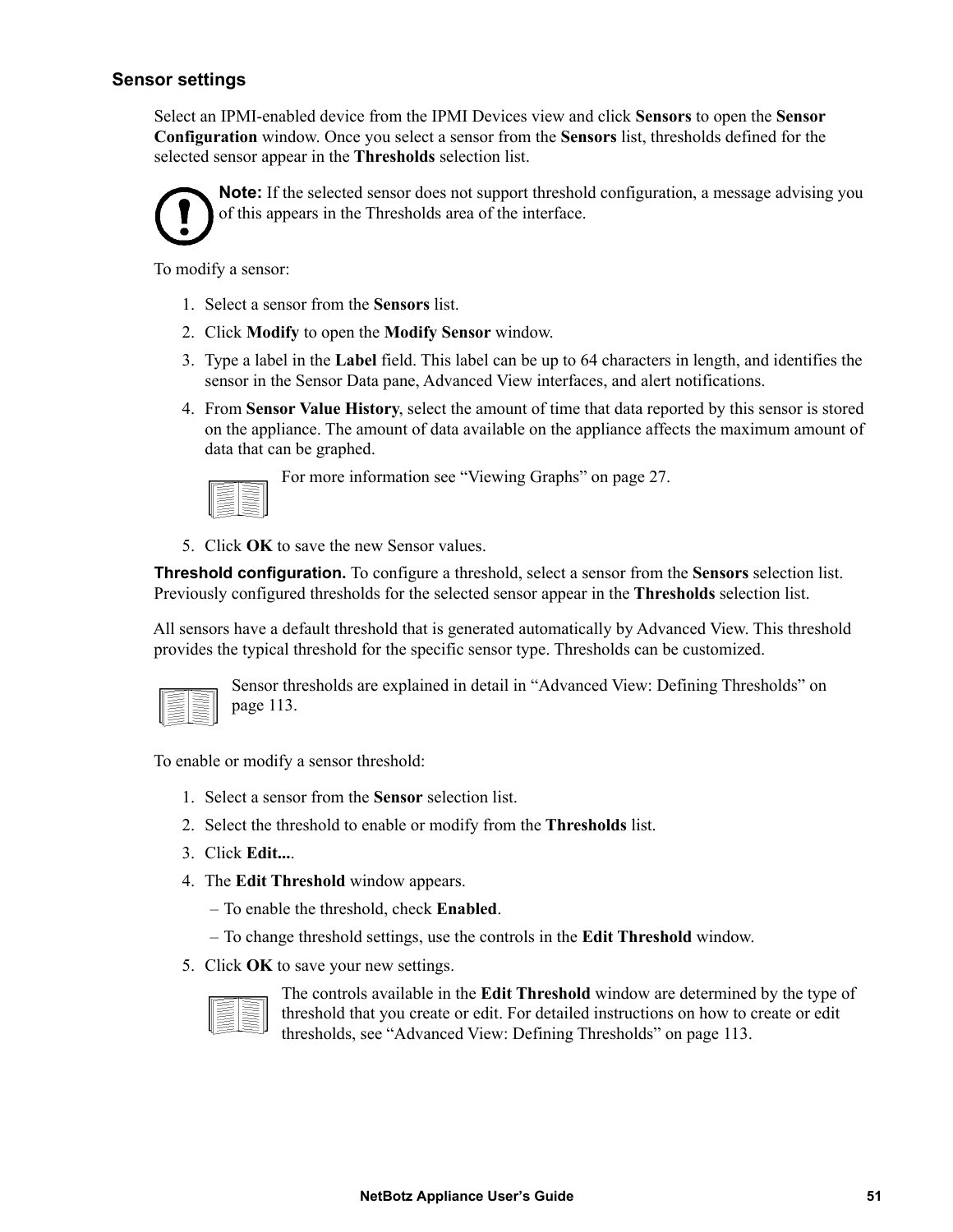### Sensor settings

Select an IPMI-enabled device from the IPMI Devices view and click **Sensors** to open the **Sensor Configuration** window. Once you select a sensor from the **Sensors** list, thresholds defined for the selected sensor appear in the **Thresholds** selection list.

**Note:** If the selected sensor does not support threshold configuration, a message advising you of this appears in the Thresholds area of the interface.

To modify a sensor:

1. Select a sensor from the **Sensors** list.
2. Click **Modify** to open the **Modify Sensor** window.
3. Type a label in the **Label** field. This label can be up to 64 characters in length, and identifies the sensor in the Sensor Data pane, Advanced View interfaces, and alert notifications.
4. From **Sensor Value History**, select the amount of time that data reported by this sensor is stored on the appliance. The amount of data available on the appliance affects the maximum amount of data that can be graphed.

   For more information see “Viewing Graphs” on page 27.

5. Click **OK** to save the new Sensor values.

**Threshold configuration.** To configure a threshold, select a sensor from the **Sensors** selection list. Previously configured thresholds for the selected sensor appear in the **Thresholds** selection list.

All sensors have a default threshold that is generated automatically by Advanced View. This threshold provides the typical threshold for the specific sensor type. Thresholds can be customized.

Sensor thresholds are explained in detail in “Advanced View: Defining Thresholds” on page 113.

To enable or modify a sensor threshold:

1. Select a sensor from the **Sensor** selection list.
2. Select the threshold to enable or modify from the **Thresholds** list.
3. Click **Edit...**.
4. The **Edit Threshold** window appears.
   – To enable the threshold, check **Enabled**.
   – To change threshold settings, use the controls in the **Edit Threshold** window.
5. Click **OK** to save your new settings.

   The controls available in the **Edit Threshold** window are determined by the type of threshold that you create or edit. For detailed instructions on how to create or edit thresholds, see “Advanced View: Defining Thresholds” on page 113.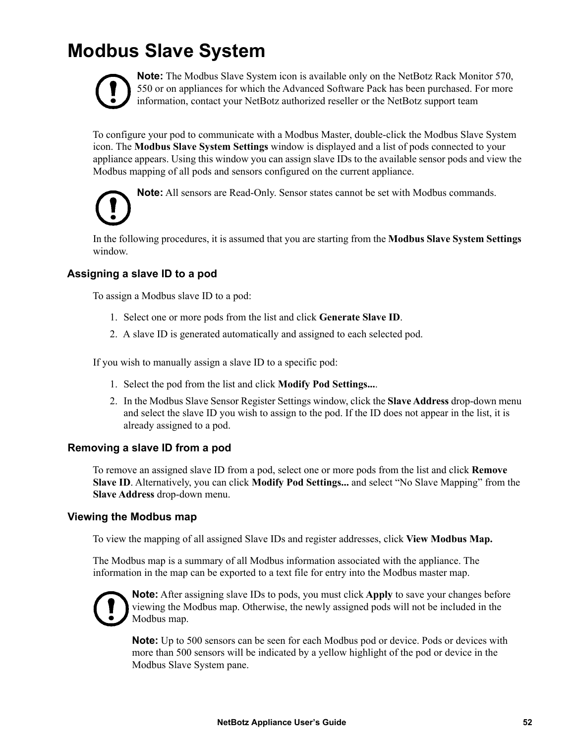# Modbus Slave System

**Note:** The Modbus Slave System icon is available only on the NetBotz Rack Monitor 570, 550 or on appliances for which the Advanced Software Pack has been purchased. For more information, contact your NetBotz authorized reseller or the NetBotz support team

To configure your pod to communicate with a Modbus Master, double-click the Modbus Slave System icon. The **Modbus Slave System Settings** window is displayed and a list of pods connected to your appliance appears. Using this window you can assign slave IDs to the available sensor pods and view the Modbus mapping of all pods and sensors configured on the current appliance.

**Note:** All sensors are Read-Only. Sensor states cannot be set with Modbus commands.

In the following procedures, it is assumed that you are starting from the **Modbus Slave System Settings** window.

### Assigning a slave ID to a pod

To assign a Modbus slave ID to a pod:

1. Select one or more pods from the list and click **Generate Slave ID**.
2. A slave ID is generated automatically and assigned to each selected pod.

If you wish to manually assign a slave ID to a specific pod:

1. Select the pod from the list and click **Modify Pod Settings...**.
2. In the Modbus Slave Sensor Register Settings window, click the **Slave Address** drop-down menu and select the slave ID you wish to assign to the pod. If the ID does not appear in the list, it is already assigned to a pod.

### Removing a slave ID from a pod

To remove an assigned slave ID from a pod, select one or more pods from the list and click **Remove Slave ID**. Alternatively, you can click **Modify Pod Settings...** and select "No Slave Mapping" from the **Slave Address** drop-down menu.

### Viewing the Modbus map

To view the mapping of all assigned Slave IDs and register addresses, click **View Modbus Map.**

The Modbus map is a summary of all Modbus information associated with the appliance. The information in the map can be exported to a text file for entry into the Modbus master map.

**Note:** After assigning slave IDs to pods, you must click **Apply** to save your changes before viewing the Modbus map. Otherwise, the newly assigned pods will not be included in the Modbus map.

**Note:** Up to 500 sensors can be seen for each Modbus pod or device. Pods or devices with more than 500 sensors will be indicated by a yellow highlight of the pod or device in the Modbus Slave System pane.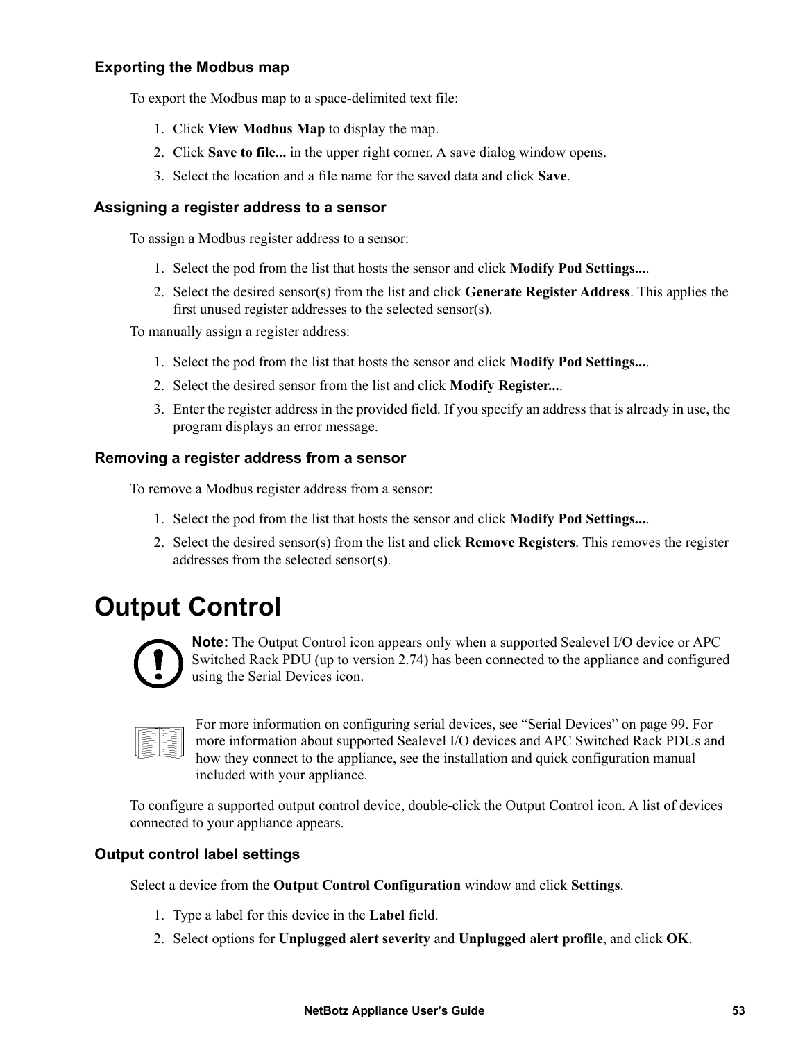### Exporting the Modbus map

To export the Modbus map to a space-delimited text file:

1. Click **View Modbus Map** to display the map.
2. Click **Save to file...** in the upper right corner. A save dialog window opens.
3. Select the location and a file name for the saved data and click **Save**.

### Assigning a register address to a sensor

To assign a Modbus register address to a sensor:

1. Select the pod from the list that hosts the sensor and click **Modify Pod Settings...**.
2. Select the desired sensor(s) from the list and click **Generate Register Address**. This applies the first unused register addresses to the selected sensor(s).

To manually assign a register address:

1. Select the pod from the list that hosts the sensor and click **Modify Pod Settings...**.
2. Select the desired sensor from the list and click **Modify Register...**.
3. Enter the register address in the provided field. If you specify an address that is already in use, the program displays an error message.

### Removing a register address from a sensor

To remove a Modbus register address from a sensor:

1. Select the pod from the list that hosts the sensor and click **Modify Pod Settings...**.
2. Select the desired sensor(s) from the list and click **Remove Registers**. This removes the register addresses from the selected sensor(s).

## Output Control

**Note:** The Output Control icon appears only when a supported Sealevel I/O device or APC Switched Rack PDU (up to version 2.74) has been connected to the appliance and configured using the Serial Devices icon.

For more information on configuring serial devices, see “Serial Devices” on page 99. For more information about supported Sealevel I/O devices and APC Switched Rack PDUs and how they connect to the appliance, see the installation and quick configuration manual included with your appliance.

To configure a supported output control device, double-click the Output Control icon. A list of devices connected to your appliance appears.

### Output control label settings

Select a device from the **Output Control Configuration** window and click **Settings**.

1. Type a label for this device in the **Label** field.
2. Select options for **Unplugged alert severity** and **Unplugged alert profile**, and click **OK**.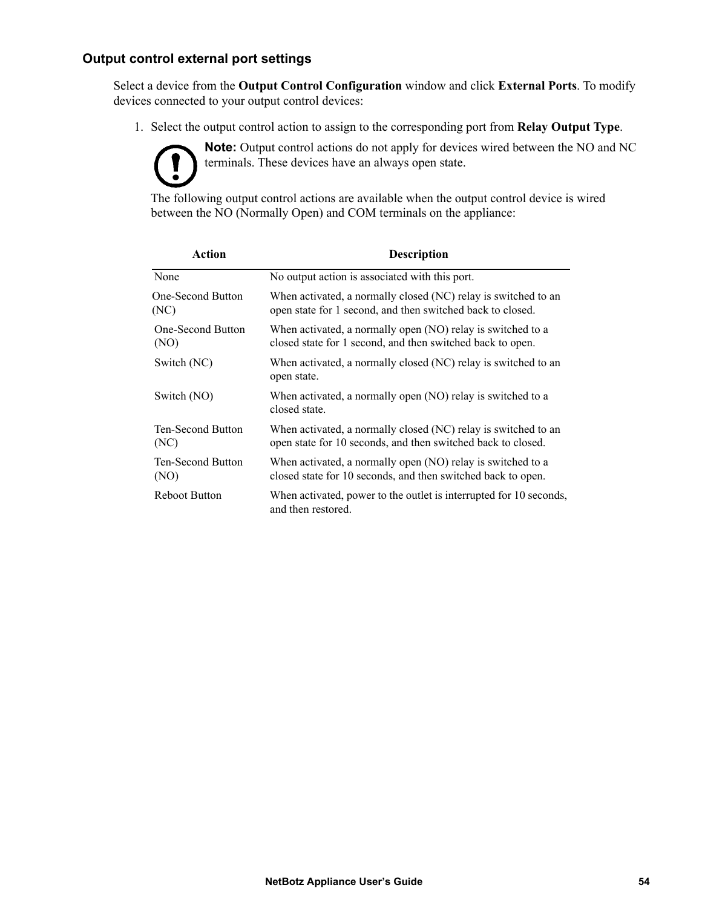### Output control external port settings

Select a device from the **Output Control Configuration** window and click **External Ports**. To modify devices connected to your output control devices:

1. Select the output control action to assign to the corresponding port from **Relay Output Type**.

   **Note:** Output control actions do not apply for devices wired between the NO and NC terminals. These devices have an always open state.

   The following output control actions are available when the output control device is wired between the NO (Normally Open) and COM terminals on the appliance:

| Action | Description |
|---|---|
| None | No output action is associated with this port. |
| One-Second Button (NC) | When activated, a normally closed (NC) relay is switched to an open state for 1 second, and then switched back to closed. |
| One-Second Button (NO) | When activated, a normally open (NO) relay is switched to a closed state for 1 second, and then switched back to open. |
| Switch (NC) | When activated, a normally closed (NC) relay is switched to an open state. |
| Switch (NO) | When activated, a normally open (NO) relay is switched to a closed state. |
| Ten-Second Button (NC) | When activated, a normally closed (NC) relay is switched to an open state for 10 seconds, and then switched back to closed. |
| Ten-Second Button (NO) | When activated, a normally open (NO) relay is switched to a closed state for 10 seconds, and then switched back to open. |
| Reboot Button | When activated, power to the outlet is interrupted for 10 seconds, and then restored. |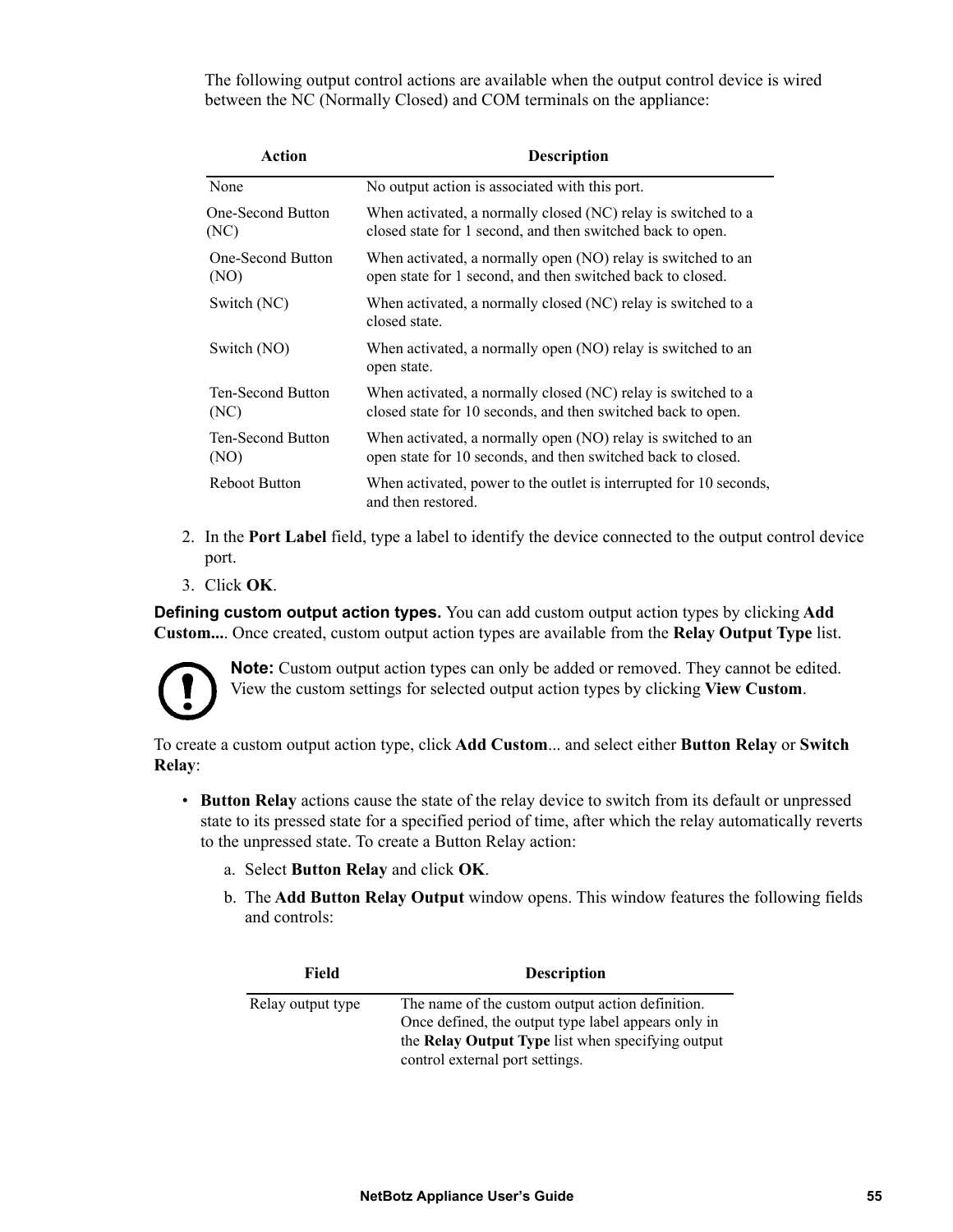The following output control actions are available when the output control device is wired between the NC (Normally Closed) and COM terminals on the appliance:

| Action | Description |
|---|---|
| None | No output action is associated with this port. |
| One-Second Button (NC) | When activated, a normally closed (NC) relay is switched to a closed state for 1 second, and then switched back to open. |
| One-Second Button (NO) | When activated, a normally open (NO) relay is switched to an open state for 1 second, and then switched back to closed. |
| Switch (NC) | When activated, a normally closed (NC) relay is switched to a closed state. |
| Switch (NO) | When activated, a normally open (NO) relay is switched to an open state. |
| Ten-Second Button (NC) | When activated, a normally closed (NC) relay is switched to a closed state for 10 seconds, and then switched back to open. |
| Ten-Second Button (NO) | When activated, a normally open (NO) relay is switched to an open state for 10 seconds, and then switched back to closed. |
| Reboot Button | When activated, power to the outlet is interrupted for 10 seconds, and then restored. |

2. In the **Port Label** field, type a label to identify the device connected to the output control device port.
3. Click **OK**.

**Defining custom output action types.** You can add custom output action types by clicking **Add Custom...**. Once created, custom output action types are available from the **Relay Output Type** list.

**Note:** Custom output action types can only be added or removed. They cannot be edited. View the custom settings for selected output action types by clicking **View Custom**.

To create a custom output action type, click **Add Custom**... and select either **Button Relay** or **Switch Relay**:

- **Button Relay** actions cause the state of the relay device to switch from its default or unpressed state to its pressed state for a specified period of time, after which the relay automatically reverts to the unpressed state. To create a Button Relay action:
  a. Select **Button Relay** and click **OK**.
  b. The **Add Button Relay Output** window opens. This window features the following fields and controls:

| Field | Description |
|---|---|
| Relay output type | The name of the custom output action definition. Once defined, the output type label appears only in the **Relay Output Type** list when specifying output control external port settings. |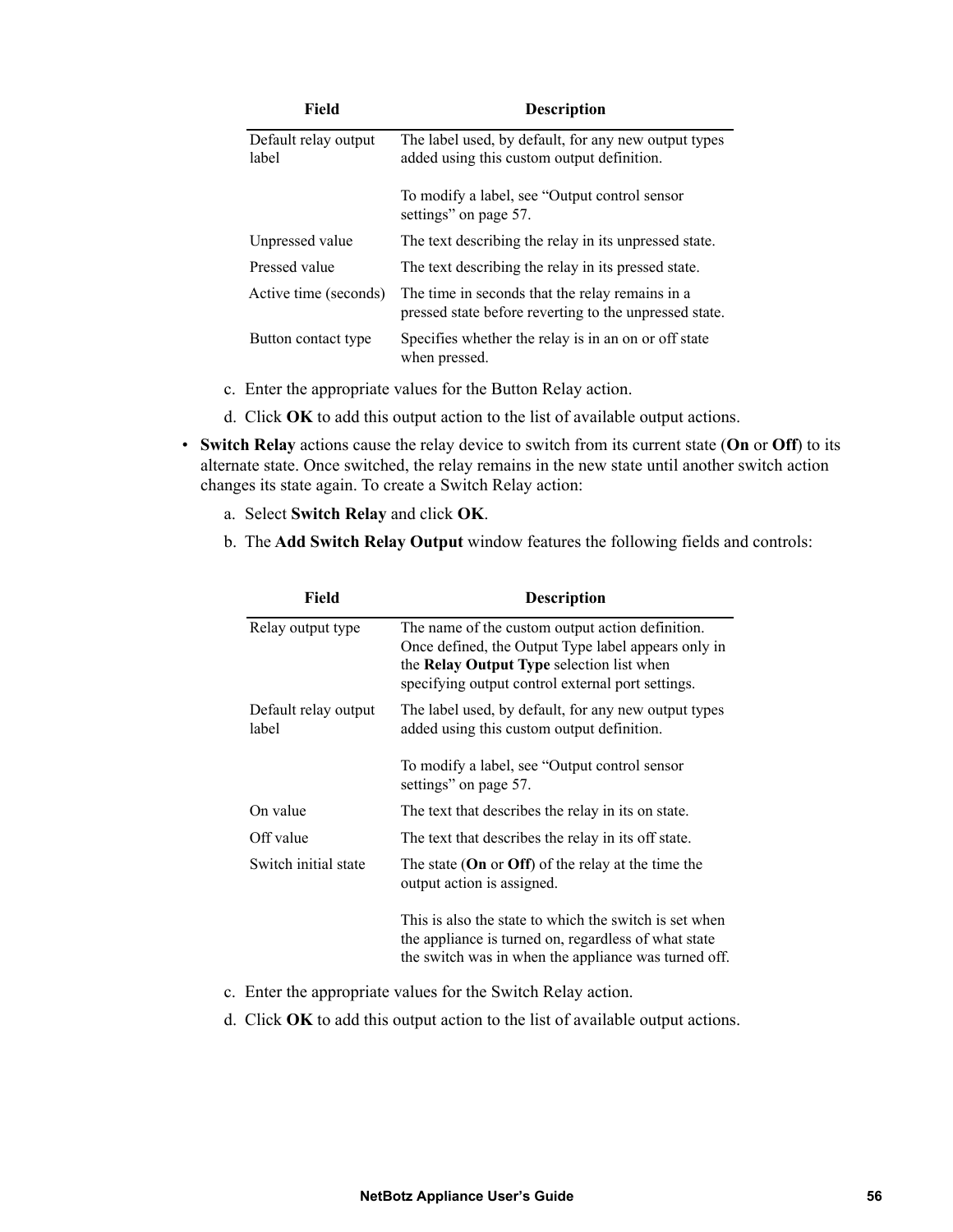| Field | Description |
| --- | --- |
| Default relay output label | The label used, by default, for any new output types added using this custom output definition.<br><br>To modify a label, see "Output control sensor settings" on page 57. |
| Unpressed value | The text describing the relay in its unpressed state. |
| Pressed value | The text describing the relay in its pressed state. |
| Active time (seconds) | The time in seconds that the relay remains in a pressed state before reverting to the unpressed state. |
| Button contact type | Specifies whether the relay is in an on or off state when pressed. |

c. Enter the appropriate values for the Button Relay action.

d. Click **OK** to add this output action to the list of available output actions.

- **Switch Relay** actions cause the relay device to switch from its current state (**On** or **Off**) to its alternate state. Once switched, the relay remains in the new state until another switch action changes its state again. To create a Switch Relay action:

  a. Select **Switch Relay** and click **OK**.

  b. The **Add Switch Relay Output** window features the following fields and controls:

| Field | Description |
| --- | --- |
| Relay output type | The name of the custom output action definition. Once defined, the Output Type label appears only in the **Relay Output Type** selection list when specifying output control external port settings. |
| Default relay output label | The label used, by default, for any new output types added using this custom output definition.<br><br>To modify a label, see "Output control sensor settings" on page 57. |
| On value | The text that describes the relay in its on state. |
| Off value | The text that describes the relay in its off state. |
| Switch initial state | The state (**On** or **Off**) of the relay at the time the output action is assigned.<br><br>This is also the state to which the switch is set when the appliance is turned on, regardless of what state the switch was in when the appliance was turned off. |

  c. Enter the appropriate values for the Switch Relay action.

  d. Click **OK** to add this output action to the list of available output actions.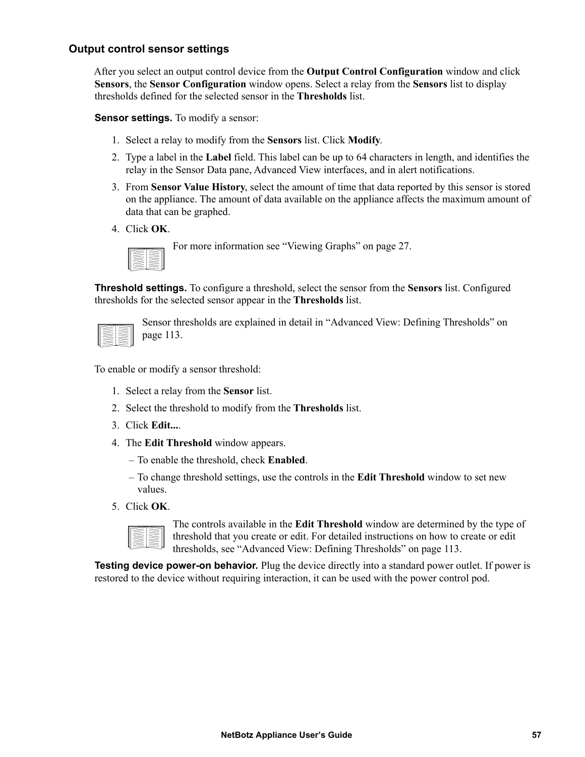### Output control sensor settings

After you select an output control device from the **Output Control Configuration** window and click **Sensors**, the **Sensor Configuration** window opens. Select a relay from the **Sensors** list to display thresholds defined for the selected sensor in the **Thresholds** list.

**Sensor settings.** To modify a sensor:

1. Select a relay to modify from the **Sensors** list. Click **Modify**.
2. Type a label in the **Label** field. This label can be up to 64 characters in length, and identifies the relay in the Sensor Data pane, Advanced View interfaces, and in alert notifications.
3. From **Sensor Value History**, select the amount of time that data reported by this sensor is stored on the appliance. The amount of data available on the appliance affects the maximum amount of data that can be graphed.
4. Click **OK**.

For more information see "Viewing Graphs" on page 27.

**Threshold settings.** To configure a threshold, select the sensor from the **Sensors** list. Configured thresholds for the selected sensor appear in the **Thresholds** list.

Sensor thresholds are explained in detail in "Advanced View: Defining Thresholds" on page 113.

To enable or modify a sensor threshold:

1. Select a relay from the **Sensor** list.
2. Select the threshold to modify from the **Thresholds** list.
3. Click **Edit...**.
4. The **Edit Threshold** window appears.
   – To enable the threshold, check **Enabled**.
   – To change threshold settings, use the controls in the **Edit Threshold** window to set new values.
5. Click **OK**.

The controls available in the **Edit Threshold** window are determined by the type of threshold that you create or edit. For detailed instructions on how to create or edit thresholds, see "Advanced View: Defining Thresholds" on page 113.

**Testing device power-on behavior.** Plug the device directly into a standard power outlet. If power is restored to the device without requiring interaction, it can be used with the power control pod.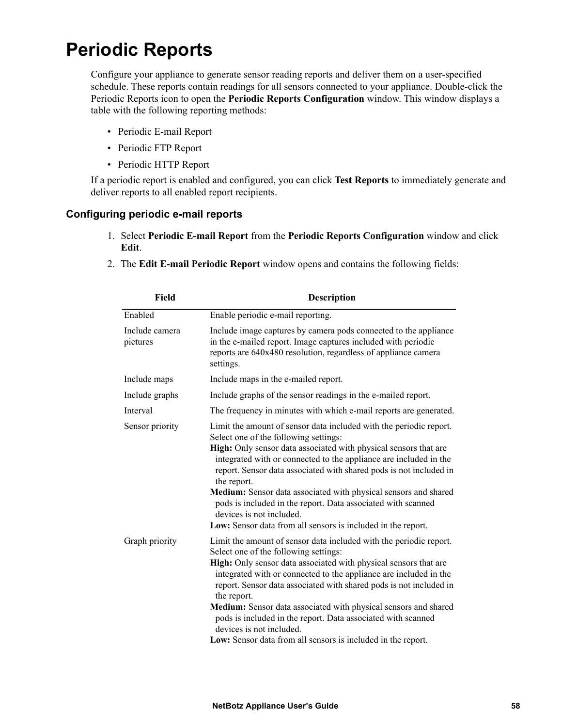# Periodic Reports

Configure your appliance to generate sensor reading reports and deliver them on a user-specified schedule. These reports contain readings for all sensors connected to your appliance. Double-click the Periodic Reports icon to open the **Periodic Reports Configuration** window. This window displays a table with the following reporting methods:

- Periodic E-mail Report
- Periodic FTP Report
- Periodic HTTP Report

If a periodic report is enabled and configured, you can click **Test Reports** to immediately generate and deliver reports to all enabled report recipients.

## Configuring periodic e-mail reports

1. Select **Periodic E-mail Report** from the **Periodic Reports Configuration** window and click **Edit**.
2. The **Edit E-mail Periodic Report** window opens and contains the following fields:

| Field | Description |
|---|---|
| Enabled | Enable periodic e-mail reporting. |
| Include camera pictures | Include image captures by camera pods connected to the appliance in the e-mailed report. Image captures included with periodic reports are 640x480 resolution, regardless of appliance camera settings. |
| Include maps | Include maps in the e-mailed report. |
| Include graphs | Include graphs of the sensor readings in the e-mailed report. |
| Interval | The frequency in minutes with which e-mail reports are generated. |
| Sensor priority | Limit the amount of sensor data included with the periodic report. Select one of the following settings:<br>**High:** Only sensor data associated with physical sensors that are integrated with or connected to the appliance are included in the report. Sensor data associated with shared pods is not included in the report.<br>**Medium:** Sensor data associated with physical sensors and shared pods is included in the report. Data associated with scanned devices is not included.<br>**Low:** Sensor data from all sensors is included in the report. |
| Graph priority | Limit the amount of sensor data included with the periodic report. Select one of the following settings:<br>**High:** Only sensor data associated with physical sensors that are integrated with or connected to the appliance are included in the report. Sensor data associated with shared pods is not included in the report.<br>**Medium:** Sensor data associated with physical sensors and shared pods is included in the report. Data associated with scanned devices is not included.<br>**Low:** Sensor data from all sensors is included in the report. |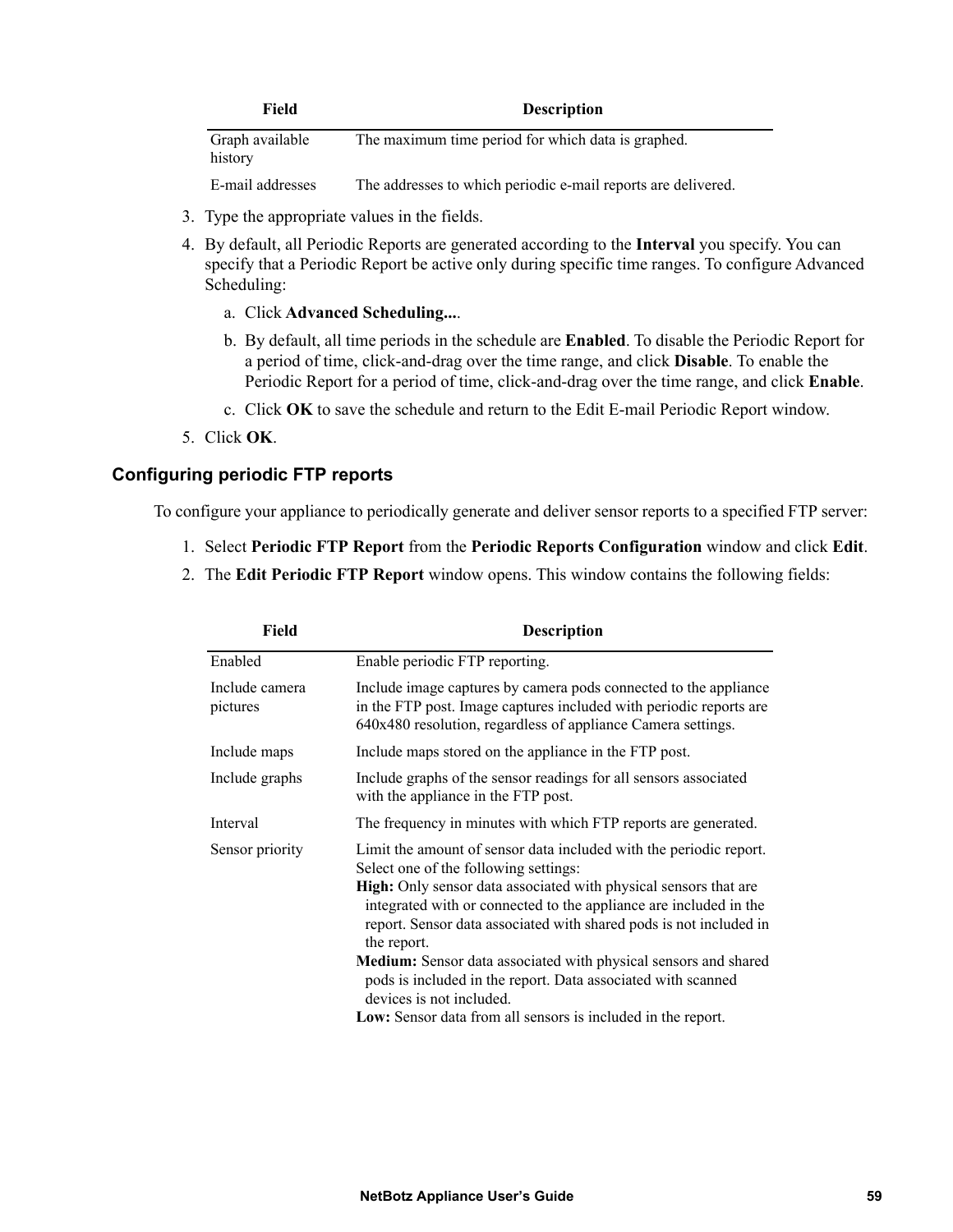| Field | Description |
|---|---|
| Graph available history | The maximum time period for which data is graphed. |
| E-mail addresses | The addresses to which periodic e-mail reports are delivered. |

3. Type the appropriate values in the fields.
4. By default, all Periodic Reports are generated according to the **Interval** you specify. You can specify that a Periodic Report be active only during specific time ranges. To configure Advanced Scheduling:
   a. Click **Advanced Scheduling...**.
   b. By default, all time periods in the schedule are **Enabled**. To disable the Periodic Report for a period of time, click-and-drag over the time range, and click **Disable**. To enable the Periodic Report for a period of time, click-and-drag over the time range, and click **Enable**.
   c. Click **OK** to save the schedule and return to the Edit E-mail Periodic Report window.
5. Click **OK**.

## Configuring periodic FTP reports

To configure your appliance to periodically generate and deliver sensor reports to a specified FTP server:

1. Select **Periodic FTP Report** from the **Periodic Reports Configuration** window and click **Edit**.
2. The **Edit Periodic FTP Report** window opens. This window contains the following fields:

| Field | Description |
|---|---|
| Enabled | Enable periodic FTP reporting. |
| Include camera pictures | Include image captures by camera pods connected to the appliance in the FTP post. Image captures included with periodic reports are 640x480 resolution, regardless of appliance Camera settings. |
| Include maps | Include maps stored on the appliance in the FTP post. |
| Include graphs | Include graphs of the sensor readings for all sensors associated with the appliance in the FTP post. |
| Interval | The frequency in minutes with which FTP reports are generated. |
| Sensor priority | Limit the amount of sensor data included with the periodic report. Select one of the following settings:<br>**High:** Only sensor data associated with physical sensors that are integrated with or connected to the appliance are included in the report. Sensor data associated with shared pods is not included in the report.<br>**Medium:** Sensor data associated with physical sensors and shared pods is included in the report. Data associated with scanned devices is not included.<br>**Low:** Sensor data from all sensors is included in the report. |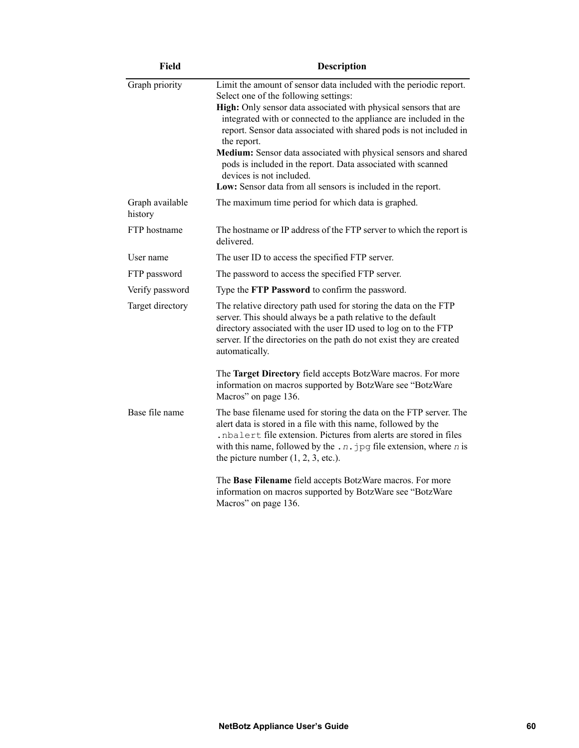| Field | Description |
| --- | --- |
| Graph priority | Limit the amount of sensor data included with the periodic report. Select one of the following settings:<br>**High:** Only sensor data associated with physical sensors that are integrated with or connected to the appliance are included in the report. Sensor data associated with shared pods is not included in the report.<br>**Medium:** Sensor data associated with physical sensors and shared pods is included in the report. Data associated with scanned devices is not included.<br>**Low:** Sensor data from all sensors is included in the report. |
| Graph available history | The maximum time period for which data is graphed. |
| FTP hostname | The hostname or IP address of the FTP server to which the report is delivered. |
| User name | The user ID to access the specified FTP server. |
| FTP password | The password to access the specified FTP server. |
| Verify password | Type the **FTP Password** to confirm the password. |
| Target directory | The relative directory path used for storing the data on the FTP server. This should always be a path relative to the default directory associated with the user ID used to log on to the FTP server. If the directories on the path do not exist they are created automatically.<br><br>The **Target Directory** field accepts BotzWare macros. For more information on macros supported by BotzWare see “BotzWare Macros” on page 136. |
| Base file name | The base filename used for storing the data on the FTP server. The alert data is stored in a file with this name, followed by the `.nbalert` file extension. Pictures from alerts are stored in files with this name, followed by the `.n.jpg` file extension, where *n* is the picture number (1, 2, 3, etc.).<br><br>The **Base Filename** field accepts BotzWare macros. For more information on macros supported by BotzWare see “BotzWare Macros” on page 136. |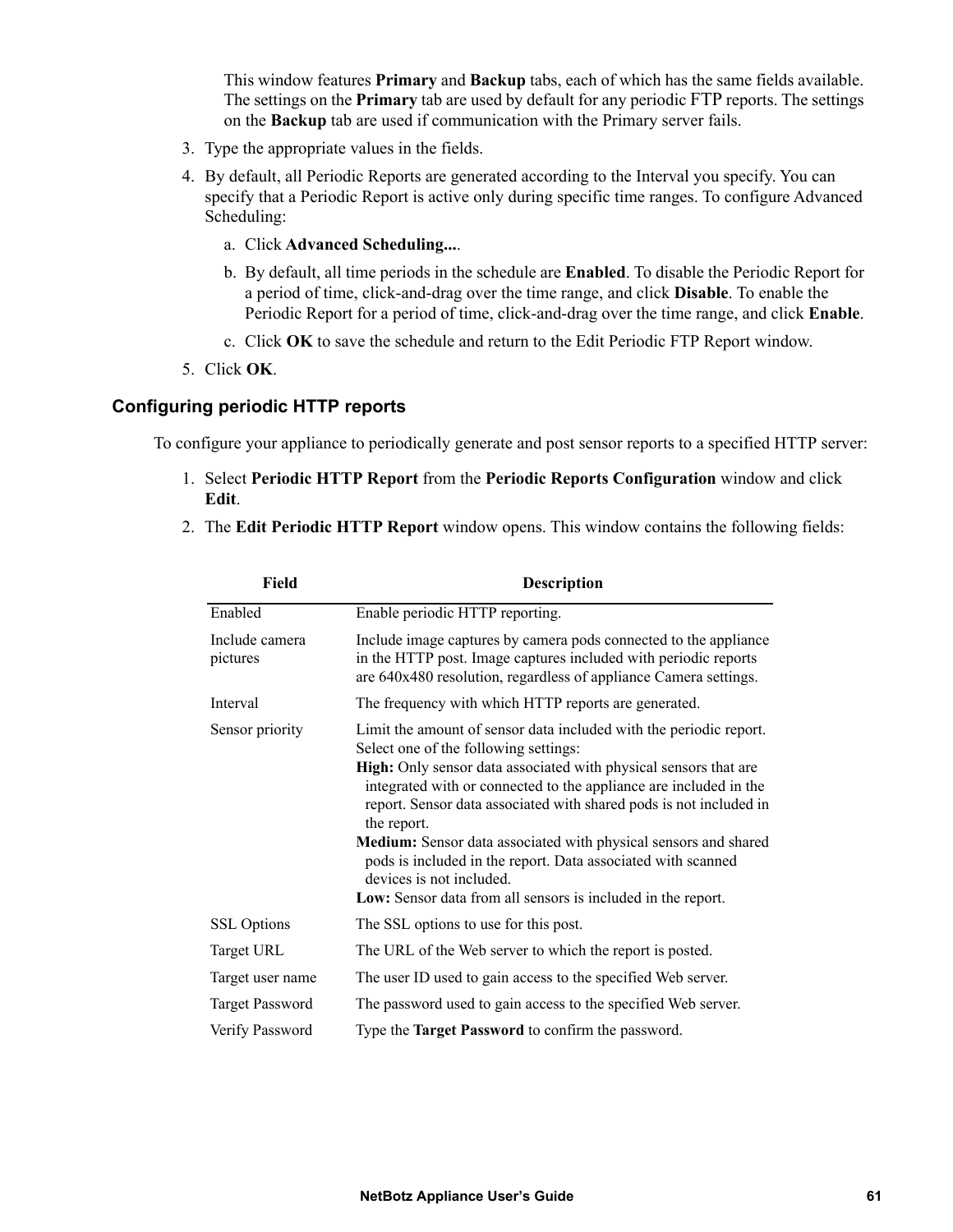This window features **Primary** and **Backup** tabs, each of which has the same fields available. The settings on the **Primary** tab are used by default for any periodic FTP reports. The settings on the **Backup** tab are used if communication with the Primary server fails.

3. Type the appropriate values in the fields.
4. By default, all Periodic Reports are generated according to the Interval you specify. You can specify that a Periodic Report is active only during specific time ranges. To configure Advanced Scheduling:
   a. Click **Advanced Scheduling...**.
   b. By default, all time periods in the schedule are **Enabled**. To disable the Periodic Report for a period of time, click-and-drag over the time range, and click **Disable**. To enable the Periodic Report for a period of time, click-and-drag over the time range, and click **Enable**.
   c. Click **OK** to save the schedule and return to the Edit Periodic FTP Report window.
5. Click **OK**.

### Configuring periodic HTTP reports

To configure your appliance to periodically generate and post sensor reports to a specified HTTP server:

1. Select **Periodic HTTP Report** from the **Periodic Reports Configuration** window and click **Edit**.
2. The **Edit Periodic HTTP Report** window opens. This window contains the following fields:

| Field | Description |
|---|---|
| Enabled | Enable periodic HTTP reporting. |
| Include camera pictures | Include image captures by camera pods connected to the appliance in the HTTP post. Image captures included with periodic reports are 640x480 resolution, regardless of appliance Camera settings. |
| Interval | The frequency with which HTTP reports are generated. |
| Sensor priority | Limit the amount of sensor data included with the periodic report. Select one of the following settings:<br>**High:** Only sensor data associated with physical sensors that are integrated with or connected to the appliance are included in the report. Sensor data associated with shared pods is not included in the report.<br>**Medium:** Sensor data associated with physical sensors and shared pods is included in the report. Data associated with scanned devices is not included.<br>**Low:** Sensor data from all sensors is included in the report. |
| SSL Options | The SSL options to use for this post. |
| Target URL | The URL of the Web server to which the report is posted. |
| Target user name | The user ID used to gain access to the specified Web server. |
| Target Password | The password used to gain access to the specified Web server. |
| Verify Password | Type the **Target Password** to confirm the password. |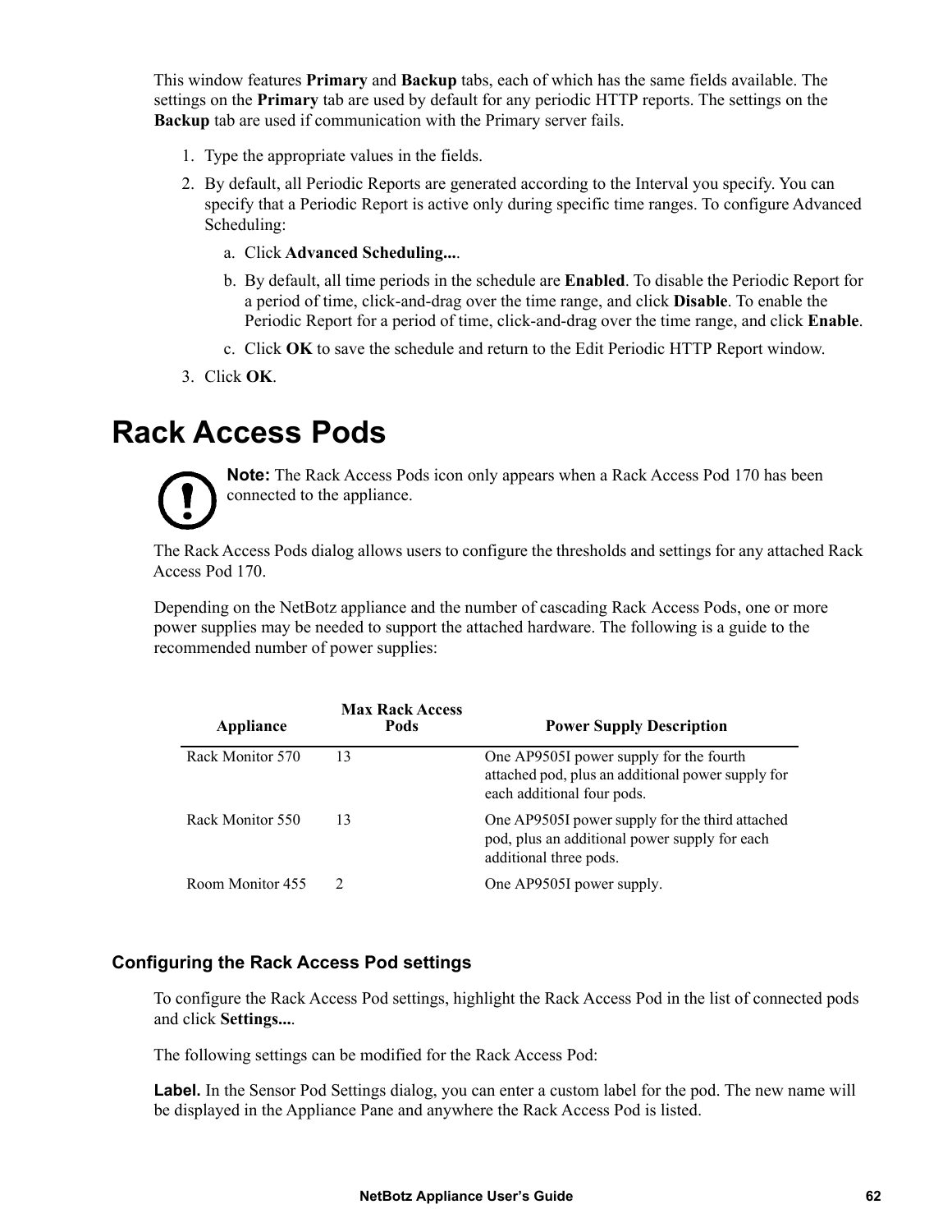This window features **Primary** and **Backup** tabs, each of which has the same fields available. The settings on the **Primary** tab are used by default for any periodic HTTP reports. The settings on the **Backup** tab are used if communication with the Primary server fails.

1. Type the appropriate values in the fields.
2. By default, all Periodic Reports are generated according to the Interval you specify. You can specify that a Periodic Report is active only during specific time ranges. To configure Advanced Scheduling:
   a. Click **Advanced Scheduling...**.
   b. By default, all time periods in the schedule are **Enabled**. To disable the Periodic Report for a period of time, click-and-drag over the time range, and click **Disable**. To enable the Periodic Report for a period of time, click-and-drag over the time range, and click **Enable**.
   c. Click **OK** to save the schedule and return to the Edit Periodic HTTP Report window.
3. Click **OK**.

# Rack Access Pods

**Note:** The Rack Access Pods icon only appears when a Rack Access Pod 170 has been connected to the appliance.

The Rack Access Pods dialog allows users to configure the thresholds and settings for any attached Rack Access Pod 170.

Depending on the NetBotz appliance and the number of cascading Rack Access Pods, one or more power supplies may be needed to support the attached hardware. The following is a guide to the recommended number of power supplies:

| Appliance | Max Rack Access Pods | Power Supply Description |
|---|---|---|
| Rack Monitor 570 | 13 | One AP9505I power supply for the fourth attached pod, plus an additional power supply for each additional four pods. |
| Rack Monitor 550 | 13 | One AP9505I power supply for the third attached pod, plus an additional power supply for each additional three pods. |
| Room Monitor 455 | 2 | One AP9505I power supply. |

### Configuring the Rack Access Pod settings

To configure the Rack Access Pod settings, highlight the Rack Access Pod in the list of connected pods and click **Settings...**.

The following settings can be modified for the Rack Access Pod:

**Label.** In the Sensor Pod Settings dialog, you can enter a custom label for the pod. The new name will be displayed in the Appliance Pane and anywhere the Rack Access Pod is listed.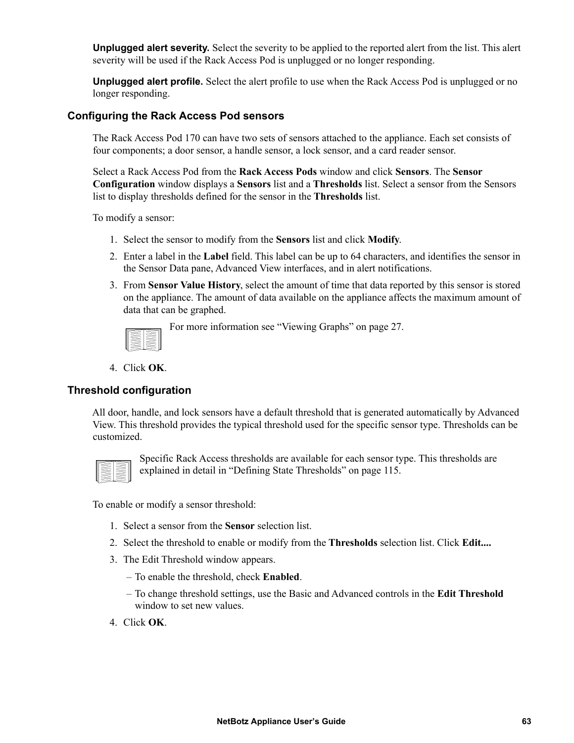**Unplugged alert severity.** Select the severity to be applied to the reported alert from the list. This alert severity will be used if the Rack Access Pod is unplugged or no longer responding.

**Unplugged alert profile.** Select the alert profile to use when the Rack Access Pod is unplugged or no longer responding.

### Configuring the Rack Access Pod sensors

The Rack Access Pod 170 can have two sets of sensors attached to the appliance. Each set consists of four components; a door sensor, a handle sensor, a lock sensor, and a card reader sensor.

Select a Rack Access Pod from the **Rack Access Pods** window and click **Sensors**. The **Sensor Configuration** window displays a **Sensors** list and a **Thresholds** list. Select a sensor from the Sensors list to display thresholds defined for the sensor in the **Thresholds** list.

To modify a sensor:

1. Select the sensor to modify from the **Sensors** list and click **Modify**.
2. Enter a label in the **Label** field. This label can be up to 64 characters, and identifies the sensor in the Sensor Data pane, Advanced View interfaces, and in alert notifications.
3. From **Sensor Value History**, select the amount of time that data reported by this sensor is stored on the appliance. The amount of data available on the appliance affects the maximum amount of data that can be graphed.

   For more information see “Viewing Graphs” on page 27.

4. Click **OK**.

### Threshold configuration

All door, handle, and lock sensors have a default threshold that is generated automatically by Advanced View. This threshold provides the typical threshold used for the specific sensor type. Thresholds can be customized.

Specific Rack Access thresholds are available for each sensor type. This thresholds are explained in detail in “Defining State Thresholds” on page 115.

To enable or modify a sensor threshold:

1. Select a sensor from the **Sensor** selection list.
2. Select the threshold to enable or modify from the **Thresholds** selection list. Click **Edit....**
3. The Edit Threshold window appears.
   – To enable the threshold, check **Enabled**.
   – To change threshold settings, use the Basic and Advanced controls in the **Edit Threshold** window to set new values.
4. Click **OK**.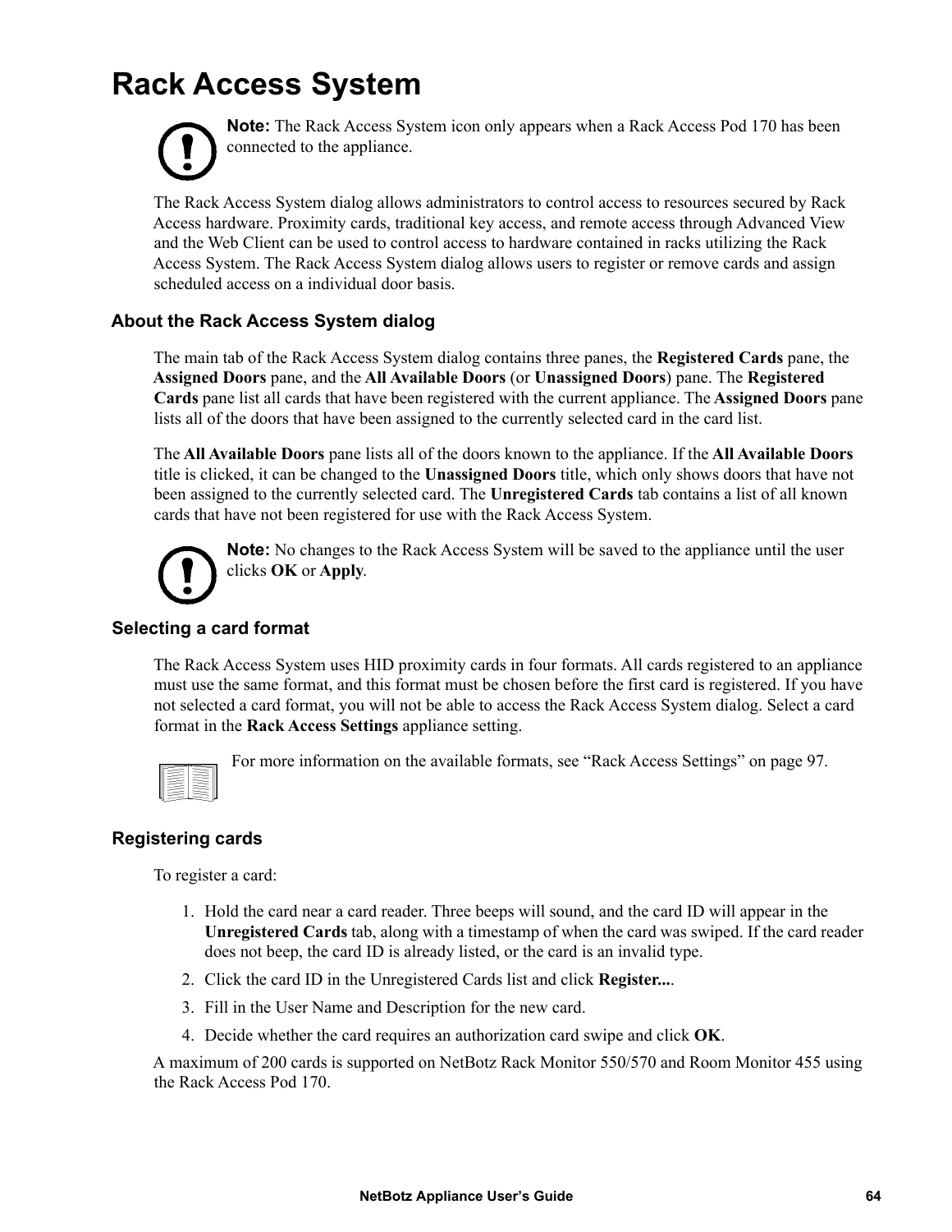# Rack Access System

**Note:** The Rack Access System icon only appears when a Rack Access Pod 170 has been connected to the appliance.

The Rack Access System dialog allows administrators to control access to resources secured by Rack Access hardware. Proximity cards, traditional key access, and remote access through Advanced View and the Web Client can be used to control access to hardware contained in racks utilizing the Rack Access System. The Rack Access System dialog allows users to register or remove cards and assign scheduled access on a individual door basis.

## About the Rack Access System dialog

The main tab of the Rack Access System dialog contains three panes, the **Registered Cards** pane, the **Assigned Doors** pane, and the **All Available Doors** (or **Unassigned Doors**) pane. The **Registered Cards** pane list all cards that have been registered with the current appliance. The **Assigned Doors** pane lists all of the doors that have been assigned to the currently selected card in the card list.

The **All Available Doors** pane lists all of the doors known to the appliance. If the **All Available Doors** title is clicked, it can be changed to the **Unassigned Doors** title, which only shows doors that have not been assigned to the currently selected card. The **Unregistered Cards** tab contains a list of all known cards that have not been registered for use with the Rack Access System.

**Note:** No changes to the Rack Access System will be saved to the appliance until the user clicks **OK** or **Apply**.

## Selecting a card format

The Rack Access System uses HID proximity cards in four formats. All cards registered to an appliance must use the same format, and this format must be chosen before the first card is registered. If you have not selected a card format, you will not be able to access the Rack Access System dialog. Select a card format in the **Rack Access Settings** appliance setting.

For more information on the available formats, see "Rack Access Settings" on page 97.

## Registering cards

To register a card:

1. Hold the card near a card reader. Three beeps will sound, and the card ID will appear in the **Unregistered Cards** tab, along with a timestamp of when the card was swiped. If the card reader does not beep, the card ID is already listed, or the card is an invalid type.
2. Click the card ID in the Unregistered Cards list and click **Register...**.
3. Fill in the User Name and Description for the new card.
4. Decide whether the card requires an authorization card swipe and click **OK**.

A maximum of 200 cards is supported on NetBotz Rack Monitor 550/570 and Room Monitor 455 using the Rack Access Pod 170.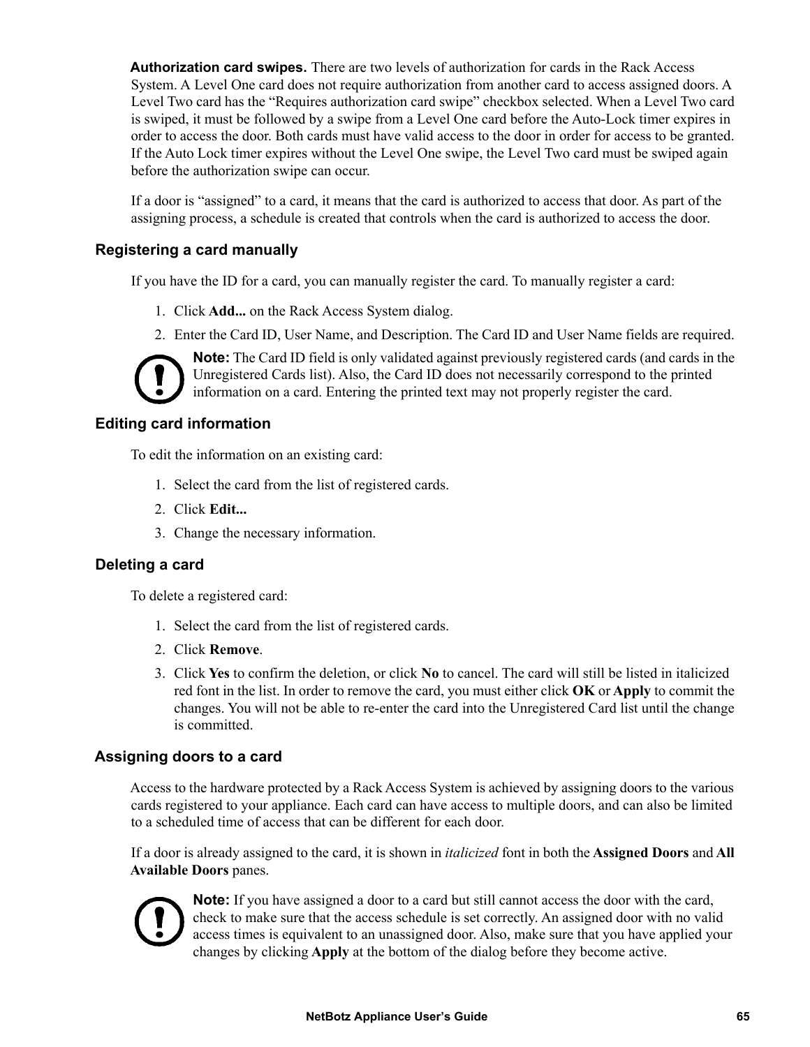**Authorization card swipes.** There are two levels of authorization for cards in the Rack Access System. A Level One card does not require authorization from another card to access assigned doors. A Level Two card has the “Requires authorization card swipe” checkbox selected. When a Level Two card is swiped, it must be followed by a swipe from a Level One card before the Auto-Lock timer expires in order to access the door. Both cards must have valid access to the door in order for access to be granted. If the Auto Lock timer expires without the Level One swipe, the Level Two card must be swiped again before the authorization swipe can occur.

If a door is “assigned” to a card, it means that the card is authorized to access that door. As part of the assigning process, a schedule is created that controls when the card is authorized to access the door.

### Registering a card manually

If you have the ID for a card, you can manually register the card. To manually register a card:

1. Click **Add...** on the Rack Access System dialog.
2. Enter the Card ID, User Name, and Description. The Card ID and User Name fields are required.

**Note:** The Card ID field is only validated against previously registered cards (and cards in the Unregistered Cards list). Also, the Card ID does not necessarily correspond to the printed information on a card. Entering the printed text may not properly register the card.

### Editing card information

To edit the information on an existing card:

1. Select the card from the list of registered cards.
2. Click **Edit...**
3. Change the necessary information.

### Deleting a card

To delete a registered card:

1. Select the card from the list of registered cards.
2. Click **Remove**.
3. Click **Yes** to confirm the deletion, or click **No** to cancel. The card will still be listed in italicized red font in the list. In order to remove the card, you must either click **OK** or **Apply** to commit the changes. You will not be able to re-enter the card into the Unregistered Card list until the change is committed.

### Assigning doors to a card

Access to the hardware protected by a Rack Access System is achieved by assigning doors to the various cards registered to your appliance. Each card can have access to multiple doors, and can also be limited to a scheduled time of access that can be different for each door.

If a door is already assigned to the card, it is shown in *italicized* font in both the **Assigned Doors** and **All Available Doors** panes.

**Note:** If you have assigned a door to a card but still cannot access the door with the card, check to make sure that the access schedule is set correctly. An assigned door with no valid access times is equivalent to an unassigned door. Also, make sure that you have applied your changes by clicking **Apply** at the bottom of the dialog before they become active.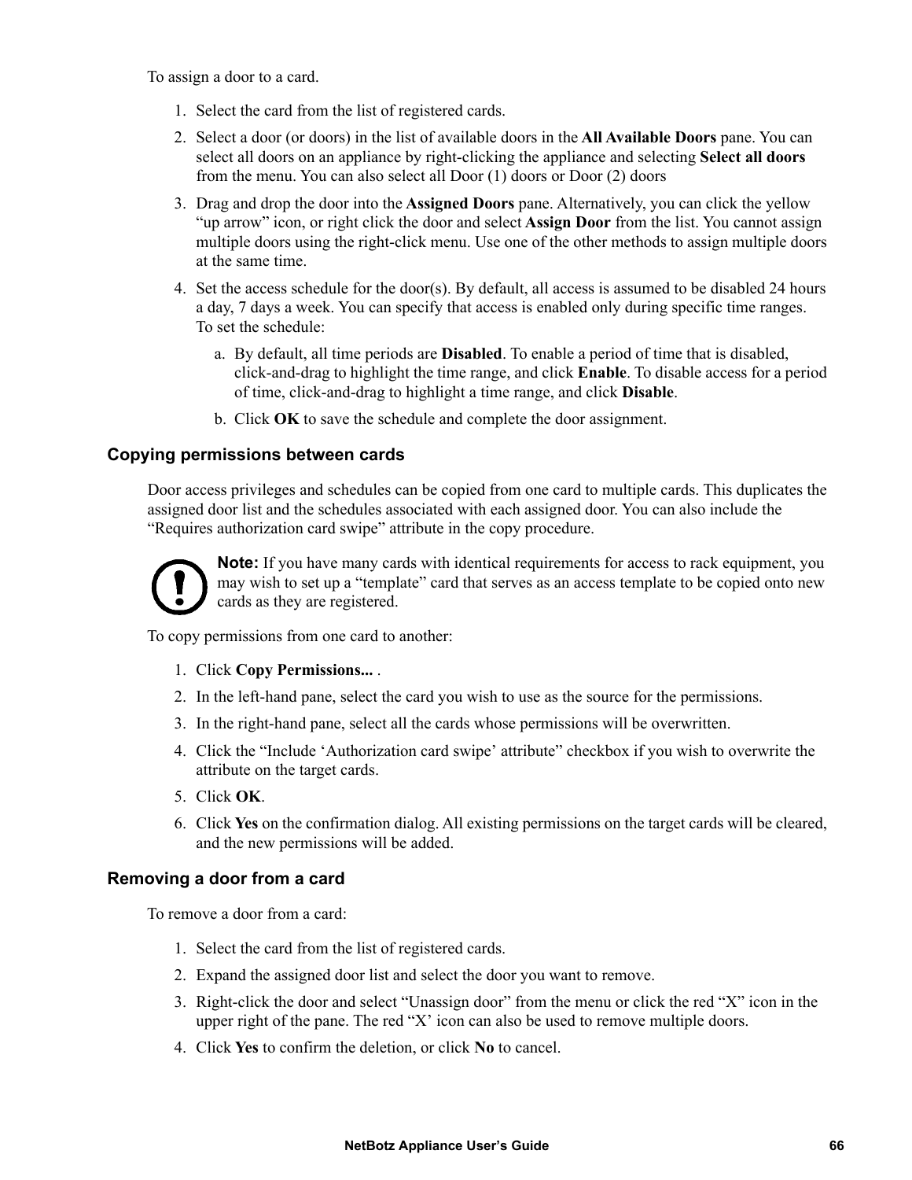To assign a door to a card.

1. Select the card from the list of registered cards.
2. Select a door (or doors) in the list of available doors in the **All Available Doors** pane. You can select all doors on an appliance by right-clicking the appliance and selecting **Select all doors** from the menu. You can also select all Door (1) doors or Door (2) doors
3. Drag and drop the door into the **Assigned Doors** pane. Alternatively, you can click the yellow "up arrow" icon, or right click the door and select **Assign Door** from the list. You cannot assign multiple doors using the right-click menu. Use one of the other methods to assign multiple doors at the same time.
4. Set the access schedule for the door(s). By default, all access is assumed to be disabled 24 hours a day, 7 days a week. You can specify that access is enabled only during specific time ranges. To set the schedule:
   a. By default, all time periods are **Disabled**. To enable a period of time that is disabled, click-and-drag to highlight the time range, and click **Enable**. To disable access for a period of time, click-and-drag to highlight a time range, and click **Disable**.
   b. Click **OK** to save the schedule and complete the door assignment.

### Copying permissions between cards

Door access privileges and schedules can be copied from one card to multiple cards. This duplicates the assigned door list and the schedules associated with each assigned door. You can also include the "Requires authorization card swipe" attribute in the copy procedure.

**Note:** If you have many cards with identical requirements for access to rack equipment, you may wish to set up a "template" card that serves as an access template to be copied onto new cards as they are registered.

To copy permissions from one card to another:

1. Click **Copy Permissions...** .
2. In the left-hand pane, select the card you wish to use as the source for the permissions.
3. In the right-hand pane, select all the cards whose permissions will be overwritten.
4. Click the "Include 'Authorization card swipe' attribute" checkbox if you wish to overwrite the attribute on the target cards.
5. Click **OK**.
6. Click **Yes** on the confirmation dialog. All existing permissions on the target cards will be cleared, and the new permissions will be added.

### Removing a door from a card

To remove a door from a card:

1. Select the card from the list of registered cards.
2. Expand the assigned door list and select the door you want to remove.
3. Right-click the door and select "Unassign door" from the menu or click the red "X" icon in the upper right of the pane. The red "X' icon can also be used to remove multiple doors.
4. Click **Yes** to confirm the deletion, or click **No** to cancel.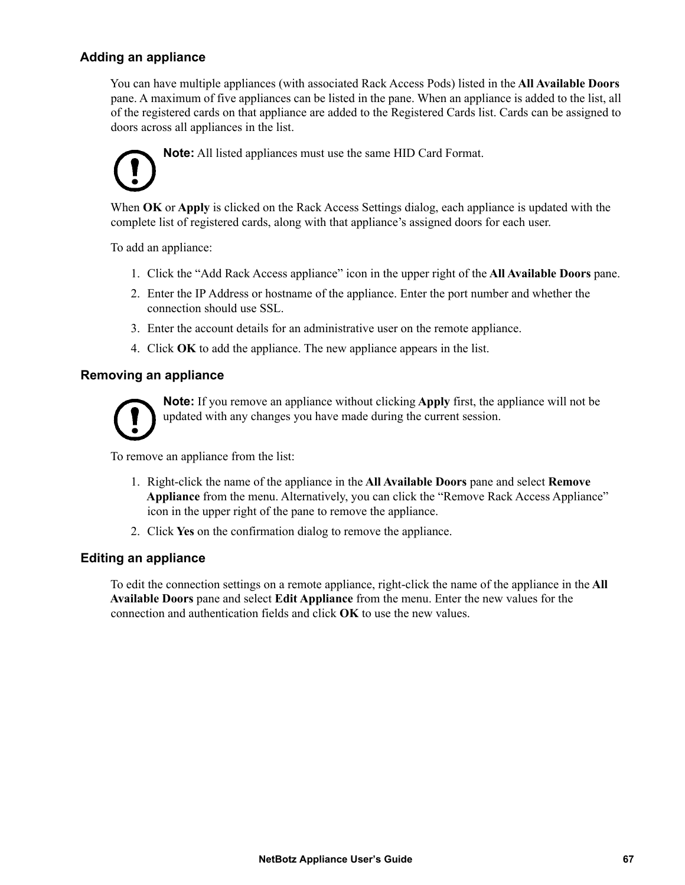### Adding an appliance

You can have multiple appliances (with associated Rack Access Pods) listed in the **All Available Doors** pane. A maximum of five appliances can be listed in the pane. When an appliance is added to the list, all of the registered cards on that appliance are added to the Registered Cards list. Cards can be assigned to doors across all appliances in the list.

**Note:** All listed appliances must use the same HID Card Format.

When **OK** or **Apply** is clicked on the Rack Access Settings dialog, each appliance is updated with the complete list of registered cards, along with that appliance's assigned doors for each user.

To add an appliance:

1. Click the "Add Rack Access appliance" icon in the upper right of the **All Available Doors** pane.
2. Enter the IP Address or hostname of the appliance. Enter the port number and whether the connection should use SSL.
3. Enter the account details for an administrative user on the remote appliance.
4. Click **OK** to add the appliance. The new appliance appears in the list.

### Removing an appliance

**Note:** If you remove an appliance without clicking **Apply** first, the appliance will not be updated with any changes you have made during the current session.

To remove an appliance from the list:

1. Right-click the name of the appliance in the **All Available Doors** pane and select **Remove Appliance** from the menu. Alternatively, you can click the "Remove Rack Access Appliance" icon in the upper right of the pane to remove the appliance.
2. Click **Yes** on the confirmation dialog to remove the appliance.

### Editing an appliance

To edit the connection settings on a remote appliance, right-click the name of the appliance in the **All Available Doors** pane and select **Edit Appliance** from the menu. Enter the new values for the connection and authentication fields and click **OK** to use the new values.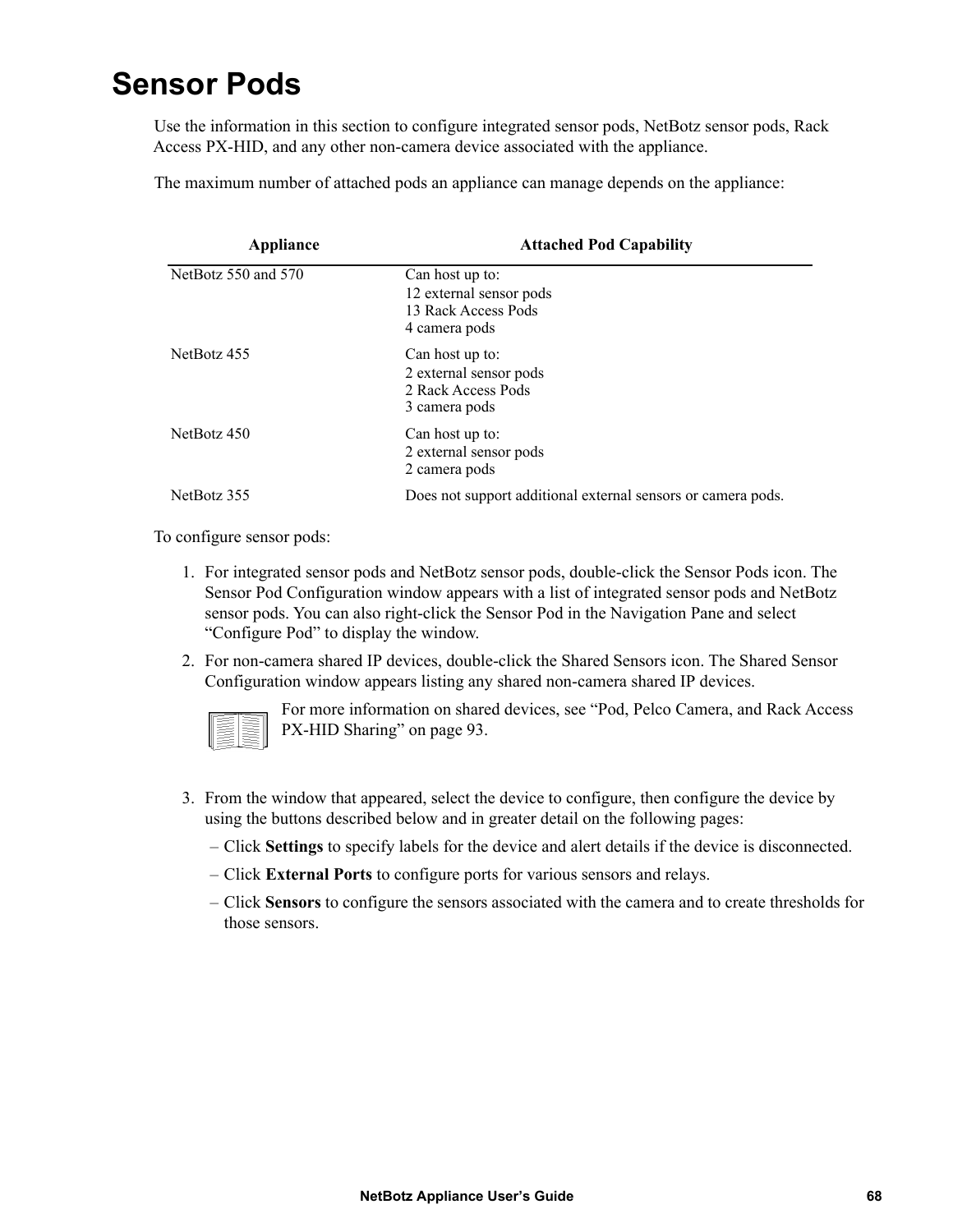# Sensor Pods

Use the information in this section to configure integrated sensor pods, NetBotz sensor pods, Rack Access PX-HID, and any other non-camera device associated with the appliance.

The maximum number of attached pods an appliance can manage depends on the appliance:

| Appliance | Attached Pod Capability |
|---|---|
| NetBotz 550 and 570 | Can host up to:<br>12 external sensor pods<br>13 Rack Access Pods<br>4 camera pods |
| NetBotz 455 | Can host up to:<br>2 external sensor pods<br>2 Rack Access Pods<br>3 camera pods |
| NetBotz 450 | Can host up to:<br>2 external sensor pods<br>2 camera pods |
| NetBotz 355 | Does not support additional external sensors or camera pods. |

To configure sensor pods:

1. For integrated sensor pods and NetBotz sensor pods, double-click the Sensor Pods icon. The Sensor Pod Configuration window appears with a list of integrated sensor pods and NetBotz sensor pods. You can also right-click the Sensor Pod in the Navigation Pane and select "Configure Pod" to display the window.
2. For non-camera shared IP devices, double-click the Shared Sensors icon. The Shared Sensor Configuration window appears listing any shared non-camera shared IP devices.

   For more information on shared devices, see "Pod, Pelco Camera, and Rack Access PX-HID Sharing" on page 93.

3. From the window that appeared, select the device to configure, then configure the device by using the buttons described below and in greater detail on the following pages:
   – Click **Settings** to specify labels for the device and alert details if the device is disconnected.
   – Click **External Ports** to configure ports for various sensors and relays.
   – Click **Sensors** to configure the sensors associated with the camera and to create thresholds for those sensors.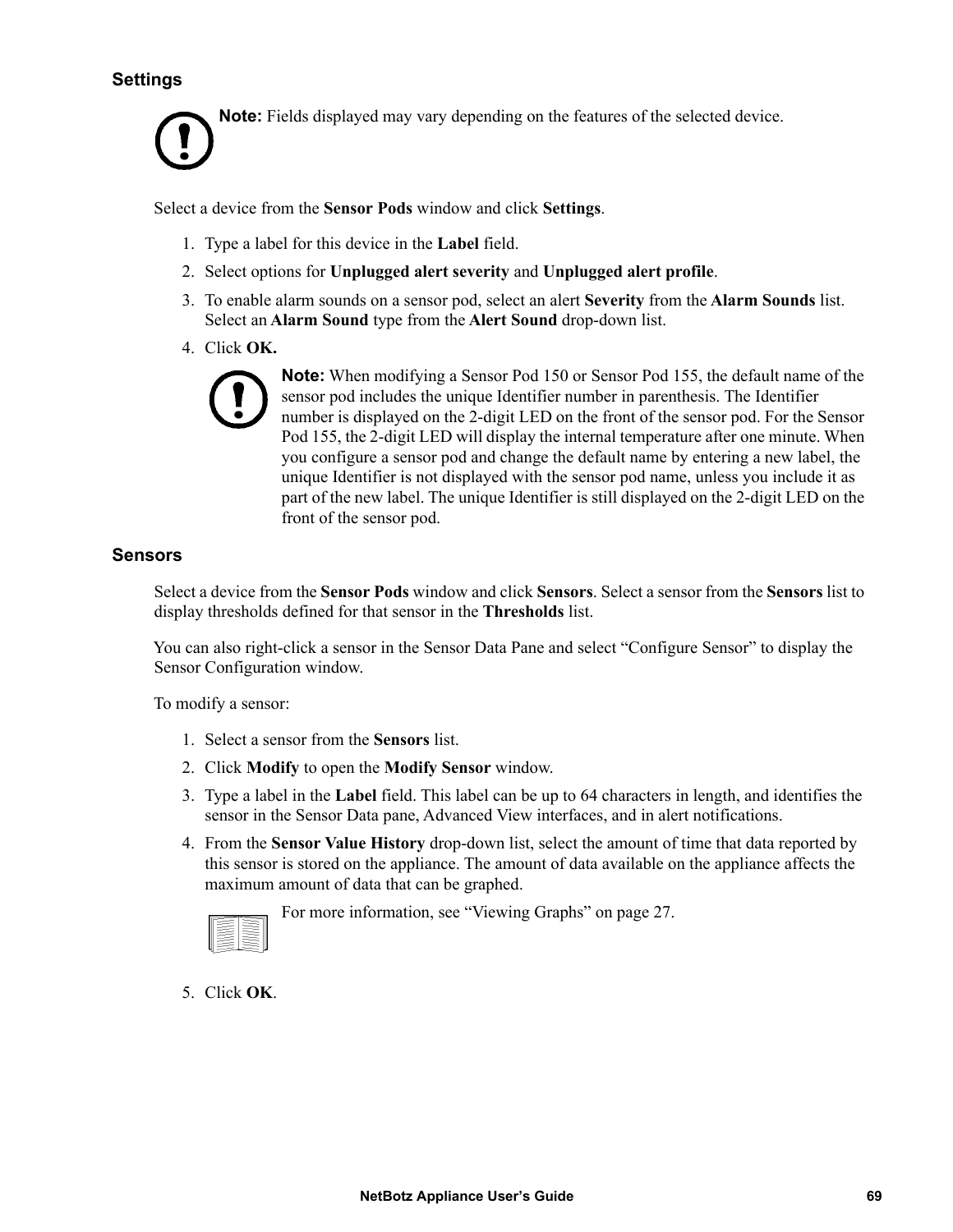### Settings

**Note:** Fields displayed may vary depending on the features of the selected device.

Select a device from the **Sensor Pods** window and click **Settings**.

1. Type a label for this device in the **Label** field.
2. Select options for **Unplugged alert severity** and **Unplugged alert profile**.
3. To enable alarm sounds on a sensor pod, select an alert **Severity** from the **Alarm Sounds** list. Select an **Alarm Sound** type from the **Alert Sound** drop-down list.
4. Click **OK.**

   **Note:** When modifying a Sensor Pod 150 or Sensor Pod 155, the default name of the sensor pod includes the unique Identifier number in parenthesis. The Identifier number is displayed on the 2-digit LED on the front of the sensor pod. For the Sensor Pod 155, the 2-digit LED will display the internal temperature after one minute. When you configure a sensor pod and change the default name by entering a new label, the unique Identifier is not displayed with the sensor pod name, unless you include it as part of the new label. The unique Identifier is still displayed on the 2-digit LED on the front of the sensor pod.

### Sensors

Select a device from the **Sensor Pods** window and click **Sensors**. Select a sensor from the **Sensors** list to display thresholds defined for that sensor in the **Thresholds** list.

You can also right-click a sensor in the Sensor Data Pane and select "Configure Sensor" to display the Sensor Configuration window.

To modify a sensor:

1. Select a sensor from the **Sensors** list.
2. Click **Modify** to open the **Modify Sensor** window.
3. Type a label in the **Label** field. This label can be up to 64 characters in length, and identifies the sensor in the Sensor Data pane, Advanced View interfaces, and in alert notifications.
4. From the **Sensor Value History** drop-down list, select the amount of time that data reported by this sensor is stored on the appliance. The amount of data available on the appliance affects the maximum amount of data that can be graphed.

   For more information, see "Viewing Graphs" on page 27.

5. Click **OK**.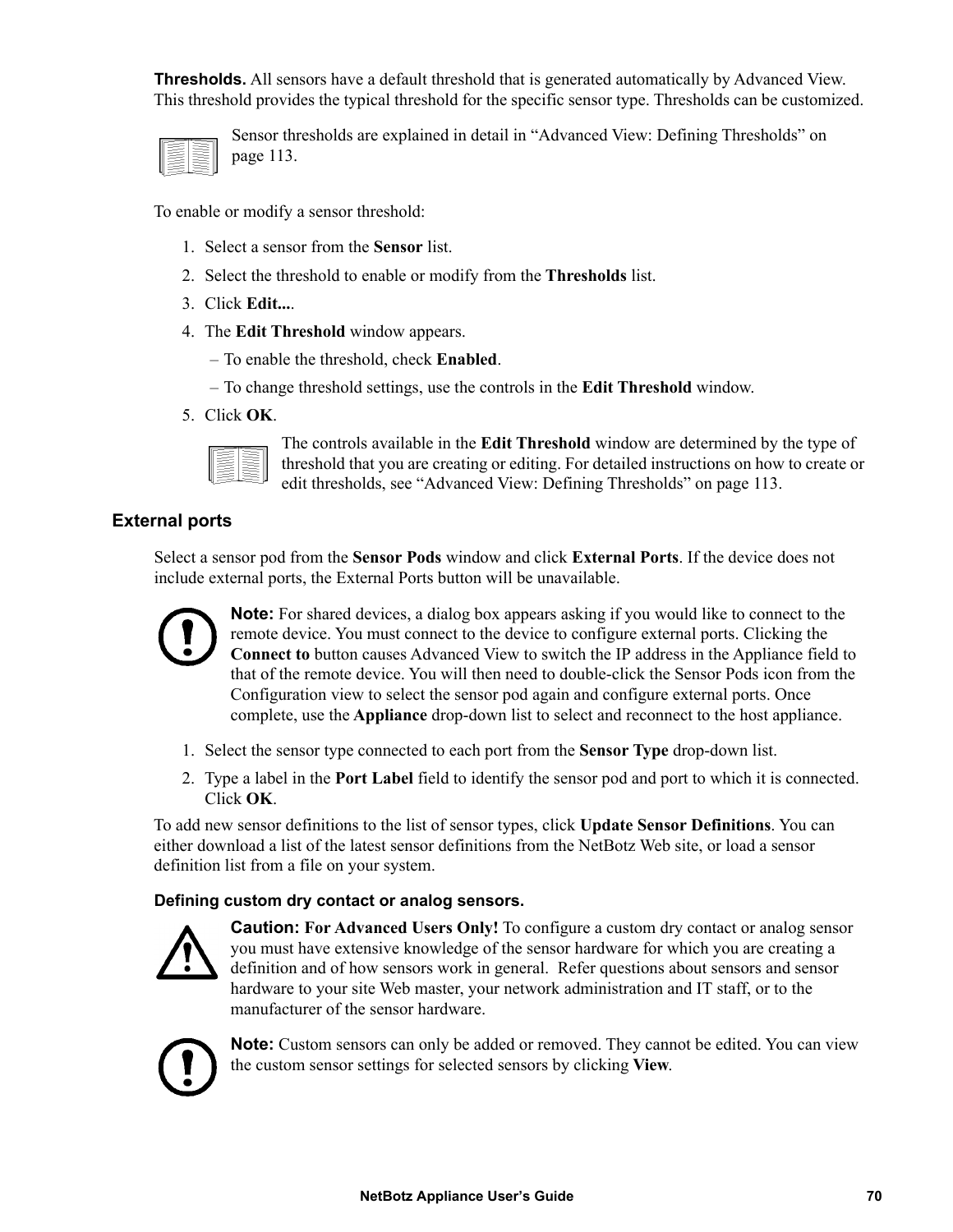**Thresholds.** All sensors have a default threshold that is generated automatically by Advanced View. This threshold provides the typical threshold for the specific sensor type. Thresholds can be customized.

Sensor thresholds are explained in detail in “Advanced View: Defining Thresholds” on page 113.

To enable or modify a sensor threshold:

1. Select a sensor from the **Sensor** list.
2. Select the threshold to enable or modify from the **Thresholds** list.
3. Click **Edit...**.
4. The **Edit Threshold** window appears.
   – To enable the threshold, check **Enabled**.
   – To change threshold settings, use the controls in the **Edit Threshold** window.
5. Click **OK**.

The controls available in the **Edit Threshold** window are determined by the type of threshold that you are creating or editing. For detailed instructions on how to create or edit thresholds, see “Advanced View: Defining Thresholds” on page 113.

### External ports

Select a sensor pod from the **Sensor Pods** window and click **External Ports**. If the device does not include external ports, the External Ports button will be unavailable.

**Note:** For shared devices, a dialog box appears asking if you would like to connect to the remote device. You must connect to the device to configure external ports. Clicking the **Connect to** button causes Advanced View to switch the IP address in the Appliance field to that of the remote device. You will then need to double-click the Sensor Pods icon from the Configuration view to select the sensor pod again and configure external ports. Once complete, use the **Appliance** drop-down list to select and reconnect to the host appliance.

1. Select the sensor type connected to each port from the **Sensor Type** drop-down list.
2. Type a label in the **Port Label** field to identify the sensor pod and port to which it is connected. Click **OK**.

To add new sensor definitions to the list of sensor types, click **Update Sensor Definitions**. You can either download a list of the latest sensor definitions from the NetBotz Web site, or load a sensor definition list from a file on your system.

#### Defining custom dry contact or analog sensors.

**Caution: For Advanced Users Only!** To configure a custom dry contact or analog sensor you must have extensive knowledge of the sensor hardware for which you are creating a definition and of how sensors work in general. Refer questions about sensors and sensor hardware to your site Web master, your network administration and IT staff, or to the manufacturer of the sensor hardware.

**Note:** Custom sensors can only be added or removed. They cannot be edited. You can view the custom sensor settings for selected sensors by clicking **View**.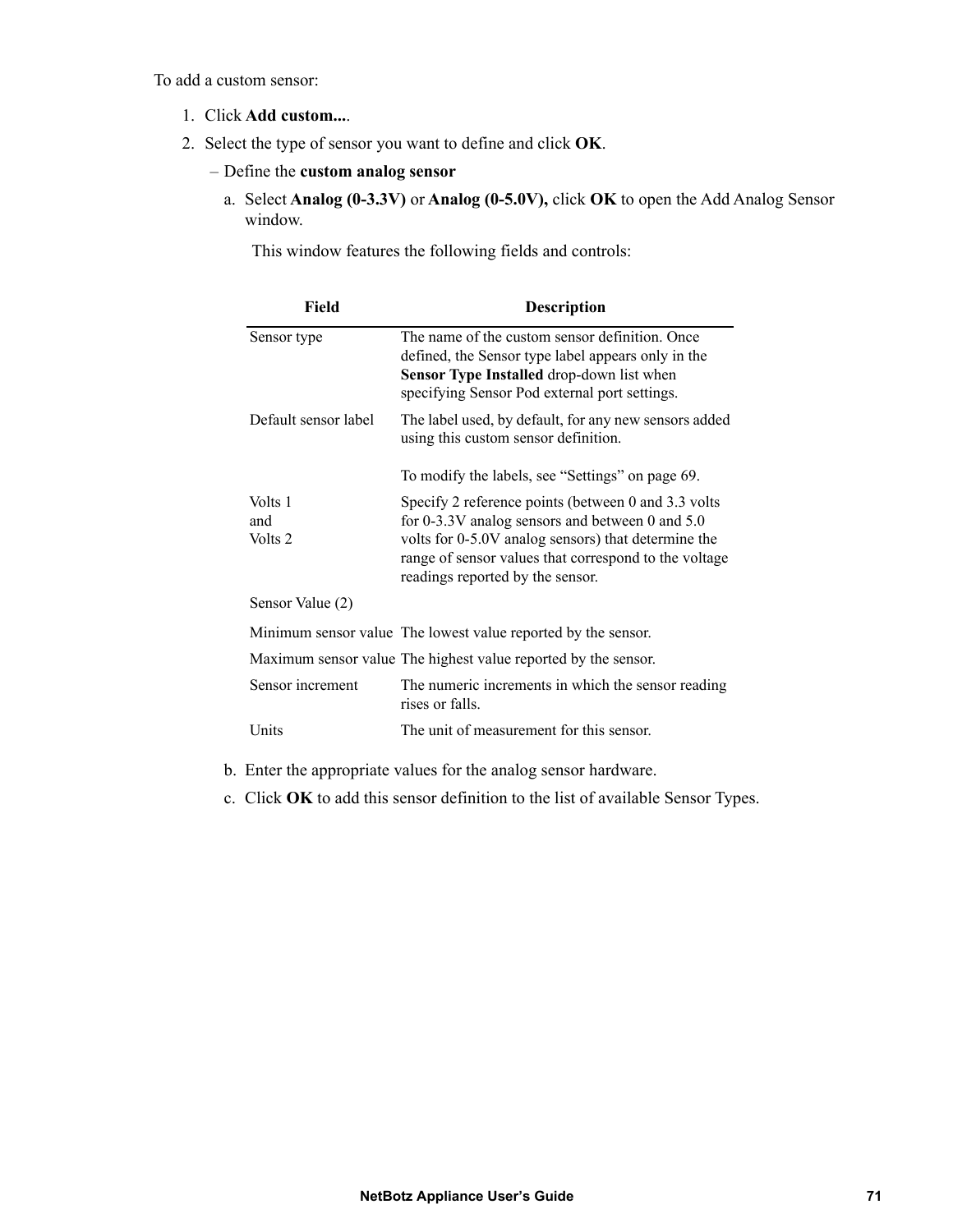To add a custom sensor:

1. Click **Add custom...**.
2. Select the type of sensor you want to define and click **OK**.

   – Define the **custom analog sensor**

   a. Select **Analog (0-3.3V)** or **Analog (0-5.0V),** click **OK** to open the Add Analog Sensor window.

      This window features the following fields and controls:

| Field | Description |
|---|---|
| Sensor type | The name of the custom sensor definition. Once defined, the Sensor type label appears only in the **Sensor Type Installed** drop-down list when specifying Sensor Pod external port settings. |
| Default sensor label | The label used, by default, for any new sensors added using this custom sensor definition.<br><br>To modify the labels, see “Settings” on page 69. |
| Volts 1<br>and<br>Volts 2 | Specify 2 reference points (between 0 and 3.3 volts for 0-3.3V analog sensors and between 0 and 5.0 volts for 0-5.0V analog sensors) that determine the range of sensor values that correspond to the voltage readings reported by the sensor. |
| Sensor Value (2) | |
| Minimum sensor value | The lowest value reported by the sensor. |
| Maximum sensor value | The highest value reported by the sensor. |
| Sensor increment | The numeric increments in which the sensor reading rises or falls. |
| Units | The unit of measurement for this sensor. |

   b. Enter the appropriate values for the analog sensor hardware.

   c. Click **OK** to add this sensor definition to the list of available Sensor Types.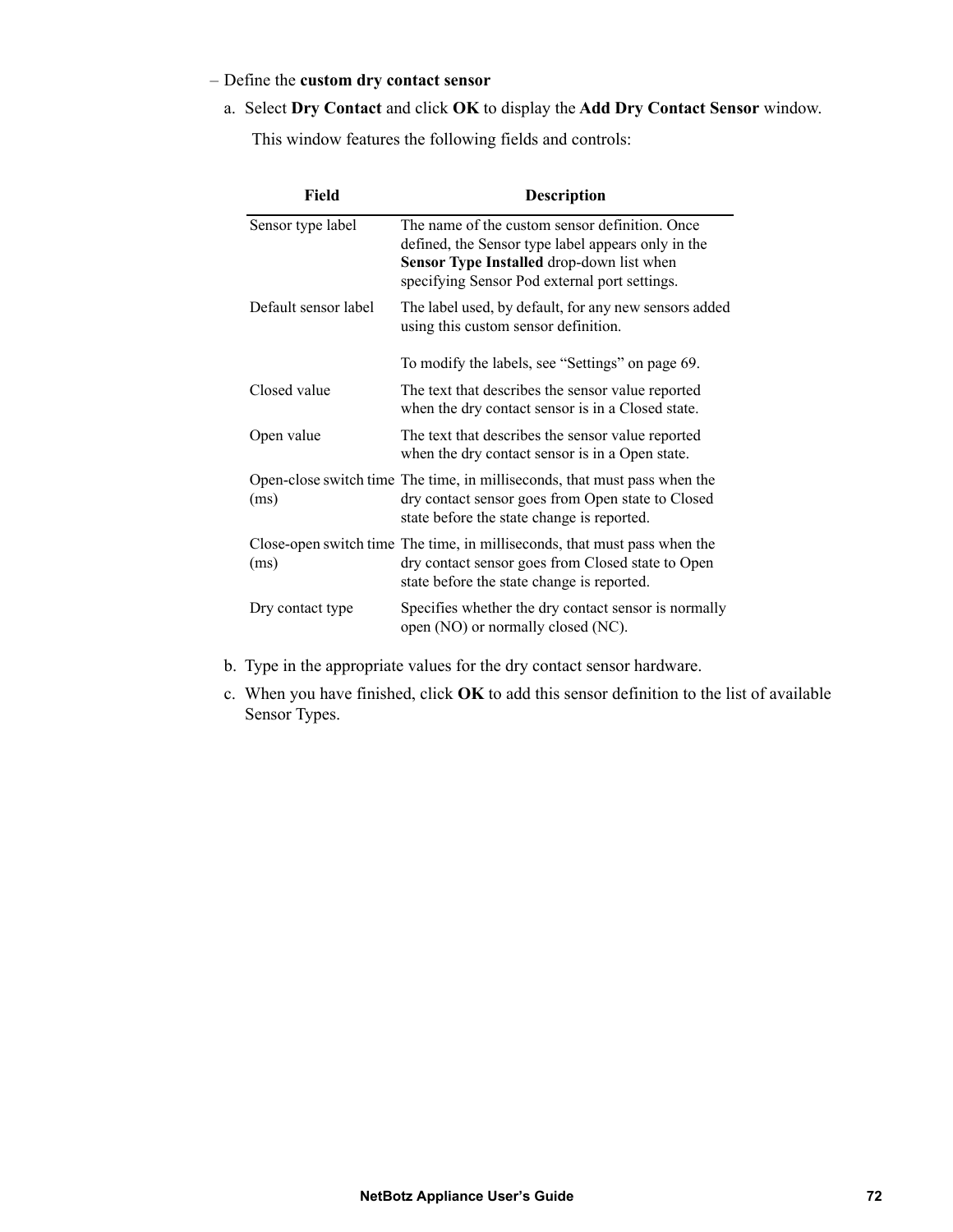– Define the **custom dry contact sensor**

a. Select **Dry Contact** and click **OK** to display the **Add Dry Contact Sensor** window.

   This window features the following fields and controls:

| Field | Description |
|---|---|
| Sensor type label | The name of the custom sensor definition. Once defined, the Sensor type label appears only in the **Sensor Type Installed** drop-down list when specifying Sensor Pod external port settings. |
| Default sensor label | The label used, by default, for any new sensors added using this custom sensor definition.<br><br>To modify the labels, see “Settings” on page 69. |
| Closed value | The text that describes the sensor value reported when the dry contact sensor is in a Closed state. |
| Open value | The text that describes the sensor value reported when the dry contact sensor is in a Open state. |
| Open-close switch time (ms) | The time, in milliseconds, that must pass when the dry contact sensor goes from Open state to Closed state before the state change is reported. |
| Close-open switch time (ms) | The time, in milliseconds, that must pass when the dry contact sensor goes from Closed state to Open state before the state change is reported. |
| Dry contact type | Specifies whether the dry contact sensor is normally open (NO) or normally closed (NC). |

b. Type in the appropriate values for the dry contact sensor hardware.

c. When you have finished, click **OK** to add this sensor definition to the list of available Sensor Types.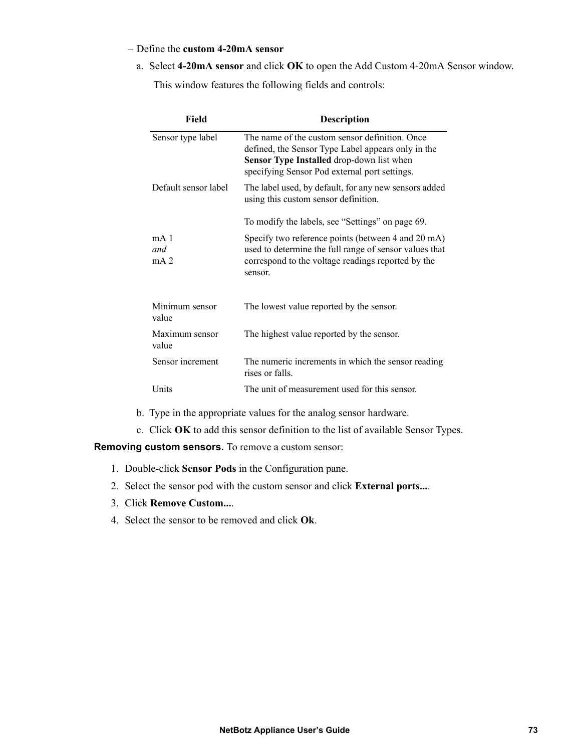– Define the **custom 4-20mA sensor**

a. Select **4-20mA sensor** and click **OK** to open the Add Custom 4-20mA Sensor window.

This window features the following fields and controls:

| Field | Description |
|---|---|
| Sensor type label | The name of the custom sensor definition. Once defined, the Sensor Type Label appears only in the **Sensor Type Installed** drop-down list when specifying Sensor Pod external port settings. |
| Default sensor label | The label used, by default, for any new sensors added using this custom sensor definition.<br><br>To modify the labels, see “Settings” on page 69. |
| mA 1<br>*and*<br>mA 2 | Specify two reference points (between 4 and 20 mA) used to determine the full range of sensor values that correspond to the voltage readings reported by the sensor. |
| Minimum sensor value | The lowest value reported by the sensor. |
| Maximum sensor value | The highest value reported by the sensor. |
| Sensor increment | The numeric increments in which the sensor reading rises or falls. |
| Units | The unit of measurement used for this sensor. |

b. Type in the appropriate values for the analog sensor hardware.

c. Click **OK** to add this sensor definition to the list of available Sensor Types.

**Removing custom sensors.** To remove a custom sensor:

1. Double-click **Sensor Pods** in the Configuration pane.
2. Select the sensor pod with the custom sensor and click **External ports...**.
3. Click **Remove Custom...**.
4. Select the sensor to be removed and click **Ok**.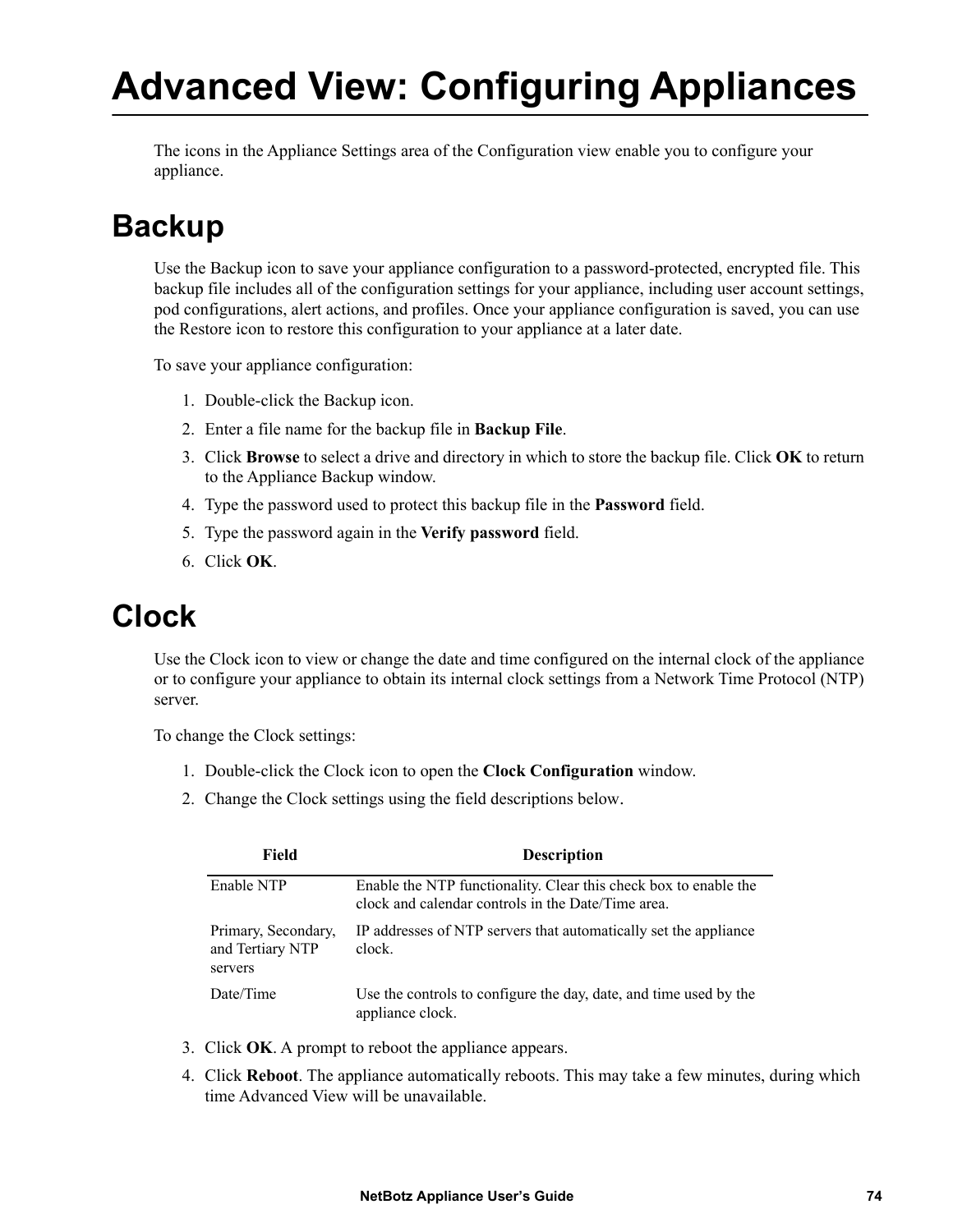# Advanced View: Configuring Appliances

The icons in the Appliance Settings area of the Configuration view enable you to configure your appliance.

## Backup

Use the Backup icon to save your appliance configuration to a password-protected, encrypted file. This backup file includes all of the configuration settings for your appliance, including user account settings, pod configurations, alert actions, and profiles. Once your appliance configuration is saved, you can use the Restore icon to restore this configuration to your appliance at a later date.

To save your appliance configuration:

1. Double-click the Backup icon.
2. Enter a file name for the backup file in **Backup File**.
3. Click **Browse** to select a drive and directory in which to store the backup file. Click **OK** to return to the Appliance Backup window.
4. Type the password used to protect this backup file in the **Password** field.
5. Type the password again in the **Verify password** field.
6. Click **OK**.

## Clock

Use the Clock icon to view or change the date and time configured on the internal clock of the appliance or to configure your appliance to obtain its internal clock settings from a Network Time Protocol (NTP) server.

To change the Clock settings:

1. Double-click the Clock icon to open the **Clock Configuration** window.
2. Change the Clock settings using the field descriptions below.

| Field | Description |
|---|---|
| Enable NTP | Enable the NTP functionality. Clear this check box to enable the clock and calendar controls in the Date/Time area. |
| Primary, Secondary, and Tertiary NTP servers | IP addresses of NTP servers that automatically set the appliance clock. |
| Date/Time | Use the controls to configure the day, date, and time used by the appliance clock. |

3. Click **OK**. A prompt to reboot the appliance appears.
4. Click **Reboot**. The appliance automatically reboots. This may take a few minutes, during which time Advanced View will be unavailable.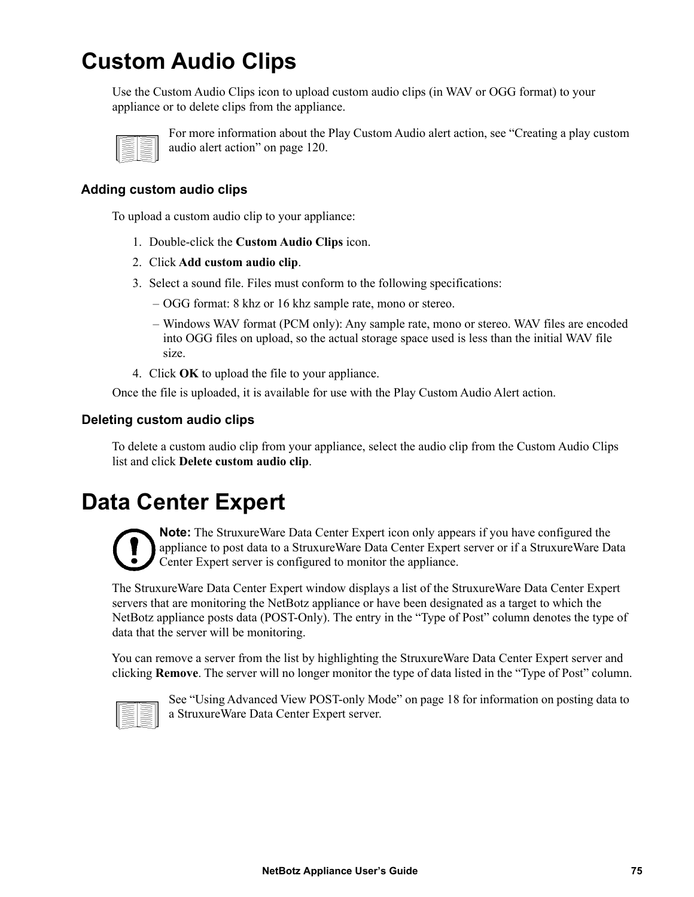# Custom Audio Clips

Use the Custom Audio Clips icon to upload custom audio clips (in WAV or OGG format) to your appliance or to delete clips from the appliance.

For more information about the Play Custom Audio alert action, see "Creating a play custom audio alert action" on page 120.

## Adding custom audio clips

To upload a custom audio clip to your appliance:

1. Double-click the **Custom Audio Clips** icon.
2. Click **Add custom audio clip**.
3. Select a sound file. Files must conform to the following specifications:
   – OGG format: 8 khz or 16 khz sample rate, mono or stereo.
   – Windows WAV format (PCM only): Any sample rate, mono or stereo. WAV files are encoded into OGG files on upload, so the actual storage space used is less than the initial WAV file size.
4. Click **OK** to upload the file to your appliance.

Once the file is uploaded, it is available for use with the Play Custom Audio Alert action.

## Deleting custom audio clips

To delete a custom audio clip from your appliance, select the audio clip from the Custom Audio Clips list and click **Delete custom audio clip**.

# Data Center Expert

**Note:** The StruxureWare Data Center Expert icon only appears if you have configured the appliance to post data to a StruxureWare Data Center Expert server or if a StruxureWare Data Center Expert server is configured to monitor the appliance.

The StruxureWare Data Center Expert window displays a list of the StruxureWare Data Center Expert servers that are monitoring the NetBotz appliance or have been designated as a target to which the NetBotz appliance posts data (POST-Only). The entry in the "Type of Post" column denotes the type of data that the server will be monitoring.

You can remove a server from the list by highlighting the StruxureWare Data Center Expert server and clicking **Remove**. The server will no longer monitor the type of data listed in the "Type of Post" column.

See "Using Advanced View POST-only Mode" on page 18 for information on posting data to a StruxureWare Data Center Expert server.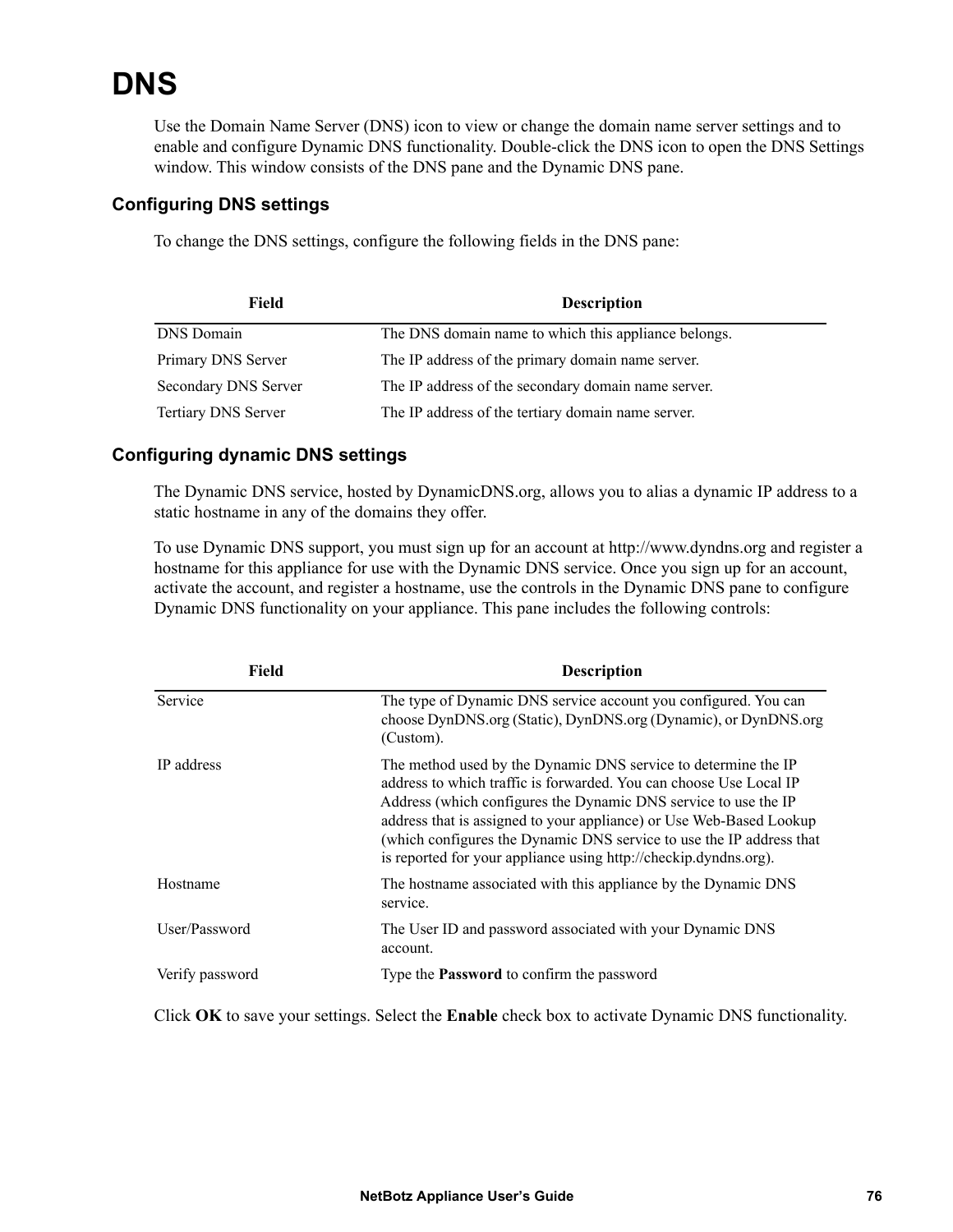# DNS

Use the Domain Name Server (DNS) icon to view or change the domain name server settings and to enable and configure Dynamic DNS functionality. Double-click the DNS icon to open the DNS Settings window. This window consists of the DNS pane and the Dynamic DNS pane.

## Configuring DNS settings

To change the DNS settings, configure the following fields in the DNS pane:

| Field | Description |
|---|---|
| DNS Domain | The DNS domain name to which this appliance belongs. |
| Primary DNS Server | The IP address of the primary domain name server. |
| Secondary DNS Server | The IP address of the secondary domain name server. |
| Tertiary DNS Server | The IP address of the tertiary domain name server. |

## Configuring dynamic DNS settings

The Dynamic DNS service, hosted by DynamicDNS.org, allows you to alias a dynamic IP address to a static hostname in any of the domains they offer.

To use Dynamic DNS support, you must sign up for an account at http://www.dyndns.org and register a hostname for this appliance for use with the Dynamic DNS service. Once you sign up for an account, activate the account, and register a hostname, use the controls in the Dynamic DNS pane to configure Dynamic DNS functionality on your appliance. This pane includes the following controls:

| Field | Description |
|---|---|
| Service | The type of Dynamic DNS service account you configured. You can choose DynDNS.org (Static), DynDNS.org (Dynamic), or DynDNS.org (Custom). |
| IP address | The method used by the Dynamic DNS service to determine the IP address to which traffic is forwarded. You can choose Use Local IP Address (which configures the Dynamic DNS service to use the IP address that is assigned to your appliance) or Use Web-Based Lookup (which configures the Dynamic DNS service to use the IP address that is reported for your appliance using http://checkip.dyndns.org). |
| Hostname | The hostname associated with this appliance by the Dynamic DNS service. |
| User/Password | The User ID and password associated with your Dynamic DNS account. |
| Verify password | Type the **Password** to confirm the password |

Click **OK** to save your settings. Select the **Enable** check box to activate Dynamic DNS functionality.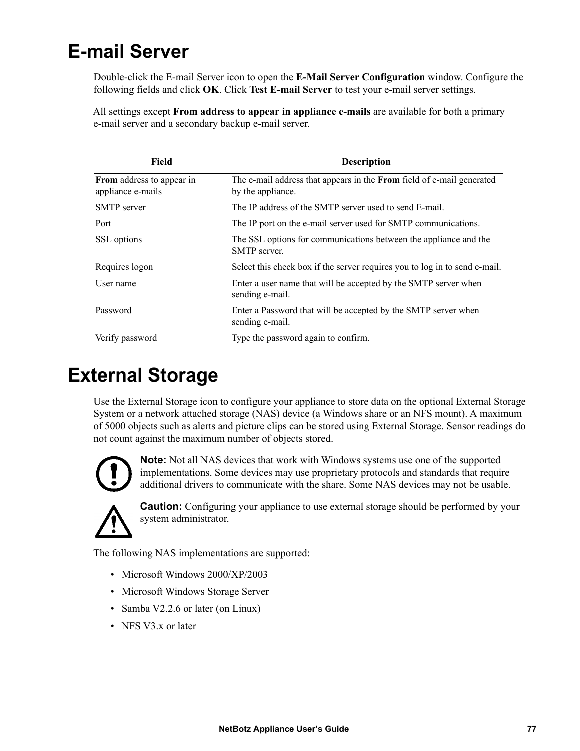# E-mail Server

Double-click the E-mail Server icon to open the **E-Mail Server Configuration** window. Configure the following fields and click **OK**. Click **Test E-mail Server** to test your e-mail server settings.

All settings except **From address to appear in appliance e-mails** are available for both a primary e-mail server and a secondary backup e-mail server.

| Field | Description |
|---|---|
| **From** address to appear in appliance e-mails | The e-mail address that appears in the **From** field of e-mail generated by the appliance. |
| SMTP server | The IP address of the SMTP server used to send E-mail. |
| Port | The IP port on the e-mail server used for SMTP communications. |
| SSL options | The SSL options for communications between the appliance and the SMTP server. |
| Requires logon | Select this check box if the server requires you to log in to send e-mail. |
| User name | Enter a user name that will be accepted by the SMTP server when sending e-mail. |
| Password | Enter a Password that will be accepted by the SMTP server when sending e-mail. |
| Verify password | Type the password again to confirm. |

# External Storage

Use the External Storage icon to configure your appliance to store data on the optional External Storage System or a network attached storage (NAS) device (a Windows share or an NFS mount). A maximum of 5000 objects such as alerts and picture clips can be stored using External Storage. Sensor readings do not count against the maximum number of objects stored.

**Note:** Not all NAS devices that work with Windows systems use one of the supported implementations. Some devices may use proprietary protocols and standards that require additional drivers to communicate with the share. Some NAS devices may not be usable.

**Caution:** Configuring your appliance to use external storage should be performed by your system administrator.

The following NAS implementations are supported:

- Microsoft Windows 2000/XP/2003
- Microsoft Windows Storage Server
- Samba V2.2.6 or later (on Linux)
- NFS V3.x or later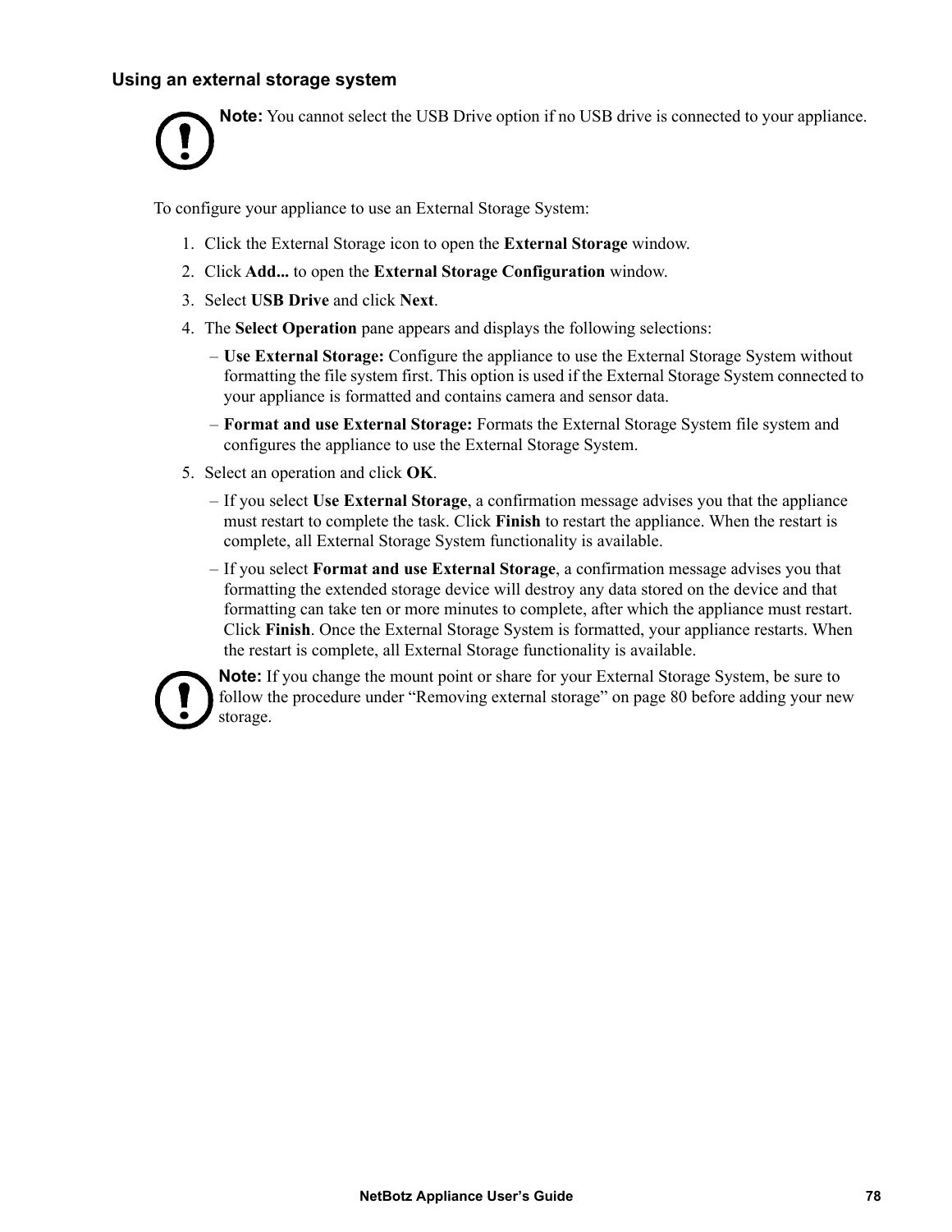### Using an external storage system

**Note:** You cannot select the USB Drive option if no USB drive is connected to your appliance.

To configure your appliance to use an External Storage System:

1. Click the External Storage icon to open the **External Storage** window.
2. Click **Add...** to open the **External Storage Configuration** window.
3. Select **USB Drive** and click **Next**.
4. The **Select Operation** pane appears and displays the following selections:
   – **Use External Storage:** Configure the appliance to use the External Storage System without formatting the file system first. This option is used if the External Storage System connected to your appliance is formatted and contains camera and sensor data.
   – **Format and use External Storage:** Formats the External Storage System file system and configures the appliance to use the External Storage System.
5. Select an operation and click **OK**.
   – If you select **Use External Storage**, a confirmation message advises you that the appliance must restart to complete the task. Click **Finish** to restart the appliance. When the restart is complete, all External Storage System functionality is available.
   – If you select **Format and use External Storage**, a confirmation message advises you that formatting the extended storage device will destroy any data stored on the device and that formatting can take ten or more minutes to complete, after which the appliance must restart. Click **Finish**. Once the External Storage System is formatted, your appliance restarts. When the restart is complete, all External Storage functionality is available.

**Note:** If you change the mount point or share for your External Storage System, be sure to follow the procedure under "Removing external storage" on page 80 before adding your new storage.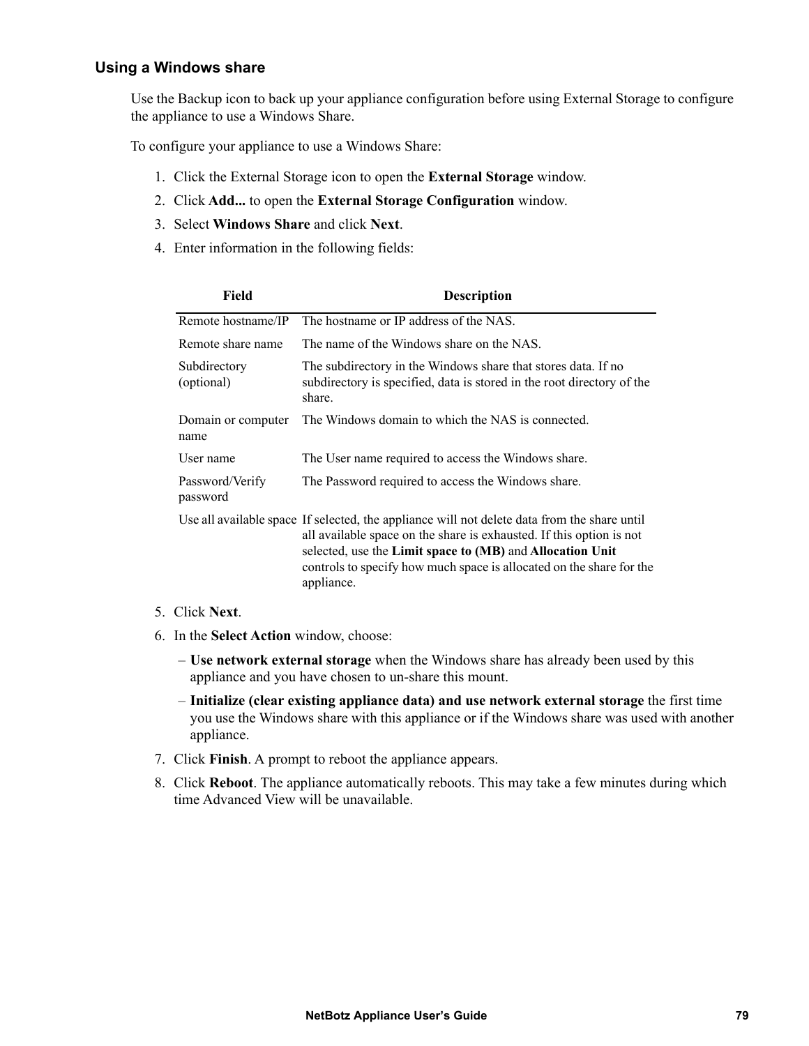### Using a Windows share

Use the Backup icon to back up your appliance configuration before using External Storage to configure the appliance to use a Windows Share.

To configure your appliance to use a Windows Share:

1. Click the External Storage icon to open the **External Storage** window.
2. Click **Add...** to open the **External Storage Configuration** window.
3. Select **Windows Share** and click **Next**.
4. Enter information in the following fields:

| Field | Description |
|---|---|
| Remote hostname/IP | The hostname or IP address of the NAS. |
| Remote share name | The name of the Windows share on the NAS. |
| Subdirectory (optional) | The subdirectory in the Windows share that stores data. If no subdirectory is specified, data is stored in the root directory of the share. |
| Domain or computer name | The Windows domain to which the NAS is connected. |
| User name | The User name required to access the Windows share. |
| Password/Verify password | The Password required to access the Windows share. |
| Use all available space | If selected, the appliance will not delete data from the share until all available space on the share is exhausted. If this option is not selected, use the **Limit space to (MB)** and **Allocation Unit** controls to specify how much space is allocated on the share for the appliance. |

5. Click **Next**.
6. In the **Select Action** window, choose:
   - **Use network external storage** when the Windows share has already been used by this appliance and you have chosen to un-share this mount.
   - **Initialize (clear existing appliance data) and use network external storage** the first time you use the Windows share with this appliance or if the Windows share was used with another appliance.
7. Click **Finish**. A prompt to reboot the appliance appears.
8. Click **Reboot**. The appliance automatically reboots. This may take a few minutes during which time Advanced View will be unavailable.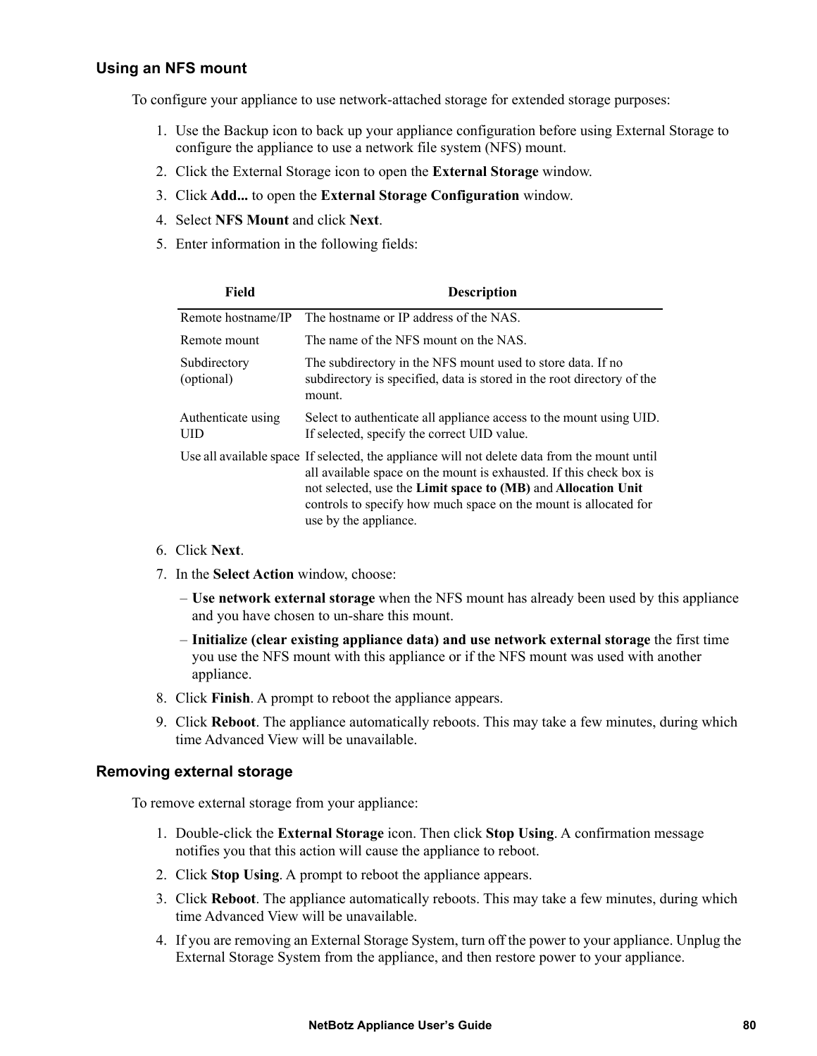## Using an NFS mount

To configure your appliance to use network-attached storage for extended storage purposes:

1. Use the Backup icon to back up your appliance configuration before using External Storage to configure the appliance to use a network file system (NFS) mount.
2. Click the External Storage icon to open the **External Storage** window.
3. Click **Add...** to open the **External Storage Configuration** window.
4. Select **NFS Mount** and click **Next**.
5. Enter information in the following fields:

| Field | Description |
|---|---|
| Remote hostname/IP | The hostname or IP address of the NAS. |
| Remote mount | The name of the NFS mount on the NAS. |
| Subdirectory (optional) | The subdirectory in the NFS mount used to store data. If no subdirectory is specified, data is stored in the root directory of the mount. |
| Authenticate using UID | Select to authenticate all appliance access to the mount using UID. If selected, specify the correct UID value. |
| Use all available space | If selected, the appliance will not delete data from the mount until all available space on the mount is exhausted. If this check box is not selected, use the **Limit space to (MB)** and **Allocation Unit** controls to specify how much space on the mount is allocated for use by the appliance. |

6. Click **Next**.
7. In the **Select Action** window, choose:
   – **Use network external storage** when the NFS mount has already been used by this appliance and you have chosen to un-share this mount.
   – **Initialize (clear existing appliance data) and use network external storage** the first time you use the NFS mount with this appliance or if the NFS mount was used with another appliance.
8. Click **Finish**. A prompt to reboot the appliance appears.
9. Click **Reboot**. The appliance automatically reboots. This may take a few minutes, during which time Advanced View will be unavailable.

## Removing external storage

To remove external storage from your appliance:

1. Double-click the **External Storage** icon. Then click **Stop Using**. A confirmation message notifies you that this action will cause the appliance to reboot.
2. Click **Stop Using**. A prompt to reboot the appliance appears.
3. Click **Reboot**. The appliance automatically reboots. This may take a few minutes, during which time Advanced View will be unavailable.
4. If you are removing an External Storage System, turn off the power to your appliance. Unplug the External Storage System from the appliance, and then restore power to your appliance.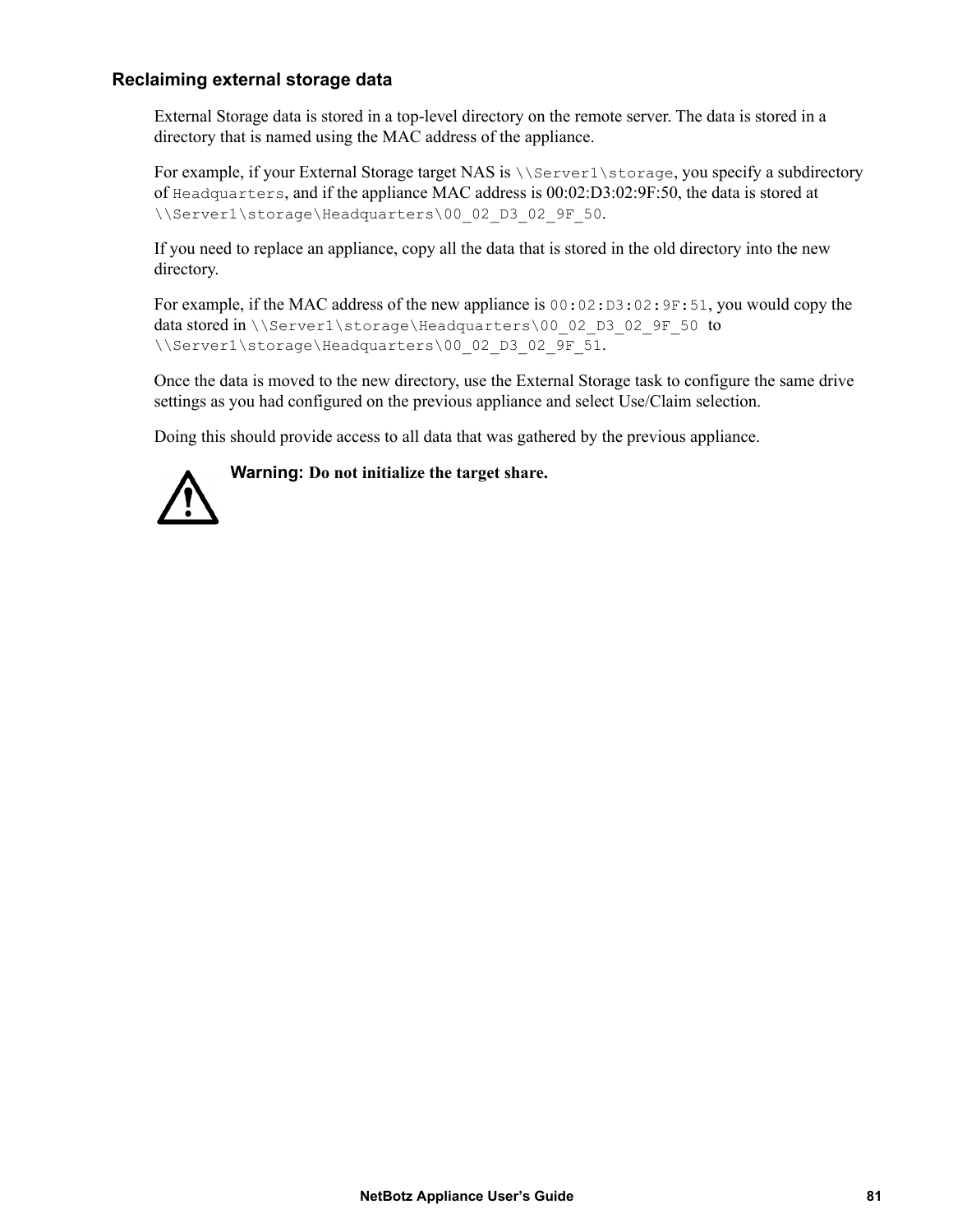### Reclaiming external storage data

External Storage data is stored in a top-level directory on the remote server. The data is stored in a directory that is named using the MAC address of the appliance.

For example, if your External Storage target NAS is `\\Server1\storage`, you specify a subdirectory of `Headquarters`, and if the appliance MAC address is 00:02:D3:02:9F:50, the data is stored at `\\Server1\storage\Headquarters\00_02_D3_02_9F_50`.

If you need to replace an appliance, copy all the data that is stored in the old directory into the new directory.

For example, if the MAC address of the new appliance is `00:02:D3:02:9F:51`, you would copy the data stored in `\\Server1\storage\Headquarters\00_02_D3_02_9F_50` to `\\Server1\storage\Headquarters\00_02_D3_02_9F_51`.

Once the data is moved to the new directory, use the External Storage task to configure the same drive settings as you had configured on the previous appliance and select Use/Claim selection.

Doing this should provide access to all data that was gathered by the previous appliance.

**Warning: Do not initialize the target share.**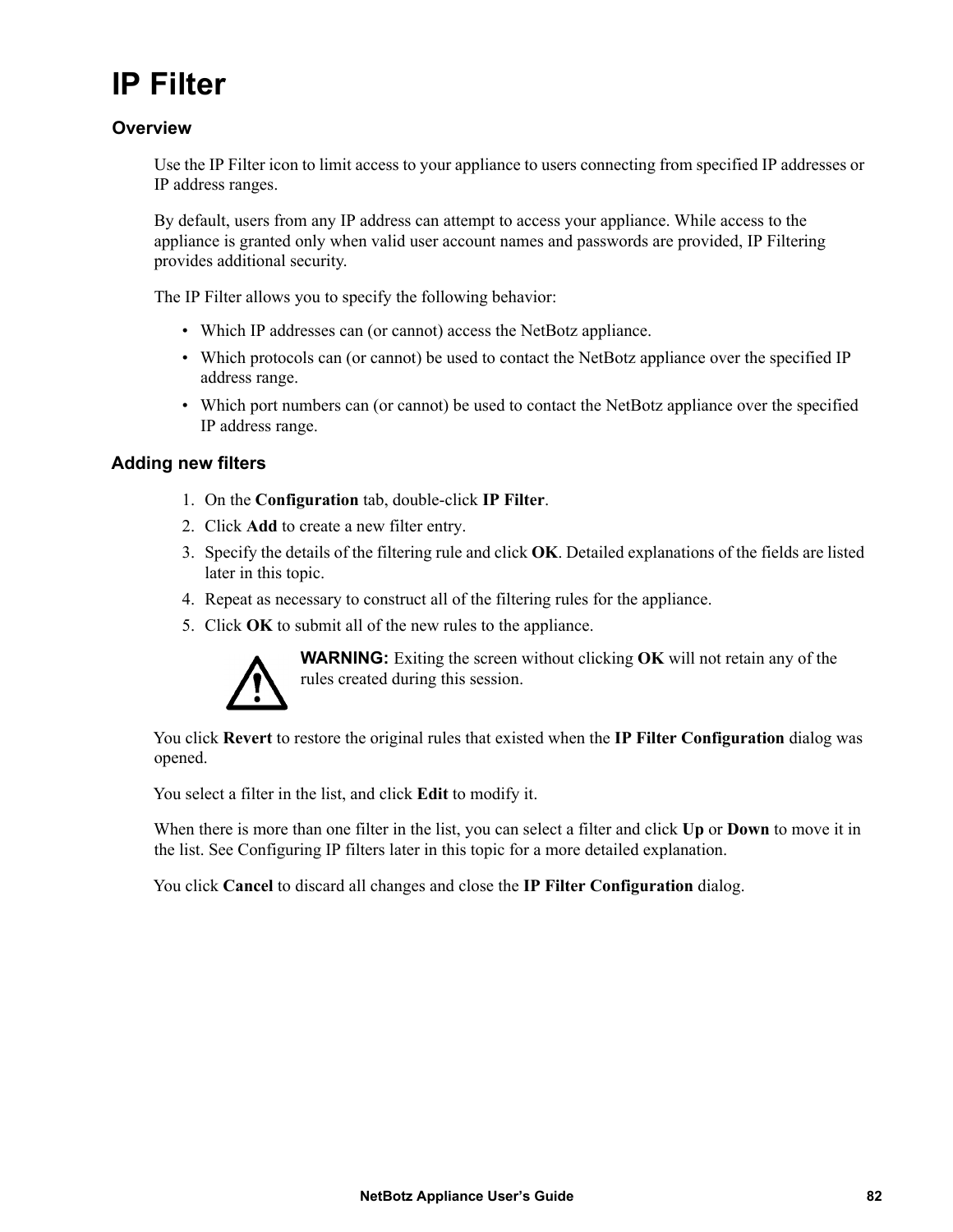# IP Filter

## Overview

Use the IP Filter icon to limit access to your appliance to users connecting from specified IP addresses or IP address ranges.

By default, users from any IP address can attempt to access your appliance. While access to the appliance is granted only when valid user account names and passwords are provided, IP Filtering provides additional security.

The IP Filter allows you to specify the following behavior:

- Which IP addresses can (or cannot) access the NetBotz appliance.
- Which protocols can (or cannot) be used to contact the NetBotz appliance over the specified IP address range.
- Which port numbers can (or cannot) be used to contact the NetBotz appliance over the specified IP address range.

## Adding new filters

1. On the **Configuration** tab, double-click **IP Filter**.
2. Click **Add** to create a new filter entry.
3. Specify the details of the filtering rule and click **OK**. Detailed explanations of the fields are listed later in this topic.
4. Repeat as necessary to construct all of the filtering rules for the appliance.
5. Click **OK** to submit all of the new rules to the appliance.

**WARNING:** Exiting the screen without clicking **OK** will not retain any of the rules created during this session.

You click **Revert** to restore the original rules that existed when the **IP Filter Configuration** dialog was opened.

You select a filter in the list, and click **Edit** to modify it.

When there is more than one filter in the list, you can select a filter and click **Up** or **Down** to move it in the list. See Configuring IP filters later in this topic for a more detailed explanation.

You click **Cancel** to discard all changes and close the **IP Filter Configuration** dialog.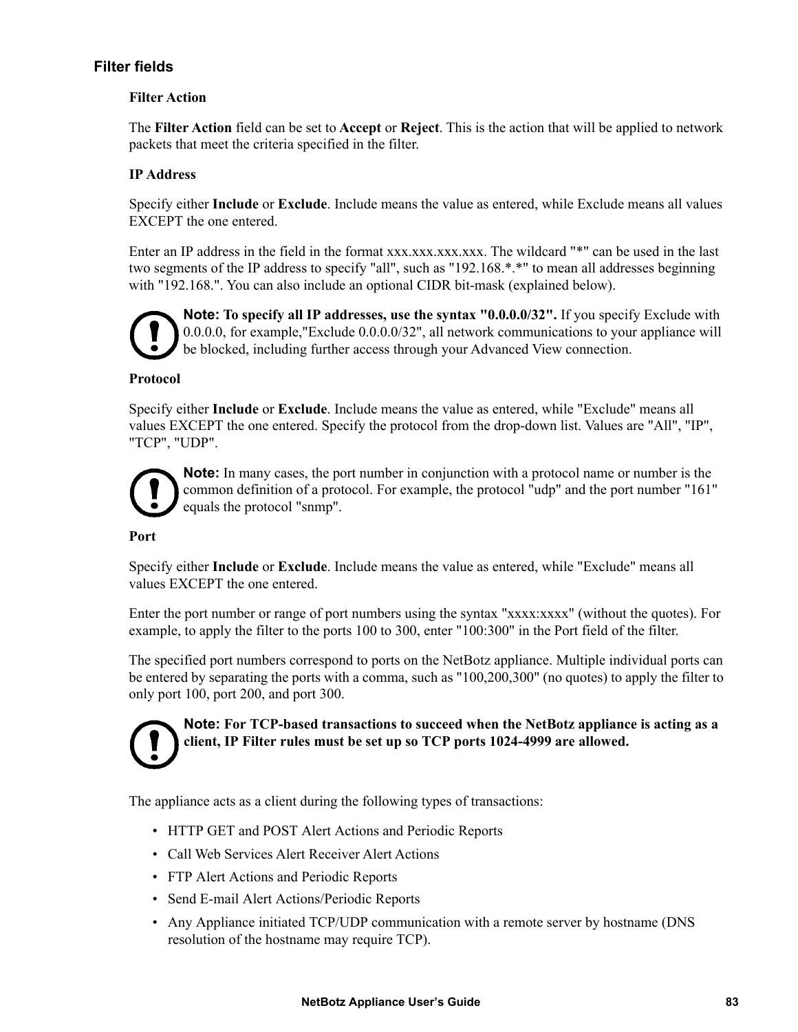### Filter fields

**Filter Action**

The **Filter Action** field can be set to **Accept** or **Reject**. This is the action that will be applied to network packets that meet the criteria specified in the filter.

**IP Address**

Specify either **Include** or **Exclude**. Include means the value as entered, while Exclude means all values EXCEPT the one entered.

Enter an IP address in the field in the format xxx.xxx.xxx.xxx. The wildcard "*" can be used in the last two segments of the IP address to specify "all", such as "192.168.*.*" to mean all addresses beginning with "192.168.". You can also include an optional CIDR bit-mask (explained below).

**Note: To specify all IP addresses, use the syntax "0.0.0.0/32".** If you specify Exclude with 0.0.0.0, for example,"Exclude 0.0.0.0/32", all network communications to your appliance will be blocked, including further access through your Advanced View connection.

**Protocol**

Specify either **Include** or **Exclude**. Include means the value as entered, while "Exclude" means all values EXCEPT the one entered. Specify the protocol from the drop-down list. Values are "All", "IP", "TCP", "UDP".

**Note:** In many cases, the port number in conjunction with a protocol name or number is the common definition of a protocol. For example, the protocol "udp" and the port number "161" equals the protocol "snmp".

**Port**

Specify either **Include** or **Exclude**. Include means the value as entered, while "Exclude" means all values EXCEPT the one entered.

Enter the port number or range of port numbers using the syntax "xxxx:xxxx" (without the quotes). For example, to apply the filter to the ports 100 to 300, enter "100:300" in the Port field of the filter.

The specified port numbers correspond to ports on the NetBotz appliance. Multiple individual ports can be entered by separating the ports with a comma, such as "100,200,300" (no quotes) to apply the filter to only port 100, port 200, and port 300.

**Note: For TCP-based transactions to succeed when the NetBotz appliance is acting as a client, IP Filter rules must be set up so TCP ports 1024-4999 are allowed.**

The appliance acts as a client during the following types of transactions:

- HTTP GET and POST Alert Actions and Periodic Reports
- Call Web Services Alert Receiver Alert Actions
- FTP Alert Actions and Periodic Reports
- Send E-mail Alert Actions/Periodic Reports
- Any Appliance initiated TCP/UDP communication with a remote server by hostname (DNS resolution of the hostname may require TCP).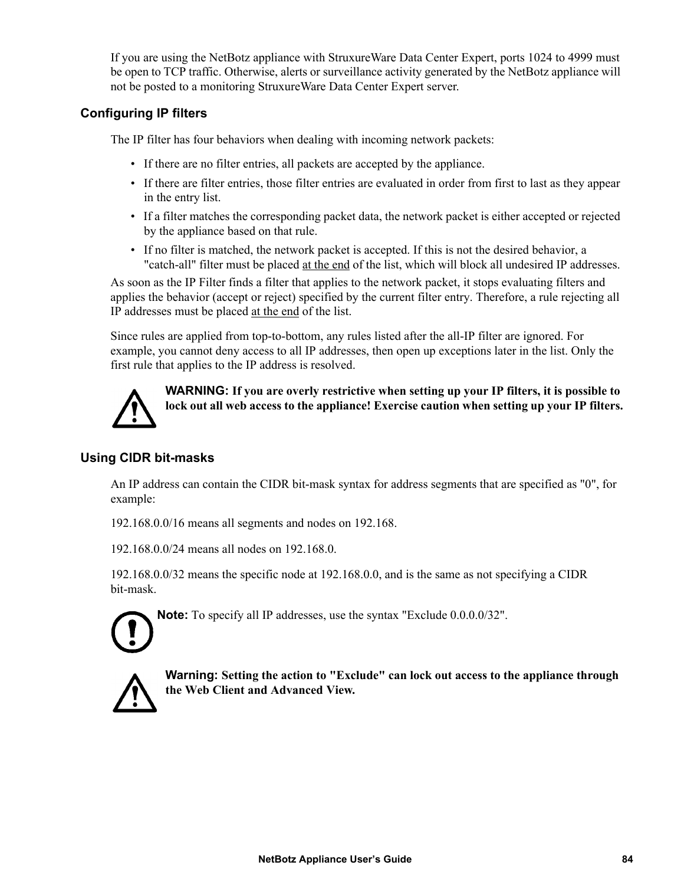If you are using the NetBotz appliance with StruxureWare Data Center Expert, ports 1024 to 4999 must be open to TCP traffic. Otherwise, alerts or surveillance activity generated by the NetBotz appliance will not be posted to a monitoring StruxureWare Data Center Expert server.

### Configuring IP filters

The IP filter has four behaviors when dealing with incoming network packets:

- If there are no filter entries, all packets are accepted by the appliance.
- If there are filter entries, those filter entries are evaluated in order from first to last as they appear in the entry list.
- If a filter matches the corresponding packet data, the network packet is either accepted or rejected by the appliance based on that rule.
- If no filter is matched, the network packet is accepted. If this is not the desired behavior, a "catch-all" filter must be placed at the end of the list, which will block all undesired IP addresses.

As soon as the IP Filter finds a filter that applies to the network packet, it stops evaluating filters and applies the behavior (accept or reject) specified by the current filter entry. Therefore, a rule rejecting all IP addresses must be placed at the end of the list.

Since rules are applied from top-to-bottom, any rules listed after the all-IP filter are ignored. For example, you cannot deny access to all IP addresses, then open up exceptions later in the list. Only the first rule that applies to the IP address is resolved.

**WARNING: If you are overly restrictive when setting up your IP filters, it is possible to lock out all web access to the appliance! Exercise caution when setting up your IP filters.**

### Using CIDR bit-masks

An IP address can contain the CIDR bit-mask syntax for address segments that are specified as "0", for example:

192.168.0.0/16 means all segments and nodes on 192.168.

192.168.0.0/24 means all nodes on 192.168.0.

192.168.0.0/32 means the specific node at 192.168.0.0, and is the same as not specifying a CIDR bit-mask.

**Note:** To specify all IP addresses, use the syntax "Exclude 0.0.0.0/32".

**Warning: Setting the action to "Exclude" can lock out access to the appliance through the Web Client and Advanced View.**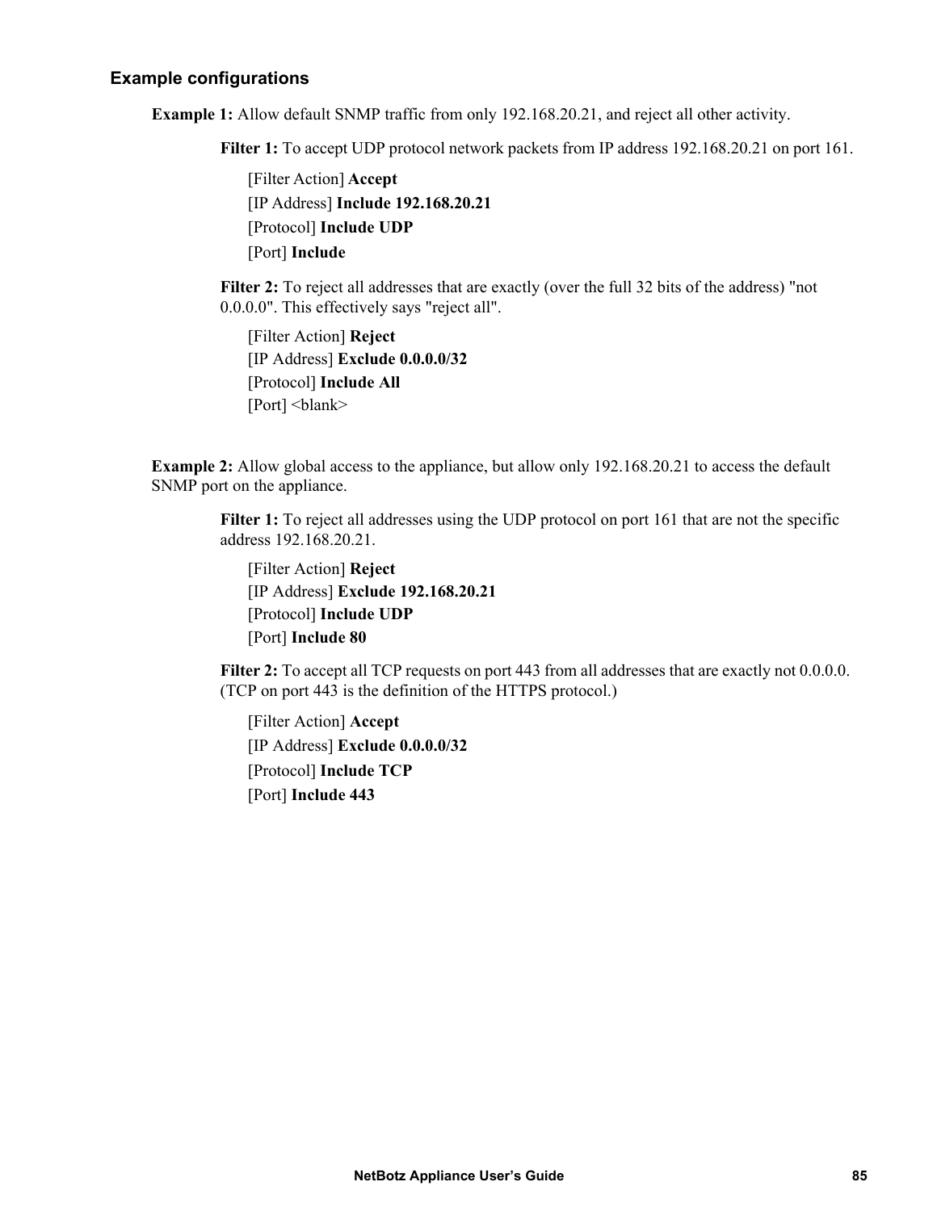### Example configurations

**Example 1:** Allow default SNMP traffic from only 192.168.20.21, and reject all other activity.

**Filter 1:** To accept UDP protocol network packets from IP address 192.168.20.21 on port 161.

[Filter Action] **Accept**
[IP Address] **Include 192.168.20.21**
[Protocol] **Include UDP**
[Port] **Include**

**Filter 2:** To reject all addresses that are exactly (over the full 32 bits of the address) "not 0.0.0.0". This effectively says "reject all".

[Filter Action] **Reject**
[IP Address] **Exclude 0.0.0.0/32**
[Protocol] **Include All**
[Port] <blank>

**Example 2:** Allow global access to the appliance, but allow only 192.168.20.21 to access the default SNMP port on the appliance.

**Filter 1:** To reject all addresses using the UDP protocol on port 161 that are not the specific address 192.168.20.21.

[Filter Action] **Reject**
[IP Address] **Exclude 192.168.20.21**
[Protocol] **Include UDP**
[Port] **Include 80**

**Filter 2:** To accept all TCP requests on port 443 from all addresses that are exactly not 0.0.0.0. (TCP on port 443 is the definition of the HTTPS protocol.)

[Filter Action] **Accept**
[IP Address] **Exclude 0.0.0.0/32**
[Protocol] **Include TCP**
[Port] **Include 443**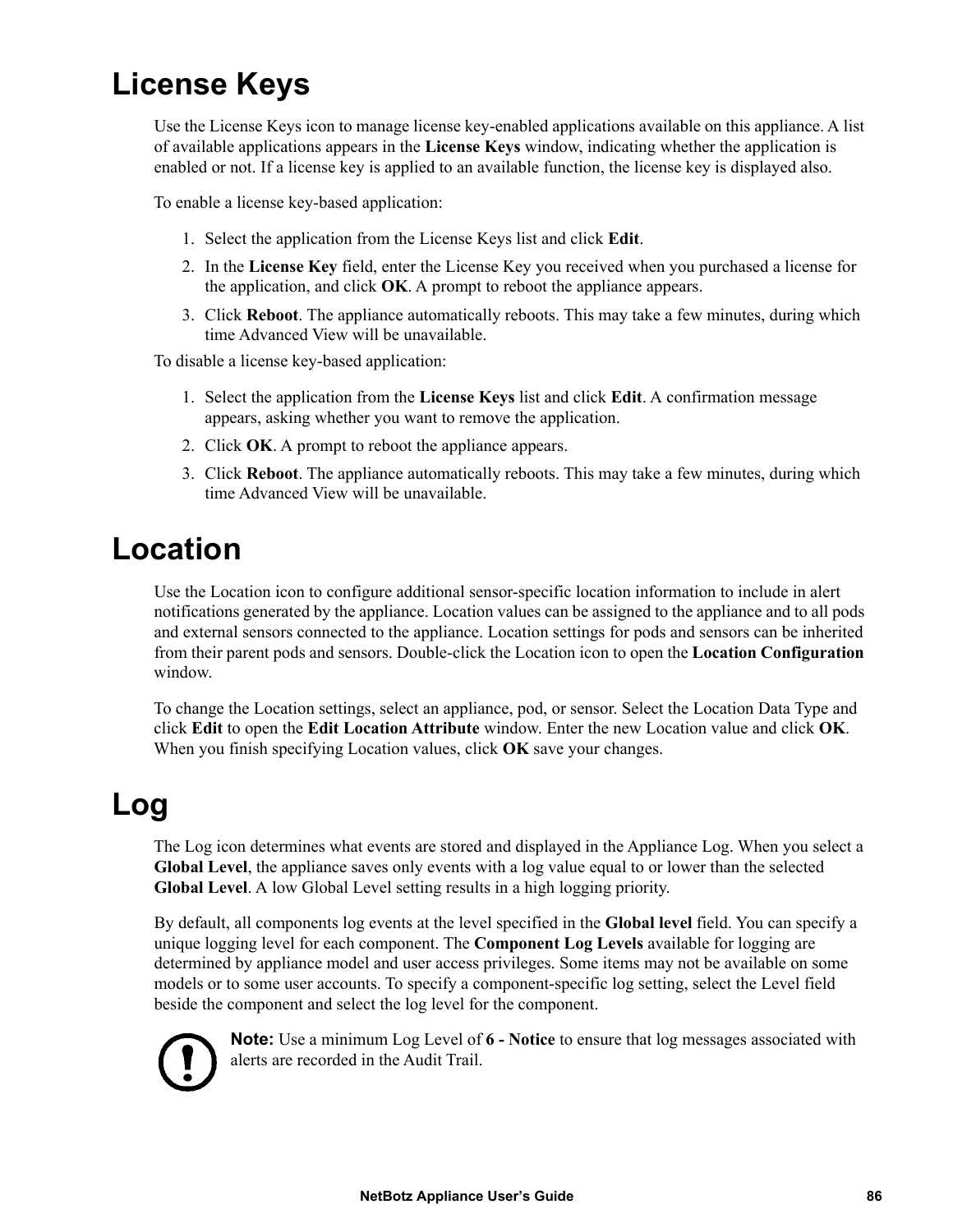# License Keys

Use the License Keys icon to manage license key-enabled applications available on this appliance. A list of available applications appears in the **License Keys** window, indicating whether the application is enabled or not. If a license key is applied to an available function, the license key is displayed also.

To enable a license key-based application:

1. Select the application from the License Keys list and click **Edit**.
2. In the **License Key** field, enter the License Key you received when you purchased a license for the application, and click **OK**. A prompt to reboot the appliance appears.
3. Click **Reboot**. The appliance automatically reboots. This may take a few minutes, during which time Advanced View will be unavailable.

To disable a license key-based application:

1. Select the application from the **License Keys** list and click **Edit**. A confirmation message appears, asking whether you want to remove the application.
2. Click **OK**. A prompt to reboot the appliance appears.
3. Click **Reboot**. The appliance automatically reboots. This may take a few minutes, during which time Advanced View will be unavailable.

# Location

Use the Location icon to configure additional sensor-specific location information to include in alert notifications generated by the appliance. Location values can be assigned to the appliance and to all pods and external sensors connected to the appliance. Location settings for pods and sensors can be inherited from their parent pods and sensors. Double-click the Location icon to open the **Location Configuration** window.

To change the Location settings, select an appliance, pod, or sensor. Select the Location Data Type and click **Edit** to open the **Edit Location Attribute** window. Enter the new Location value and click **OK**. When you finish specifying Location values, click **OK** save your changes.

# Log

The Log icon determines what events are stored and displayed in the Appliance Log. When you select a **Global Level**, the appliance saves only events with a log value equal to or lower than the selected **Global Level**. A low Global Level setting results in a high logging priority.

By default, all components log events at the level specified in the **Global level** field. You can specify a unique logging level for each component. The **Component Log Levels** available for logging are determined by appliance model and user access privileges. Some items may not be available on some models or to some user accounts. To specify a component-specific log setting, select the Level field beside the component and select the log level for the component.

**Note:** Use a minimum Log Level of **6 - Notice** to ensure that log messages associated with alerts are recorded in the Audit Trail.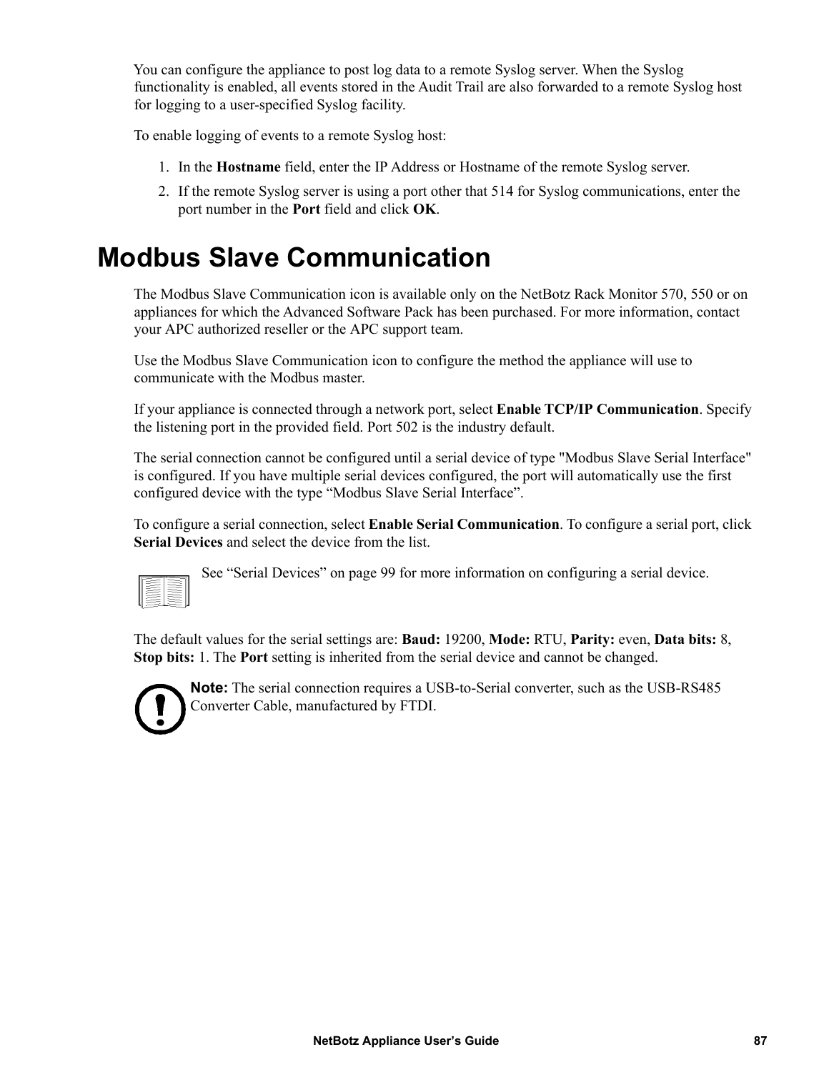You can configure the appliance to post log data to a remote Syslog server. When the Syslog functionality is enabled, all events stored in the Audit Trail are also forwarded to a remote Syslog host for logging to a user-specified Syslog facility.

To enable logging of events to a remote Syslog host:

1. In the **Hostname** field, enter the IP Address or Hostname of the remote Syslog server.
2. If the remote Syslog server is using a port other that 514 for Syslog communications, enter the port number in the **Port** field and click **OK**.

# Modbus Slave Communication

The Modbus Slave Communication icon is available only on the NetBotz Rack Monitor 570, 550 or on appliances for which the Advanced Software Pack has been purchased. For more information, contact your APC authorized reseller or the APC support team.

Use the Modbus Slave Communication icon to configure the method the appliance will use to communicate with the Modbus master.

If your appliance is connected through a network port, select **Enable TCP/IP Communication**. Specify the listening port in the provided field. Port 502 is the industry default.

The serial connection cannot be configured until a serial device of type "Modbus Slave Serial Interface" is configured. If you have multiple serial devices configured, the port will automatically use the first configured device with the type “Modbus Slave Serial Interface”.

To configure a serial connection, select **Enable Serial Communication**. To configure a serial port, click **Serial Devices** and select the device from the list.

See “Serial Devices” on page 99 for more information on configuring a serial device.

The default values for the serial settings are: **Baud:** 19200, **Mode:** RTU, **Parity:** even, **Data bits:** 8, **Stop bits:** 1. The **Port** setting is inherited from the serial device and cannot be changed.

**Note:** The serial connection requires a USB-to-Serial converter, such as the USB-RS485 Converter Cable, manufactured by FTDI.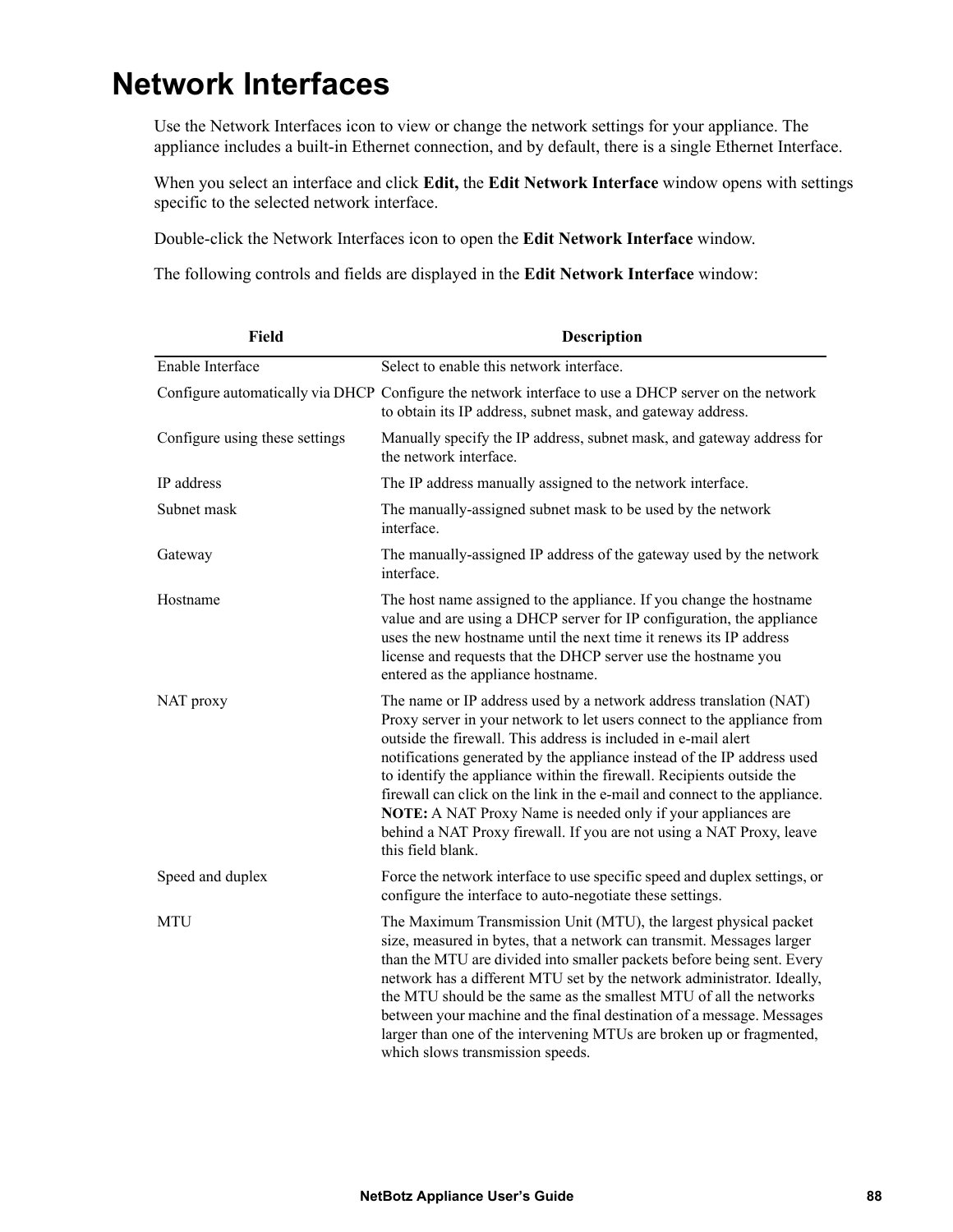# Network Interfaces

Use the Network Interfaces icon to view or change the network settings for your appliance. The appliance includes a built-in Ethernet connection, and by default, there is a single Ethernet Interface.

When you select an interface and click **Edit,** the **Edit Network Interface** window opens with settings specific to the selected network interface.

Double-click the Network Interfaces icon to open the **Edit Network Interface** window.

The following controls and fields are displayed in the **Edit Network Interface** window:

| Field | Description |
|---|---|
| Enable Interface | Select to enable this network interface. |
| Configure automatically via DHCP | Configure the network interface to use a DHCP server on the network to obtain its IP address, subnet mask, and gateway address. |
| Configure using these settings | Manually specify the IP address, subnet mask, and gateway address for the network interface. |
| IP address | The IP address manually assigned to the network interface. |
| Subnet mask | The manually-assigned subnet mask to be used by the network interface. |
| Gateway | The manually-assigned IP address of the gateway used by the network interface. |
| Hostname | The host name assigned to the appliance. If you change the hostname value and are using a DHCP server for IP configuration, the appliance uses the new hostname until the next time it renews its IP address license and requests that the DHCP server use the hostname you entered as the appliance hostname. |
| NAT proxy | The name or IP address used by a network address translation (NAT) Proxy server in your network to let users connect to the appliance from outside the firewall. This address is included in e-mail alert notifications generated by the appliance instead of the IP address used to identify the appliance within the firewall. Recipients outside the firewall can click on the link in the e-mail and connect to the appliance. **NOTE:** A NAT Proxy Name is needed only if your appliances are behind a NAT Proxy firewall. If you are not using a NAT Proxy, leave this field blank. |
| Speed and duplex | Force the network interface to use specific speed and duplex settings, or configure the interface to auto-negotiate these settings. |
| MTU | The Maximum Transmission Unit (MTU), the largest physical packet size, measured in bytes, that a network can transmit. Messages larger than the MTU are divided into smaller packets before being sent. Every network has a different MTU set by the network administrator. Ideally, the MTU should be the same as the smallest MTU of all the networks between your machine and the final destination of a message. Messages larger than one of the intervening MTUs are broken up or fragmented, which slows transmission speeds. |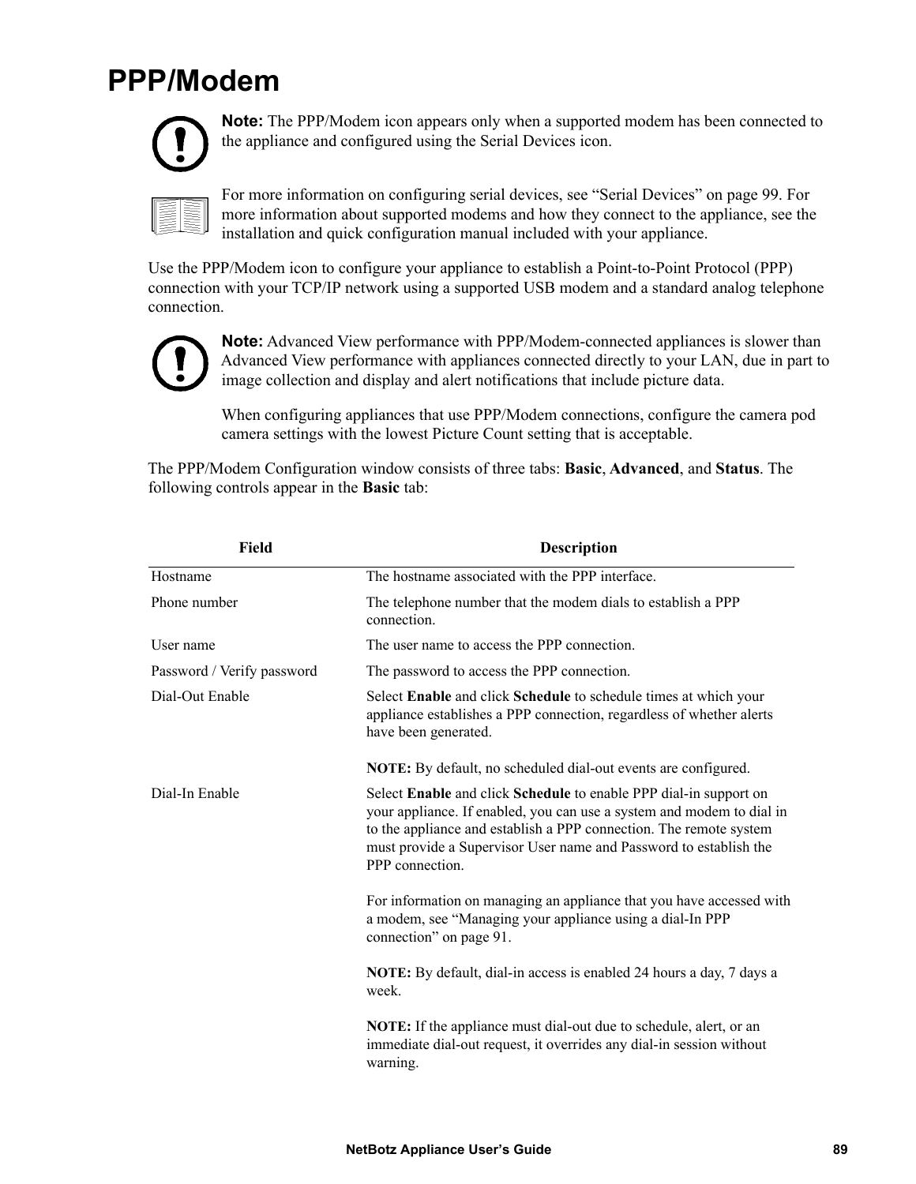# PPP/Modem

**Note:** The PPP/Modem icon appears only when a supported modem has been connected to the appliance and configured using the Serial Devices icon.

For more information on configuring serial devices, see “Serial Devices” on page 99. For more information about supported modems and how they connect to the appliance, see the installation and quick configuration manual included with your appliance.

Use the PPP/Modem icon to configure your appliance to establish a Point-to-Point Protocol (PPP) connection with your TCP/IP network using a supported USB modem and a standard analog telephone connection.

**Note:** Advanced View performance with PPP/Modem-connected appliances is slower than Advanced View performance with appliances connected directly to your LAN, due in part to image collection and display and alert notifications that include picture data.

When configuring appliances that use PPP/Modem connections, configure the camera pod camera settings with the lowest Picture Count setting that is acceptable.

The PPP/Modem Configuration window consists of three tabs: **Basic**, **Advanced**, and **Status**. The following controls appear in the **Basic** tab:

| Field | Description |
|---|---|
| Hostname | The hostname associated with the PPP interface. |
| Phone number | The telephone number that the modem dials to establish a PPP connection. |
| User name | The user name to access the PPP connection. |
| Password / Verify password | The password to access the PPP connection. |
| Dial-Out Enable | Select **Enable** and click **Schedule** to schedule times at which your appliance establishes a PPP connection, regardless of whether alerts have been generated.<br><br>**NOTE:** By default, no scheduled dial-out events are configured. |
| Dial-In Enable | Select **Enable** and click **Schedule** to enable PPP dial-in support on your appliance. If enabled, you can use a system and modem to dial in to the appliance and establish a PPP connection. The remote system must provide a Supervisor User name and Password to establish the PPP connection.<br><br>For information on managing an appliance that you have accessed with a modem, see “Managing your appliance using a dial-In PPP connection” on page 91.<br><br>**NOTE:** By default, dial-in access is enabled 24 hours a day, 7 days a week.<br><br>**NOTE:** If the appliance must dial-out due to schedule, alert, or an immediate dial-out request, it overrides any dial-in session without warning. |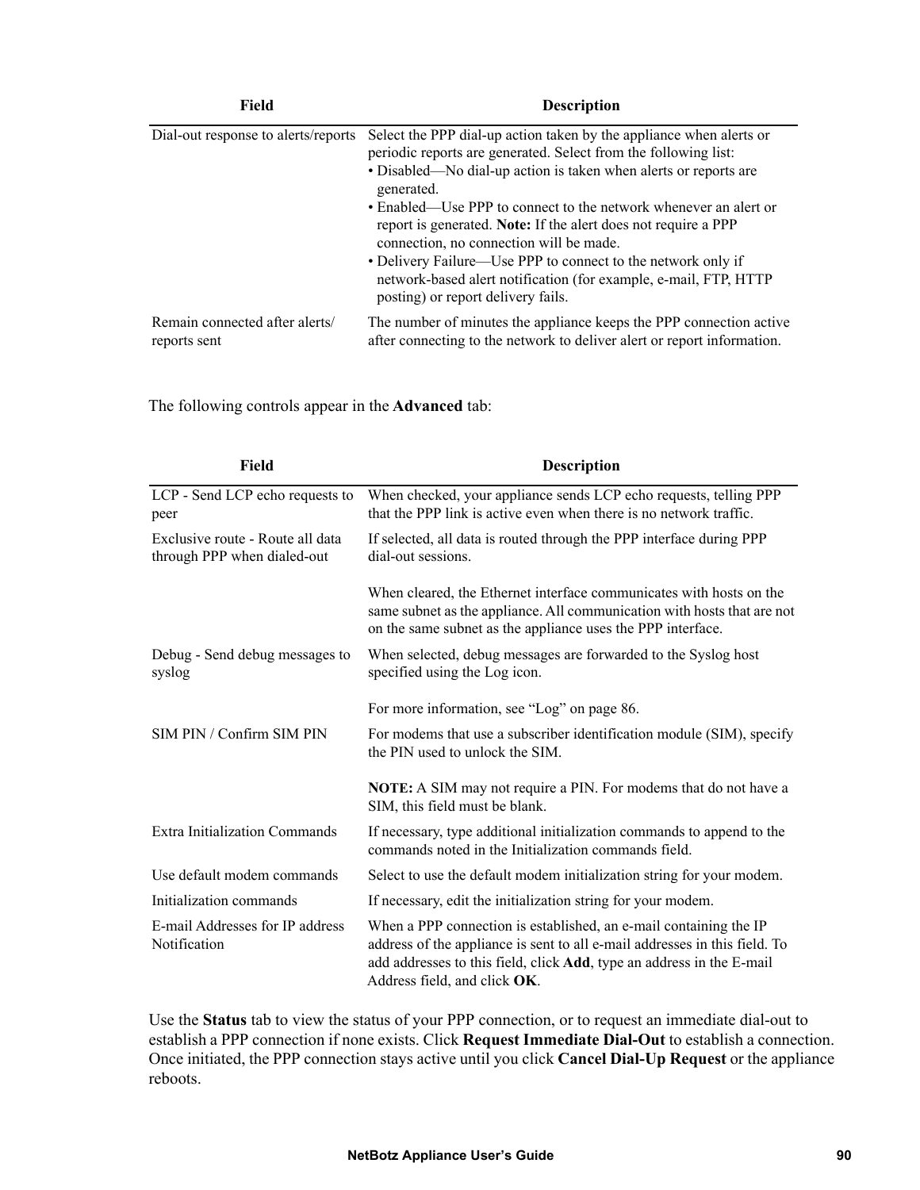| Field | Description |
| --- | --- |
| Dial-out response to alerts/reports | Select the PPP dial-up action taken by the appliance when alerts or periodic reports are generated. Select from the following list:<br>• Disabled—No dial-up action is taken when alerts or reports are generated.<br>• Enabled—Use PPP to connect to the network whenever an alert or report is generated. **Note:** If the alert does not require a PPP connection, no connection will be made.<br>• Delivery Failure—Use PPP to connect to the network only if network-based alert notification (for example, e-mail, FTP, HTTP posting) or report delivery fails. |
| Remain connected after alerts/ reports sent | The number of minutes the appliance keeps the PPP connection active after connecting to the network to deliver alert or report information. |

The following controls appear in the **Advanced** tab:

| Field | Description |
| --- | --- |
| LCP - Send LCP echo requests to peer | When checked, your appliance sends LCP echo requests, telling PPP that the PPP link is active even when there is no network traffic. |
| Exclusive route - Route all data through PPP when dialed-out | If selected, all data is routed through the PPP interface during PPP dial-out sessions.<br><br>When cleared, the Ethernet interface communicates with hosts on the same subnet as the appliance. All communication with hosts that are not on the same subnet as the appliance uses the PPP interface. |
| Debug - Send debug messages to syslog | When selected, debug messages are forwarded to the Syslog host specified using the Log icon.<br><br>For more information, see "Log" on page 86. |
| SIM PIN / Confirm SIM PIN | For modems that use a subscriber identification module (SIM), specify the PIN used to unlock the SIM.<br><br>**NOTE:** A SIM may not require a PIN. For modems that do not have a SIM, this field must be blank. |
| Extra Initialization Commands | If necessary, type additional initialization commands to append to the commands noted in the Initialization commands field. |
| Use default modem commands | Select to use the default modem initialization string for your modem. |
| Initialization commands | If necessary, edit the initialization string for your modem. |
| E-mail Addresses for IP address Notification | When a PPP connection is established, an e-mail containing the IP address of the appliance is sent to all e-mail addresses in this field. To add addresses to this field, click **Add**, type an address in the E-mail Address field, and click **OK**. |

Use the **Status** tab to view the status of your PPP connection, or to request an immediate dial-out to establish a PPP connection if none exists. Click **Request Immediate Dial-Out** to establish a connection. Once initiated, the PPP connection stays active until you click **Cancel Dial-Up Request** or the appliance reboots.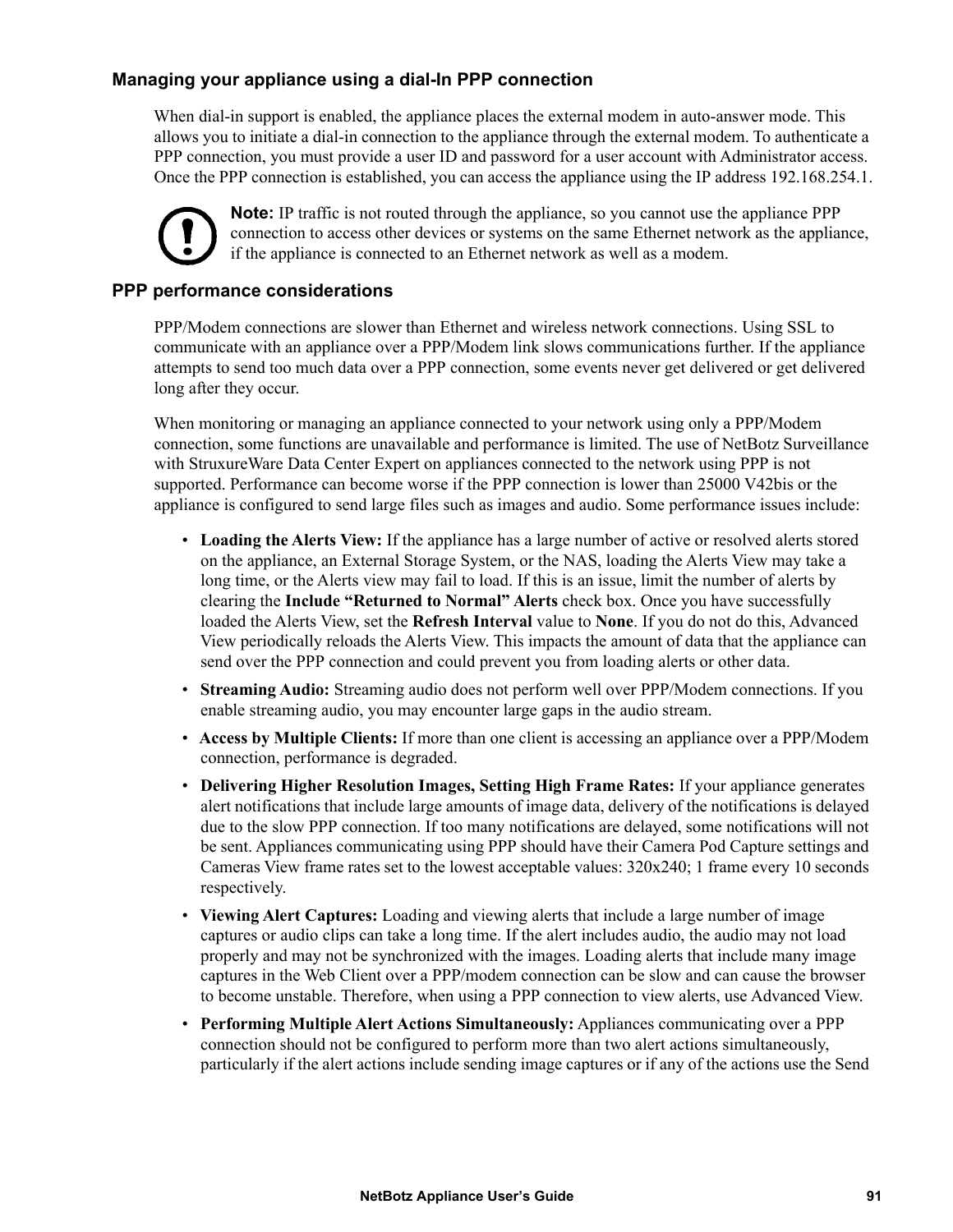### Managing your appliance using a dial-In PPP connection

When dial-in support is enabled, the appliance places the external modem in auto-answer mode. This allows you to initiate a dial-in connection to the appliance through the external modem. To authenticate a PPP connection, you must provide a user ID and password for a user account with Administrator access. Once the PPP connection is established, you can access the appliance using the IP address 192.168.254.1.

**Note:** IP traffic is not routed through the appliance, so you cannot use the appliance PPP connection to access other devices or systems on the same Ethernet network as the appliance, if the appliance is connected to an Ethernet network as well as a modem.

### PPP performance considerations

PPP/Modem connections are slower than Ethernet and wireless network connections. Using SSL to communicate with an appliance over a PPP/Modem link slows communications further. If the appliance attempts to send too much data over a PPP connection, some events never get delivered or get delivered long after they occur.

When monitoring or managing an appliance connected to your network using only a PPP/Modem connection, some functions are unavailable and performance is limited. The use of NetBotz Surveillance with StruxureWare Data Center Expert on appliances connected to the network using PPP is not supported. Performance can become worse if the PPP connection is lower than 25000 V42bis or the appliance is configured to send large files such as images and audio. Some performance issues include:

- **Loading the Alerts View:** If the appliance has a large number of active or resolved alerts stored on the appliance, an External Storage System, or the NAS, loading the Alerts View may take a long time, or the Alerts view may fail to load. If this is an issue, limit the number of alerts by clearing the **Include "Returned to Normal" Alerts** check box. Once you have successfully loaded the Alerts View, set the **Refresh Interval** value to **None**. If you do not do this, Advanced View periodically reloads the Alerts View. This impacts the amount of data that the appliance can send over the PPP connection and could prevent you from loading alerts or other data.
- **Streaming Audio:** Streaming audio does not perform well over PPP/Modem connections. If you enable streaming audio, you may encounter large gaps in the audio stream.
- **Access by Multiple Clients:** If more than one client is accessing an appliance over a PPP/Modem connection, performance is degraded.
- **Delivering Higher Resolution Images, Setting High Frame Rates:** If your appliance generates alert notifications that include large amounts of image data, delivery of the notifications is delayed due to the slow PPP connection. If too many notifications are delayed, some notifications will not be sent. Appliances communicating using PPP should have their Camera Pod Capture settings and Cameras View frame rates set to the lowest acceptable values: 320x240; 1 frame every 10 seconds respectively.
- **Viewing Alert Captures:** Loading and viewing alerts that include a large number of image captures or audio clips can take a long time. If the alert includes audio, the audio may not load properly and may not be synchronized with the images. Loading alerts that include many image captures in the Web Client over a PPP/modem connection can be slow and can cause the browser to become unstable. Therefore, when using a PPP connection to view alerts, use Advanced View.
- **Performing Multiple Alert Actions Simultaneously:** Appliances communicating over a PPP connection should not be configured to perform more than two alert actions simultaneously, particularly if the alert actions include sending image captures or if any of the actions use the Send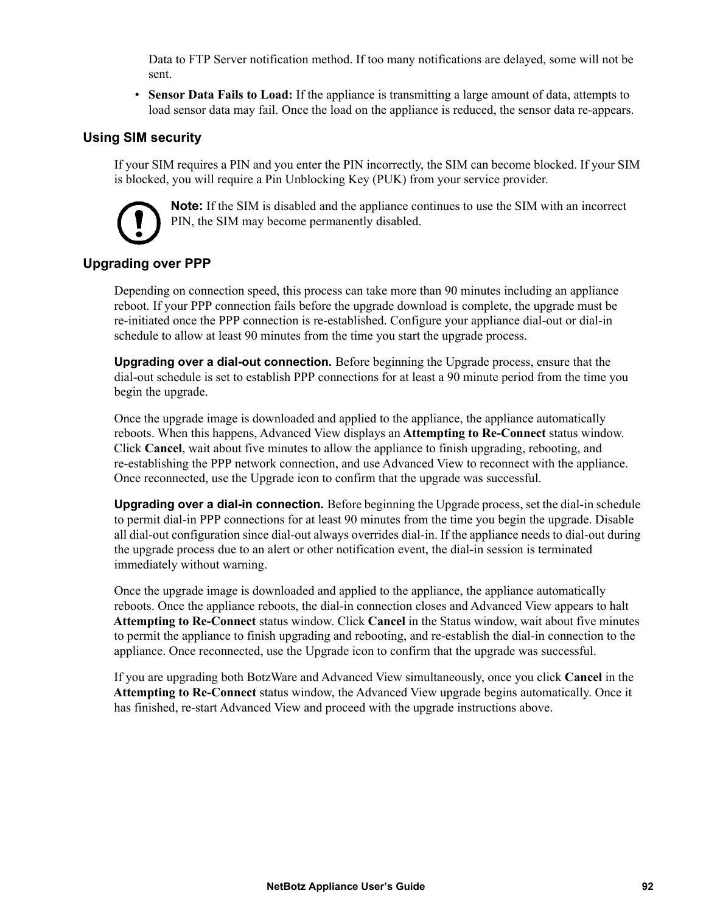Data to FTP Server notification method. If too many notifications are delayed, some will not be sent.

- **Sensor Data Fails to Load:** If the appliance is transmitting a large amount of data, attempts to load sensor data may fail. Once the load on the appliance is reduced, the sensor data re-appears.

### Using SIM security

If your SIM requires a PIN and you enter the PIN incorrectly, the SIM can become blocked. If your SIM is blocked, you will require a Pin Unblocking Key (PUK) from your service provider.

**Note:** If the SIM is disabled and the appliance continues to use the SIM with an incorrect PIN, the SIM may become permanently disabled.

### Upgrading over PPP

Depending on connection speed, this process can take more than 90 minutes including an appliance reboot. If your PPP connection fails before the upgrade download is complete, the upgrade must be re-initiated once the PPP connection is re-established. Configure your appliance dial-out or dial-in schedule to allow at least 90 minutes from the time you start the upgrade process.

**Upgrading over a dial-out connection.** Before beginning the Upgrade process, ensure that the dial-out schedule is set to establish PPP connections for at least a 90 minute period from the time you begin the upgrade.

Once the upgrade image is downloaded and applied to the appliance, the appliance automatically reboots. When this happens, Advanced View displays an **Attempting to Re-Connect** status window. Click **Cancel**, wait about five minutes to allow the appliance to finish upgrading, rebooting, and re-establishing the PPP network connection, and use Advanced View to reconnect with the appliance. Once reconnected, use the Upgrade icon to confirm that the upgrade was successful.

**Upgrading over a dial-in connection.** Before beginning the Upgrade process, set the dial-in schedule to permit dial-in PPP connections for at least 90 minutes from the time you begin the upgrade. Disable all dial-out configuration since dial-out always overrides dial-in. If the appliance needs to dial-out during the upgrade process due to an alert or other notification event, the dial-in session is terminated immediately without warning.

Once the upgrade image is downloaded and applied to the appliance, the appliance automatically reboots. Once the appliance reboots, the dial-in connection closes and Advanced View appears to halt **Attempting to Re-Connect** status window. Click **Cancel** in the Status window, wait about five minutes to permit the appliance to finish upgrading and rebooting, and re-establish the dial-in connection to the appliance. Once reconnected, use the Upgrade icon to confirm that the upgrade was successful.

If you are upgrading both BotzWare and Advanced View simultaneously, once you click **Cancel** in the **Attempting to Re-Connect** status window, the Advanced View upgrade begins automatically. Once it has finished, re-start Advanced View and proceed with the upgrade instructions above.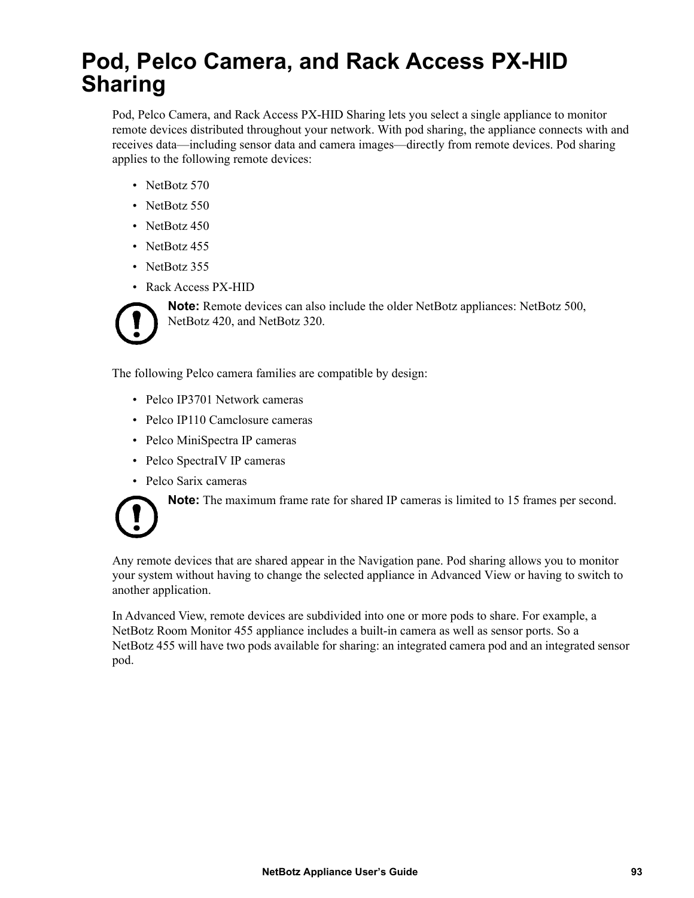# Pod, Pelco Camera, and Rack Access PX-HID Sharing

Pod, Pelco Camera, and Rack Access PX-HID Sharing lets you select a single appliance to monitor remote devices distributed throughout your network. With pod sharing, the appliance connects with and receives data—including sensor data and camera images—directly from remote devices. Pod sharing applies to the following remote devices:

- NetBotz 570
- NetBotz 550
- NetBotz 450
- NetBotz 455
- NetBotz 355
- Rack Access PX-HID

**Note:** Remote devices can also include the older NetBotz appliances: NetBotz 500, NetBotz 420, and NetBotz 320.

The following Pelco camera families are compatible by design:

- Pelco IP3701 Network cameras
- Pelco IP110 Camclosure cameras
- Pelco MiniSpectra IP cameras
- Pelco SpectraIV IP cameras
- Pelco Sarix cameras

**Note:** The maximum frame rate for shared IP cameras is limited to 15 frames per second.

Any remote devices that are shared appear in the Navigation pane. Pod sharing allows you to monitor your system without having to change the selected appliance in Advanced View or having to switch to another application.

In Advanced View, remote devices are subdivided into one or more pods to share. For example, a NetBotz Room Monitor 455 appliance includes a built-in camera as well as sensor ports. So a NetBotz 455 will have two pods available for sharing: an integrated camera pod and an integrated sensor pod.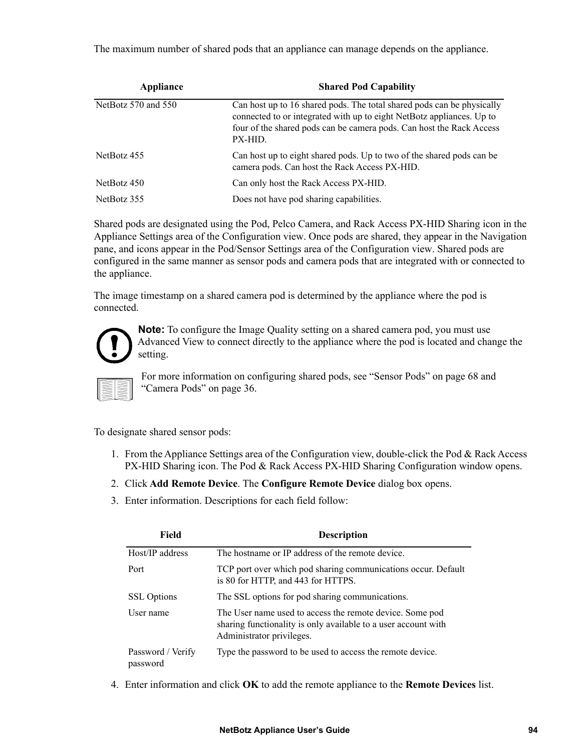The maximum number of shared pods that an appliance can manage depends on the appliance.

| Appliance | Shared Pod Capability |
|---|---|
| NetBotz 570 and 550 | Can host up to 16 shared pods. The total shared pods can be physically connected to or integrated with up to eight NetBotz appliances. Up to four of the shared pods can be camera pods. Can host the Rack Access PX-HID. |
| NetBotz 455 | Can host up to eight shared pods. Up to two of the shared pods can be camera pods. Can host the Rack Access PX-HID. |
| NetBotz 450 | Can only host the Rack Access PX-HID. |
| NetBotz 355 | Does not have pod sharing capabilities. |

Shared pods are designated using the Pod, Pelco Camera, and Rack Access PX-HID Sharing icon in the Appliance Settings area of the Configuration view. Once pods are shared, they appear in the Navigation pane, and icons appear in the Pod/Sensor Settings area of the Configuration view. Shared pods are configured in the same manner as sensor pods and camera pods that are integrated with or connected to the appliance.

The image timestamp on a shared camera pod is determined by the appliance where the pod is connected.

**Note:** To configure the Image Quality setting on a shared camera pod, you must use Advanced View to connect directly to the appliance where the pod is located and change the setting.

For more information on configuring shared pods, see “Sensor Pods” on page 68 and “Camera Pods” on page 36.

To designate shared sensor pods:

1. From the Appliance Settings area of the Configuration view, double-click the Pod & Rack Access PX-HID Sharing icon. The Pod & Rack Access PX-HID Sharing Configuration window opens.
2. Click **Add Remote Device**. The **Configure Remote Device** dialog box opens.
3. Enter information. Descriptions for each field follow:

| Field | Description |
|---|---|
| Host/IP address | The hostname or IP address of the remote device. |
| Port | TCP port over which pod sharing communications occur. Default is 80 for HTTP, and 443 for HTTPS. |
| SSL Options | The SSL options for pod sharing communications. |
| User name | The User name used to access the remote device. Some pod sharing functionality is only available to a user account with Administrator privileges. |
| Password / Verify password | Type the password to be used to access the remote device. |

4. Enter information and click **OK** to add the remote appliance to the **Remote Devices** list.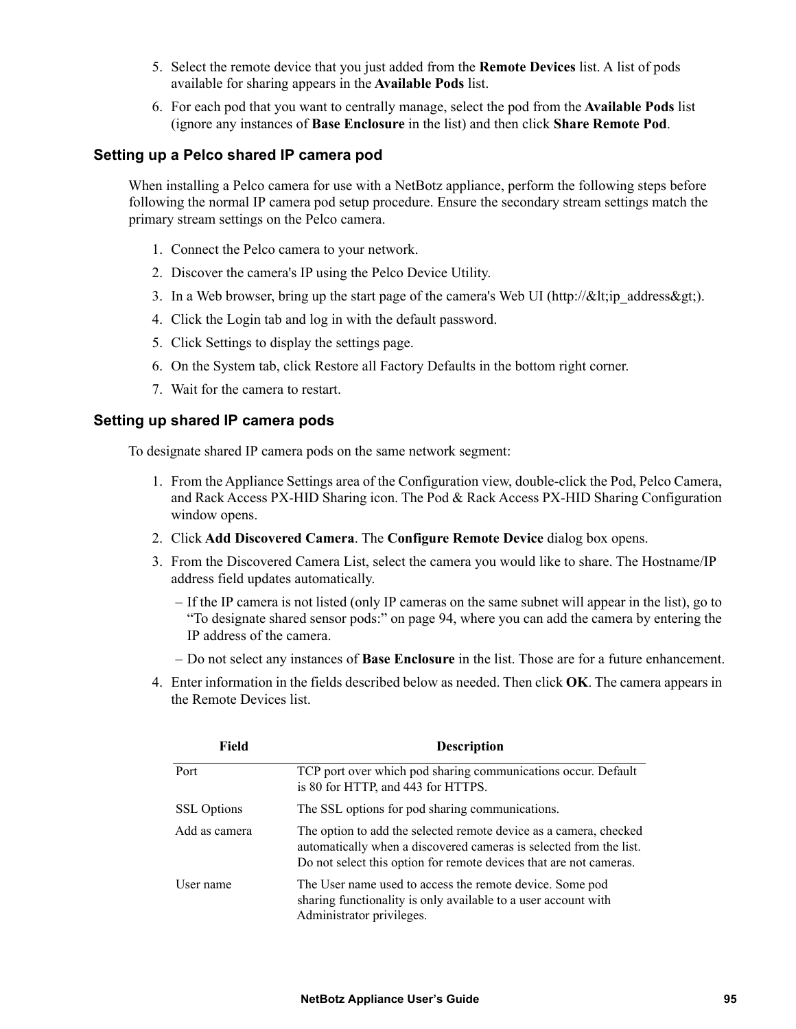5. Select the remote device that you just added from the **Remote Devices** list. A list of pods available for sharing appears in the **Available Pods** list.
6. For each pod that you want to centrally manage, select the pod from the **Available Pods** list (ignore any instances of **Base Enclosure** in the list) and then click **Share Remote Pod**.

### Setting up a Pelco shared IP camera pod

When installing a Pelco camera for use with a NetBotz appliance, perform the following steps before following the normal IP camera pod setup procedure. Ensure the secondary stream settings match the primary stream settings on the Pelco camera.

1. Connect the Pelco camera to your network.
2. Discover the camera's IP using the Pelco Device Utility.
3. In a Web browser, bring up the start page of the camera's Web UI (http://&lt;ip_address&gt;).
4. Click the Login tab and log in with the default password.
5. Click Settings to display the settings page.
6. On the System tab, click Restore all Factory Defaults in the bottom right corner.
7. Wait for the camera to restart.

### Setting up shared IP camera pods

To designate shared IP camera pods on the same network segment:

1. From the Appliance Settings area of the Configuration view, double-click the Pod, Pelco Camera, and Rack Access PX-HID Sharing icon. The Pod & Rack Access PX-HID Sharing Configuration window opens.
2. Click **Add Discovered Camera**. The **Configure Remote Device** dialog box opens.
3. From the Discovered Camera List, select the camera you would like to share. The Hostname/IP address field updates automatically.
   – If the IP camera is not listed (only IP cameras on the same subnet will appear in the list), go to “To designate shared sensor pods:” on page 94, where you can add the camera by entering the IP address of the camera.
   – Do not select any instances of **Base Enclosure** in the list. Those are for a future enhancement.
4. Enter information in the fields described below as needed. Then click **OK**. The camera appears in the Remote Devices list.

| Field | Description |
|---|---|
| Port | TCP port over which pod sharing communications occur. Default is 80 for HTTP, and 443 for HTTPS. |
| SSL Options | The SSL options for pod sharing communications. |
| Add as camera | The option to add the selected remote device as a camera, checked automatically when a discovered cameras is selected from the list. Do not select this option for remote devices that are not cameras. |
| User name | The User name used to access the remote device. Some pod sharing functionality is only available to a user account with Administrator privileges. |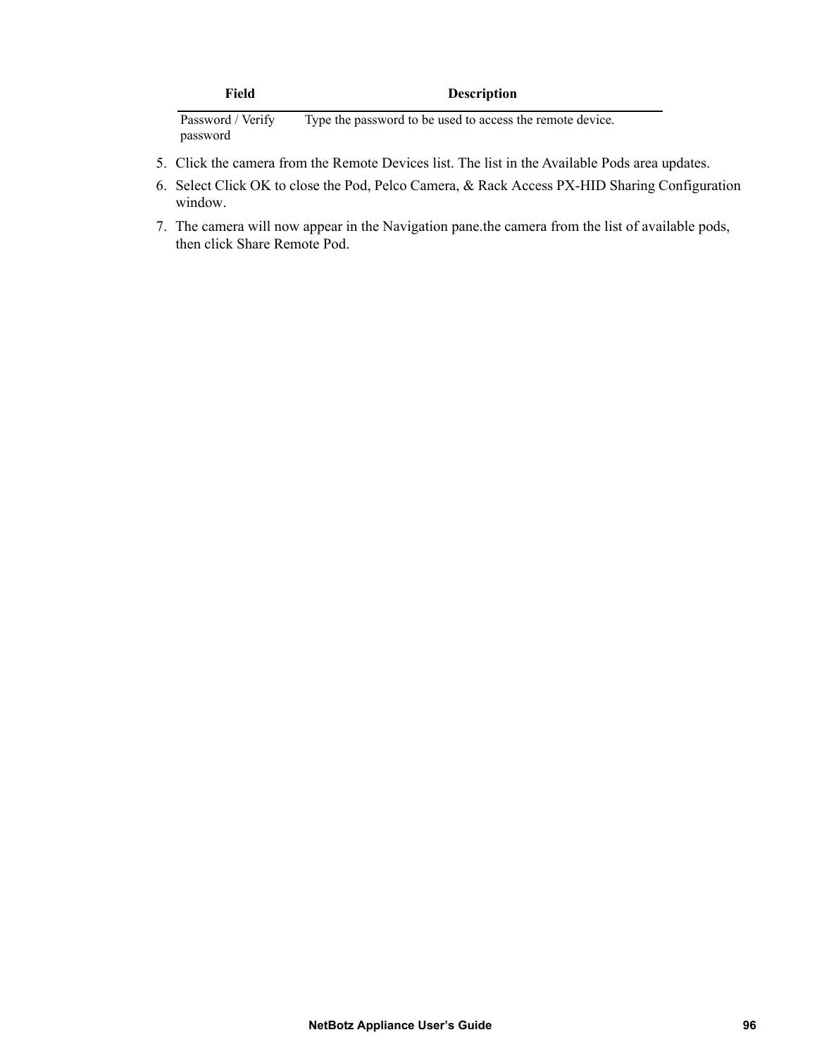| Field | Description |
| --- | --- |
| Password / Verify password | Type the password to be used to access the remote device. |

5. Click the camera from the Remote Devices list. The list in the Available Pods area updates.
6. Select Click OK to close the Pod, Pelco Camera, & Rack Access PX-HID Sharing Configuration window.
7. The camera will now appear in the Navigation pane.the camera from the list of available pods, then click Share Remote Pod.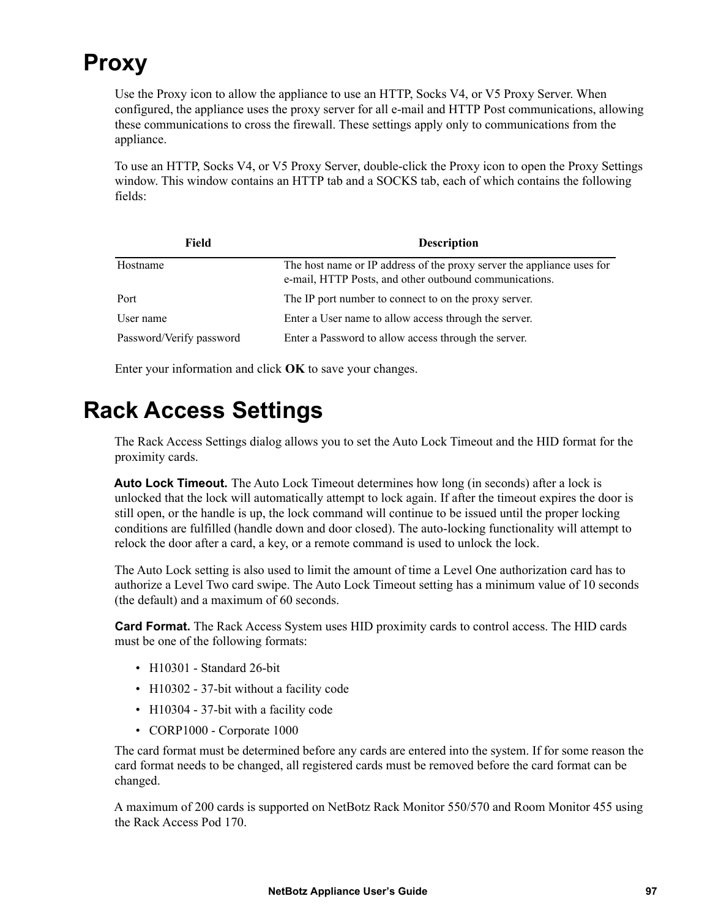# Proxy

Use the Proxy icon to allow the appliance to use an HTTP, Socks V4, or V5 Proxy Server. When configured, the appliance uses the proxy server for all e-mail and HTTP Post communications, allowing these communications to cross the firewall. These settings apply only to communications from the appliance.

To use an HTTP, Socks V4, or V5 Proxy Server, double-click the Proxy icon to open the Proxy Settings window. This window contains an HTTP tab and a SOCKS tab, each of which contains the following fields:

| Field | Description |
|---|---|
| Hostname | The host name or IP address of the proxy server the appliance uses for e-mail, HTTP Posts, and other outbound communications. |
| Port | The IP port number to connect to on the proxy server. |
| User name | Enter a User name to allow access through the server. |
| Password/Verify password | Enter a Password to allow access through the server. |

Enter your information and click **OK** to save your changes.

# Rack Access Settings

The Rack Access Settings dialog allows you to set the Auto Lock Timeout and the HID format for the proximity cards.

**Auto Lock Timeout.** The Auto Lock Timeout determines how long (in seconds) after a lock is unlocked that the lock will automatically attempt to lock again. If after the timeout expires the door is still open, or the handle is up, the lock command will continue to be issued until the proper locking conditions are fulfilled (handle down and door closed). The auto-locking functionality will attempt to relock the door after a card, a key, or a remote command is used to unlock the lock.

The Auto Lock setting is also used to limit the amount of time a Level One authorization card has to authorize a Level Two card swipe. The Auto Lock Timeout setting has a minimum value of 10 seconds (the default) and a maximum of 60 seconds.

**Card Format.** The Rack Access System uses HID proximity cards to control access. The HID cards must be one of the following formats:

- H10301 - Standard 26-bit
- H10302 - 37-bit without a facility code
- H10304 - 37-bit with a facility code
- CORP1000 - Corporate 1000

The card format must be determined before any cards are entered into the system. If for some reason the card format needs to be changed, all registered cards must be removed before the card format can be changed.

A maximum of 200 cards is supported on NetBotz Rack Monitor 550/570 and Room Monitor 455 using the Rack Access Pod 170.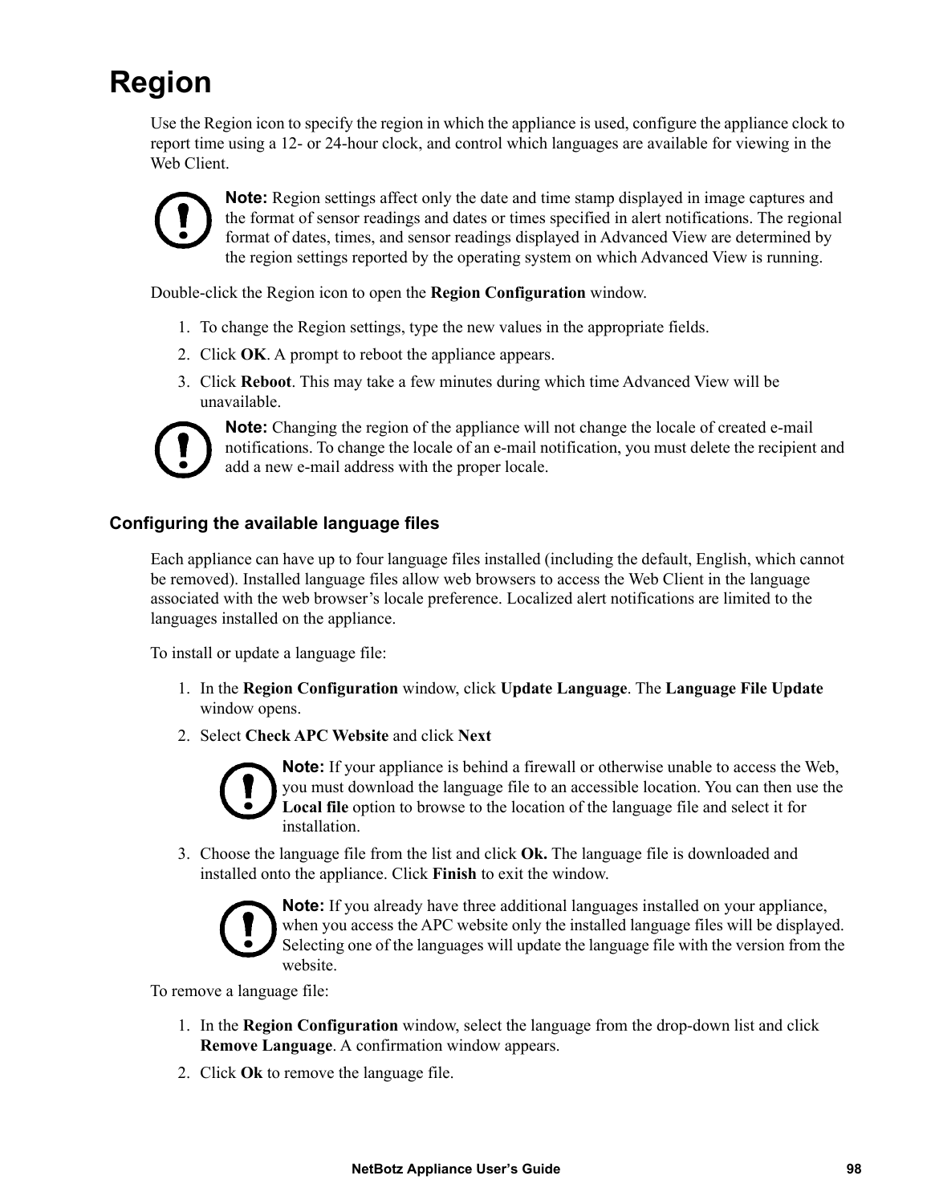# Region

Use the Region icon to specify the region in which the appliance is used, configure the appliance clock to report time using a 12- or 24-hour clock, and control which languages are available for viewing in the Web Client.

**Note:** Region settings affect only the date and time stamp displayed in image captures and the format of sensor readings and dates or times specified in alert notifications. The regional format of dates, times, and sensor readings displayed in Advanced View are determined by the region settings reported by the operating system on which Advanced View is running.

Double-click the Region icon to open the **Region Configuration** window.

1. To change the Region settings, type the new values in the appropriate fields.
2. Click **OK**. A prompt to reboot the appliance appears.
3. Click **Reboot**. This may take a few minutes during which time Advanced View will be unavailable.

**Note:** Changing the region of the appliance will not change the locale of created e-mail notifications. To change the locale of an e-mail notification, you must delete the recipient and add a new e-mail address with the proper locale.

## Configuring the available language files

Each appliance can have up to four language files installed (including the default, English, which cannot be removed). Installed language files allow web browsers to access the Web Client in the language associated with the web browser's locale preference. Localized alert notifications are limited to the languages installed on the appliance.

To install or update a language file:

1. In the **Region Configuration** window, click **Update Language**. The **Language File Update** window opens.
2. Select **Check APC Website** and click **Next**

   **Note:** If your appliance is behind a firewall or otherwise unable to access the Web, you must download the language file to an accessible location. You can then use the **Local file** option to browse to the location of the language file and select it for installation.

3. Choose the language file from the list and click **Ok.** The language file is downloaded and installed onto the appliance. Click **Finish** to exit the window.

   **Note:** If you already have three additional languages installed on your appliance, when you access the APC website only the installed language files will be displayed. Selecting one of the languages will update the language file with the version from the website.

To remove a language file:

1. In the **Region Configuration** window, select the language from the drop-down list and click **Remove Language**. A confirmation window appears.
2. Click **Ok** to remove the language file.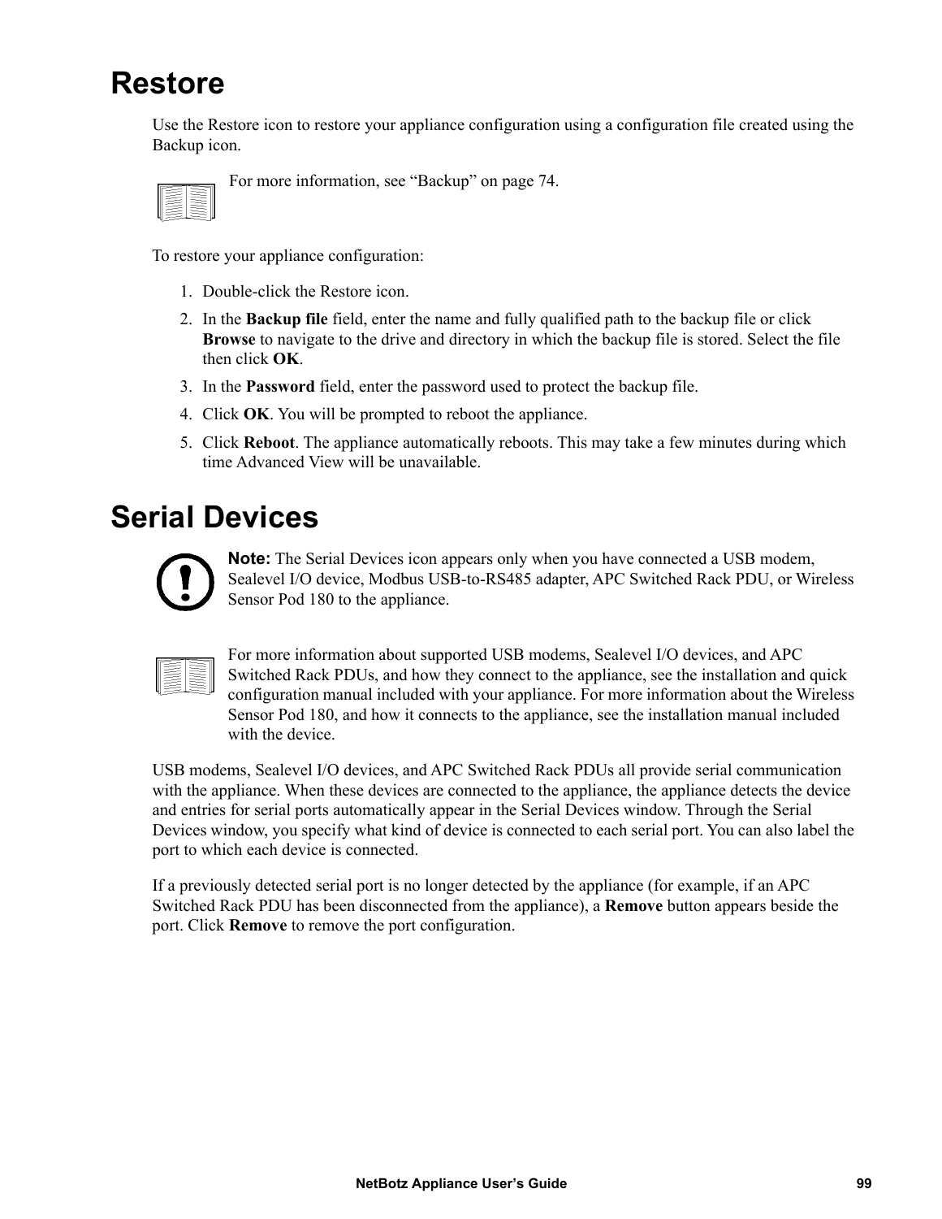# Restore

Use the Restore icon to restore your appliance configuration using a configuration file created using the Backup icon.

For more information, see “Backup” on page 74.

To restore your appliance configuration:

1. Double-click the Restore icon.
2. In the **Backup file** field, enter the name and fully qualified path to the backup file or click **Browse** to navigate to the drive and directory in which the backup file is stored. Select the file then click **OK**.
3. In the **Password** field, enter the password used to protect the backup file.
4. Click **OK**. You will be prompted to reboot the appliance.
5. Click **Reboot**. The appliance automatically reboots. This may take a few minutes during which time Advanced View will be unavailable.

# Serial Devices

**Note:** The Serial Devices icon appears only when you have connected a USB modem, Sealevel I/O device, Modbus USB-to-RS485 adapter, APC Switched Rack PDU, or Wireless Sensor Pod 180 to the appliance.

For more information about supported USB modems, Sealevel I/O devices, and APC Switched Rack PDUs, and how they connect to the appliance, see the installation and quick configuration manual included with your appliance. For more information about the Wireless Sensor Pod 180, and how it connects to the appliance, see the installation manual included with the device.

USB modems, Sealevel I/O devices, and APC Switched Rack PDUs all provide serial communication with the appliance. When these devices are connected to the appliance, the appliance detects the device and entries for serial ports automatically appear in the Serial Devices window. Through the Serial Devices window, you specify what kind of device is connected to each serial port. You can also label the port to which each device is connected.

If a previously detected serial port is no longer detected by the appliance (for example, if an APC Switched Rack PDU has been disconnected from the appliance), a **Remove** button appears beside the port. Click **Remove** to remove the port configuration.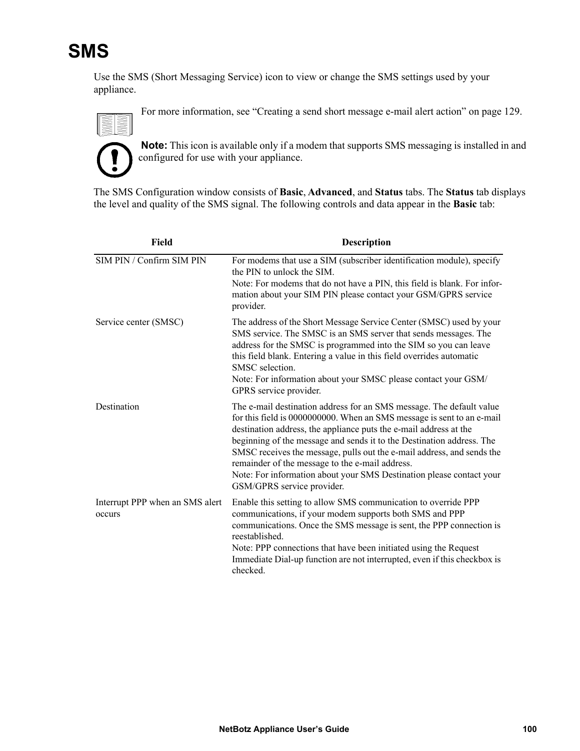# SMS

Use the SMS (Short Messaging Service) icon to view or change the SMS settings used by your appliance.

For more information, see "Creating a send short message e-mail alert action" on page 129.

**Note:** This icon is available only if a modem that supports SMS messaging is installed in and configured for use with your appliance.

The SMS Configuration window consists of **Basic**, **Advanced**, and **Status** tabs. The **Status** tab displays the level and quality of the SMS signal. The following controls and data appear in the **Basic** tab:

| Field | Description |
|---|---|
| SIM PIN / Confirm SIM PIN | For modems that use a SIM (subscriber identification module), specify the PIN to unlock the SIM.<br>Note: For modems that do not have a PIN, this field is blank. For information about your SIM PIN please contact your GSM/GPRS service provider. |
| Service center (SMSC) | The address of the Short Message Service Center (SMSC) used by your SMS service. The SMSC is an SMS server that sends messages. The address for the SMSC is programmed into the SIM so you can leave this field blank. Entering a value in this field overrides automatic SMSC selection.<br>Note: For information about your SMSC please contact your GSM/GPRS service provider. |
| Destination | The e-mail destination address for an SMS message. The default value for this field is 0000000000. When an SMS message is sent to an e-mail destination address, the appliance puts the e-mail address at the beginning of the message and sends it to the Destination address. The SMSC receives the message, pulls out the e-mail address, and sends the remainder of the message to the e-mail address.<br>Note: For information about your SMS Destination please contact your GSM/GPRS service provider. |
| Interrupt PPP when an SMS alert occurs | Enable this setting to allow SMS communication to override PPP communications, if your modem supports both SMS and PPP communications. Once the SMS message is sent, the PPP connection is reestablished.<br>Note: PPP connections that have been initiated using the Request Immediate Dial-up function are not interrupted, even if this checkbox is checked. |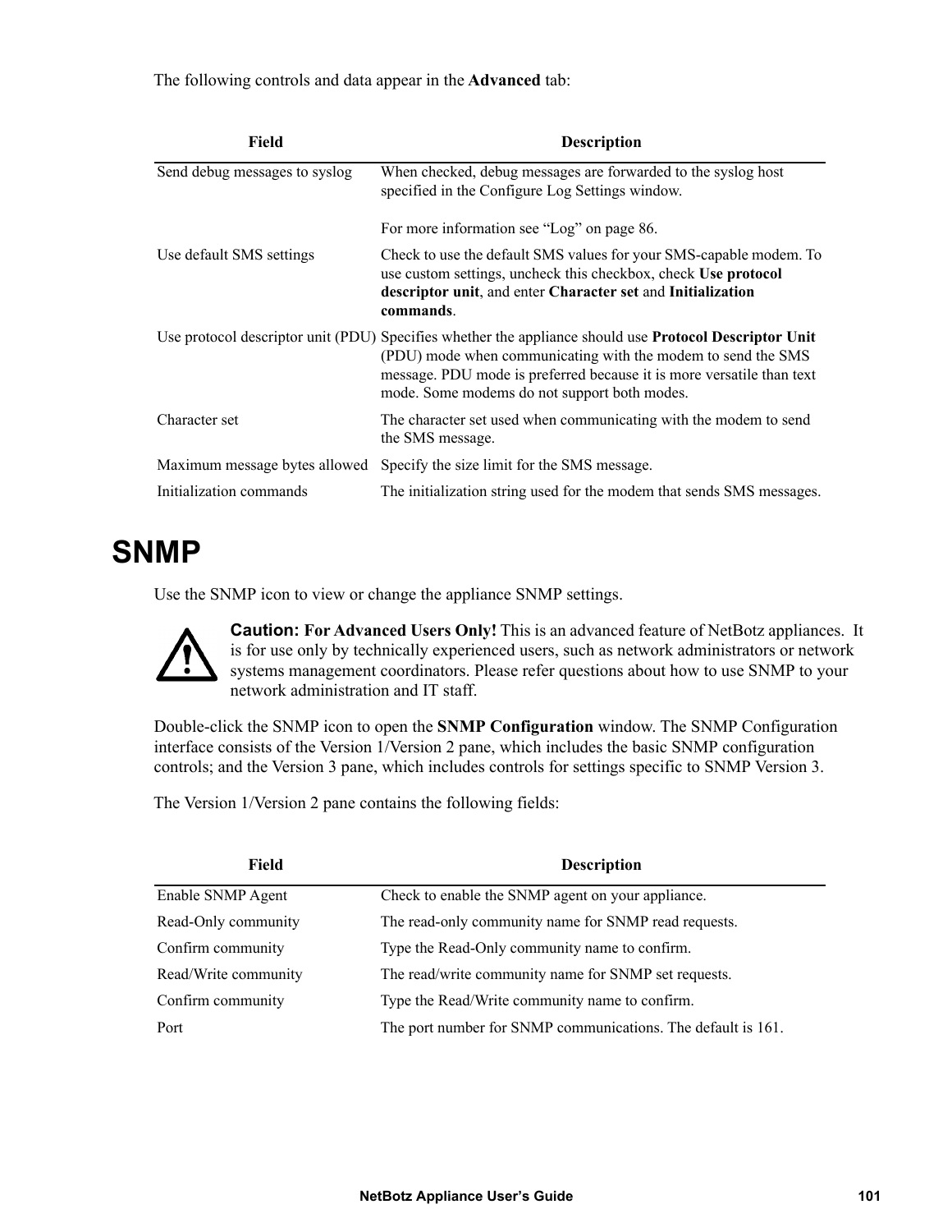The following controls and data appear in the **Advanced** tab:

| Field | Description |
|---|---|
| Send debug messages to syslog | When checked, debug messages are forwarded to the syslog host specified in the Configure Log Settings window.<br><br>For more information see “Log” on page 86. |
| Use default SMS settings | Check to use the default SMS values for your SMS-capable modem. To use custom settings, uncheck this checkbox, check **Use protocol descriptor unit**, and enter **Character set** and **Initialization commands**. |
| Use protocol descriptor unit (PDU) | Specifies whether the appliance should use **Protocol Descriptor Unit** (PDU) mode when communicating with the modem to send the SMS message. PDU mode is preferred because it is more versatile than text mode. Some modems do not support both modes. |
| Character set | The character set used when communicating with the modem to send the SMS message. |
| Maximum message bytes allowed | Specify the size limit for the SMS message. |
| Initialization commands | The initialization string used for the modem that sends SMS messages. |

# SNMP

Use the SNMP icon to view or change the appliance SNMP settings.

**Caution: For Advanced Users Only!** This is an advanced feature of NetBotz appliances. It is for use only by technically experienced users, such as network administrators or network systems management coordinators. Please refer questions about how to use SNMP to your network administration and IT staff.

Double-click the SNMP icon to open the **SNMP Configuration** window. The SNMP Configuration interface consists of the Version 1/Version 2 pane, which includes the basic SNMP configuration controls; and the Version 3 pane, which includes controls for settings specific to SNMP Version 3.

The Version 1/Version 2 pane contains the following fields:

| Field | Description |
|---|---|
| Enable SNMP Agent | Check to enable the SNMP agent on your appliance. |
| Read-Only community | The read-only community name for SNMP read requests. |
| Confirm community | Type the Read-Only community name to confirm. |
| Read/Write community | The read/write community name for SNMP set requests. |
| Confirm community | Type the Read/Write community name to confirm. |
| Port | The port number for SNMP communications. The default is 161. |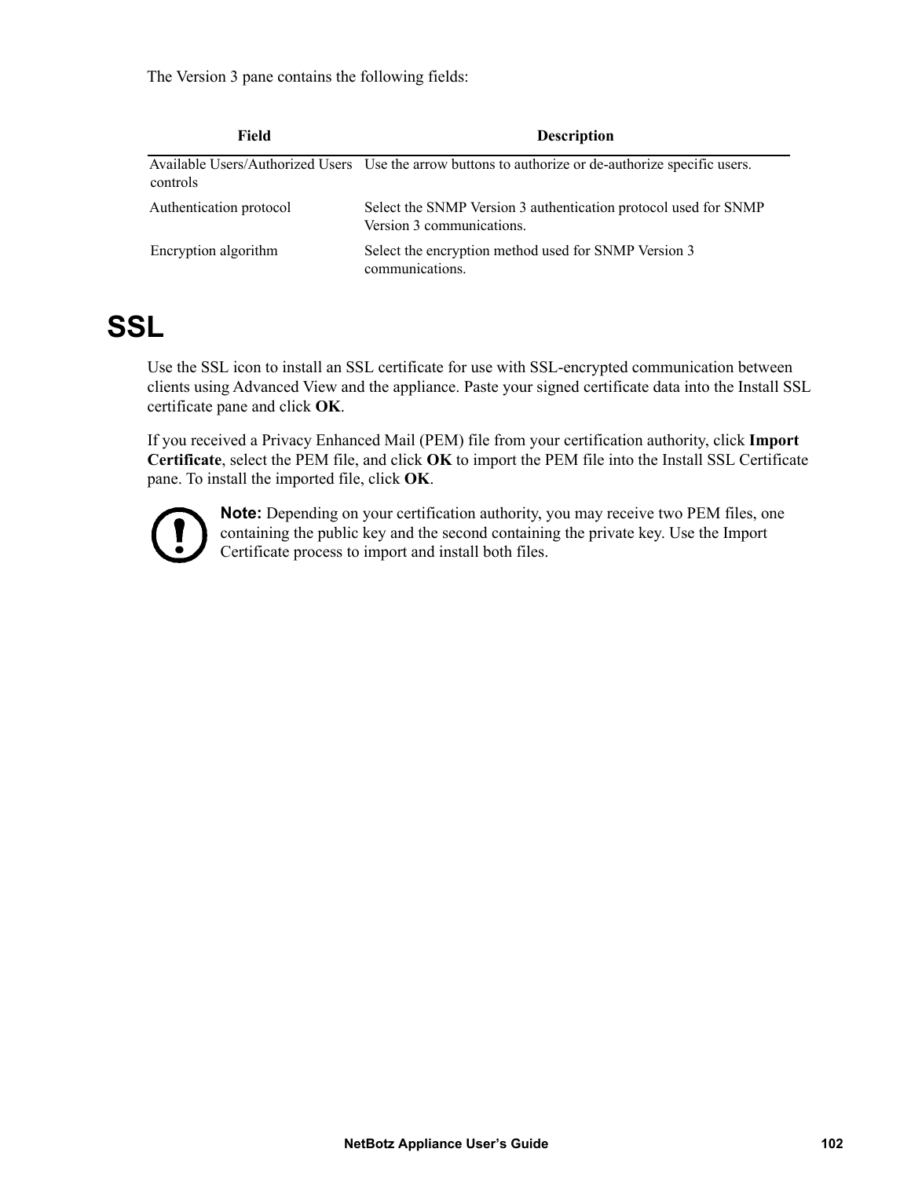The Version 3 pane contains the following fields:

| Field | Description |
|---|---|
| Available Users/Authorized Users controls | Use the arrow buttons to authorize or de-authorize specific users. |
| Authentication protocol | Select the SNMP Version 3 authentication protocol used for SNMP Version 3 communications. |
| Encryption algorithm | Select the encryption method used for SNMP Version 3 communications. |

# SSL

Use the SSL icon to install an SSL certificate for use with SSL-encrypted communication between clients using Advanced View and the appliance. Paste your signed certificate data into the Install SSL certificate pane and click **OK**.

If you received a Privacy Enhanced Mail (PEM) file from your certification authority, click **Import Certificate**, select the PEM file, and click **OK** to import the PEM file into the Install SSL Certificate pane. To install the imported file, click **OK**.

**Note:** Depending on your certification authority, you may receive two PEM files, one containing the public key and the second containing the private key. Use the Import Certificate process to import and install both files.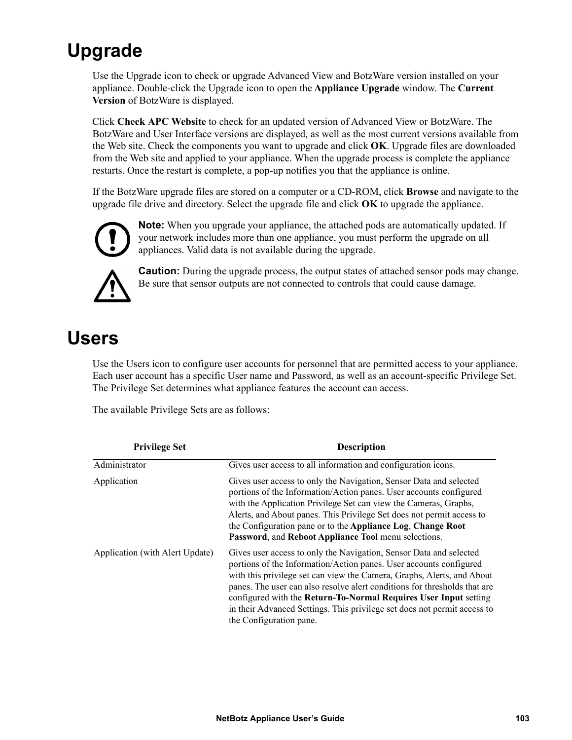# Upgrade

Use the Upgrade icon to check or upgrade Advanced View and BotzWare version installed on your appliance. Double-click the Upgrade icon to open the **Appliance Upgrade** window. The **Current Version** of BotzWare is displayed.

Click **Check APC Website** to check for an updated version of Advanced View or BotzWare. The BotzWare and User Interface versions are displayed, as well as the most current versions available from the Web site. Check the components you want to upgrade and click **OK**. Upgrade files are downloaded from the Web site and applied to your appliance. When the upgrade process is complete the appliance restarts. Once the restart is complete, a pop-up notifies you that the appliance is online.

If the BotzWare upgrade files are stored on a computer or a CD-ROM, click **Browse** and navigate to the upgrade file drive and directory. Select the upgrade file and click **OK** to upgrade the appliance.

**Note:** When you upgrade your appliance, the attached pods are automatically updated. If your network includes more than one appliance, you must perform the upgrade on all appliances. Valid data is not available during the upgrade.

**Caution:** During the upgrade process, the output states of attached sensor pods may change. Be sure that sensor outputs are not connected to controls that could cause damage.

# Users

Use the Users icon to configure user accounts for personnel that are permitted access to your appliance. Each user account has a specific User name and Password, as well as an account-specific Privilege Set. The Privilege Set determines what appliance features the account can access.

The available Privilege Sets are as follows:

| Privilege Set | Description |
|---|---|
| Administrator | Gives user access to all information and configuration icons. |
| Application | Gives user access to only the Navigation, Sensor Data and selected portions of the Information/Action panes. User accounts configured with the Application Privilege Set can view the Cameras, Graphs, Alerts, and About panes. This Privilege Set does not permit access to the Configuration pane or to the **Appliance Log**, **Change Root Password**, and **Reboot Appliance Tool** menu selections. |
| Application (with Alert Update) | Gives user access to only the Navigation, Sensor Data and selected portions of the Information/Action panes. User accounts configured with this privilege set can view the Camera, Graphs, Alerts, and About panes. The user can also resolve alert conditions for thresholds that are configured with the **Return-To-Normal Requires User Input** setting in their Advanced Settings. This privilege set does not permit access to the Configuration pane. |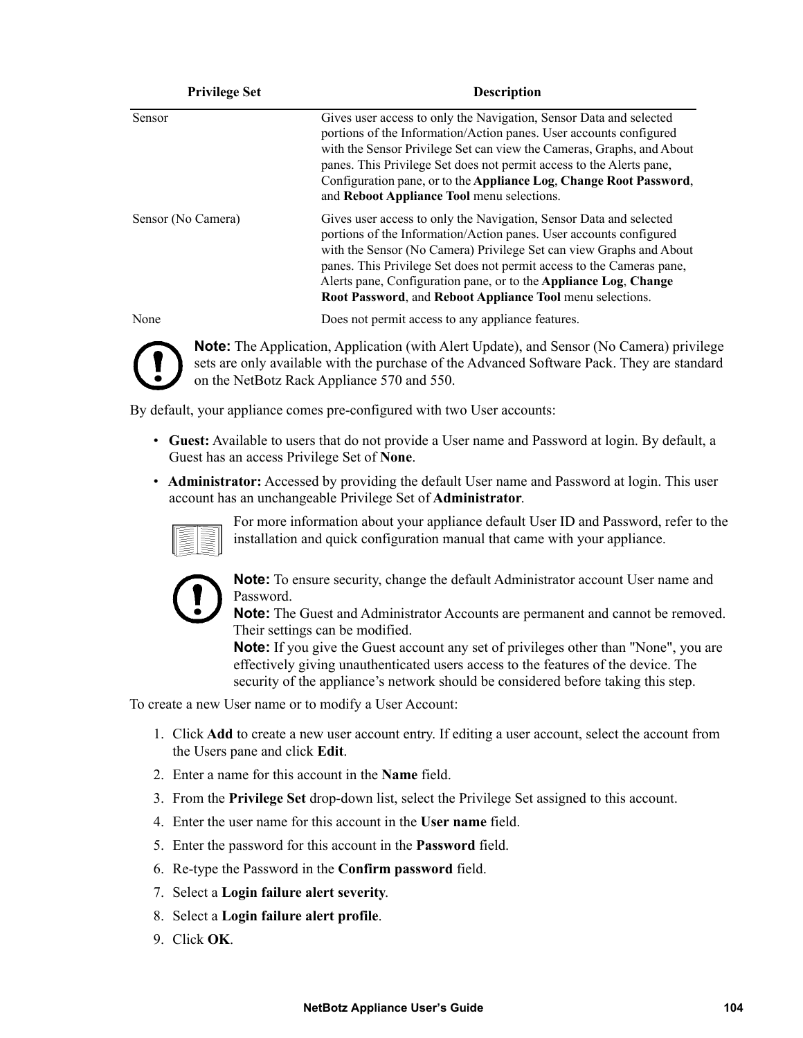| Privilege Set | Description |
|---|---|
| Sensor | Gives user access to only the Navigation, Sensor Data and selected portions of the Information/Action panes. User accounts configured with the Sensor Privilege Set can view the Cameras, Graphs, and About panes. This Privilege Set does not permit access to the Alerts pane, Configuration pane, or to the **Appliance Log**, **Change Root Password**, and **Reboot Appliance Tool** menu selections. |
| Sensor (No Camera) | Gives user access to only the Navigation, Sensor Data and selected portions of the Information/Action panes. User accounts configured with the Sensor (No Camera) Privilege Set can view Graphs and About panes. This Privilege Set does not permit access to the Cameras pane, Alerts pane, Configuration pane, or to the **Appliance Log**, **Change Root Password**, and **Reboot Appliance Tool** menu selections. |
| None | Does not permit access to any appliance features. |

**Note:** The Application, Application (with Alert Update), and Sensor (No Camera) privilege sets are only available with the purchase of the Advanced Software Pack. They are standard on the NetBotz Rack Appliance 570 and 550.

By default, your appliance comes pre-configured with two User accounts:

- **Guest:** Available to users that do not provide a User name and Password at login. By default, a Guest has an access Privilege Set of **None**.
- **Administrator:** Accessed by providing the default User name and Password at login. This user account has an unchangeable Privilege Set of **Administrator**.

For more information about your appliance default User ID and Password, refer to the installation and quick configuration manual that came with your appliance.

**Note:** To ensure security, change the default Administrator account User name and Password.
**Note:** The Guest and Administrator Accounts are permanent and cannot be removed. Their settings can be modified.
**Note:** If you give the Guest account any set of privileges other than "None", you are effectively giving unauthenticated users access to the features of the device. The security of the appliance's network should be considered before taking this step.

To create a new User name or to modify a User Account:

1. Click **Add** to create a new user account entry. If editing a user account, select the account from the Users pane and click **Edit**.
2. Enter a name for this account in the **Name** field.
3. From the **Privilege Set** drop-down list, select the Privilege Set assigned to this account.
4. Enter the user name for this account in the **User name** field.
5. Enter the password for this account in the **Password** field.
6. Re-type the Password in the **Confirm password** field.
7. Select a **Login failure alert severity**.
8. Select a **Login failure alert profile**.
9. Click **OK**.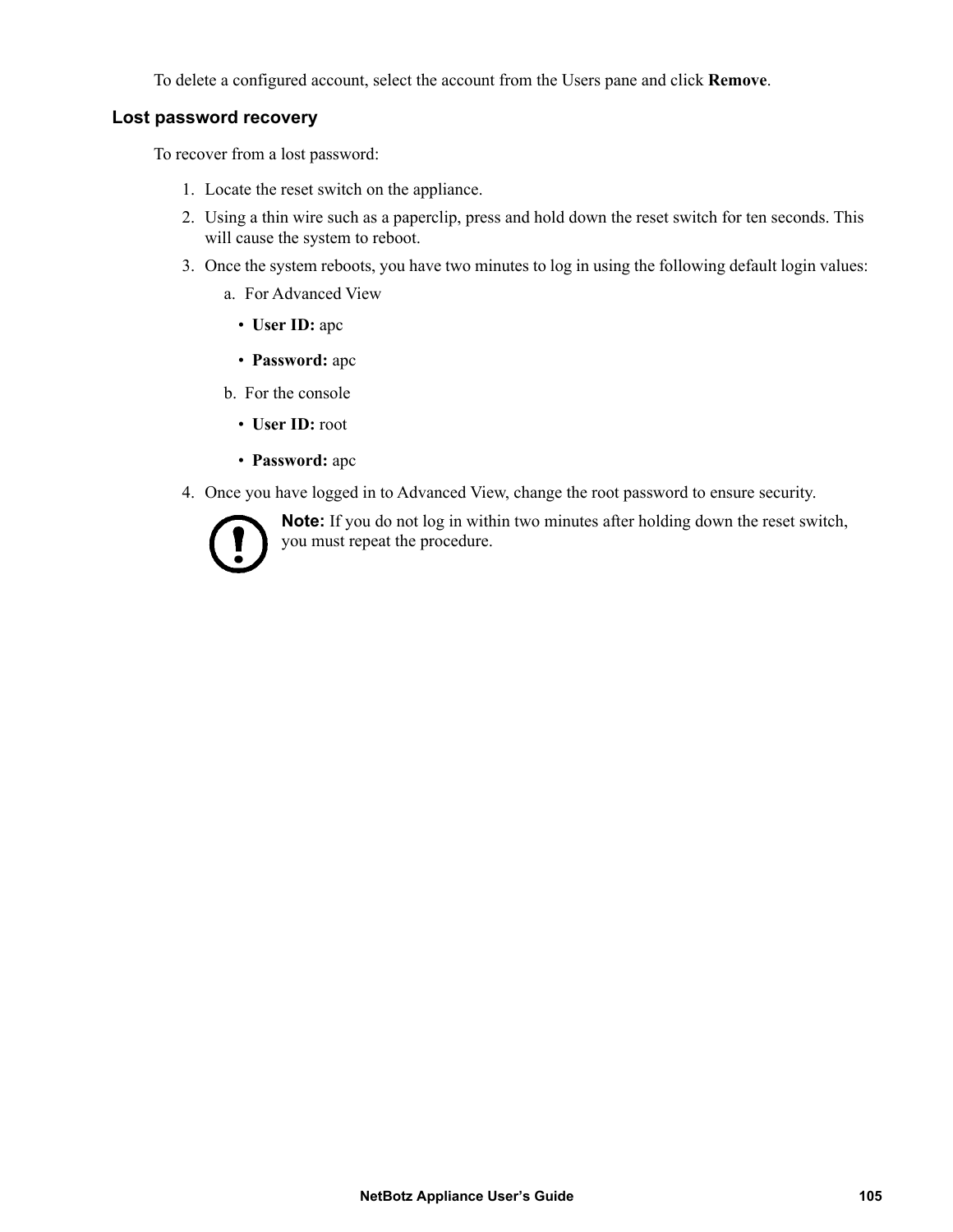To delete a configured account, select the account from the Users pane and click **Remove**.

### Lost password recovery

To recover from a lost password:

1. Locate the reset switch on the appliance.
2. Using a thin wire such as a paperclip, press and hold down the reset switch for ten seconds. This will cause the system to reboot.
3. Once the system reboots, you have two minutes to log in using the following default login values:
   a. For Advanced View
      - **User ID:** apc
      - **Password:** apc

   b. For the console
      - **User ID:** root
      - **Password:** apc
4. Once you have logged in to Advanced View, change the root password to ensure security.

**Note:** If you do not log in within two minutes after holding down the reset switch, you must repeat the procedure.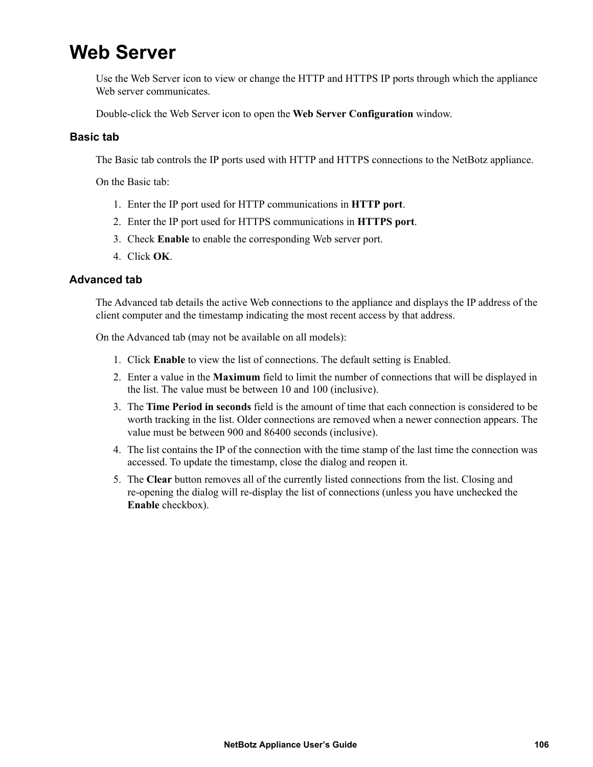# Web Server

Use the Web Server icon to view or change the HTTP and HTTPS IP ports through which the appliance Web server communicates.

Double-click the Web Server icon to open the **Web Server Configuration** window.

## Basic tab

The Basic tab controls the IP ports used with HTTP and HTTPS connections to the NetBotz appliance.

On the Basic tab:

1. Enter the IP port used for HTTP communications in **HTTP port**.
2. Enter the IP port used for HTTPS communications in **HTTPS port**.
3. Check **Enable** to enable the corresponding Web server port.
4. Click **OK**.

## Advanced tab

The Advanced tab details the active Web connections to the appliance and displays the IP address of the client computer and the timestamp indicating the most recent access by that address.

On the Advanced tab (may not be available on all models):

1. Click **Enable** to view the list of connections. The default setting is Enabled.
2. Enter a value in the **Maximum** field to limit the number of connections that will be displayed in the list. The value must be between 10 and 100 (inclusive).
3. The **Time Period in seconds** field is the amount of time that each connection is considered to be worth tracking in the list. Older connections are removed when a newer connection appears. The value must be between 900 and 86400 seconds (inclusive).
4. The list contains the IP of the connection with the time stamp of the last time the connection was accessed. To update the timestamp, close the dialog and reopen it.
5. The **Clear** button removes all of the currently listed connections from the list. Closing and re-opening the dialog will re-display the list of connections (unless you have unchecked the **Enable** checkbox).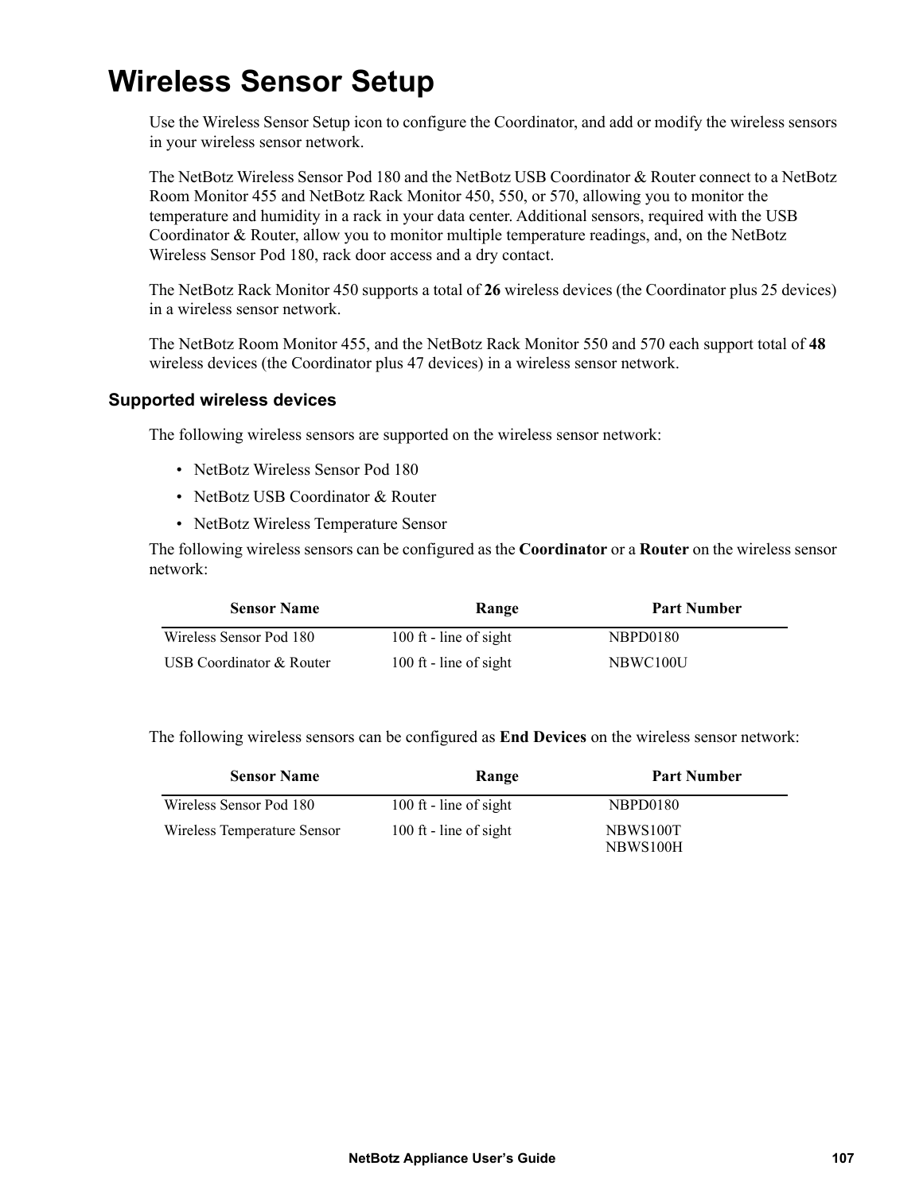# Wireless Sensor Setup

Use the Wireless Sensor Setup icon to configure the Coordinator, and add or modify the wireless sensors in your wireless sensor network.

The NetBotz Wireless Sensor Pod 180 and the NetBotz USB Coordinator & Router connect to a NetBotz Room Monitor 455 and NetBotz Rack Monitor 450, 550, or 570, allowing you to monitor the temperature and humidity in a rack in your data center. Additional sensors, required with the USB Coordinator & Router, allow you to monitor multiple temperature readings, and, on the NetBotz Wireless Sensor Pod 180, rack door access and a dry contact.

The NetBotz Rack Monitor 450 supports a total of **26** wireless devices (the Coordinator plus 25 devices) in a wireless sensor network.

The NetBotz Room Monitor 455, and the NetBotz Rack Monitor 550 and 570 each support total of **48** wireless devices (the Coordinator plus 47 devices) in a wireless sensor network.

## Supported wireless devices

The following wireless sensors are supported on the wireless sensor network:

- NetBotz Wireless Sensor Pod 180
- NetBotz USB Coordinator & Router
- NetBotz Wireless Temperature Sensor

The following wireless sensors can be configured as the **Coordinator** or a **Router** on the wireless sensor network:

| Sensor Name | Range | Part Number |
|---|---|---|
| Wireless Sensor Pod 180 | 100 ft - line of sight | NBPD0180 |
| USB Coordinator & Router | 100 ft - line of sight | NBWC100U |

The following wireless sensors can be configured as **End Devices** on the wireless sensor network:

| Sensor Name | Range | Part Number |
|---|---|---|
| Wireless Sensor Pod 180 | 100 ft - line of sight | NBPD0180 |
| Wireless Temperature Sensor | 100 ft - line of sight | NBWS100T<br>NBWS100H |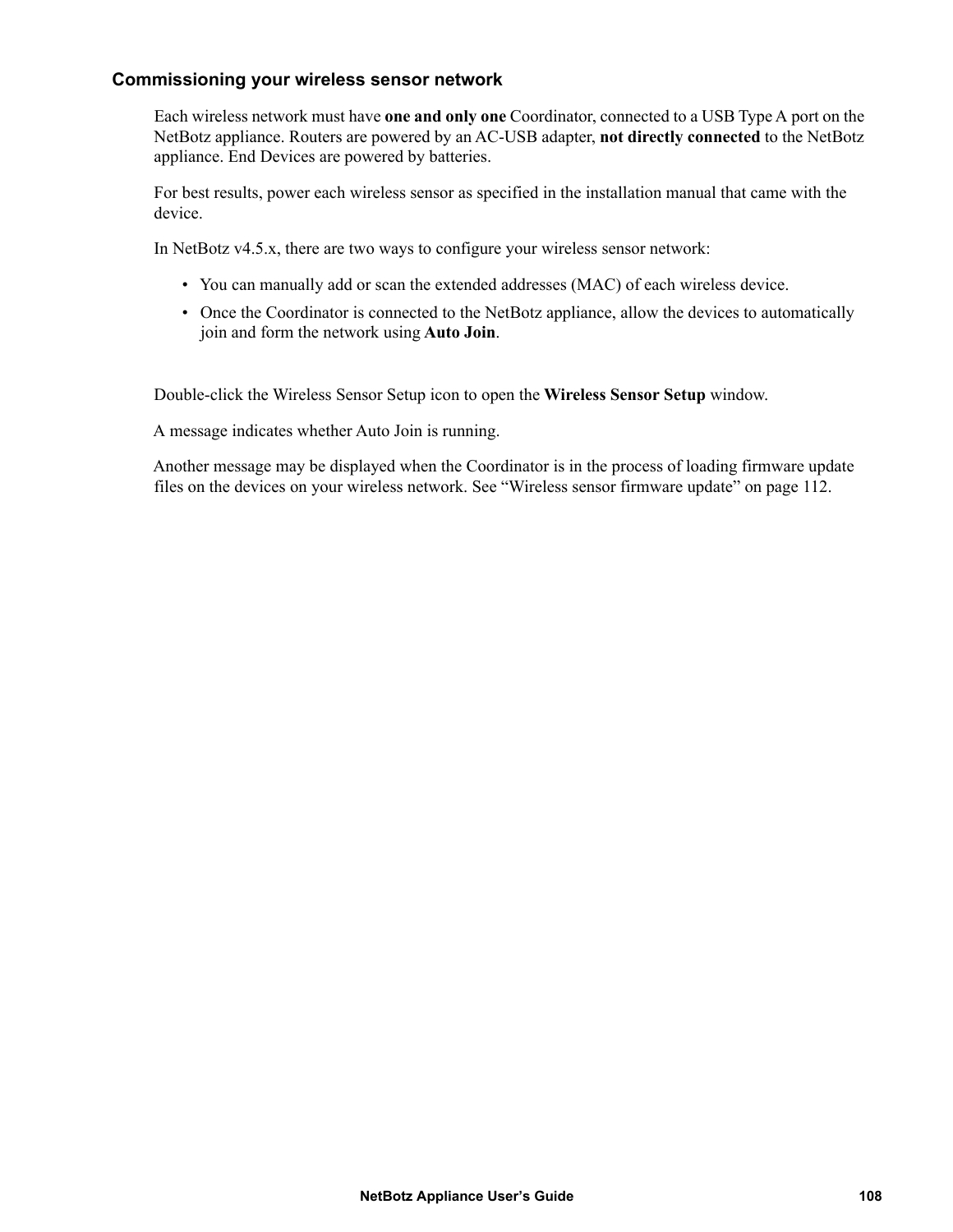### Commissioning your wireless sensor network

Each wireless network must have **one and only one** Coordinator, connected to a USB Type A port on the NetBotz appliance. Routers are powered by an AC-USB adapter, **not directly connected** to the NetBotz appliance. End Devices are powered by batteries.

For best results, power each wireless sensor as specified in the installation manual that came with the device.

In NetBotz v4.5.x, there are two ways to configure your wireless sensor network:

- You can manually add or scan the extended addresses (MAC) of each wireless device.
- Once the Coordinator is connected to the NetBotz appliance, allow the devices to automatically join and form the network using **Auto Join**.

Double-click the Wireless Sensor Setup icon to open the **Wireless Sensor Setup** window.

A message indicates whether Auto Join is running.

Another message may be displayed when the Coordinator is in the process of loading firmware update files on the devices on your wireless network. See “Wireless sensor firmware update” on page 112.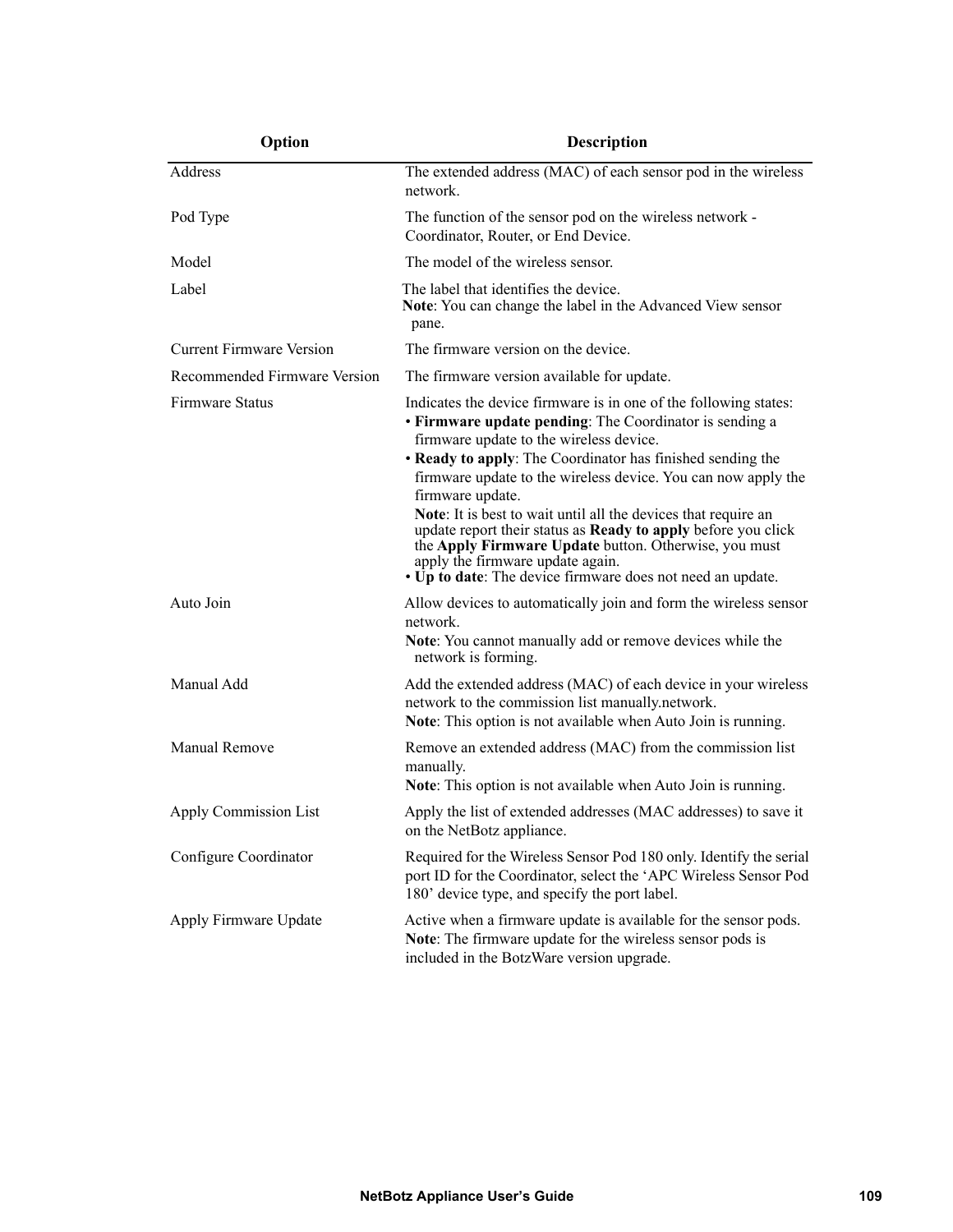| Option | Description |
|---|---|
| Address | The extended address (MAC) of each sensor pod in the wireless network. |
| Pod Type | The function of the sensor pod on the wireless network - Coordinator, Router, or End Device. |
| Model | The model of the wireless sensor. |
| Label | The label that identifies the device.<br>**Note**: You can change the label in the Advanced View sensor pane. |
| Current Firmware Version | The firmware version on the device. |
| Recommended Firmware Version | The firmware version available for update. |
| Firmware Status | Indicates the device firmware is in one of the following states:<br>• **Firmware update pending**: The Coordinator is sending a firmware update to the wireless device.<br>• **Ready to apply**: The Coordinator has finished sending the firmware update to the wireless device. You can now apply the firmware update.<br>**Note**: It is best to wait until all the devices that require an update report their status as **Ready to apply** before you click the **Apply Firmware Update** button. Otherwise, you must apply the firmware update again.<br>• **Up to date**: The device firmware does not need an update. |
| Auto Join | Allow devices to automatically join and form the wireless sensor network.<br>**Note**: You cannot manually add or remove devices while the network is forming. |
| Manual Add | Add the extended address (MAC) of each device in your wireless network to the commission list manually.network.<br>**Note**: This option is not available when Auto Join is running. |
| Manual Remove | Remove an extended address (MAC) from the commission list manually.<br>**Note**: This option is not available when Auto Join is running. |
| Apply Commission List | Apply the list of extended addresses (MAC addresses) to save it on the NetBotz appliance. |
| Configure Coordinator | Required for the Wireless Sensor Pod 180 only. Identify the serial port ID for the Coordinator, select the 'APC Wireless Sensor Pod 180' device type, and specify the port label. |
| Apply Firmware Update | Active when a firmware update is available for the sensor pods.<br>**Note**: The firmware update for the wireless sensor pods is included in the BotzWare version upgrade. |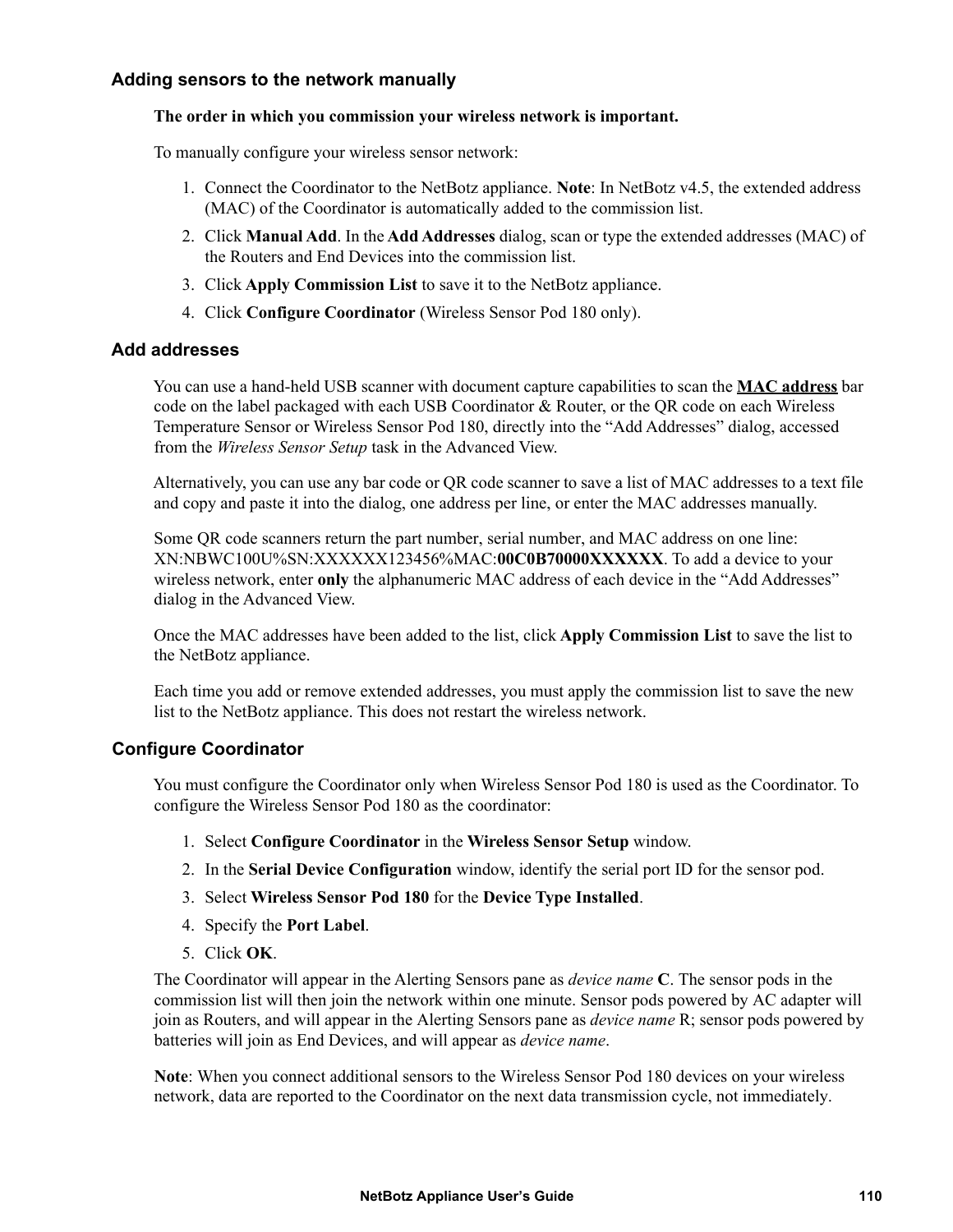### Adding sensors to the network manually

**The order in which you commission your wireless network is important.**

To manually configure your wireless sensor network:

1. Connect the Coordinator to the NetBotz appliance. **Note**: In NetBotz v4.5, the extended address (MAC) of the Coordinator is automatically added to the commission list.
2. Click **Manual Add**. In the **Add Addresses** dialog, scan or type the extended addresses (MAC) of the Routers and End Devices into the commission list.
3. Click **Apply Commission List** to save it to the NetBotz appliance.
4. Click **Configure Coordinator** (Wireless Sensor Pod 180 only).

### Add addresses

You can use a hand-held USB scanner with document capture capabilities to scan the **MAC address** bar code on the label packaged with each USB Coordinator & Router, or the QR code on each Wireless Temperature Sensor or Wireless Sensor Pod 180, directly into the “Add Addresses” dialog, accessed from the *Wireless Sensor Setup* task in the Advanced View.

Alternatively, you can use any bar code or QR code scanner to save a list of MAC addresses to a text file and copy and paste it into the dialog, one address per line, or enter the MAC addresses manually.

Some QR code scanners return the part number, serial number, and MAC address on one line: XN:NBWC100U%SN:XXXXXX123456%MAC:**00C0B70000XXXXXX**. To add a device to your wireless network, enter **only** the alphanumeric MAC address of each device in the “Add Addresses” dialog in the Advanced View.

Once the MAC addresses have been added to the list, click **Apply Commission List** to save the list to the NetBotz appliance.

Each time you add or remove extended addresses, you must apply the commission list to save the new list to the NetBotz appliance. This does not restart the wireless network.

### Configure Coordinator

You must configure the Coordinator only when Wireless Sensor Pod 180 is used as the Coordinator. To configure the Wireless Sensor Pod 180 as the coordinator:

1. Select **Configure Coordinator** in the **Wireless Sensor Setup** window.
2. In the **Serial Device Configuration** window, identify the serial port ID for the sensor pod.
3. Select **Wireless Sensor Pod 180** for the **Device Type Installed**.
4. Specify the **Port Label**.
5. Click **OK**.

The Coordinator will appear in the Alerting Sensors pane as *device name* **C**. The sensor pods in the commission list will then join the network within one minute. Sensor pods powered by AC adapter will join as Routers, and will appear in the Alerting Sensors pane as *device name* R; sensor pods powered by batteries will join as End Devices, and will appear as *device name*.

**Note**: When you connect additional sensors to the Wireless Sensor Pod 180 devices on your wireless network, data are reported to the Coordinator on the next data transmission cycle, not immediately.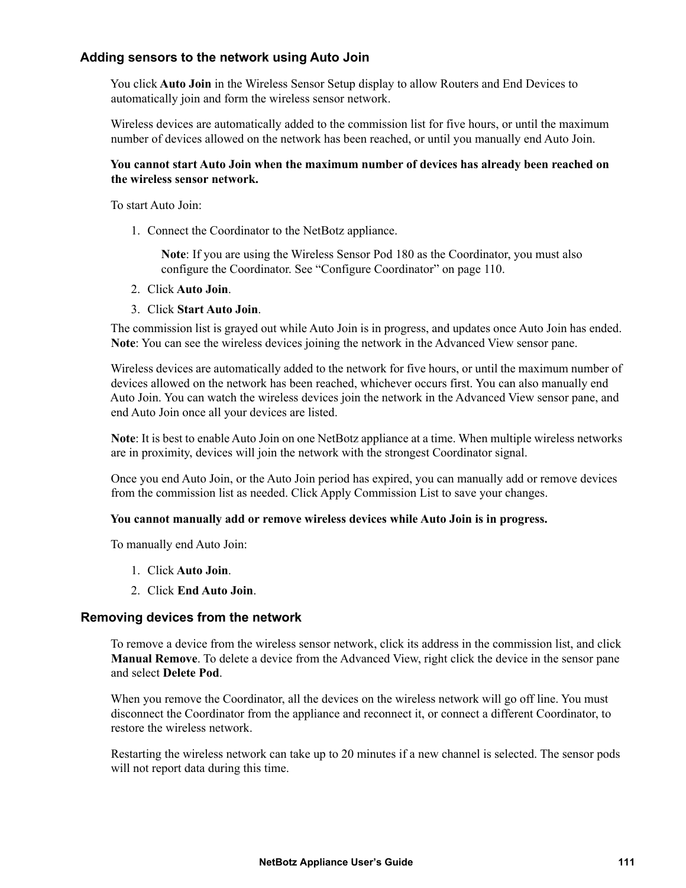### Adding sensors to the network using Auto Join

You click **Auto Join** in the Wireless Sensor Setup display to allow Routers and End Devices to automatically join and form the wireless sensor network.

Wireless devices are automatically added to the commission list for five hours, or until the maximum number of devices allowed on the network has been reached, or until you manually end Auto Join.

**You cannot start Auto Join when the maximum number of devices has already been reached on the wireless sensor network.**

To start Auto Join:

1. Connect the Coordinator to the NetBotz appliance.

   **Note**: If you are using the Wireless Sensor Pod 180 as the Coordinator, you must also configure the Coordinator. See “Configure Coordinator” on page 110.

2. Click **Auto Join**.
3. Click **Start Auto Join**.

The commission list is grayed out while Auto Join is in progress, and updates once Auto Join has ended. **Note**: You can see the wireless devices joining the network in the Advanced View sensor pane.

Wireless devices are automatically added to the network for five hours, or until the maximum number of devices allowed on the network has been reached, whichever occurs first. You can also manually end Auto Join. You can watch the wireless devices join the network in the Advanced View sensor pane, and end Auto Join once all your devices are listed.

**Note**: It is best to enable Auto Join on one NetBotz appliance at a time. When multiple wireless networks are in proximity, devices will join the network with the strongest Coordinator signal.

Once you end Auto Join, or the Auto Join period has expired, you can manually add or remove devices from the commission list as needed. Click Apply Commission List to save your changes.

**You cannot manually add or remove wireless devices while Auto Join is in progress.**

To manually end Auto Join:

1. Click **Auto Join**.
2. Click **End Auto Join**.

### Removing devices from the network

To remove a device from the wireless sensor network, click its address in the commission list, and click **Manual Remove**. To delete a device from the Advanced View, right click the device in the sensor pane and select **Delete Pod**.

When you remove the Coordinator, all the devices on the wireless network will go off line. You must disconnect the Coordinator from the appliance and reconnect it, or connect a different Coordinator, to restore the wireless network.

Restarting the wireless network can take up to 20 minutes if a new channel is selected. The sensor pods will not report data during this time.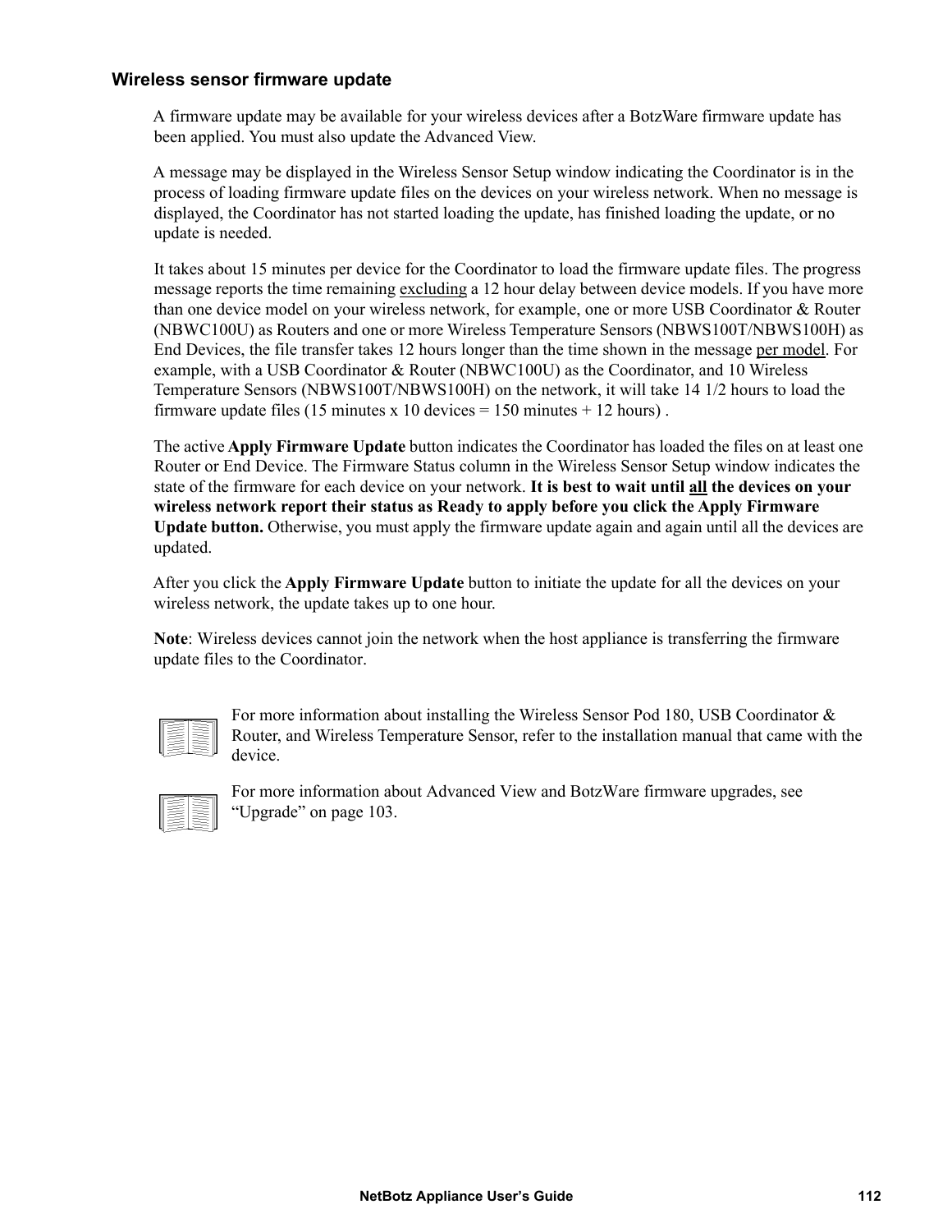### Wireless sensor firmware update

A firmware update may be available for your wireless devices after a BotzWare firmware update has been applied. You must also update the Advanced View.

A message may be displayed in the Wireless Sensor Setup window indicating the Coordinator is in the process of loading firmware update files on the devices on your wireless network. When no message is displayed, the Coordinator has not started loading the update, has finished loading the update, or no update is needed.

It takes about 15 minutes per device for the Coordinator to load the firmware update files. The progress message reports the time remaining excluding a 12 hour delay between device models. If you have more than one device model on your wireless network, for example, one or more USB Coordinator & Router (NBWC100U) as Routers and one or more Wireless Temperature Sensors (NBWS100T/NBWS100H) as End Devices, the file transfer takes 12 hours longer than the time shown in the message per model. For example, with a USB Coordinator & Router (NBWC100U) as the Coordinator, and 10 Wireless Temperature Sensors (NBWS100T/NBWS100H) on the network, it will take 14 1/2 hours to load the firmware update files (15 minutes x 10 devices = 150 minutes + 12 hours) .

The active **Apply Firmware Update** button indicates the Coordinator has loaded the files on at least one Router or End Device. The Firmware Status column in the Wireless Sensor Setup window indicates the state of the firmware for each device on your network. **It is best to wait until all the devices on your wireless network report their status as Ready to apply before you click the Apply Firmware Update button.** Otherwise, you must apply the firmware update again and again until all the devices are updated.

After you click the **Apply Firmware Update** button to initiate the update for all the devices on your wireless network, the update takes up to one hour.

**Note**: Wireless devices cannot join the network when the host appliance is transferring the firmware update files to the Coordinator.

For more information about installing the Wireless Sensor Pod 180, USB Coordinator & Router, and Wireless Temperature Sensor, refer to the installation manual that came with the device.

For more information about Advanced View and BotzWare firmware upgrades, see "Upgrade" on page 103.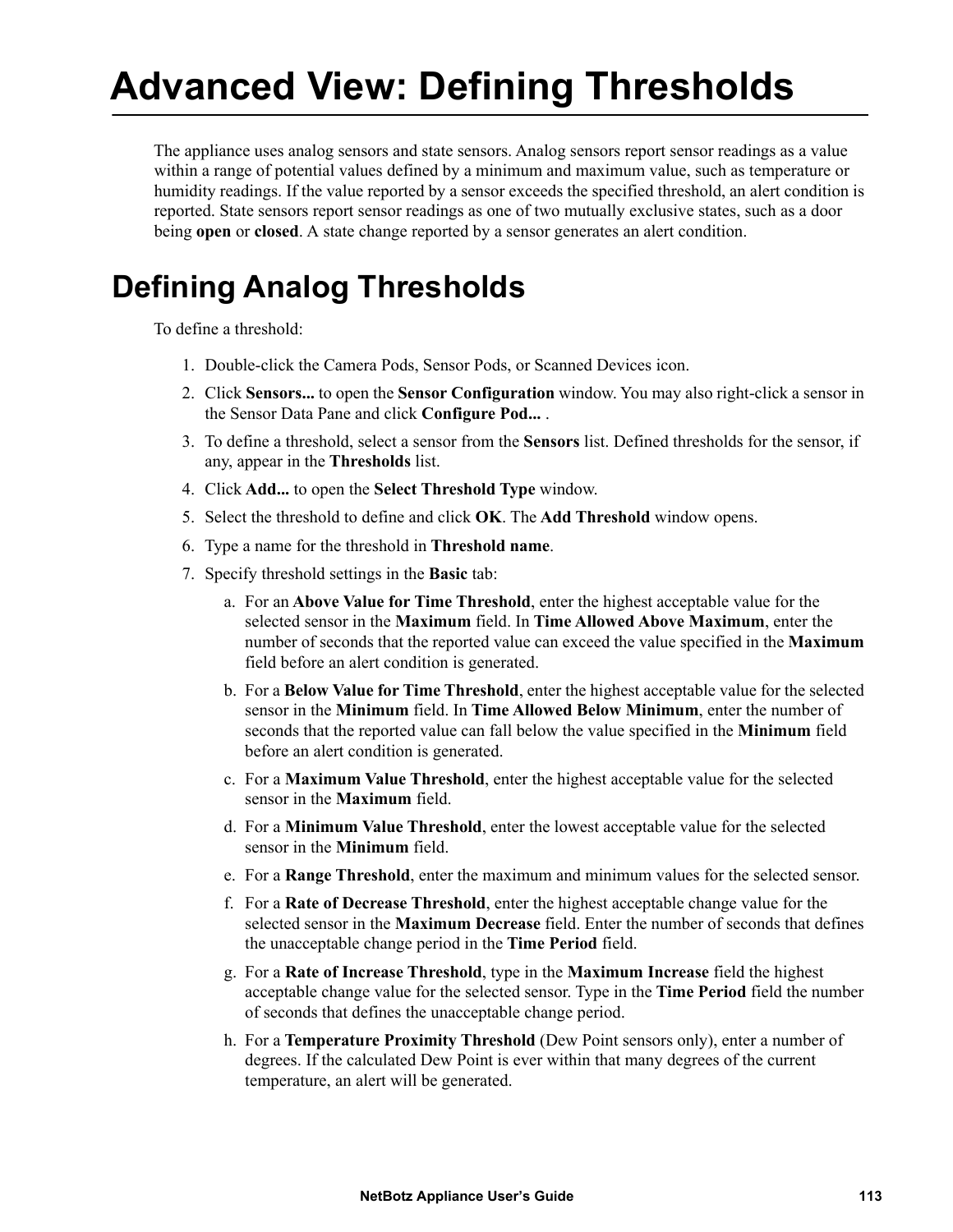# Advanced View: Defining Thresholds

The appliance uses analog sensors and state sensors. Analog sensors report sensor readings as a value within a range of potential values defined by a minimum and maximum value, such as temperature or humidity readings. If the value reported by a sensor exceeds the specified threshold, an alert condition is reported. State sensors report sensor readings as one of two mutually exclusive states, such as a door being **open** or **closed**. A state change reported by a sensor generates an alert condition.

## Defining Analog Thresholds

To define a threshold:

1. Double-click the Camera Pods, Sensor Pods, or Scanned Devices icon.
2. Click **Sensors...** to open the **Sensor Configuration** window. You may also right-click a sensor in the Sensor Data Pane and click **Configure Pod...** .
3. To define a threshold, select a sensor from the **Sensors** list. Defined thresholds for the sensor, if any, appear in the **Thresholds** list.
4. Click **Add...** to open the **Select Threshold Type** window.
5. Select the threshold to define and click **OK**. The **Add Threshold** window opens.
6. Type a name for the threshold in **Threshold name**.
7. Specify threshold settings in the **Basic** tab:
    a. For an **Above Value for Time Threshold**, enter the highest acceptable value for the selected sensor in the **Maximum** field. In **Time Allowed Above Maximum**, enter the number of seconds that the reported value can exceed the value specified in the **Maximum** field before an alert condition is generated.
    b. For a **Below Value for Time Threshold**, enter the highest acceptable value for the selected sensor in the **Minimum** field. In **Time Allowed Below Minimum**, enter the number of seconds that the reported value can fall below the value specified in the **Minimum** field before an alert condition is generated.
    c. For a **Maximum Value Threshold**, enter the highest acceptable value for the selected sensor in the **Maximum** field.
    d. For a **Minimum Value Threshold**, enter the lowest acceptable value for the selected sensor in the **Minimum** field.
    e. For a **Range Threshold**, enter the maximum and minimum values for the selected sensor.
    f. For a **Rate of Decrease Threshold**, enter the highest acceptable change value for the selected sensor in the **Maximum Decrease** field. Enter the number of seconds that defines the unacceptable change period in the **Time Period** field.
    g. For a **Rate of Increase Threshold**, type in the **Maximum Increase** field the highest acceptable change value for the selected sensor. Type in the **Time Period** field the number of seconds that defines the unacceptable change period.
    h. For a **Temperature Proximity Threshold** (Dew Point sensors only), enter a number of degrees. If the calculated Dew Point is ever within that many degrees of the current temperature, an alert will be generated.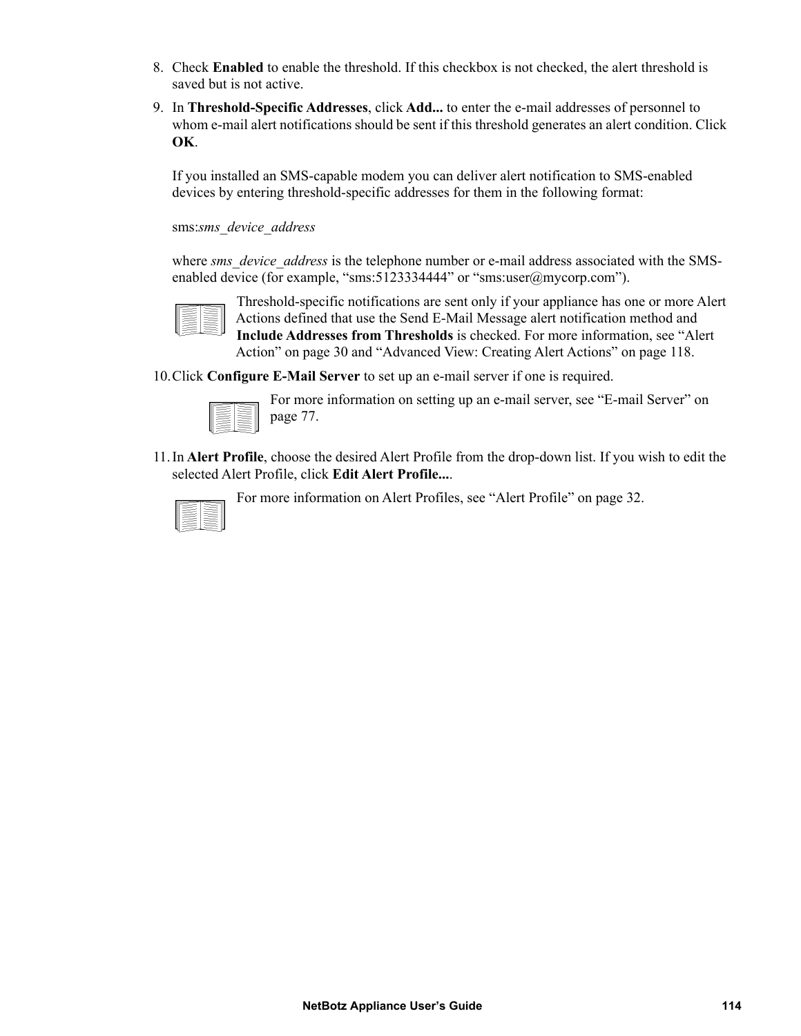8. Check **Enabled** to enable the threshold. If this checkbox is not checked, the alert threshold is saved but is not active.
9. In **Threshold-Specific Addresses**, click **Add...** to enter the e-mail addresses of personnel to whom e-mail alert notifications should be sent if this threshold generates an alert condition. Click **OK**.

   If you installed an SMS-capable modem you can deliver alert notification to SMS-enabled devices by entering threshold-specific addresses for them in the following format:

   sms:*sms_device_address*

   where *sms_device_address* is the telephone number or e-mail address associated with the SMS-enabled device (for example, “sms:5123334444” or “sms:user@mycorp.com”).

   Threshold-specific notifications are sent only if your appliance has one or more Alert Actions defined that use the Send E-Mail Message alert notification method and **Include Addresses from Thresholds** is checked. For more information, see “Alert Action” on page 30 and “Advanced View: Creating Alert Actions” on page 118.

10. Click **Configure E-Mail Server** to set up an e-mail server if one is required.

    For more information on setting up an e-mail server, see “E-mail Server” on page 77.

11. In **Alert Profile**, choose the desired Alert Profile from the drop-down list. If you wish to edit the selected Alert Profile, click **Edit Alert Profile...**.

    For more information on Alert Profiles, see “Alert Profile” on page 32.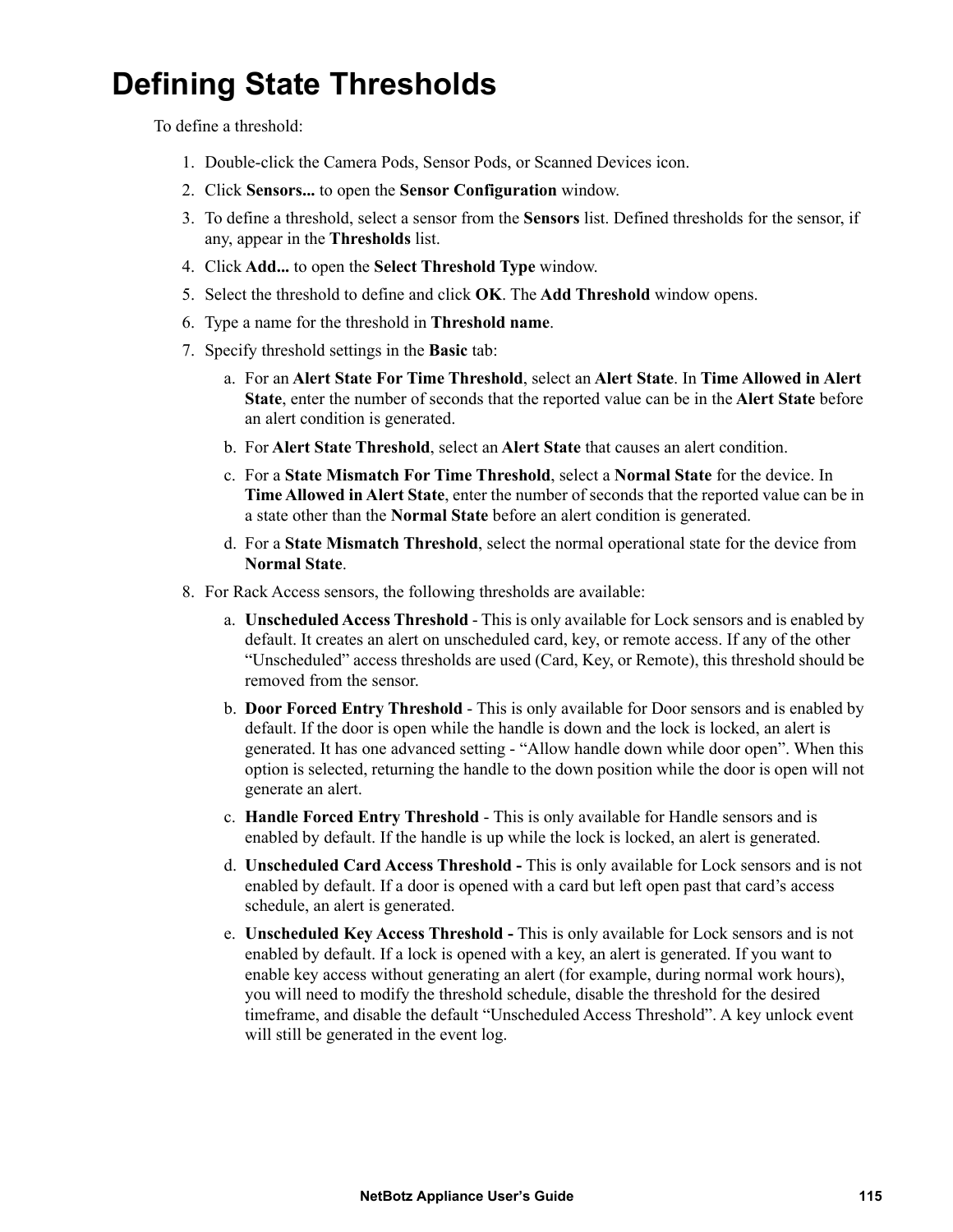# Defining State Thresholds

To define a threshold:

1. Double-click the Camera Pods, Sensor Pods, or Scanned Devices icon.
2. Click **Sensors...** to open the **Sensor Configuration** window.
3. To define a threshold, select a sensor from the **Sensors** list. Defined thresholds for the sensor, if any, appear in the **Thresholds** list.
4. Click **Add...** to open the **Select Threshold Type** window.
5. Select the threshold to define and click **OK**. The **Add Threshold** window opens.
6. Type a name for the threshold in **Threshold name**.
7. Specify threshold settings in the **Basic** tab:
   a. For an **Alert State For Time Threshold**, select an **Alert State**. In **Time Allowed in Alert State**, enter the number of seconds that the reported value can be in the **Alert State** before an alert condition is generated.
   b. For **Alert State Threshold**, select an **Alert State** that causes an alert condition.
   c. For a **State Mismatch For Time Threshold**, select a **Normal State** for the device. In **Time Allowed in Alert State**, enter the number of seconds that the reported value can be in a state other than the **Normal State** before an alert condition is generated.
   d. For a **State Mismatch Threshold**, select the normal operational state for the device from **Normal State**.
8. For Rack Access sensors, the following thresholds are available:
   a. **Unscheduled Access Threshold** - This is only available for Lock sensors and is enabled by default. It creates an alert on unscheduled card, key, or remote access. If any of the other "Unscheduled" access thresholds are used (Card, Key, or Remote), this threshold should be removed from the sensor.
   b. **Door Forced Entry Threshold** - This is only available for Door sensors and is enabled by default. If the door is open while the handle is down and the lock is locked, an alert is generated. It has one advanced setting - "Allow handle down while door open". When this option is selected, returning the handle to the down position while the door is open will not generate an alert.
   c. **Handle Forced Entry Threshold** - This is only available for Handle sensors and is enabled by default. If the handle is up while the lock is locked, an alert is generated.
   d. **Unscheduled Card Access Threshold -** This is only available for Lock sensors and is not enabled by default. If a door is opened with a card but left open past that card's access schedule, an alert is generated.
   e. **Unscheduled Key Access Threshold -** This is only available for Lock sensors and is not enabled by default. If a lock is opened with a key, an alert is generated. If you want to enable key access without generating an alert (for example, during normal work hours), you will need to modify the threshold schedule, disable the threshold for the desired timeframe, and disable the default "Unscheduled Access Threshold". A key unlock event will still be generated in the event log.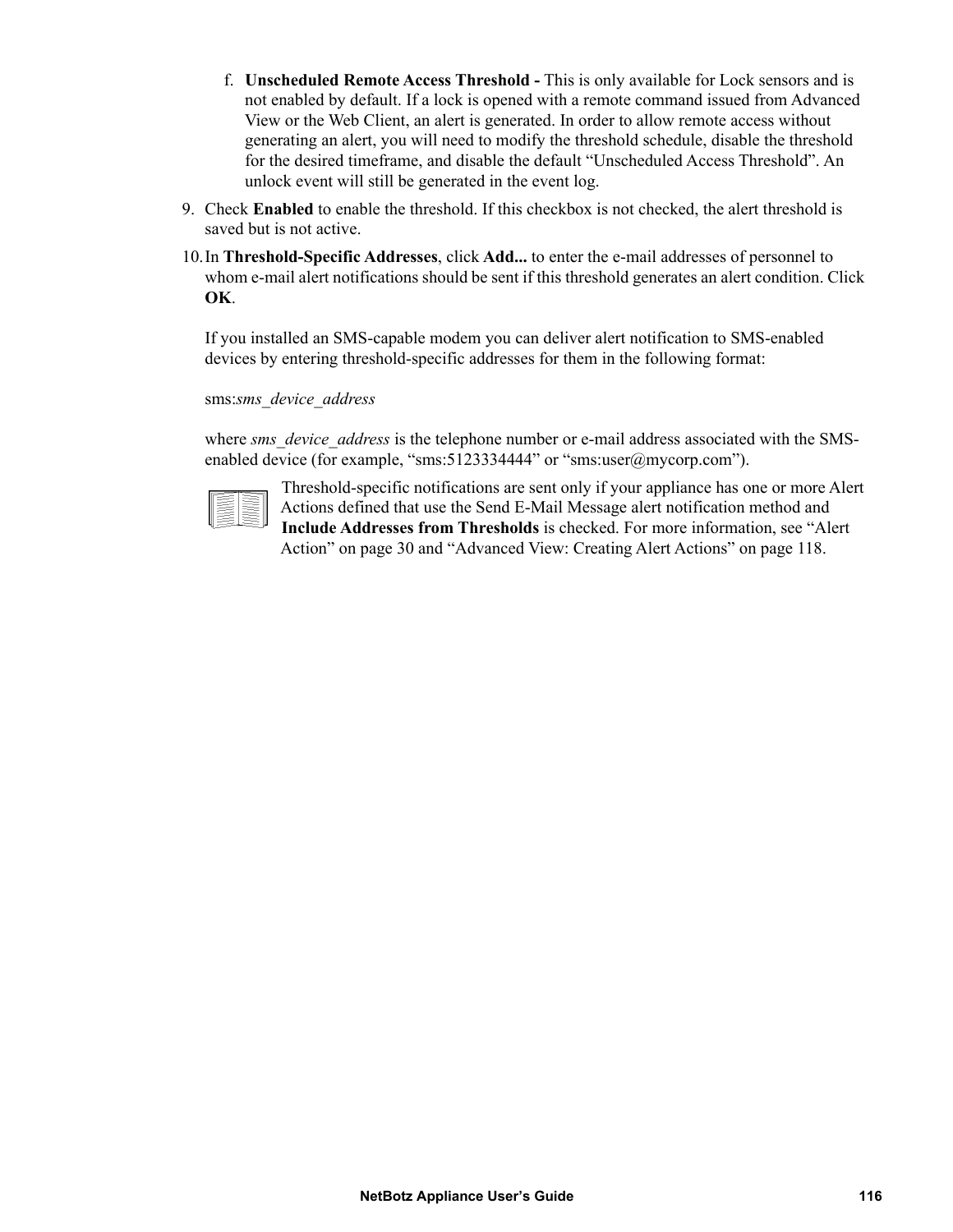f. **Unscheduled Remote Access Threshold -** This is only available for Lock sensors and is not enabled by default. If a lock is opened with a remote command issued from Advanced View or the Web Client, an alert is generated. In order to allow remote access without generating an alert, you will need to modify the threshold schedule, disable the threshold for the desired timeframe, and disable the default "Unscheduled Access Threshold". An unlock event will still be generated in the event log.

9. Check **Enabled** to enable the threshold. If this checkbox is not checked, the alert threshold is saved but is not active.

10. In **Threshold-Specific Addresses**, click **Add...** to enter the e-mail addresses of personnel to whom e-mail alert notifications should be sent if this threshold generates an alert condition. Click **OK**.

    If you installed an SMS-capable modem you can deliver alert notification to SMS-enabled devices by entering threshold-specific addresses for them in the following format:

    sms:*sms_device_address*

    where *sms_device_address* is the telephone number or e-mail address associated with the SMS-enabled device (for example, "sms:5123334444" or "sms:user@mycorp.com").

    Threshold-specific notifications are sent only if your appliance has one or more Alert Actions defined that use the Send E-Mail Message alert notification method and **Include Addresses from Thresholds** is checked. For more information, see "Alert Action" on page 30 and "Advanced View: Creating Alert Actions" on page 118.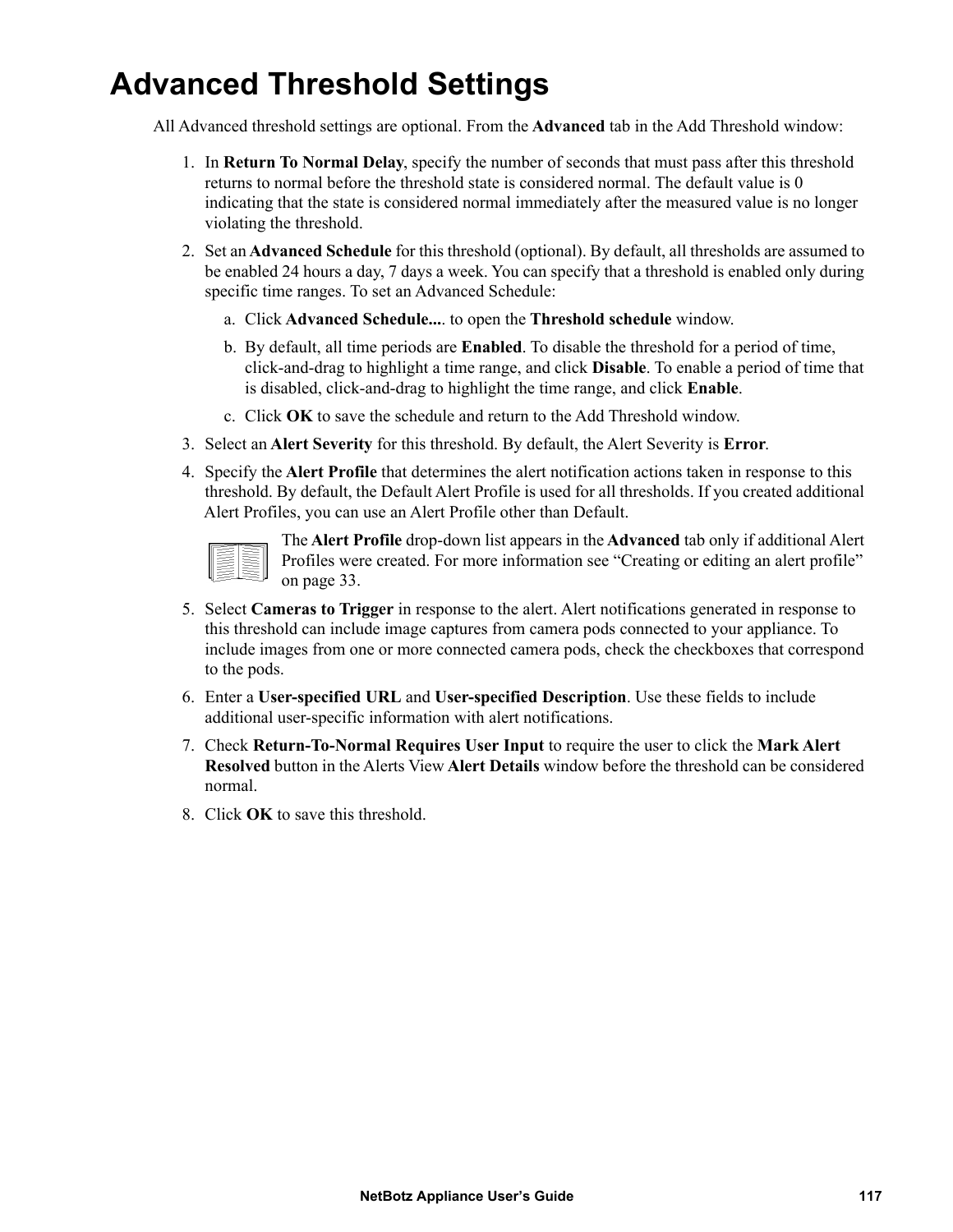# Advanced Threshold Settings

All Advanced threshold settings are optional. From the **Advanced** tab in the Add Threshold window:

1. In **Return To Normal Delay**, specify the number of seconds that must pass after this threshold returns to normal before the threshold state is considered normal. The default value is 0 indicating that the state is considered normal immediately after the measured value is no longer violating the threshold.
2. Set an **Advanced Schedule** for this threshold (optional). By default, all thresholds are assumed to be enabled 24 hours a day, 7 days a week. You can specify that a threshold is enabled only during specific time ranges. To set an Advanced Schedule:
   a. Click **Advanced Schedule...**. to open the **Threshold schedule** window.
   b. By default, all time periods are **Enabled**. To disable the threshold for a period of time, click-and-drag to highlight a time range, and click **Disable**. To enable a period of time that is disabled, click-and-drag to highlight the time range, and click **Enable**.
   c. Click **OK** to save the schedule and return to the Add Threshold window.
3. Select an **Alert Severity** for this threshold. By default, the Alert Severity is **Error**.
4. Specify the **Alert Profile** that determines the alert notification actions taken in response to this threshold. By default, the Default Alert Profile is used for all thresholds. If you created additional Alert Profiles, you can use an Alert Profile other than Default.

   The **Alert Profile** drop-down list appears in the **Advanced** tab only if additional Alert Profiles were created. For more information see "Creating or editing an alert profile" on page 33.
5. Select **Cameras to Trigger** in response to the alert. Alert notifications generated in response to this threshold can include image captures from camera pods connected to your appliance. To include images from one or more connected camera pods, check the checkboxes that correspond to the pods.
6. Enter a **User-specified URL** and **User-specified Description**. Use these fields to include additional user-specific information with alert notifications.
7. Check **Return-To-Normal Requires User Input** to require the user to click the **Mark Alert Resolved** button in the Alerts View **Alert Details** window before the threshold can be considered normal.
8. Click **OK** to save this threshold.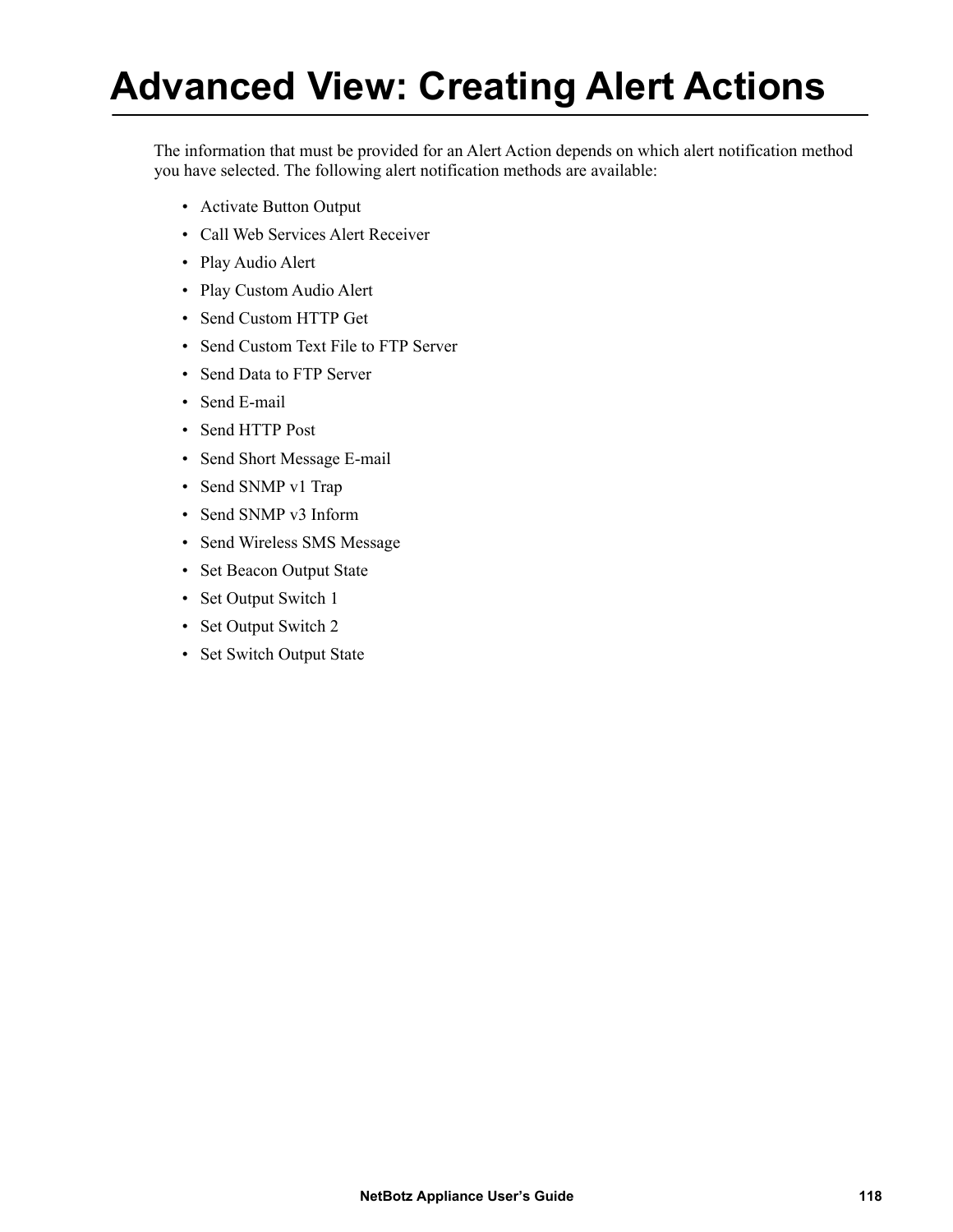# Advanced View: Creating Alert Actions

The information that must be provided for an Alert Action depends on which alert notification method you have selected. The following alert notification methods are available:

- Activate Button Output
- Call Web Services Alert Receiver
- Play Audio Alert
- Play Custom Audio Alert
- Send Custom HTTP Get
- Send Custom Text File to FTP Server
- Send Data to FTP Server
- Send E-mail
- Send HTTP Post
- Send Short Message E-mail
- Send SNMP v1 Trap
- Send SNMP v3 Inform
- Send Wireless SMS Message
- Set Beacon Output State
- Set Output Switch 1
- Set Output Switch 2
- Set Switch Output State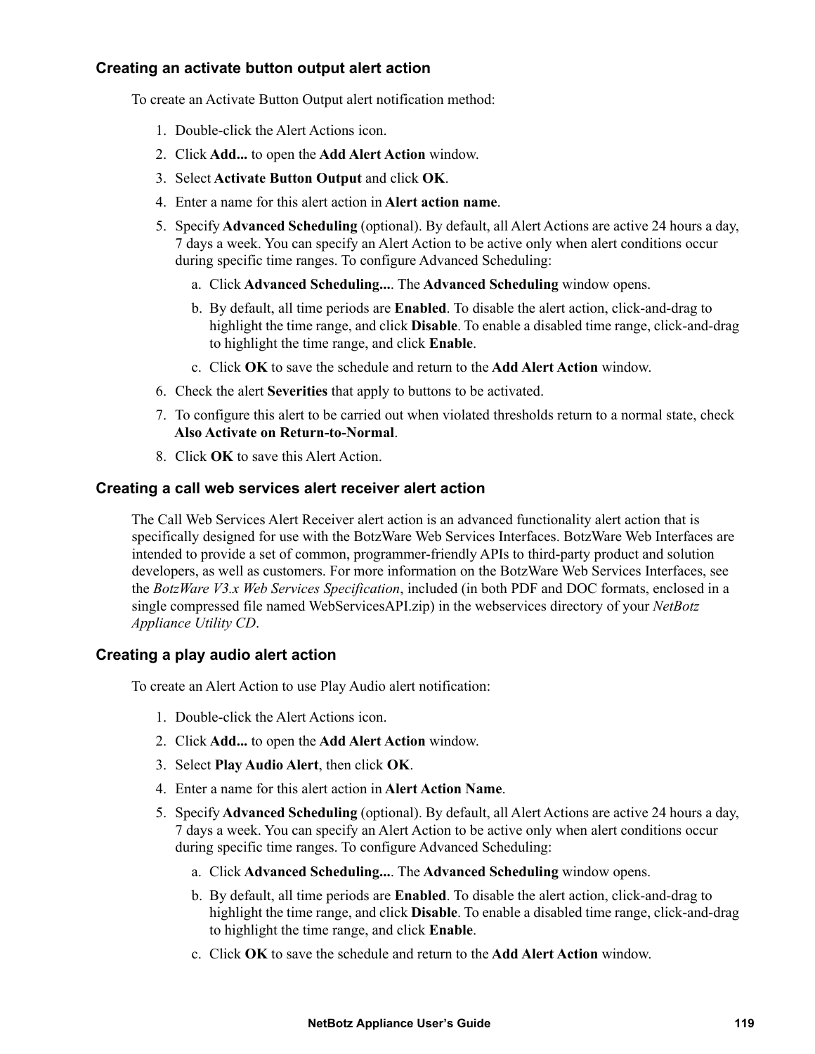### Creating an activate button output alert action

To create an Activate Button Output alert notification method:

1. Double-click the Alert Actions icon.
2. Click **Add...** to open the **Add Alert Action** window.
3. Select **Activate Button Output** and click **OK**.
4. Enter a name for this alert action in **Alert action name**.
5. Specify **Advanced Scheduling** (optional). By default, all Alert Actions are active 24 hours a day, 7 days a week. You can specify an Alert Action to be active only when alert conditions occur during specific time ranges. To configure Advanced Scheduling:
   a. Click **Advanced Scheduling...**. The **Advanced Scheduling** window opens.
   b. By default, all time periods are **Enabled**. To disable the alert action, click-and-drag to highlight the time range, and click **Disable**. To enable a disabled time range, click-and-drag to highlight the time range, and click **Enable**.
   c. Click **OK** to save the schedule and return to the **Add Alert Action** window.
6. Check the alert **Severities** that apply to buttons to be activated.
7. To configure this alert to be carried out when violated thresholds return to a normal state, check **Also Activate on Return-to-Normal**.
8. Click **OK** to save this Alert Action.

### Creating a call web services alert receiver alert action

The Call Web Services Alert Receiver alert action is an advanced functionality alert action that is specifically designed for use with the BotzWare Web Services Interfaces. BotzWare Web Interfaces are intended to provide a set of common, programmer-friendly APIs to third-party product and solution developers, as well as customers. For more information on the BotzWare Web Services Interfaces, see the *BotzWare V3.x Web Services Specification*, included (in both PDF and DOC formats, enclosed in a single compressed file named WebServicesAPI.zip) in the webservices directory of your *NetBotz Appliance Utility CD*.

### Creating a play audio alert action

To create an Alert Action to use Play Audio alert notification:

1. Double-click the Alert Actions icon.
2. Click **Add...** to open the **Add Alert Action** window.
3. Select **Play Audio Alert**, then click **OK**.
4. Enter a name for this alert action in **Alert Action Name**.
5. Specify **Advanced Scheduling** (optional). By default, all Alert Actions are active 24 hours a day, 7 days a week. You can specify an Alert Action to be active only when alert conditions occur during specific time ranges. To configure Advanced Scheduling:
   a. Click **Advanced Scheduling...**. The **Advanced Scheduling** window opens.
   b. By default, all time periods are **Enabled**. To disable the alert action, click-and-drag to highlight the time range, and click **Disable**. To enable a disabled time range, click-and-drag to highlight the time range, and click **Enable**.
   c. Click **OK** to save the schedule and return to the **Add Alert Action** window.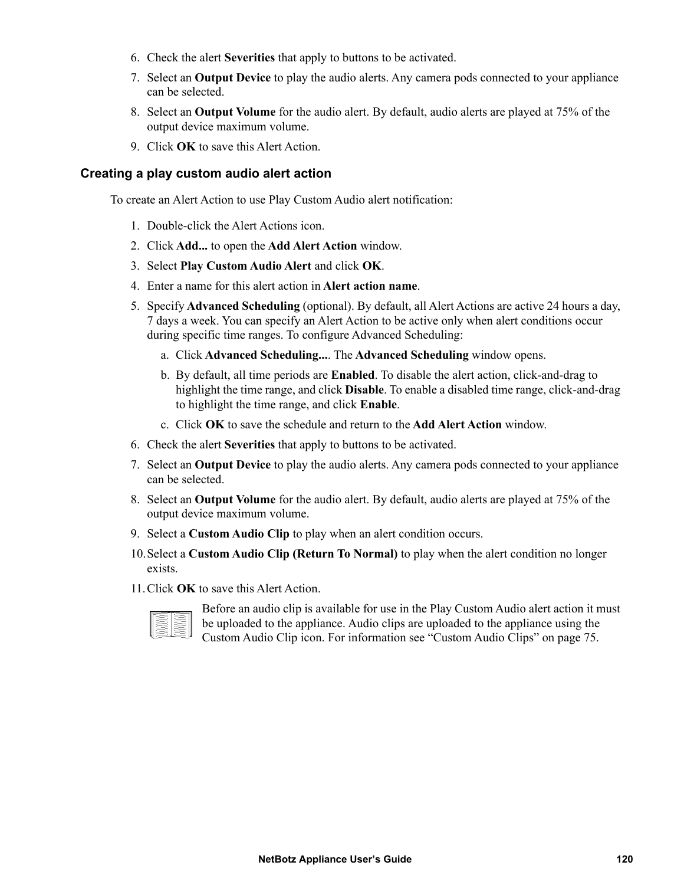6. Check the alert **Severities** that apply to buttons to be activated.
7. Select an **Output Device** to play the audio alerts. Any camera pods connected to your appliance can be selected.
8. Select an **Output Volume** for the audio alert. By default, audio alerts are played at 75% of the output device maximum volume.
9. Click **OK** to save this Alert Action.

### Creating a play custom audio alert action

To create an Alert Action to use Play Custom Audio alert notification:

1. Double-click the Alert Actions icon.
2. Click **Add...** to open the **Add Alert Action** window.
3. Select **Play Custom Audio Alert** and click **OK**.
4. Enter a name for this alert action in **Alert action name**.
5. Specify **Advanced Scheduling** (optional). By default, all Alert Actions are active 24 hours a day, 7 days a week. You can specify an Alert Action to be active only when alert conditions occur during specific time ranges. To configure Advanced Scheduling:
   a. Click **Advanced Scheduling...**. The **Advanced Scheduling** window opens.
   b. By default, all time periods are **Enabled**. To disable the alert action, click-and-drag to highlight the time range, and click **Disable**. To enable a disabled time range, click-and-drag to highlight the time range, and click **Enable**.
   c. Click **OK** to save the schedule and return to the **Add Alert Action** window.
6. Check the alert **Severities** that apply to buttons to be activated.
7. Select an **Output Device** to play the audio alerts. Any camera pods connected to your appliance can be selected.
8. Select an **Output Volume** for the audio alert. By default, audio alerts are played at 75% of the output device maximum volume.
9. Select a **Custom Audio Clip** to play when an alert condition occurs.
10. Select a **Custom Audio Clip (Return To Normal)** to play when the alert condition no longer exists.
11. Click **OK** to save this Alert Action.

Before an audio clip is available for use in the Play Custom Audio alert action it must be uploaded to the appliance. Audio clips are uploaded to the appliance using the Custom Audio Clip icon. For information see “Custom Audio Clips” on page 75.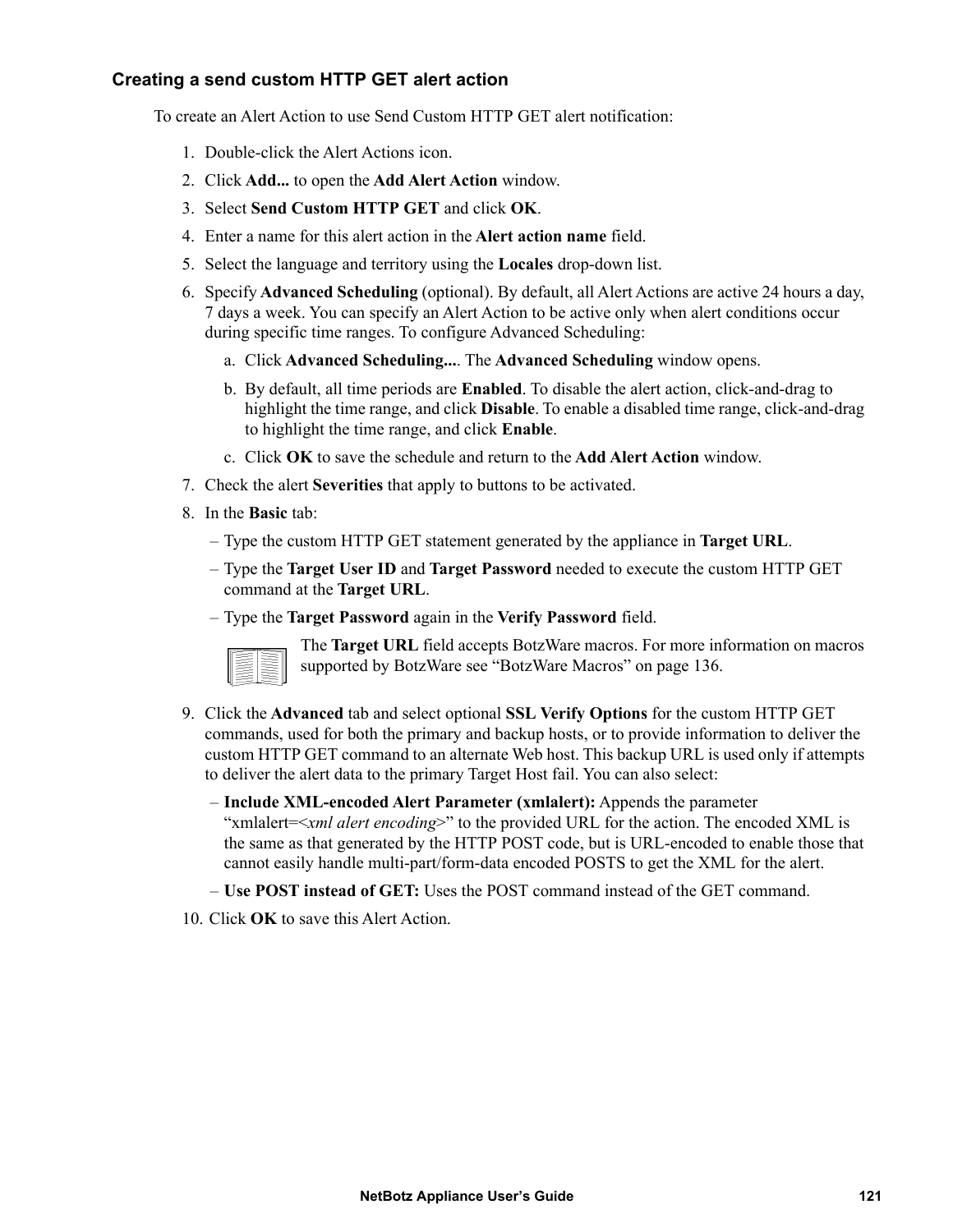### Creating a send custom HTTP GET alert action

To create an Alert Action to use Send Custom HTTP GET alert notification:

1. Double-click the Alert Actions icon.
2. Click **Add...** to open the **Add Alert Action** window.
3. Select **Send Custom HTTP GET** and click **OK**.
4. Enter a name for this alert action in the **Alert action name** field.
5. Select the language and territory using the **Locales** drop-down list.
6. Specify **Advanced Scheduling** (optional). By default, all Alert Actions are active 24 hours a day, 7 days a week. You can specify an Alert Action to be active only when alert conditions occur during specific time ranges. To configure Advanced Scheduling:
   a. Click **Advanced Scheduling...**. The **Advanced Scheduling** window opens.
   b. By default, all time periods are **Enabled**. To disable the alert action, click-and-drag to highlight the time range, and click **Disable**. To enable a disabled time range, click-and-drag to highlight the time range, and click **Enable**.
   c. Click **OK** to save the schedule and return to the **Add Alert Action** window.
7. Check the alert **Severities** that apply to buttons to be activated.
8. In the **Basic** tab:
   – Type the custom HTTP GET statement generated by the appliance in **Target URL**.
   – Type the **Target User ID** and **Target Password** needed to execute the custom HTTP GET command at the **Target URL**.
   – Type the **Target Password** again in the **Verify Password** field.

   The **Target URL** field accepts BotzWare macros. For more information on macros supported by BotzWare see “BotzWare Macros” on page 136.

9. Click the **Advanced** tab and select optional **SSL Verify Options** for the custom HTTP GET commands, used for both the primary and backup hosts, or to provide information to deliver the custom HTTP GET command to an alternate Web host. This backup URL is used only if attempts to deliver the alert data to the primary Target Host fail. You can also select:
   – **Include XML-encoded Alert Parameter (xmlalert):** Appends the parameter “xmlalert=<*xml alert encoding*>” to the provided URL for the action. The encoded XML is the same as that generated by the HTTP POST code, but is URL-encoded to enable those that cannot easily handle multi-part/form-data encoded POSTS to get the XML for the alert.
   – **Use POST instead of GET:** Uses the POST command instead of the GET command.
10. Click **OK** to save this Alert Action.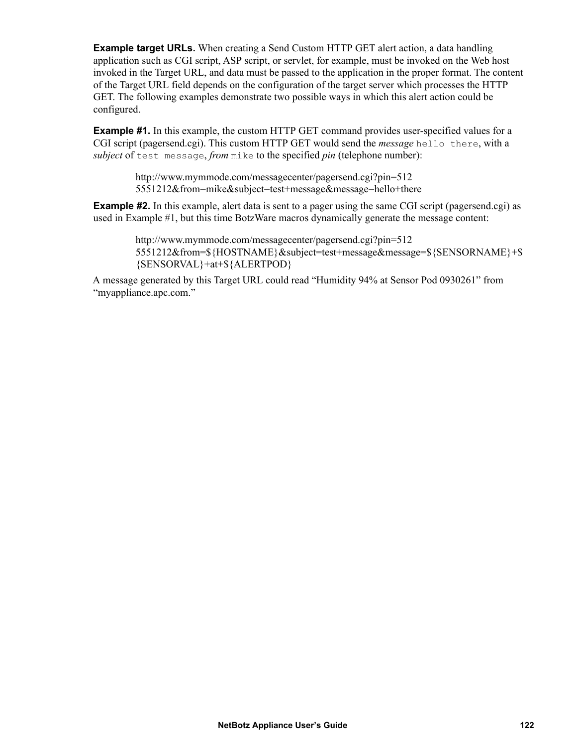**Example target URLs.** When creating a Send Custom HTTP GET alert action, a data handling application such as CGI script, ASP script, or servlet, for example, must be invoked on the Web host invoked in the Target URL, and data must be passed to the application in the proper format. The content of the Target URL field depends on the configuration of the target server which processes the HTTP GET. The following examples demonstrate two possible ways in which this alert action could be configured.

**Example #1.** In this example, the custom HTTP GET command provides user-specified values for a CGI script (pagersend.cgi). This custom HTTP GET would send the *message* `hello there`, with a *subject* of `test message`, *from* `mike` to the specified *pin* (telephone number):

> http://www.mymmode.com/messagecenter/pagersend.cgi?pin=512 5551212&from=mike&subject=test+message&message=hello+there

**Example #2.** In this example, alert data is sent to a pager using the same CGI script (pagersend.cgi) as used in Example #1, but this time BotzWare macros dynamically generate the message content:

> http://www.mymmode.com/messagecenter/pagersend.cgi?pin=512 5551212&from=${HOSTNAME}&subject=test+message&message=${SENSORNAME}+${SENSORVAL}+at+${ALERTPOD}

A message generated by this Target URL could read "Humidity 94% at Sensor Pod 0930261" from "myappliance.apc.com."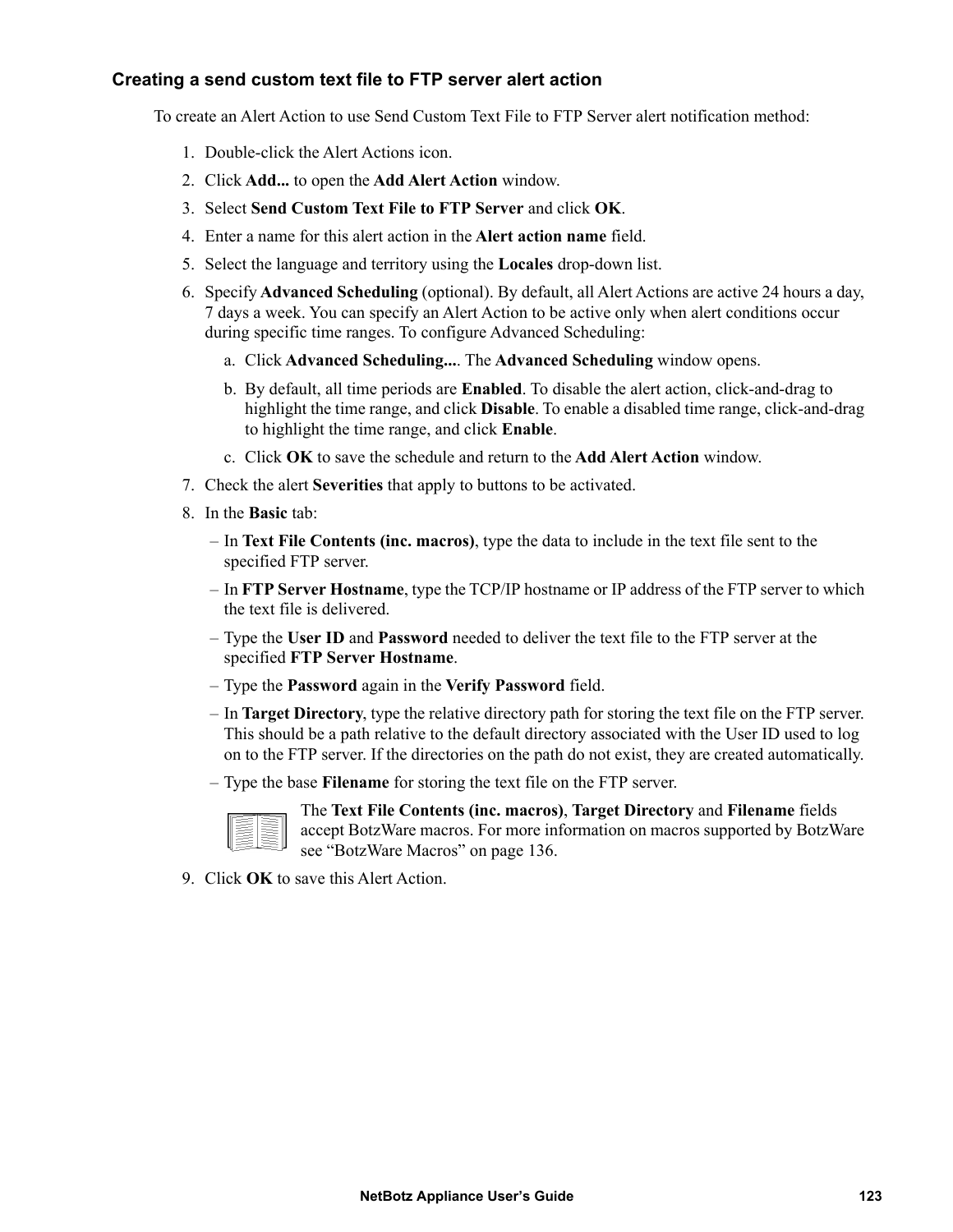### Creating a send custom text file to FTP server alert action

To create an Alert Action to use Send Custom Text File to FTP Server alert notification method:

1. Double-click the Alert Actions icon.
2. Click **Add...** to open the **Add Alert Action** window.
3. Select **Send Custom Text File to FTP Server** and click **OK**.
4. Enter a name for this alert action in the **Alert action name** field.
5. Select the language and territory using the **Locales** drop-down list.
6. Specify **Advanced Scheduling** (optional). By default, all Alert Actions are active 24 hours a day, 7 days a week. You can specify an Alert Action to be active only when alert conditions occur during specific time ranges. To configure Advanced Scheduling:
   a. Click **Advanced Scheduling...**. The **Advanced Scheduling** window opens.
   b. By default, all time periods are **Enabled**. To disable the alert action, click-and-drag to highlight the time range, and click **Disable**. To enable a disabled time range, click-and-drag to highlight the time range, and click **Enable**.
   c. Click **OK** to save the schedule and return to the **Add Alert Action** window.
7. Check the alert **Severities** that apply to buttons to be activated.
8. In the **Basic** tab:
   – In **Text File Contents (inc. macros)**, type the data to include in the text file sent to the specified FTP server.
   – In **FTP Server Hostname**, type the TCP/IP hostname or IP address of the FTP server to which the text file is delivered.
   – Type the **User ID** and **Password** needed to deliver the text file to the FTP server at the specified **FTP Server Hostname**.
   – Type the **Password** again in the **Verify Password** field.
   – In **Target Directory**, type the relative directory path for storing the text file on the FTP server. This should be a path relative to the default directory associated with the User ID used to log on to the FTP server. If the directories on the path do not exist, they are created automatically.
   – Type the base **Filename** for storing the text file on the FTP server.

   The **Text File Contents (inc. macros)**, **Target Directory** and **Filename** fields accept BotzWare macros. For more information on macros supported by BotzWare see "BotzWare Macros" on page 136.
9. Click **OK** to save this Alert Action.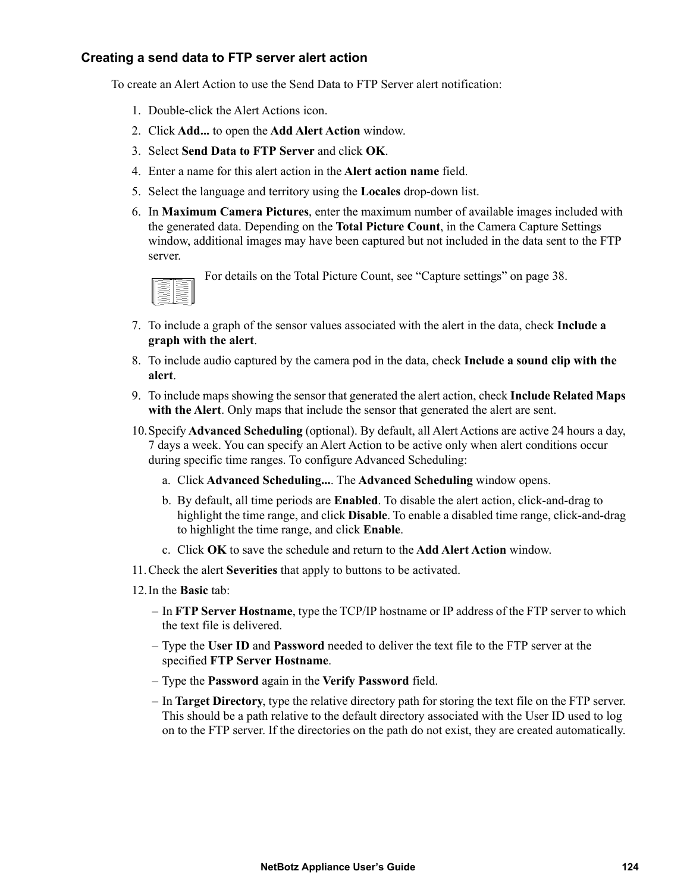### Creating a send data to FTP server alert action

To create an Alert Action to use the Send Data to FTP Server alert notification:

1. Double-click the Alert Actions icon.
2. Click **Add...** to open the **Add Alert Action** window.
3. Select **Send Data to FTP Server** and click **OK**.
4. Enter a name for this alert action in the **Alert action name** field.
5. Select the language and territory using the **Locales** drop-down list.
6. In **Maximum Camera Pictures**, enter the maximum number of available images included with the generated data. Depending on the **Total Picture Count**, in the Camera Capture Settings window, additional images may have been captured but not included in the data sent to the FTP server.

   For details on the Total Picture Count, see "Capture settings" on page 38.

7. To include a graph of the sensor values associated with the alert in the data, check **Include a graph with the alert**.
8. To include audio captured by the camera pod in the data, check **Include a sound clip with the alert**.
9. To include maps showing the sensor that generated the alert action, check **Include Related Maps with the Alert**. Only maps that include the sensor that generated the alert are sent.
10. Specify **Advanced Scheduling** (optional). By default, all Alert Actions are active 24 hours a day, 7 days a week. You can specify an Alert Action to be active only when alert conditions occur during specific time ranges. To configure Advanced Scheduling:
    a. Click **Advanced Scheduling...**. The **Advanced Scheduling** window opens.
    b. By default, all time periods are **Enabled**. To disable the alert action, click-and-drag to highlight the time range, and click **Disable**. To enable a disabled time range, click-and-drag to highlight the time range, and click **Enable**.
    c. Click **OK** to save the schedule and return to the **Add Alert Action** window.
11. Check the alert **Severities** that apply to buttons to be activated.
12. In the **Basic** tab:
    - In **FTP Server Hostname**, type the TCP/IP hostname or IP address of the FTP server to which the text file is delivered.
    - Type the **User ID** and **Password** needed to deliver the text file to the FTP server at the specified **FTP Server Hostname**.
    - Type the **Password** again in the **Verify Password** field.
    - In **Target Directory**, type the relative directory path for storing the text file on the FTP server. This should be a path relative to the default directory associated with the User ID used to log on to the FTP server. If the directories on the path do not exist, they are created automatically.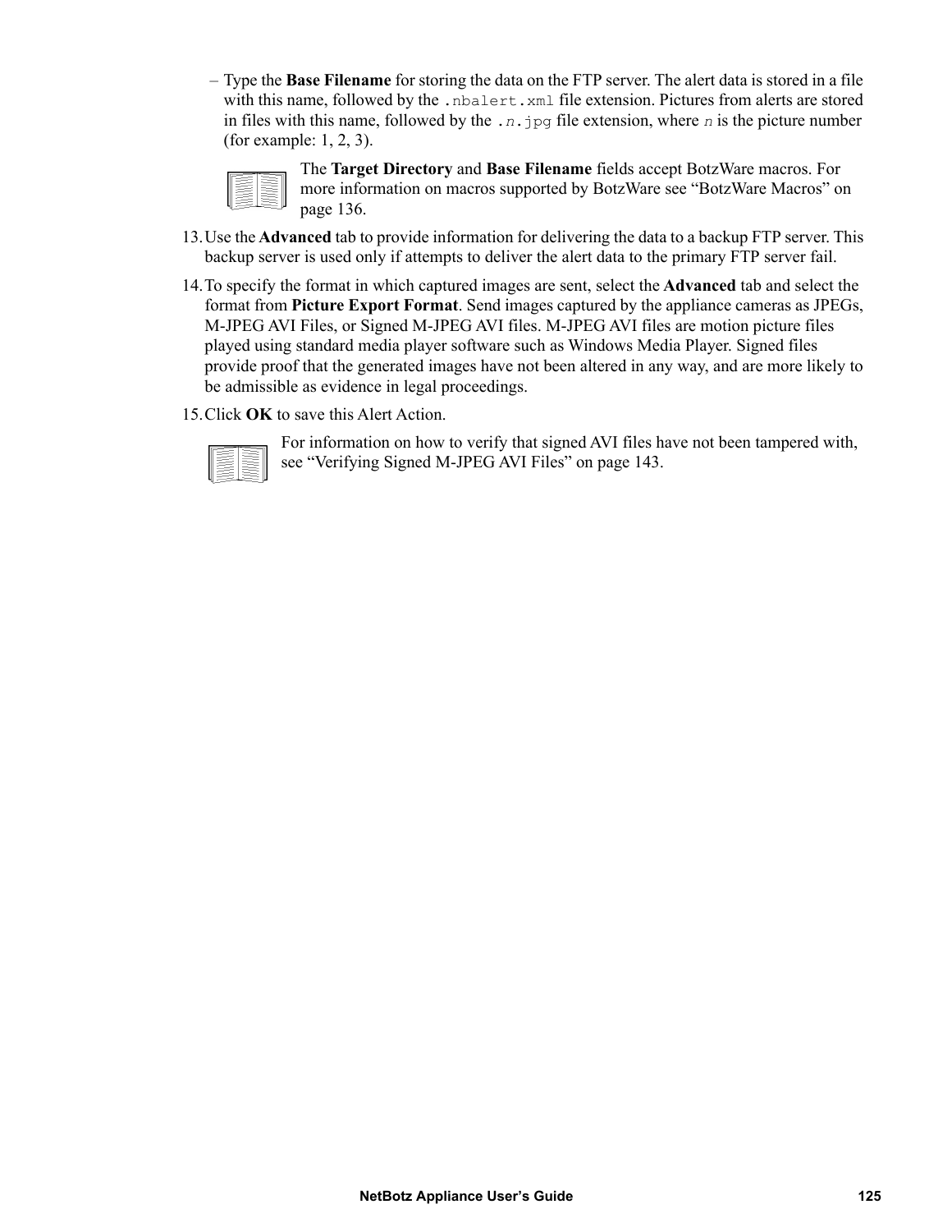– Type the **Base Filename** for storing the data on the FTP server. The alert data is stored in a file with this name, followed by the `.nbalert.xml` file extension. Pictures from alerts are stored in files with this name, followed by the `.n.jpg` file extension, where *n* is the picture number (for example: 1, 2, 3).

The **Target Directory** and **Base Filename** fields accept BotzWare macros. For more information on macros supported by BotzWare see “BotzWare Macros” on page 136.

13. Use the **Advanced** tab to provide information for delivering the data to a backup FTP server. This backup server is used only if attempts to deliver the alert data to the primary FTP server fail.

14. To specify the format in which captured images are sent, select the **Advanced** tab and select the format from **Picture Export Format**. Send images captured by the appliance cameras as JPEGs, M-JPEG AVI Files, or Signed M-JPEG AVI files. M-JPEG AVI files are motion picture files played using standard media player software such as Windows Media Player. Signed files provide proof that the generated images have not been altered in any way, and are more likely to be admissible as evidence in legal proceedings.

15. Click **OK** to save this Alert Action.

For information on how to verify that signed AVI files have not been tampered with, see “Verifying Signed M-JPEG AVI Files” on page 143.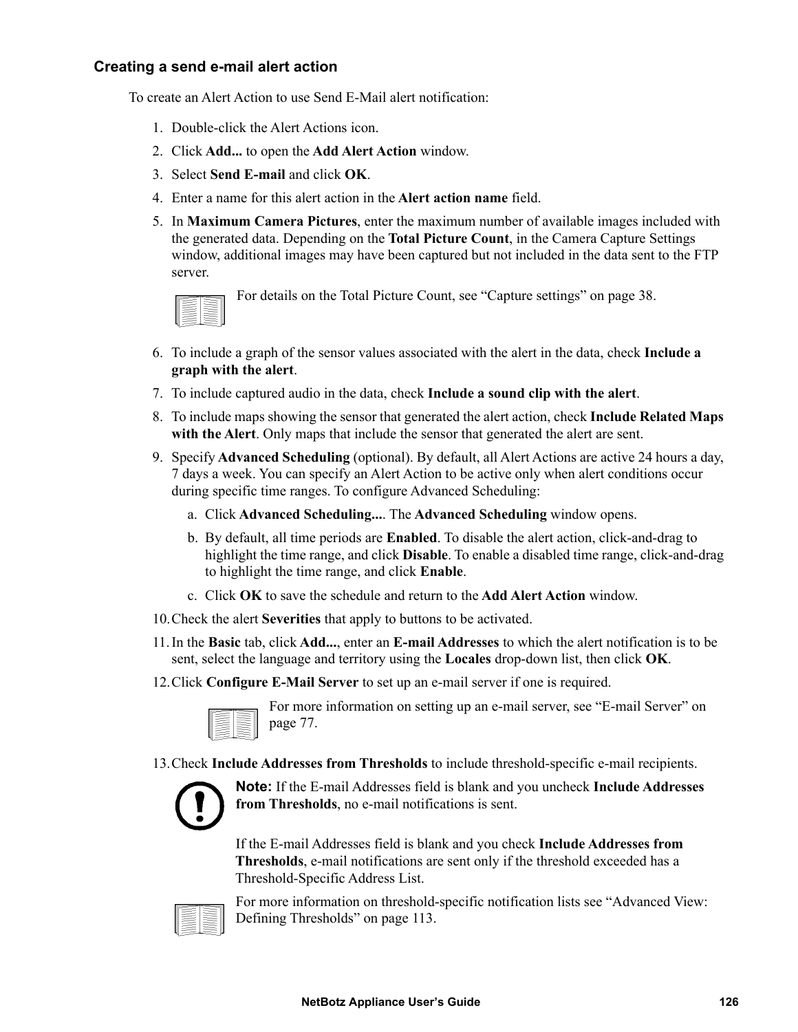### Creating a send e-mail alert action

To create an Alert Action to use Send E-Mail alert notification:

1. Double-click the Alert Actions icon.
2. Click **Add...** to open the **Add Alert Action** window.
3. Select **Send E-mail** and click **OK**.
4. Enter a name for this alert action in the **Alert action name** field.
5. In **Maximum Camera Pictures**, enter the maximum number of available images included with the generated data. Depending on the **Total Picture Count**, in the Camera Capture Settings window, additional images may have been captured but not included in the data sent to the FTP server.

   For details on the Total Picture Count, see "Capture settings" on page 38.

6. To include a graph of the sensor values associated with the alert in the data, check **Include a graph with the alert**.
7. To include captured audio in the data, check **Include a sound clip with the alert**.
8. To include maps showing the sensor that generated the alert action, check **Include Related Maps with the Alert**. Only maps that include the sensor that generated the alert are sent.
9. Specify **Advanced Scheduling** (optional). By default, all Alert Actions are active 24 hours a day, 7 days a week. You can specify an Alert Action to be active only when alert conditions occur during specific time ranges. To configure Advanced Scheduling:
   a. Click **Advanced Scheduling...**. The **Advanced Scheduling** window opens.
   b. By default, all time periods are **Enabled**. To disable the alert action, click-and-drag to highlight the time range, and click **Disable**. To enable a disabled time range, click-and-drag to highlight the time range, and click **Enable**.
   c. Click **OK** to save the schedule and return to the **Add Alert Action** window.
10. Check the alert **Severities** that apply to buttons to be activated.
11. In the **Basic** tab, click **Add...**, enter an **E-mail Addresses** to which the alert notification is to be sent, select the language and territory using the **Locales** drop-down list, then click **OK**.
12. Click **Configure E-Mail Server** to set up an e-mail server if one is required.

    For more information on setting up an e-mail server, see "E-mail Server" on page 77.

13. Check **Include Addresses from Thresholds** to include threshold-specific e-mail recipients.

    **Note:** If the E-mail Addresses field is blank and you uncheck **Include Addresses from Thresholds**, no e-mail notifications is sent.

    If the E-mail Addresses field is blank and you check **Include Addresses from Thresholds**, e-mail notifications are sent only if the threshold exceeded has a Threshold-Specific Address List.

    For more information on threshold-specific notification lists see "Advanced View: Defining Thresholds" on page 113.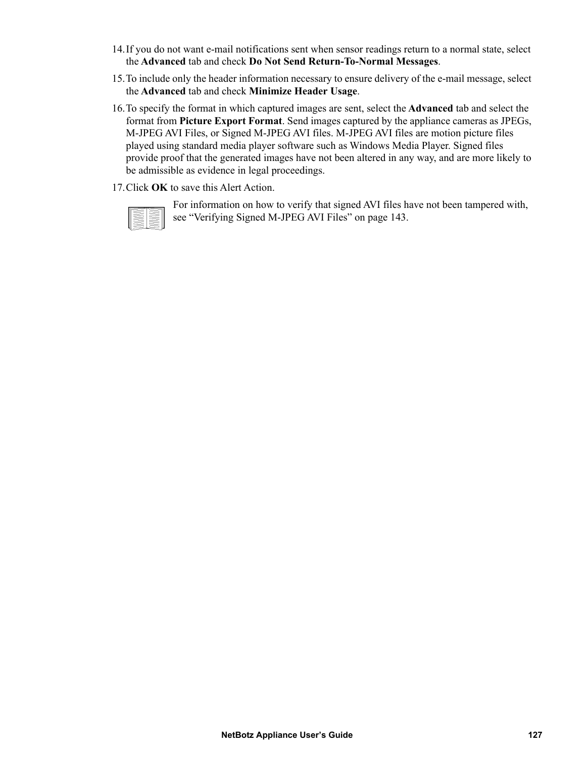14. If you do not want e-mail notifications sent when sensor readings return to a normal state, select the **Advanced** tab and check **Do Not Send Return-To-Normal Messages**.
15. To include only the header information necessary to ensure delivery of the e-mail message, select the **Advanced** tab and check **Minimize Header Usage**.
16. To specify the format in which captured images are sent, select the **Advanced** tab and select the format from **Picture Export Format**. Send images captured by the appliance cameras as JPEGs, M-JPEG AVI Files, or Signed M-JPEG AVI files. M-JPEG AVI files are motion picture files played using standard media player software such as Windows Media Player. Signed files provide proof that the generated images have not been altered in any way, and are more likely to be admissible as evidence in legal proceedings.
17. Click **OK** to save this Alert Action.

For information on how to verify that signed AVI files have not been tampered with, see “Verifying Signed M-JPEG AVI Files” on page 143.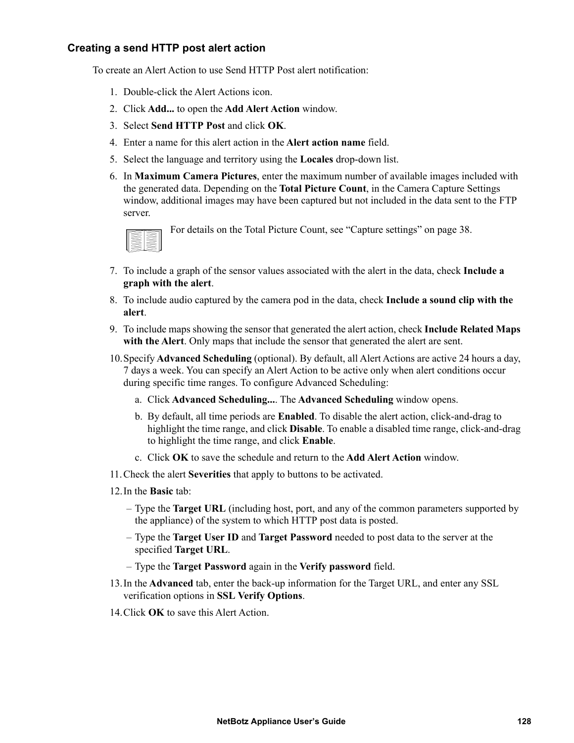### Creating a send HTTP post alert action

To create an Alert Action to use Send HTTP Post alert notification:

1. Double-click the Alert Actions icon.
2. Click **Add...** to open the **Add Alert Action** window.
3. Select **Send HTTP Post** and click **OK**.
4. Enter a name for this alert action in the **Alert action name** field.
5. Select the language and territory using the **Locales** drop-down list.
6. In **Maximum Camera Pictures**, enter the maximum number of available images included with the generated data. Depending on the **Total Picture Count**, in the Camera Capture Settings window, additional images may have been captured but not included in the data sent to the FTP server.

   For details on the Total Picture Count, see "Capture settings" on page 38.

7. To include a graph of the sensor values associated with the alert in the data, check **Include a graph with the alert**.
8. To include audio captured by the camera pod in the data, check **Include a sound clip with the alert**.
9. To include maps showing the sensor that generated the alert action, check **Include Related Maps with the Alert**. Only maps that include the sensor that generated the alert are sent.
10. Specify **Advanced Scheduling** (optional). By default, all Alert Actions are active 24 hours a day, 7 days a week. You can specify an Alert Action to be active only when alert conditions occur during specific time ranges. To configure Advanced Scheduling:
    a. Click **Advanced Scheduling...**. The **Advanced Scheduling** window opens.
    b. By default, all time periods are **Enabled**. To disable the alert action, click-and-drag to highlight the time range, and click **Disable**. To enable a disabled time range, click-and-drag to highlight the time range, and click **Enable**.
    c. Click **OK** to save the schedule and return to the **Add Alert Action** window.
11. Check the alert **Severities** that apply to buttons to be activated.
12. In the **Basic** tab:
    – Type the **Target URL** (including host, port, and any of the common parameters supported by the appliance) of the system to which HTTP post data is posted.
    – Type the **Target User ID** and **Target Password** needed to post data to the server at the specified **Target URL**.
    – Type the **Target Password** again in the **Verify password** field.
13. In the **Advanced** tab, enter the back-up information for the Target URL, and enter any SSL verification options in **SSL Verify Options**.
14. Click **OK** to save this Alert Action.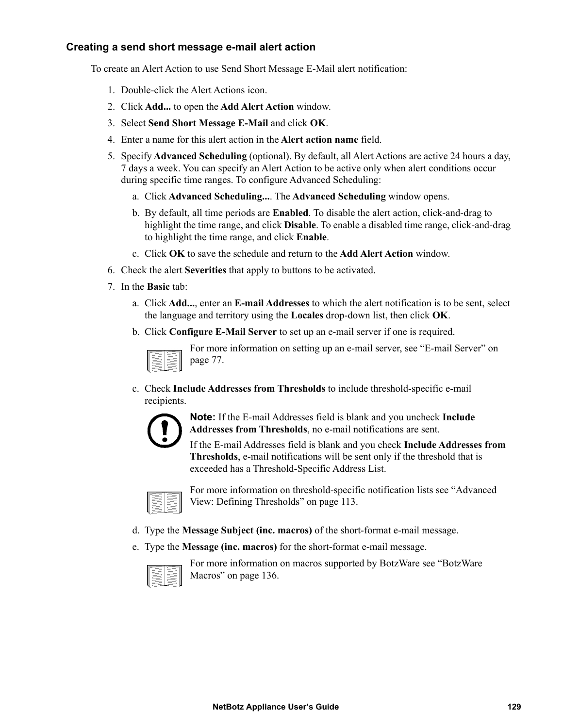### Creating a send short message e-mail alert action

To create an Alert Action to use Send Short Message E-Mail alert notification:

1. Double-click the Alert Actions icon.
2. Click **Add...** to open the **Add Alert Action** window.
3. Select **Send Short Message E-Mail** and click **OK**.
4. Enter a name for this alert action in the **Alert action name** field.
5. Specify **Advanced Scheduling** (optional). By default, all Alert Actions are active 24 hours a day, 7 days a week. You can specify an Alert Action to be active only when alert conditions occur during specific time ranges. To configure Advanced Scheduling:
   a. Click **Advanced Scheduling...**. The **Advanced Scheduling** window opens.
   b. By default, all time periods are **Enabled**. To disable the alert action, click-and-drag to highlight the time range, and click **Disable**. To enable a disabled time range, click-and-drag to highlight the time range, and click **Enable**.
   c. Click **OK** to save the schedule and return to the **Add Alert Action** window.
6. Check the alert **Severities** that apply to buttons to be activated.
7. In the **Basic** tab:
   a. Click **Add...**, enter an **E-mail Addresses** to which the alert notification is to be sent, select the language and territory using the **Locales** drop-down list, then click **OK**.
   b. Click **Configure E-Mail Server** to set up an e-mail server if one is required.

      For more information on setting up an e-mail server, see "E-mail Server" on page 77.

   c. Check **Include Addresses from Thresholds** to include threshold-specific e-mail recipients.

      **Note:** If the E-mail Addresses field is blank and you uncheck **Include Addresses from Thresholds**, no e-mail notifications are sent.

      If the E-mail Addresses field is blank and you check **Include Addresses from Thresholds**, e-mail notifications will be sent only if the threshold that is exceeded has a Threshold-Specific Address List.

      For more information on threshold-specific notification lists see "Advanced View: Defining Thresholds" on page 113.

   d. Type the **Message Subject (inc. macros)** of the short-format e-mail message.
   e. Type the **Message (inc. macros)** for the short-format e-mail message.

      For more information on macros supported by BotzWare see "BotzWare Macros" on page 136.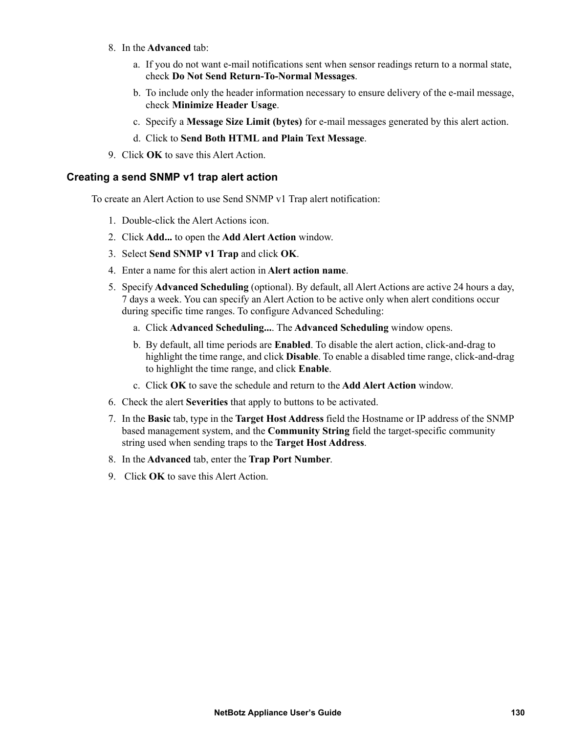8. In the **Advanced** tab:
   a. If you do not want e-mail notifications sent when sensor readings return to a normal state, check **Do Not Send Return-To-Normal Messages**.
   b. To include only the header information necessary to ensure delivery of the e-mail message, check **Minimize Header Usage**.
   c. Specify a **Message Size Limit (bytes)** for e-mail messages generated by this alert action.
   d. Click to **Send Both HTML and Plain Text Message**.
9. Click **OK** to save this Alert Action.

### Creating a send SNMP v1 trap alert action

To create an Alert Action to use Send SNMP v1 Trap alert notification:

1. Double-click the Alert Actions icon.
2. Click **Add...** to open the **Add Alert Action** window.
3. Select **Send SNMP v1 Trap** and click **OK**.
4. Enter a name for this alert action in **Alert action name**.
5. Specify **Advanced Scheduling** (optional). By default, all Alert Actions are active 24 hours a day, 7 days a week. You can specify an Alert Action to be active only when alert conditions occur during specific time ranges. To configure Advanced Scheduling:
   a. Click **Advanced Scheduling...**. The **Advanced Scheduling** window opens.
   b. By default, all time periods are **Enabled**. To disable the alert action, click-and-drag to highlight the time range, and click **Disable**. To enable a disabled time range, click-and-drag to highlight the time range, and click **Enable**.
   c. Click **OK** to save the schedule and return to the **Add Alert Action** window.
6. Check the alert **Severities** that apply to buttons to be activated.
7. In the **Basic** tab, type in the **Target Host Address** field the Hostname or IP address of the SNMP based management system, and the **Community String** field the target-specific community string used when sending traps to the **Target Host Address**.
8. In the **Advanced** tab, enter the **Trap Port Number**.
9. Click **OK** to save this Alert Action.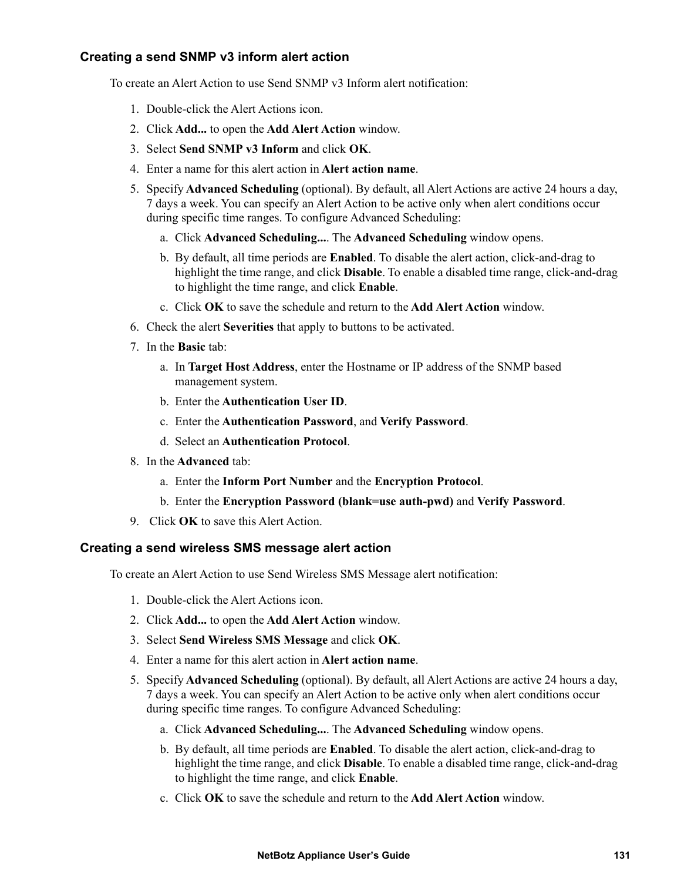### Creating a send SNMP v3 inform alert action

To create an Alert Action to use Send SNMP v3 Inform alert notification:

1. Double-click the Alert Actions icon.
2. Click **Add...** to open the **Add Alert Action** window.
3. Select **Send SNMP v3 Inform** and click **OK**.
4. Enter a name for this alert action in **Alert action name**.
5. Specify **Advanced Scheduling** (optional). By default, all Alert Actions are active 24 hours a day, 7 days a week. You can specify an Alert Action to be active only when alert conditions occur during specific time ranges. To configure Advanced Scheduling:
   a. Click **Advanced Scheduling...**. The **Advanced Scheduling** window opens.
   b. By default, all time periods are **Enabled**. To disable the alert action, click-and-drag to highlight the time range, and click **Disable**. To enable a disabled time range, click-and-drag to highlight the time range, and click **Enable**.
   c. Click **OK** to save the schedule and return to the **Add Alert Action** window.
6. Check the alert **Severities** that apply to buttons to be activated.
7. In the **Basic** tab:
   a. In **Target Host Address**, enter the Hostname or IP address of the SNMP based management system.
   b. Enter the **Authentication User ID**.
   c. Enter the **Authentication Password**, and **Verify Password**.
   d. Select an **Authentication Protocol**.
8. In the **Advanced** tab:
   a. Enter the **Inform Port Number** and the **Encryption Protocol**.
   b. Enter the **Encryption Password (blank=use auth-pwd)** and **Verify Password**.
9. Click **OK** to save this Alert Action.

### Creating a send wireless SMS message alert action

To create an Alert Action to use Send Wireless SMS Message alert notification:

1. Double-click the Alert Actions icon.
2. Click **Add...** to open the **Add Alert Action** window.
3. Select **Send Wireless SMS Message** and click **OK**.
4. Enter a name for this alert action in **Alert action name**.
5. Specify **Advanced Scheduling** (optional). By default, all Alert Actions are active 24 hours a day, 7 days a week. You can specify an Alert Action to be active only when alert conditions occur during specific time ranges. To configure Advanced Scheduling:
   a. Click **Advanced Scheduling...**. The **Advanced Scheduling** window opens.
   b. By default, all time periods are **Enabled**. To disable the alert action, click-and-drag to highlight the time range, and click **Disable**. To enable a disabled time range, click-and-drag to highlight the time range, and click **Enable**.
   c. Click **OK** to save the schedule and return to the **Add Alert Action** window.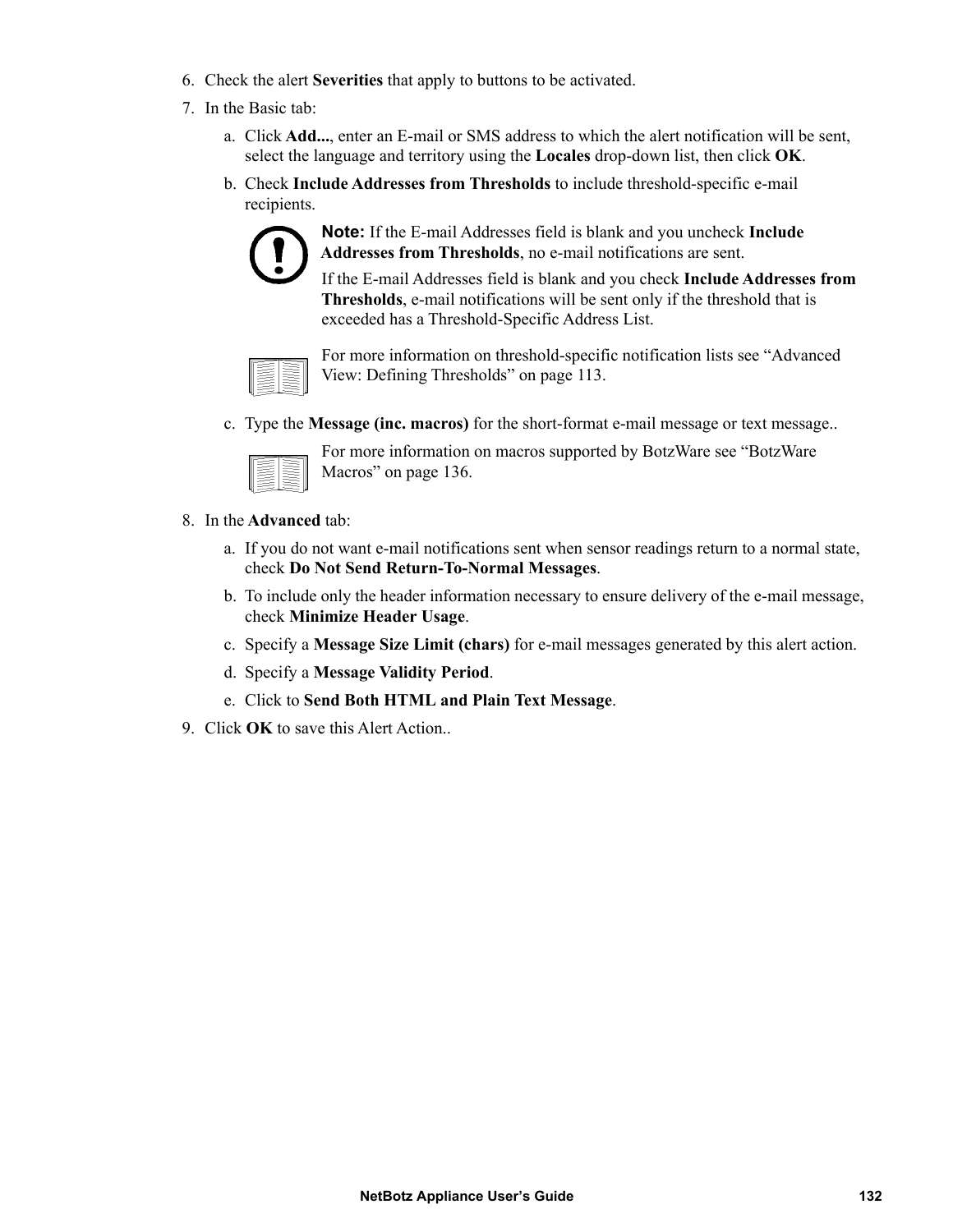6. Check the alert **Severities** that apply to buttons to be activated.
7. In the Basic tab:
   a. Click **Add...**, enter an E-mail or SMS address to which the alert notification will be sent, select the language and territory using the **Locales** drop-down list, then click **OK**.
   b. Check **Include Addresses from Thresholds** to include threshold-specific e-mail recipients.

      **Note:** If the E-mail Addresses field is blank and you uncheck **Include Addresses from Thresholds**, no e-mail notifications are sent.

      If the E-mail Addresses field is blank and you check **Include Addresses from Thresholds**, e-mail notifications will be sent only if the threshold that is exceeded has a Threshold-Specific Address List.

      For more information on threshold-specific notification lists see “Advanced View: Defining Thresholds” on page 113.

   c. Type the **Message (inc. macros)** for the short-format e-mail message or text message..

      For more information on macros supported by BotzWare see “BotzWare Macros” on page 136.

8. In the **Advanced** tab:
   a. If you do not want e-mail notifications sent when sensor readings return to a normal state, check **Do Not Send Return-To-Normal Messages**.
   b. To include only the header information necessary to ensure delivery of the e-mail message, check **Minimize Header Usage**.
   c. Specify a **Message Size Limit (chars)** for e-mail messages generated by this alert action.
   d. Specify a **Message Validity Period**.
   e. Click to **Send Both HTML and Plain Text Message**.
9. Click **OK** to save this Alert Action..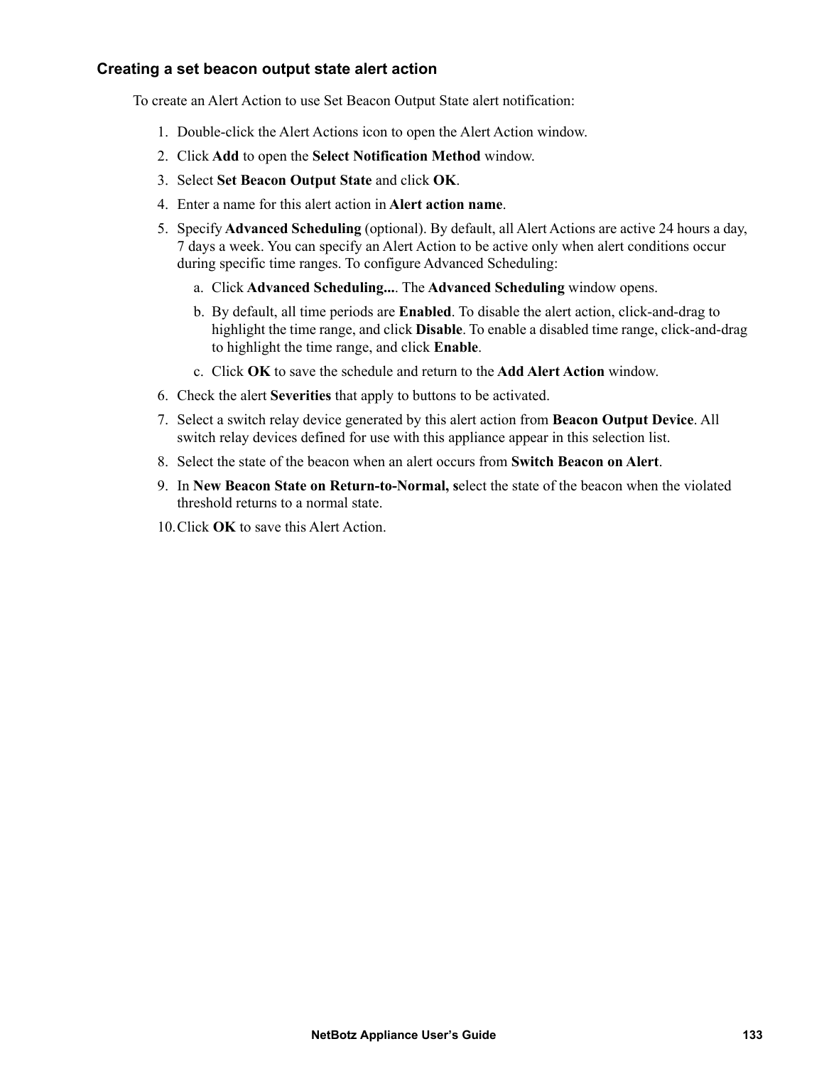### Creating a set beacon output state alert action

To create an Alert Action to use Set Beacon Output State alert notification:

1. Double-click the Alert Actions icon to open the Alert Action window.
2. Click **Add** to open the **Select Notification Method** window.
3. Select **Set Beacon Output State** and click **OK**.
4. Enter a name for this alert action in **Alert action name**.
5. Specify **Advanced Scheduling** (optional). By default, all Alert Actions are active 24 hours a day, 7 days a week. You can specify an Alert Action to be active only when alert conditions occur during specific time ranges. To configure Advanced Scheduling:
   a. Click **Advanced Scheduling...**. The **Advanced Scheduling** window opens.
   b. By default, all time periods are **Enabled**. To disable the alert action, click-and-drag to highlight the time range, and click **Disable**. To enable a disabled time range, click-and-drag to highlight the time range, and click **Enable**.
   c. Click **OK** to save the schedule and return to the **Add Alert Action** window.
6. Check the alert **Severities** that apply to buttons to be activated.
7. Select a switch relay device generated by this alert action from **Beacon Output Device**. All switch relay devices defined for use with this appliance appear in this selection list.
8. Select the state of the beacon when an alert occurs from **Switch Beacon on Alert**.
9. In **New Beacon State on Return-to-Normal, s**elect the state of the beacon when the violated threshold returns to a normal state.
10. Click **OK** to save this Alert Action.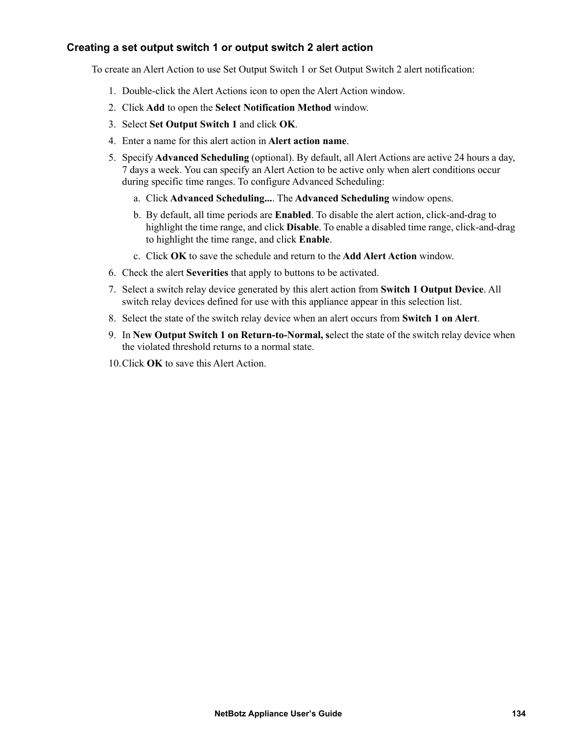### Creating a set output switch 1 or output switch 2 alert action

To create an Alert Action to use Set Output Switch 1 or Set Output Switch 2 alert notification:

1. Double-click the Alert Actions icon to open the Alert Action window.
2. Click **Add** to open the **Select Notification Method** window.
3. Select **Set Output Switch 1** and click **OK**.
4. Enter a name for this alert action in **Alert action name**.
5. Specify **Advanced Scheduling** (optional). By default, all Alert Actions are active 24 hours a day, 7 days a week. You can specify an Alert Action to be active only when alert conditions occur during specific time ranges. To configure Advanced Scheduling:
   a. Click **Advanced Scheduling...**. The **Advanced Scheduling** window opens.
   b. By default, all time periods are **Enabled**. To disable the alert action, click-and-drag to highlight the time range, and click **Disable**. To enable a disabled time range, click-and-drag to highlight the time range, and click **Enable**.
   c. Click **OK** to save the schedule and return to the **Add Alert Action** window.
6. Check the alert **Severities** that apply to buttons to be activated.
7. Select a switch relay device generated by this alert action from **Switch 1 Output Device**. All switch relay devices defined for use with this appliance appear in this selection list.
8. Select the state of the switch relay device when an alert occurs from **Switch 1 on Alert**.
9. In **New Output Switch 1 on Return-to-Normal, s**elect the state of the switch relay device when the violated threshold returns to a normal state.
10. Click **OK** to save this Alert Action.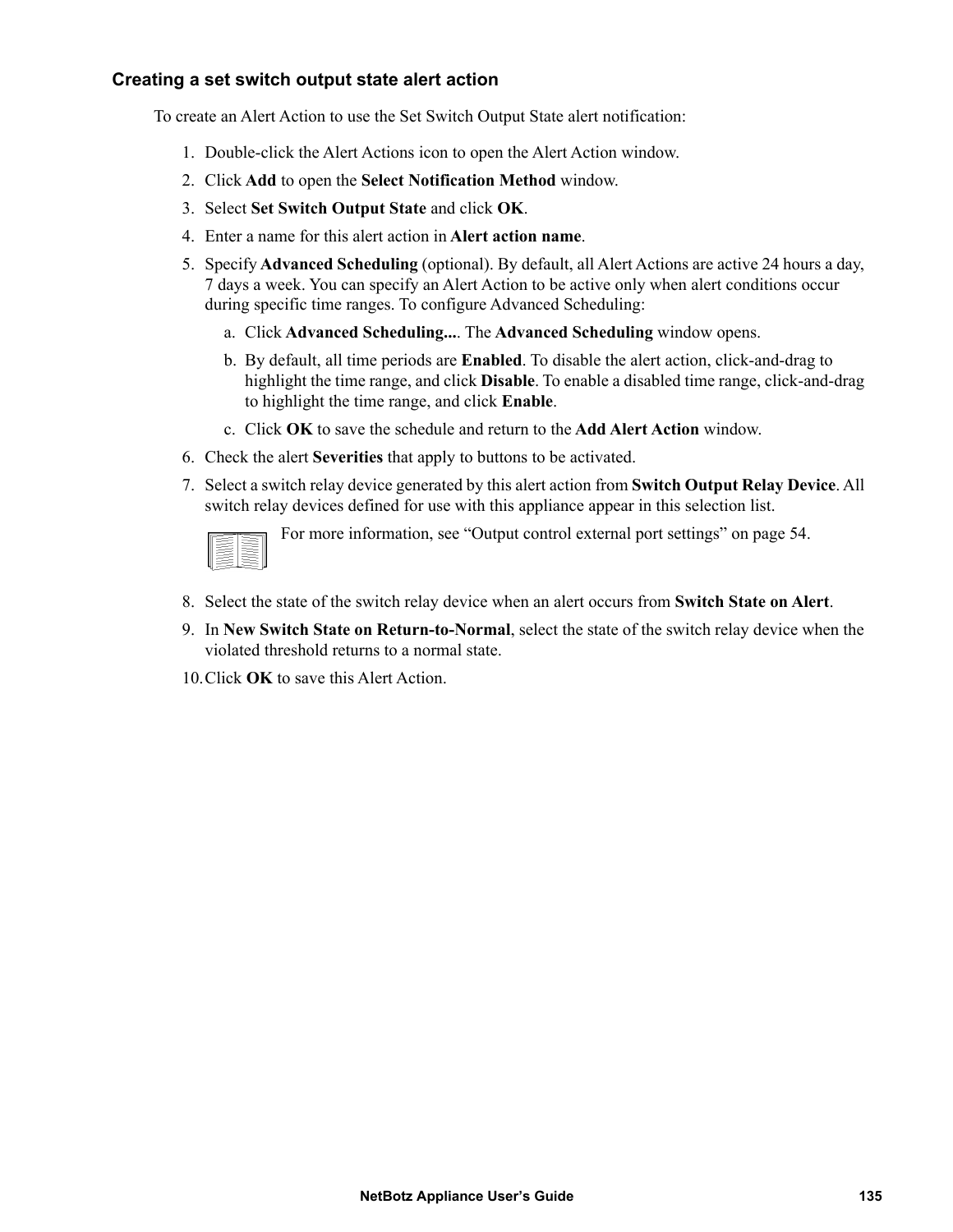### Creating a set switch output state alert action

To create an Alert Action to use the Set Switch Output State alert notification:

1. Double-click the Alert Actions icon to open the Alert Action window.
2. Click **Add** to open the **Select Notification Method** window.
3. Select **Set Switch Output State** and click **OK**.
4. Enter a name for this alert action in **Alert action name**.
5. Specify **Advanced Scheduling** (optional). By default, all Alert Actions are active 24 hours a day, 7 days a week. You can specify an Alert Action to be active only when alert conditions occur during specific time ranges. To configure Advanced Scheduling:
   a. Click **Advanced Scheduling...**. The **Advanced Scheduling** window opens.
   b. By default, all time periods are **Enabled**. To disable the alert action, click-and-drag to highlight the time range, and click **Disable**. To enable a disabled time range, click-and-drag to highlight the time range, and click **Enable**.
   c. Click **OK** to save the schedule and return to the **Add Alert Action** window.
6. Check the alert **Severities** that apply to buttons to be activated.
7. Select a switch relay device generated by this alert action from **Switch Output Relay Device**. All switch relay devices defined for use with this appliance appear in this selection list.

   For more information, see "Output control external port settings" on page 54.

8. Select the state of the switch relay device when an alert occurs from **Switch State on Alert**.
9. In **New Switch State on Return-to-Normal**, select the state of the switch relay device when the violated threshold returns to a normal state.
10. Click **OK** to save this Alert Action.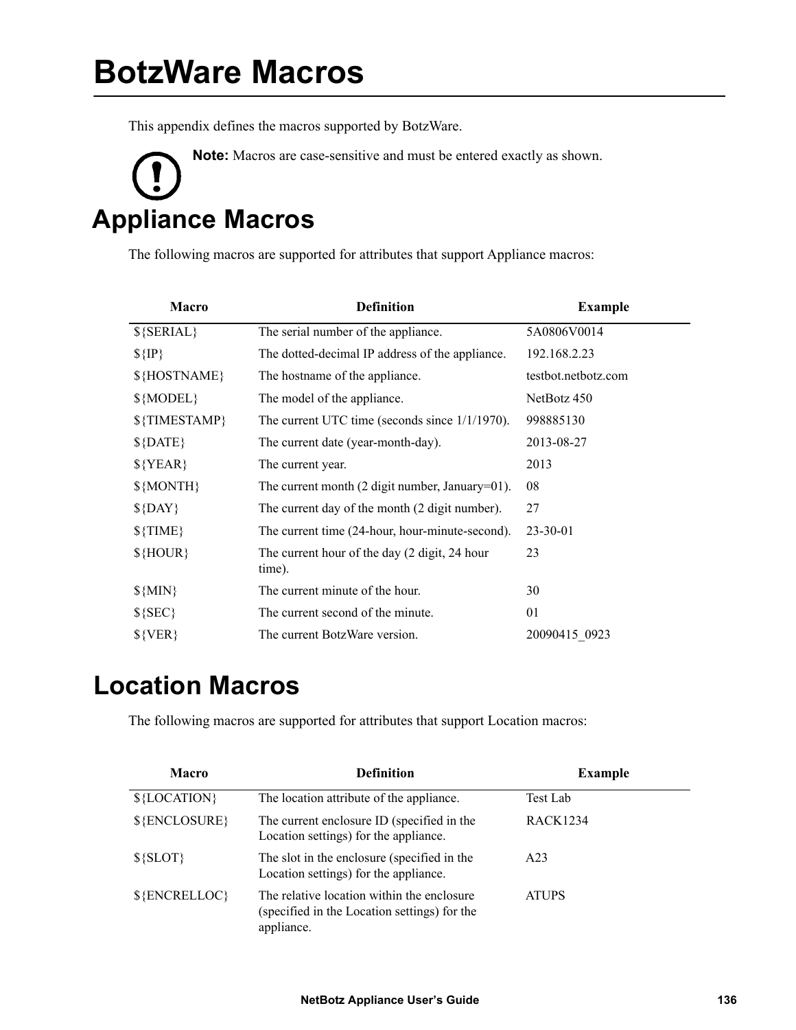# BotzWare Macros

This appendix defines the macros supported by BotzWare.

**Note:** Macros are case-sensitive and must be entered exactly as shown.

## Appliance Macros

The following macros are supported for attributes that support Appliance macros:

| Macro | Definition | Example |
|---|---|---|
| ${SERIAL} | The serial number of the appliance. | 5A0806V0014 |
| ${IP} | The dotted-decimal IP address of the appliance. | 192.168.2.23 |
| ${HOSTNAME} | The hostname of the appliance. | testbot.netbotz.com |
| ${MODEL} | The model of the appliance. | NetBotz 450 |
| ${TIMESTAMP} | The current UTC time (seconds since 1/1/1970). | 998885130 |
| ${DATE} | The current date (year-month-day). | 2013-08-27 |
| ${YEAR} | The current year. | 2013 |
| ${MONTH} | The current month (2 digit number, January=01). | 08 |
| ${DAY} | The current day of the month (2 digit number). | 27 |
| ${TIME} | The current time (24-hour, hour-minute-second). | 23-30-01 |
| ${HOUR} | The current hour of the day (2 digit, 24 hour time). | 23 |
| ${MIN} | The current minute of the hour. | 30 |
| ${SEC} | The current second of the minute. | 01 |
| ${VER} | The current BotzWare version. | 20090415_0923 |

## Location Macros

The following macros are supported for attributes that support Location macros:

| Macro | Definition | Example |
|---|---|---|
| ${LOCATION} | The location attribute of the appliance. | Test Lab |
| ${ENCLOSURE} | The current enclosure ID (specified in the Location settings) for the appliance. | RACK1234 |
| ${SLOT} | The slot in the enclosure (specified in the Location settings) for the appliance. | A23 |
| ${ENCRELLOC} | The relative location within the enclosure (specified in the Location settings) for the appliance. | ATUPS |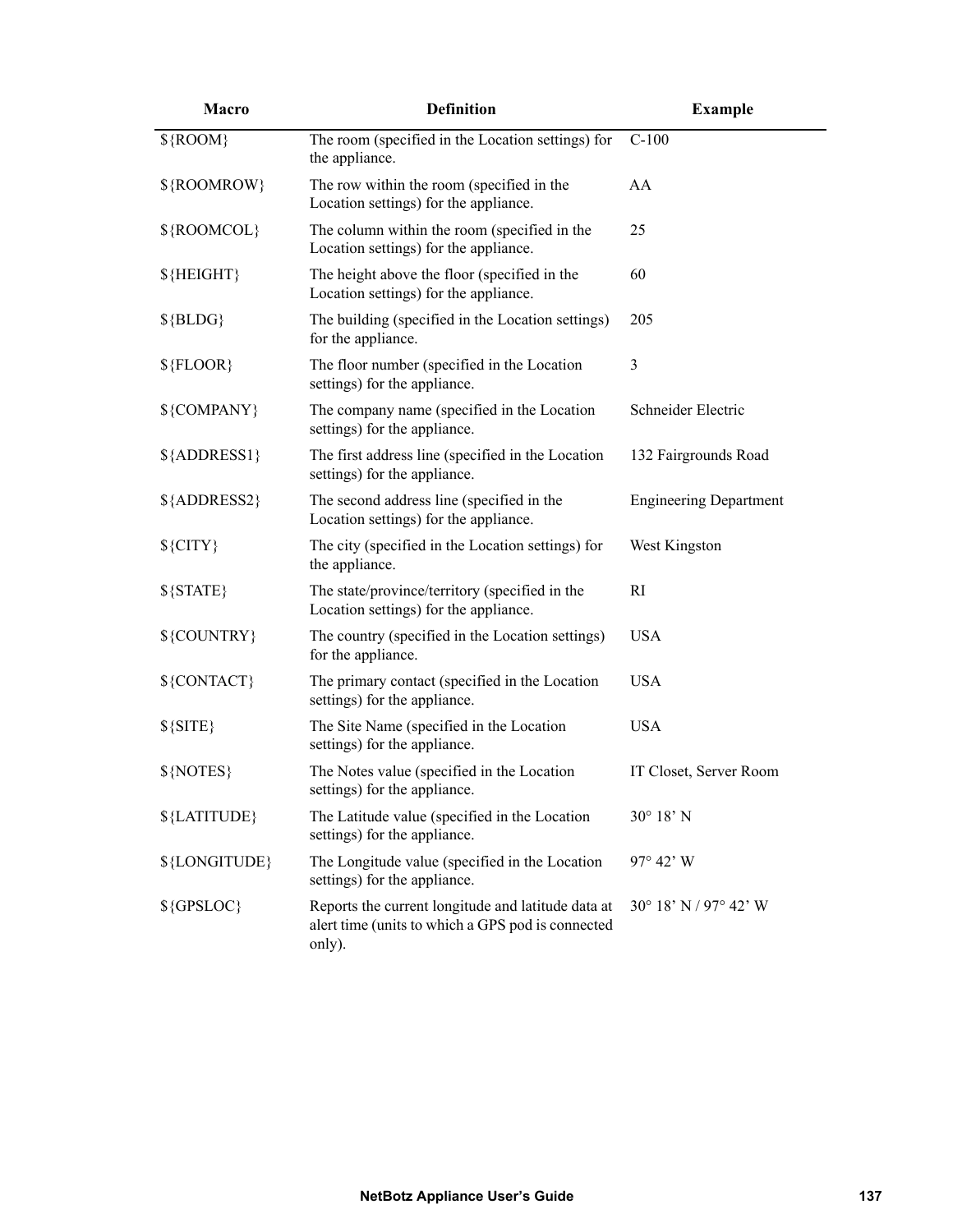| Macro | Definition | Example |
|---|---|---|
| ${ROOM} | The room (specified in the Location settings) for the appliance. | C-100 |
| ${ROOMROW} | The row within the room (specified in the Location settings) for the appliance. | AA |
| ${ROOMCOL} | The column within the room (specified in the Location settings) for the appliance. | 25 |
| ${HEIGHT} | The height above the floor (specified in the Location settings) for the appliance. | 60 |
| ${BLDG} | The building (specified in the Location settings) for the appliance. | 205 |
| ${FLOOR} | The floor number (specified in the Location settings) for the appliance. | 3 |
| ${COMPANY} | The company name (specified in the Location settings) for the appliance. | Schneider Electric |
| ${ADDRESS1} | The first address line (specified in the Location settings) for the appliance. | 132 Fairgrounds Road |
| ${ADDRESS2} | The second address line (specified in the Location settings) for the appliance. | Engineering Department |
| ${CITY} | The city (specified in the Location settings) for the appliance. | West Kingston |
| ${STATE} | The state/province/territory (specified in the Location settings) for the appliance. | RI |
| ${COUNTRY} | The country (specified in the Location settings) for the appliance. | USA |
| ${CONTACT} | The primary contact (specified in the Location settings) for the appliance. | USA |
| ${SITE} | The Site Name (specified in the Location settings) for the appliance. | USA |
| ${NOTES} | The Notes value (specified in the Location settings) for the appliance. | IT Closet, Server Room |
| ${LATITUDE} | The Latitude value (specified in the Location settings) for the appliance. | 30° 18’ N |
| ${LONGITUDE} | The Longitude value (specified in the Location settings) for the appliance. | 97° 42’ W |
| ${GPSLOC} | Reports the current longitude and latitude data at alert time (units to which a GPS pod is connected only). | 30° 18’ N / 97° 42’ W |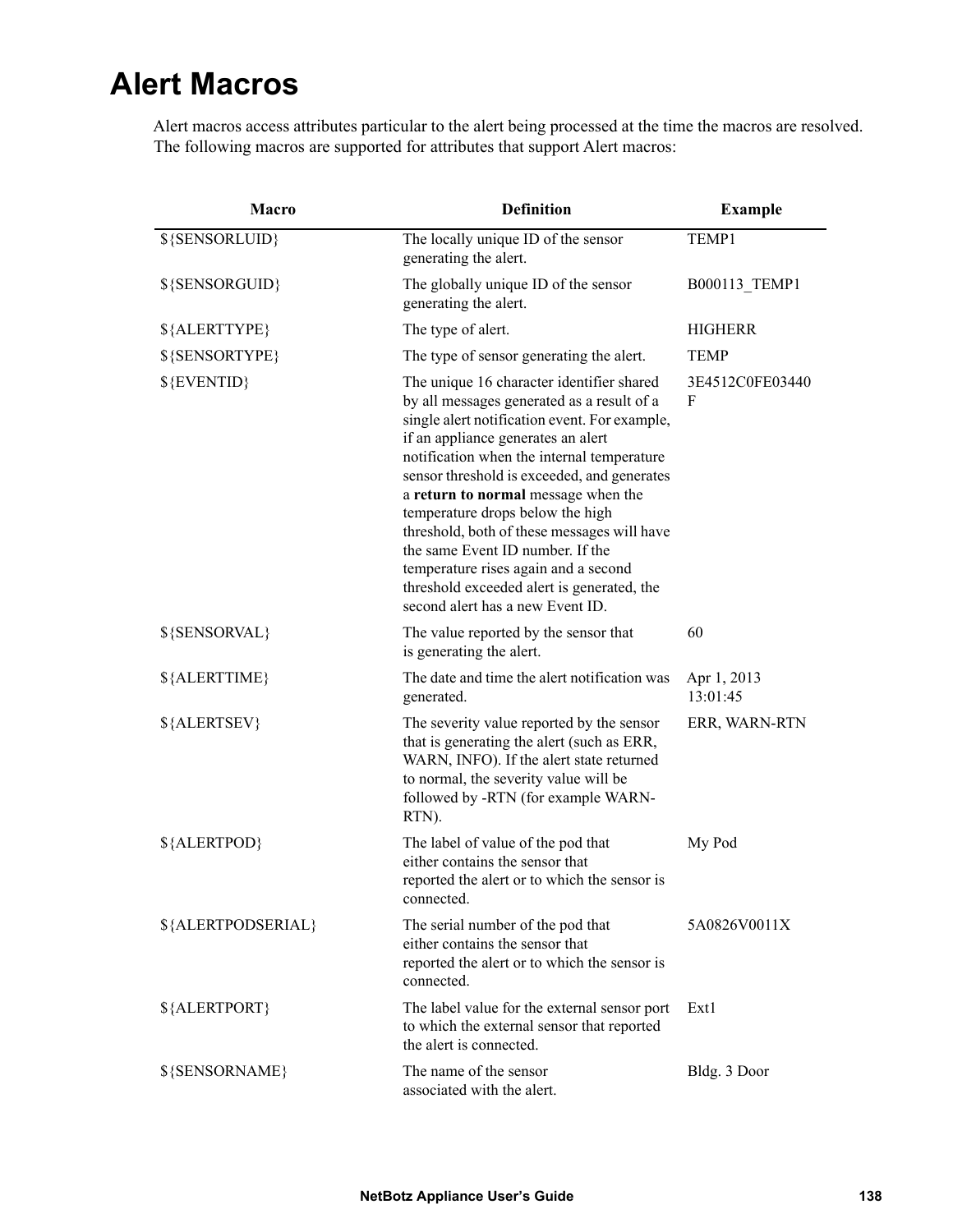# Alert Macros

Alert macros access attributes particular to the alert being processed at the time the macros are resolved. The following macros are supported for attributes that support Alert macros:

| Macro | Definition | Example |
|---|---|---|
| ${SENSORLUID} | The locally unique ID of the sensor generating the alert. | TEMP1 |
| ${SENSORGUID} | The globally unique ID of the sensor generating the alert. | B000113_TEMP1 |
| ${ALERTTYPE} | The type of alert. | HIGHERR |
| ${SENSORTYPE} | The type of sensor generating the alert. | TEMP |
| ${EVENTID} | The unique 16 character identifier shared by all messages generated as a result of a single alert notification event. For example, if an appliance generates an alert notification when the internal temperature sensor threshold is exceeded, and generates a **return to normal** message when the temperature drops below the high threshold, both of these messages will have the same Event ID number. If the temperature rises again and a second threshold exceeded alert is generated, the second alert has a new Event ID. | 3E4512C0FE03440F |
| ${SENSORVAL} | The value reported by the sensor that is generating the alert. | 60 |
| ${ALERTTIME} | The date and time the alert notification was generated. | Apr 1, 2013 13:01:45 |
| ${ALERTSEV} | The severity value reported by the sensor that is generating the alert (such as ERR, WARN, INFO). If the alert state returned to normal, the severity value will be followed by -RTN (for example WARN-RTN). | ERR, WARN-RTN |
| ${ALERTPOD} | The label of value of the pod that either contains the sensor that reported the alert or to which the sensor is connected. | My Pod |
| ${ALERTPODSERIAL} | The serial number of the pod that either contains the sensor that reported the alert or to which the sensor is connected. | 5A0826V0011X |
| ${ALERTPORT} | The label value for the external sensor port to which the external sensor that reported the alert is connected. | Ext1 |
| ${SENSORNAME} | The name of the sensor associated with the alert. | Bldg. 3 Door |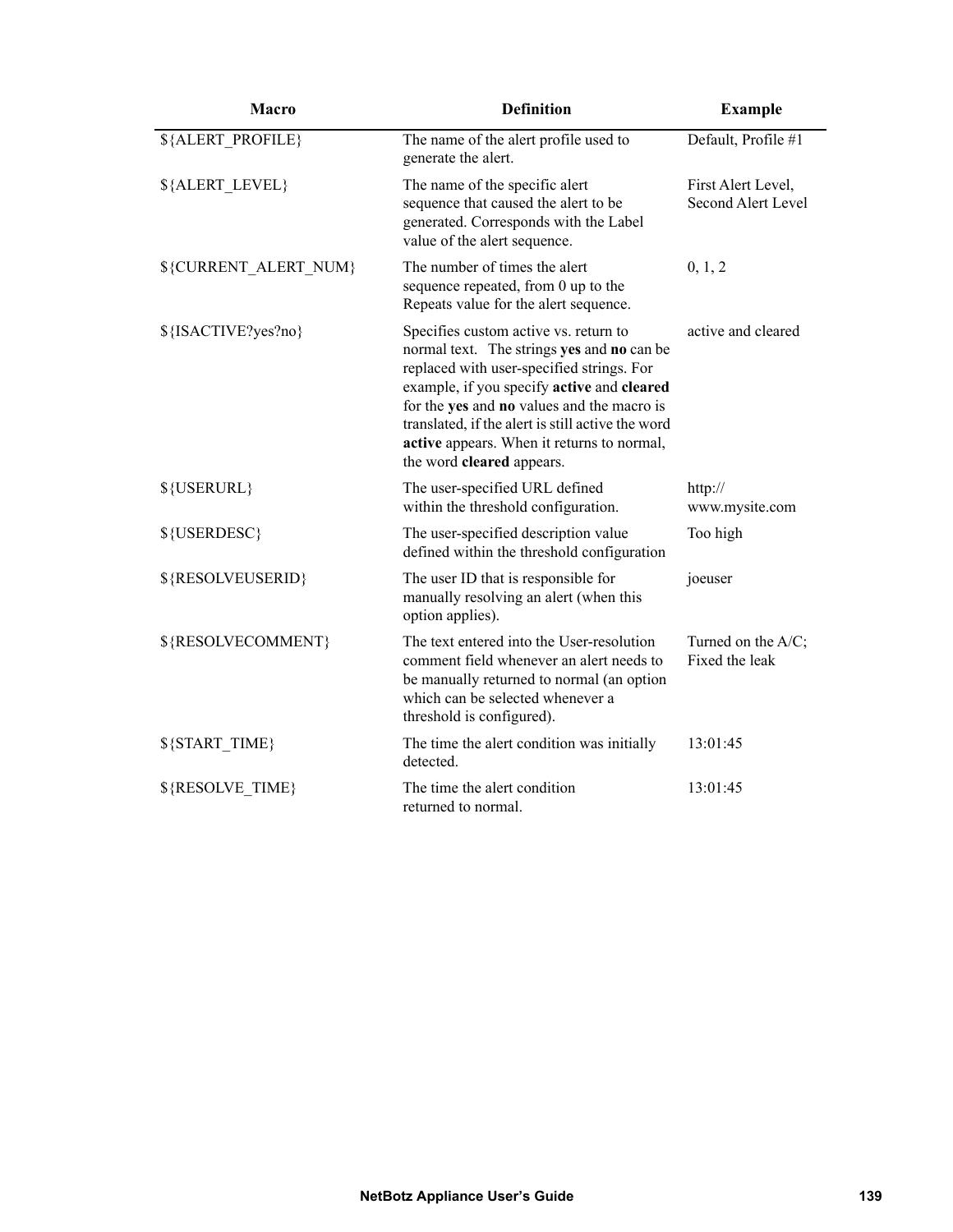| Macro | Definition | Example |
|---|---|---|
| ${ALERT_PROFILE} | The name of the alert profile used to generate the alert. | Default, Profile #1 |
| ${ALERT_LEVEL} | The name of the specific alert sequence that caused the alert to be generated. Corresponds with the Label value of the alert sequence. | First Alert Level, Second Alert Level |
| ${CURRENT_ALERT_NUM} | The number of times the alert sequence repeated, from 0 up to the Repeats value for the alert sequence. | 0, 1, 2 |
| ${ISACTIVE?yes?no} | Specifies custom active vs. return to normal text. The strings **yes** and **no** can be replaced with user-specified strings. For example, if you specify **active** and **cleared** for the **yes** and **no** values and the macro is translated, if the alert is still active the word **active** appears. When it returns to normal, the word **cleared** appears. | active and cleared |
| ${USERURL} | The user-specified URL defined within the threshold configuration. | http://www.mysite.com |
| ${USERDESC} | The user-specified description value defined within the threshold configuration | Too high |
| ${RESOLVEUSERID} | The user ID that is responsible for manually resolving an alert (when this option applies). | joeuser |
| ${RESOLVECOMMENT} | The text entered into the User-resolution comment field whenever an alert needs to be manually returned to normal (an option which can be selected whenever a threshold is configured). | Turned on the A/C; Fixed the leak |
| ${START_TIME} | The time the alert condition was initially detected. | 13:01:45 |
| ${RESOLVE_TIME} | The time the alert condition returned to normal. | 13:01:45 |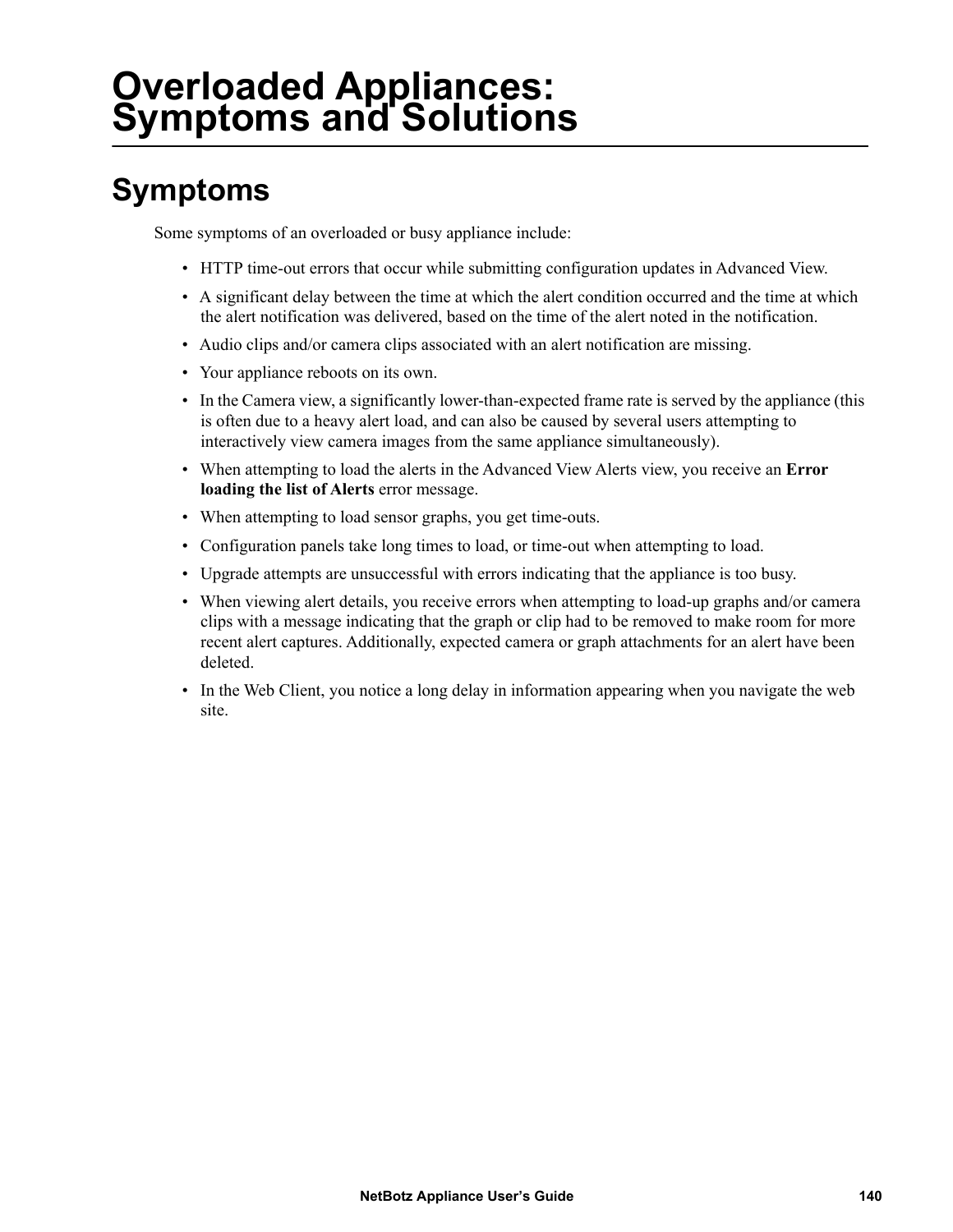# Overloaded Appliances: Symptoms and Solutions

## Symptoms

Some symptoms of an overloaded or busy appliance include:

- HTTP time-out errors that occur while submitting configuration updates in Advanced View.
- A significant delay between the time at which the alert condition occurred and the time at which the alert notification was delivered, based on the time of the alert noted in the notification.
- Audio clips and/or camera clips associated with an alert notification are missing.
- Your appliance reboots on its own.
- In the Camera view, a significantly lower-than-expected frame rate is served by the appliance (this is often due to a heavy alert load, and can also be caused by several users attempting to interactively view camera images from the same appliance simultaneously).
- When attempting to load the alerts in the Advanced View Alerts view, you receive an **Error loading the list of Alerts** error message.
- When attempting to load sensor graphs, you get time-outs.
- Configuration panels take long times to load, or time-out when attempting to load.
- Upgrade attempts are unsuccessful with errors indicating that the appliance is too busy.
- When viewing alert details, you receive errors when attempting to load-up graphs and/or camera clips with a message indicating that the graph or clip had to be removed to make room for more recent alert captures. Additionally, expected camera or graph attachments for an alert have been deleted.
- In the Web Client, you notice a long delay in information appearing when you navigate the web site.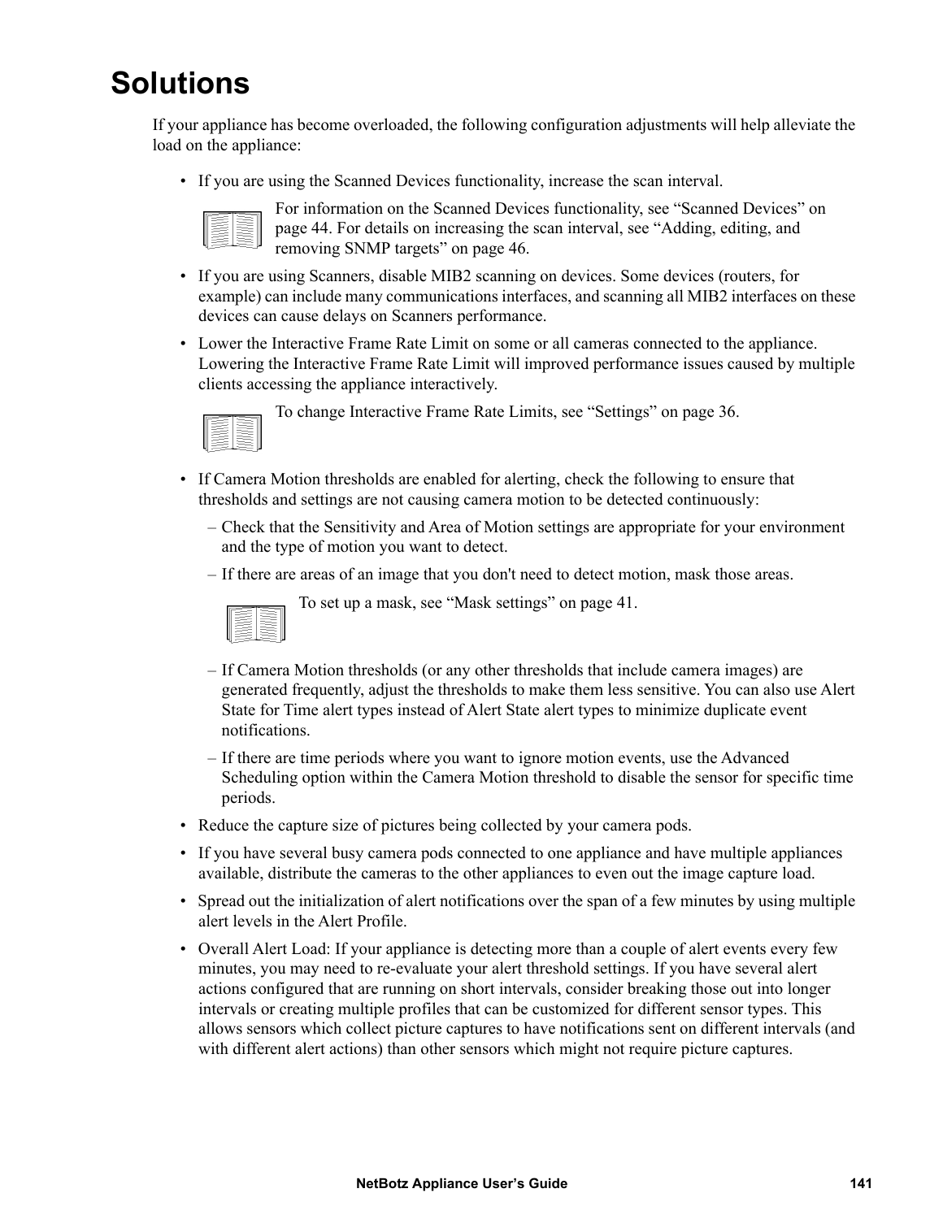# Solutions

If your appliance has become overloaded, the following configuration adjustments will help alleviate the load on the appliance:

- If you are using the Scanned Devices functionality, increase the scan interval.

  For information on the Scanned Devices functionality, see "Scanned Devices" on page 44. For details on increasing the scan interval, see "Adding, editing, and removing SNMP targets" on page 46.

- If you are using Scanners, disable MIB2 scanning on devices. Some devices (routers, for example) can include many communications interfaces, and scanning all MIB2 interfaces on these devices can cause delays on Scanners performance.
- Lower the Interactive Frame Rate Limit on some or all cameras connected to the appliance. Lowering the Interactive Frame Rate Limit will improved performance issues caused by multiple clients accessing the appliance interactively.

  To change Interactive Frame Rate Limits, see "Settings" on page 36.

- If Camera Motion thresholds are enabled for alerting, check the following to ensure that thresholds and settings are not causing camera motion to be detected continuously:
  - Check that the Sensitivity and Area of Motion settings are appropriate for your environment and the type of motion you want to detect.
  - If there are areas of an image that you don't need to detect motion, mask those areas.

    To set up a mask, see "Mask settings" on page 41.

  - If Camera Motion thresholds (or any other thresholds that include camera images) are generated frequently, adjust the thresholds to make them less sensitive. You can also use Alert State for Time alert types instead of Alert State alert types to minimize duplicate event notifications.
  - If there are time periods where you want to ignore motion events, use the Advanced Scheduling option within the Camera Motion threshold to disable the sensor for specific time periods.
- Reduce the capture size of pictures being collected by your camera pods.
- If you have several busy camera pods connected to one appliance and have multiple appliances available, distribute the cameras to the other appliances to even out the image capture load.
- Spread out the initialization of alert notifications over the span of a few minutes by using multiple alert levels in the Alert Profile.
- Overall Alert Load: If your appliance is detecting more than a couple of alert events every few minutes, you may need to re-evaluate your alert threshold settings. If you have several alert actions configured that are running on short intervals, consider breaking those out into longer intervals or creating multiple profiles that can be customized for different sensor types. This allows sensors which collect picture captures to have notifications sent on different intervals (and with different alert actions) than other sensors which might not require picture captures.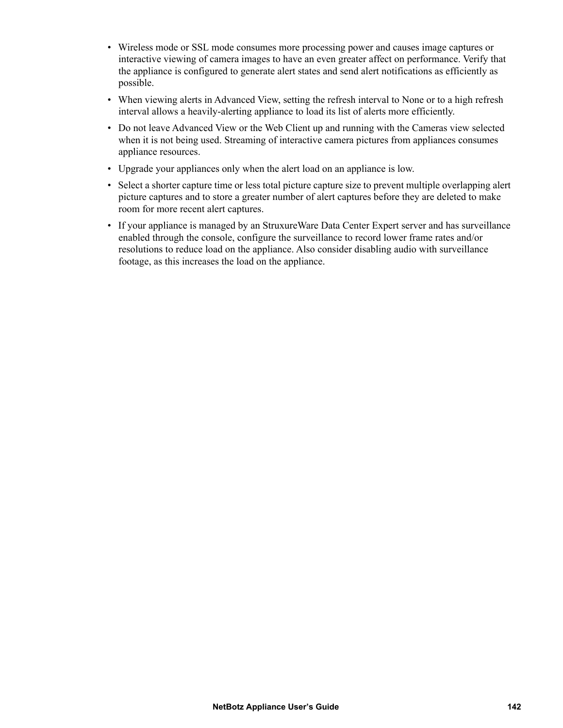- Wireless mode or SSL mode consumes more processing power and causes image captures or interactive viewing of camera images to have an even greater affect on performance. Verify that the appliance is configured to generate alert states and send alert notifications as efficiently as possible.
- When viewing alerts in Advanced View, setting the refresh interval to None or to a high refresh interval allows a heavily-alerting appliance to load its list of alerts more efficiently.
- Do not leave Advanced View or the Web Client up and running with the Cameras view selected when it is not being used. Streaming of interactive camera pictures from appliances consumes appliance resources.
- Upgrade your appliances only when the alert load on an appliance is low.
- Select a shorter capture time or less total picture capture size to prevent multiple overlapping alert picture captures and to store a greater number of alert captures before they are deleted to make room for more recent alert captures.
- If your appliance is managed by an StruxureWare Data Center Expert server and has surveillance enabled through the console, configure the surveillance to record lower frame rates and/or resolutions to reduce load on the appliance. Also consider disabling audio with surveillance footage, as this increases the load on the appliance.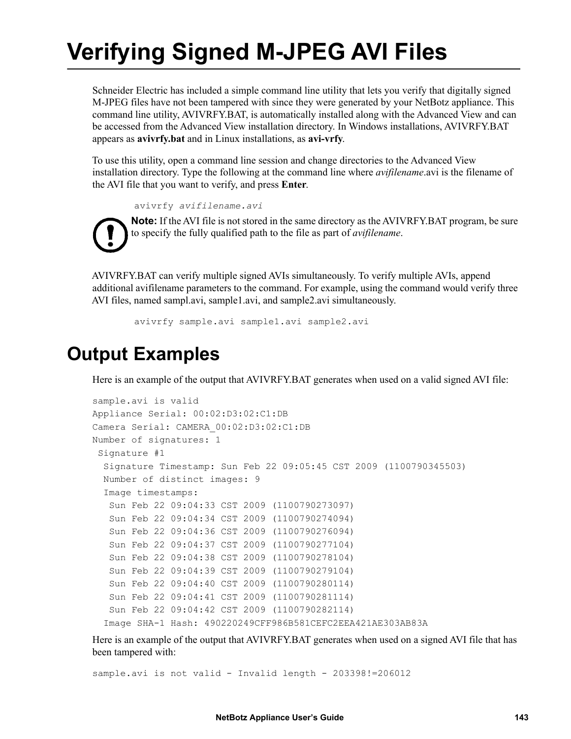# Verifying Signed M-JPEG AVI Files

Schneider Electric has included a simple command line utility that lets you verify that digitally signed M-JPEG files have not been tampered with since they were generated by your NetBotz appliance. This command line utility, AVIVRFY.BAT, is automatically installed along with the Advanced View and can be accessed from the Advanced View installation directory. In Windows installations, AVIVRFY.BAT appears as **avivrfy.bat** and in Linux installations, as **avi-vrfy**.

To use this utility, open a command line session and change directories to the Advanced View installation directory. Type the following at the command line where *avifilename*.avi is the filename of the AVI file that you want to verify, and press **Enter**.

```
avivrfy avifilename.avi
```

**Note:** If the AVI file is not stored in the same directory as the AVIVRFY.BAT program, be sure to specify the fully qualified path to the file as part of *avifilename*.

AVIVRFY.BAT can verify multiple signed AVIs simultaneously. To verify multiple AVIs, append additional avifilename parameters to the command. For example, using the command would verify three AVI files, named sampl.avi, sample1.avi, and sample2.avi simultaneously.

```
avivrfy sample.avi sample1.avi sample2.avi
```

## Output Examples

Here is an example of the output that AVIVRFY.BAT generates when used on a valid signed AVI file:

```
sample.avi is valid
Appliance Serial: 00:02:D3:02:C1:DB
Camera Serial: CAMERA_00:02:D3:02:C1:DB
Number of signatures: 1
 Signature #1
  Signature Timestamp: Sun Feb 22 09:05:45 CST 2009 (1100790345503)
  Number of distinct images: 9
  Image timestamps:
   Sun Feb 22 09:04:33 CST 2009 (1100790273097)
   Sun Feb 22 09:04:34 CST 2009 (1100790274094)
   Sun Feb 22 09:04:36 CST 2009 (1100790276094)
   Sun Feb 22 09:04:37 CST 2009 (1100790277104)
   Sun Feb 22 09:04:38 CST 2009 (1100790278104)
   Sun Feb 22 09:04:39 CST 2009 (1100790279104)
   Sun Feb 22 09:04:40 CST 2009 (1100790280114)
   Sun Feb 22 09:04:41 CST 2009 (1100790281114)
   Sun Feb 22 09:04:42 CST 2009 (1100790282114)
  Image SHA-1 Hash: 490220249CFF986B581CEFC2EEA421AE303AB83A
```

Here is an example of the output that AVIVRFY.BAT generates when used on a signed AVI file that has been tampered with:

```
sample.avi is not valid - Invalid length - 203398!=206012
```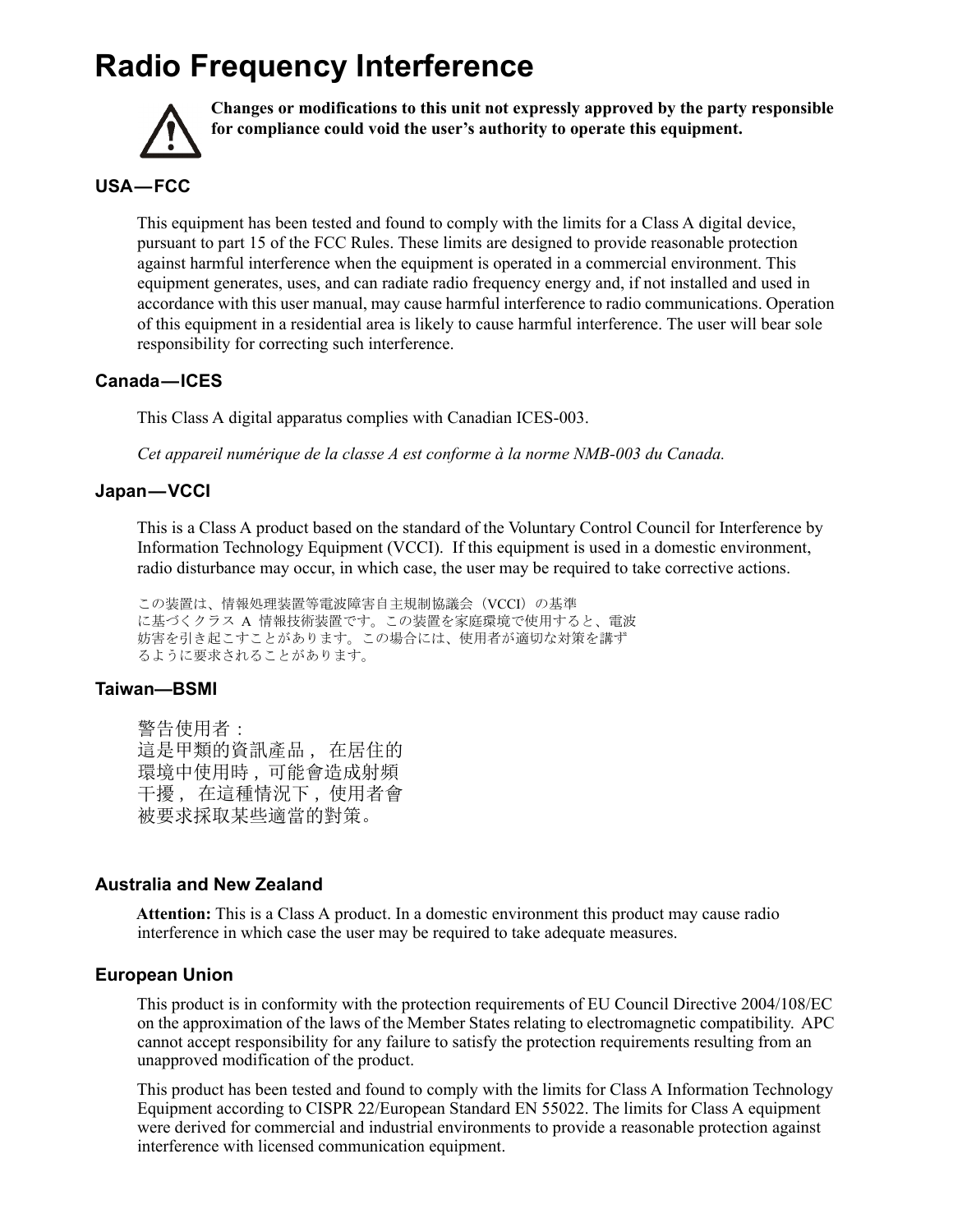# Radio Frequency Interference

**Changes or modifications to this unit not expressly approved by the party responsible for compliance could void the user's authority to operate this equipment.**

## USA—FCC

This equipment has been tested and found to comply with the limits for a Class A digital device, pursuant to part 15 of the FCC Rules. These limits are designed to provide reasonable protection against harmful interference when the equipment is operated in a commercial environment. This equipment generates, uses, and can radiate radio frequency energy and, if not installed and used in accordance with this user manual, may cause harmful interference to radio communications. Operation of this equipment in a residential area is likely to cause harmful interference. The user will bear sole responsibility for correcting such interference.

## Canada—ICES

This Class A digital apparatus complies with Canadian ICES-003.

*Cet appareil numérique de la classe A est conforme à la norme NMB-003 du Canada.*

## Japan—VCCI

This is a Class A product based on the standard of the Voluntary Control Council for Interference by Information Technology Equipment (VCCI). If this equipment is used in a domestic environment, radio disturbance may occur, in which case, the user may be required to take corrective actions.

この装置は、情報処理装置等電波障害自主規制協議会（VCCI）の基準に基づくクラス A 情報技術装置です。この装置を家庭環境で使用すると、電波妨害を引き起こすことがあります。この場合には、使用者が適切な対策を講ずるように要求されることがあります。

## Taiwan—BSMI

警告使用者：
這是甲類的資訊產品， 在居住的環境中使用時，可能會造成射頻干擾， 在這種情況下，使用者會被要求採取某些適當的對策。

## Australia and New Zealand

**Attention:** This is a Class A product. In a domestic environment this product may cause radio interference in which case the user may be required to take adequate measures.

## European Union

This product is in conformity with the protection requirements of EU Council Directive 2004/108/EC on the approximation of the laws of the Member States relating to electromagnetic compatibility. APC cannot accept responsibility for any failure to satisfy the protection requirements resulting from an unapproved modification of the product.

This product has been tested and found to comply with the limits for Class A Information Technology Equipment according to CISPR 22/European Standard EN 55022. The limits for Class A equipment were derived for commercial and industrial environments to provide a reasonable protection against interference with licensed communication equipment.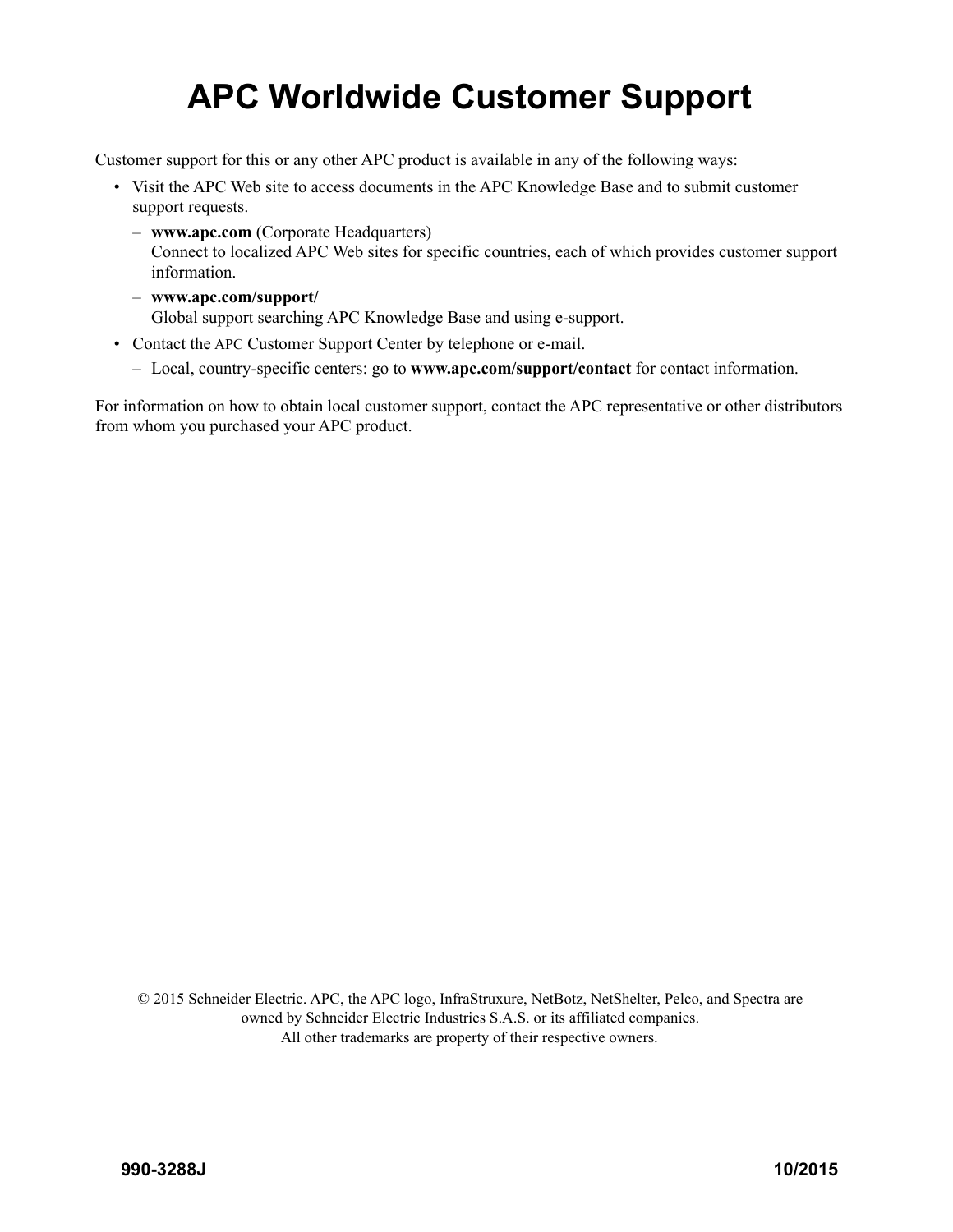# APC Worldwide Customer Support

Customer support for this or any other APC product is available in any of the following ways:

- Visit the APC Web site to access documents in the APC Knowledge Base and to submit customer support requests.
  - **www.apc.com** (Corporate Headquarters)
    Connect to localized APC Web sites for specific countries, each of which provides customer support information.
  - **www.apc.com/support/**
    Global support searching APC Knowledge Base and using e-support.
- Contact the APC Customer Support Center by telephone or e-mail.
  - Local, country-specific centers: go to **www.apc.com/support/contact** for contact information.

For information on how to obtain local customer support, contact the APC representative or other distributors from whom you purchased your APC product.

© 2015 Schneider Electric. APC, the APC logo, InfraStruxure, NetBotz, NetShelter, Pelco, and Spectra are owned by Schneider Electric Industries S.A.S. or its affiliated companies.
All other trademarks are property of their respective owners.

**990-3288J** **10/2015**